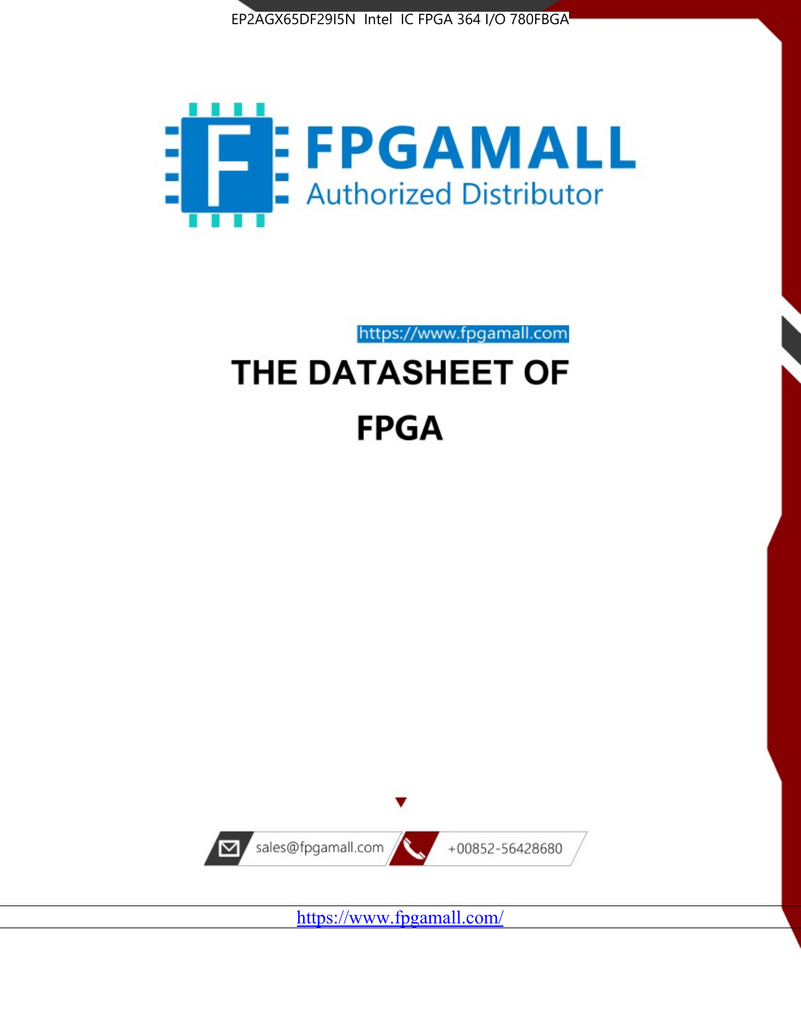EP2AGX65DF29I5N Intel IC FPGA 364 I/O 780FBGA

FPGAMALL

Authorized Distributor

https://www.fpgamall.com

# THE DATASHEET OF

# FPGA

sales@fpgamall.com

+00852-56428680

https://www.fpgamall.com/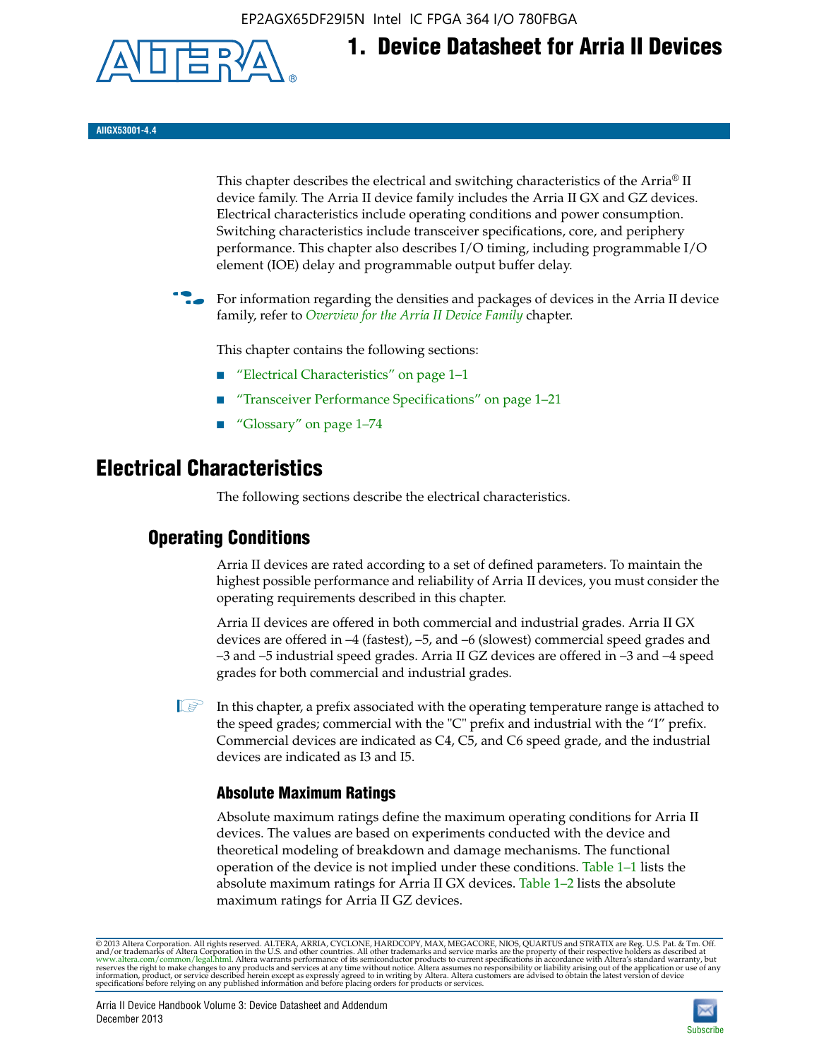# 1. Device Datasheet for Arria II Devices

AIIGX53001-4.4

This chapter describes the electrical and switching characteristics of the Arria® II device family. The Arria II device family includes the Arria II GX and GZ devices. Electrical characteristics include operating conditions and power consumption. Switching characteristics include transceiver specifications, core, and periphery performance. This chapter also describes I/O timing, including programmable I/O element (IOE) delay and programmable output buffer delay.

For information regarding the densities and packages of devices in the Arria II device family, refer to *Overview for the Arria II Device Family* chapter.

This chapter contains the following sections:

- "Electrical Characteristics" on page 1–1
- "Transceiver Performance Specifications" on page 1–21
- "Glossary" on page 1–74

## Electrical Characteristics

The following sections describe the electrical characteristics.

### Operating Conditions

Arria II devices are rated according to a set of defined parameters. To maintain the highest possible performance and reliability of Arria II devices, you must consider the operating requirements described in this chapter.

Arria II devices are offered in both commercial and industrial grades. Arria II GX devices are offered in –4 (fastest), –5, and –6 (slowest) commercial speed grades and –3 and –5 industrial speed grades. Arria II GZ devices are offered in –3 and –4 speed grades for both commercial and industrial grades.

In this chapter, a prefix associated with the operating temperature range is attached to the speed grades; commercial with the "C" prefix and industrial with the "I" prefix. Commercial devices are indicated as C4, C5, and C6 speed grade, and the industrial devices are indicated as I3 and I5.

#### Absolute Maximum Ratings

Absolute maximum ratings define the maximum operating conditions for Arria II devices. The values are based on experiments conducted with the device and theoretical modeling of breakdown and damage mechanisms. The functional operation of the device is not implied under these conditions. Table 1–1 lists the absolute maximum ratings for Arria II GX devices. Table 1–2 lists the absolute maximum ratings for Arria II GZ devices.

© 2013 Altera Corporation. All rights reserved. ALTERA, ARRIA, CYCLONE, HARDCOPY, MAX, MEGACORE, NIOS, QUARTUS and STRATIX are Reg. U.S. Pat. & Tm. Off. and/or trademarks of Altera Corporation in the U.S. and other countries. All other trademarks and service marks are the property of their respective holders as described at www.altera.com/common/legal.html. Altera warrants performance of its semiconductor products to current specifications in accordance with Altera's standard warranty, but reserves the right to make changes to any products and services at any time without notice. Altera assumes no responsibility or liability arising out of the application or use of any information, product, or service described herein except as expressly agreed to in writing by Altera. Altera customers are advised to obtain the latest version of device specifications before relying on any published information and before placing orders for products or services.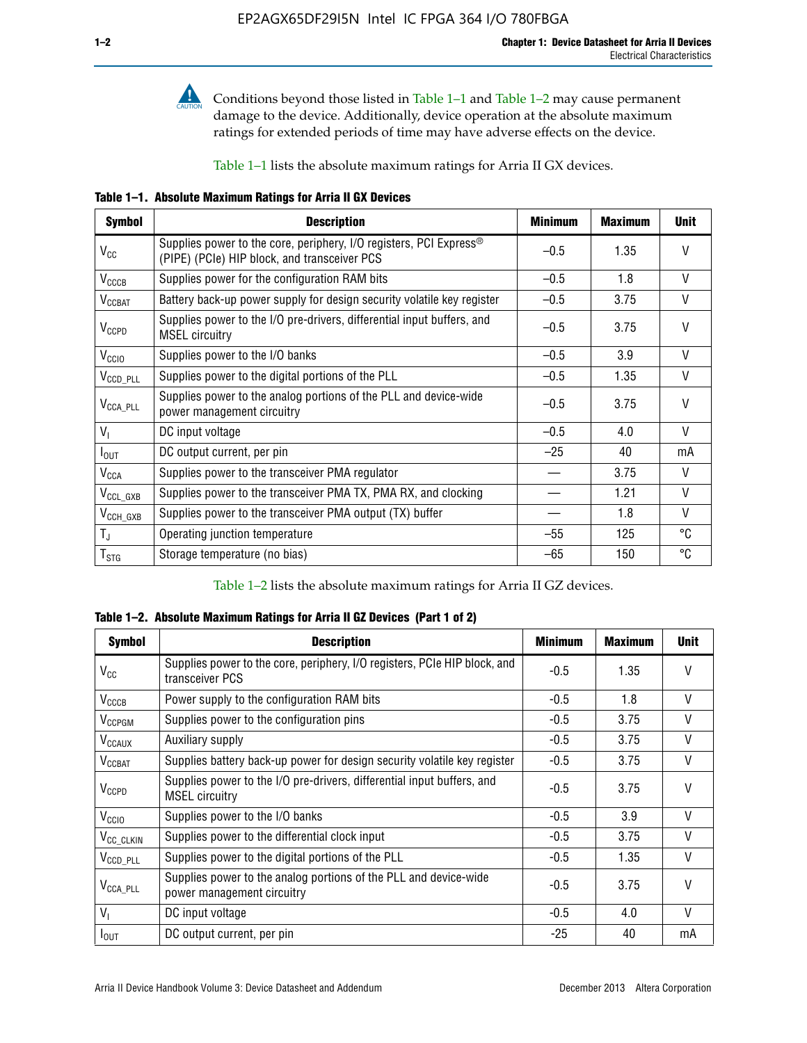Conditions beyond those listed in Table 1–1 and Table 1–2 may cause permanent damage to the device. Additionally, device operation at the absolute maximum ratings for extended periods of time may have adverse effects on the device.

Table 1–1 lists the absolute maximum ratings for Arria II GX devices.

**Table 1–1. Absolute Maximum Ratings for Arria II GX Devices**

| Symbol | Description | Minimum | Maximum | Unit |
|---|---|---|---|---|
| $V_{CC}$ | Supplies power to the core, periphery, I/O registers, PCI Express® (PIPE) (PCIe) HIP block, and transceiver PCS | –0.5 | 1.35 | V |
| $V_{CCCB}$ | Supplies power for the configuration RAM bits | –0.5 | 1.8 | V |
| $V_{CCBAT}$ | Battery back-up power supply for design security volatile key register | –0.5 | 3.75 | V |
| $V_{CCPD}$ | Supplies power to the I/O pre-drivers, differential input buffers, and MSEL circuitry | –0.5 | 3.75 | V |
| $V_{CCIO}$ | Supplies power to the I/O banks | –0.5 | 3.9 | V |
| $V_{CCD\_PLL}$ | Supplies power to the digital portions of the PLL | –0.5 | 1.35 | V |
| $V_{CCA\_PLL}$ | Supplies power to the analog portions of the PLL and device-wide power management circuitry | –0.5 | 3.75 | V |
| $V_I$ | DC input voltage | –0.5 | 4.0 | V |
| $I_{OUT}$ | DC output current, per pin | –25 | 40 | mA |
| $V_{CCA}$ | Supplies power to the transceiver PMA regulator | — | 3.75 | V |
| $V_{CCL\_GXB}$ | Supplies power to the transceiver PMA TX, PMA RX, and clocking | — | 1.21 | V |
| $V_{CCH\_GXB}$ | Supplies power to the transceiver PMA output (TX) buffer | — | 1.8 | V |
| $T_J$ | Operating junction temperature | –55 | 125 | °C |
| $T_{STG}$ | Storage temperature (no bias) | –65 | 150 | °C |

Table 1–2 lists the absolute maximum ratings for Arria II GZ devices.

**Table 1–2. Absolute Maximum Ratings for Arria II GZ Devices (Part 1 of 2)**

| Symbol | Description | Minimum | Maximum | Unit |
|---|---|---|---|---|
| $V_{CC}$ | Supplies power to the core, periphery, I/O registers, PCIe HIP block, and transceiver PCS | -0.5 | 1.35 | V |
| $V_{CCCB}$ | Power supply to the configuration RAM bits | -0.5 | 1.8 | V |
| $V_{CCPGM}$ | Supplies power to the configuration pins | -0.5 | 3.75 | V |
| $V_{CCAUX}$ | Auxiliary supply | -0.5 | 3.75 | V |
| $V_{CCBAT}$ | Supplies battery back-up power for design security volatile key register | -0.5 | 3.75 | V |
| $V_{CCPD}$ | Supplies power to the I/O pre-drivers, differential input buffers, and MSEL circuitry | -0.5 | 3.75 | V |
| $V_{CCIO}$ | Supplies power to the I/O banks | -0.5 | 3.9 | V |
| $V_{CC\_CLKIN}$ | Supplies power to the differential clock input | -0.5 | 3.75 | V |
| $V_{CCD\_PLL}$ | Supplies power to the digital portions of the PLL | -0.5 | 1.35 | V |
| $V_{CCA\_PLL}$ | Supplies power to the analog portions of the PLL and device-wide power management circuitry | -0.5 | 3.75 | V |
| $V_I$ | DC input voltage | -0.5 | 4.0 | V |
| $I_{OUT}$ | DC output current, per pin | -25 | 40 | mA |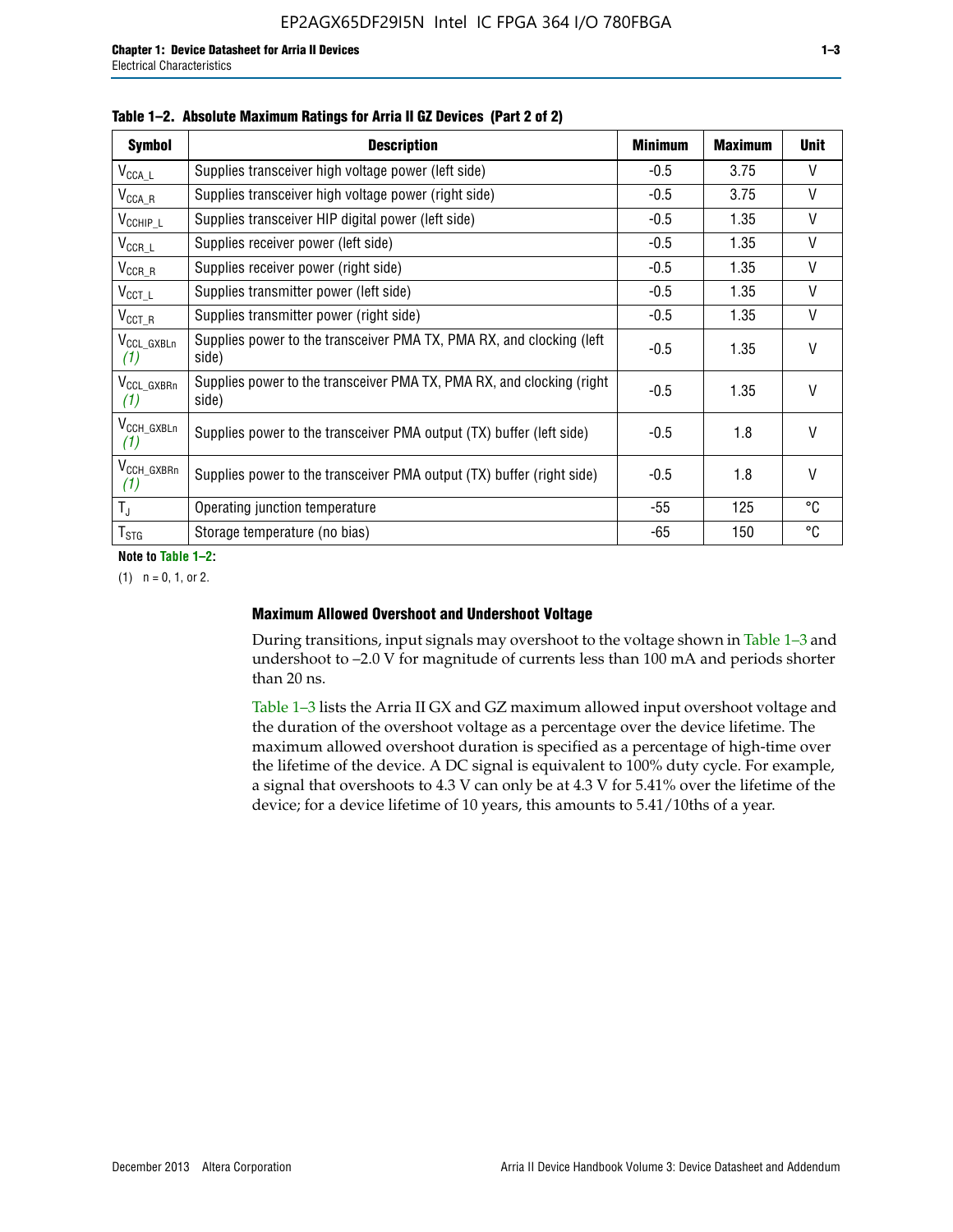**Table 1–2. Absolute Maximum Ratings for Arria II GZ Devices (Part 2 of 2)**

| Symbol | Description | Minimum | Maximum | Unit |
|---|---|---|---|---|
| $V_{CCA\_L}$ | Supplies transceiver high voltage power (left side) | -0.5 | 3.75 | V |
| $V_{CCA\_R}$ | Supplies transceiver high voltage power (right side) | -0.5 | 3.75 | V |
| $V_{CCHIP\_L}$ | Supplies transceiver HIP digital power (left side) | -0.5 | 1.35 | V |
| $V_{CCR\_L}$ | Supplies receiver power (left side) | -0.5 | 1.35 | V |
| $V_{CCR\_R}$ | Supplies receiver power (right side) | -0.5 | 1.35 | V |
| $V_{CCT\_L}$ | Supplies transmitter power (left side) | -0.5 | 1.35 | V |
| $V_{CCT\_R}$ | Supplies transmitter power (right side) | -0.5 | 1.35 | V |
| $V_{CCL\_GXBLn}$ (1) | Supplies power to the transceiver PMA TX, PMA RX, and clocking (left side) | -0.5 | 1.35 | V |
| $V_{CCL\_GXBRn}$ (1) | Supplies power to the transceiver PMA TX, PMA RX, and clocking (right side) | -0.5 | 1.35 | V |
| $V_{CCH\_GXBLn}$ (1) | Supplies power to the transceiver PMA output (TX) buffer (left side) | -0.5 | 1.8 | V |
| $V_{CCH\_GXBRn}$ (1) | Supplies power to the transceiver PMA output (TX) buffer (right side) | -0.5 | 1.8 | V |
| $T_J$ | Operating junction temperature | -55 | 125 | °C |
| $T_{STG}$ | Storage temperature (no bias) | -65 | 150 | °C |

**Note to Table 1–2:**

(1) n = 0, 1, or 2.

### Maximum Allowed Overshoot and Undershoot Voltage

During transitions, input signals may overshoot to the voltage shown in Table 1–3 and undershoot to –2.0 V for magnitude of currents less than 100 mA and periods shorter than 20 ns.

Table 1–3 lists the Arria II GX and GZ maximum allowed input overshoot voltage and the duration of the overshoot voltage as a percentage over the device lifetime. The maximum allowed overshoot duration is specified as a percentage of high-time over the lifetime of the device. A DC signal is equivalent to 100% duty cycle. For example, a signal that overshoots to 4.3 V can only be at 4.3 V for 5.41% over the lifetime of the device; for a device lifetime of 10 years, this amounts to 5.41/10ths of a year.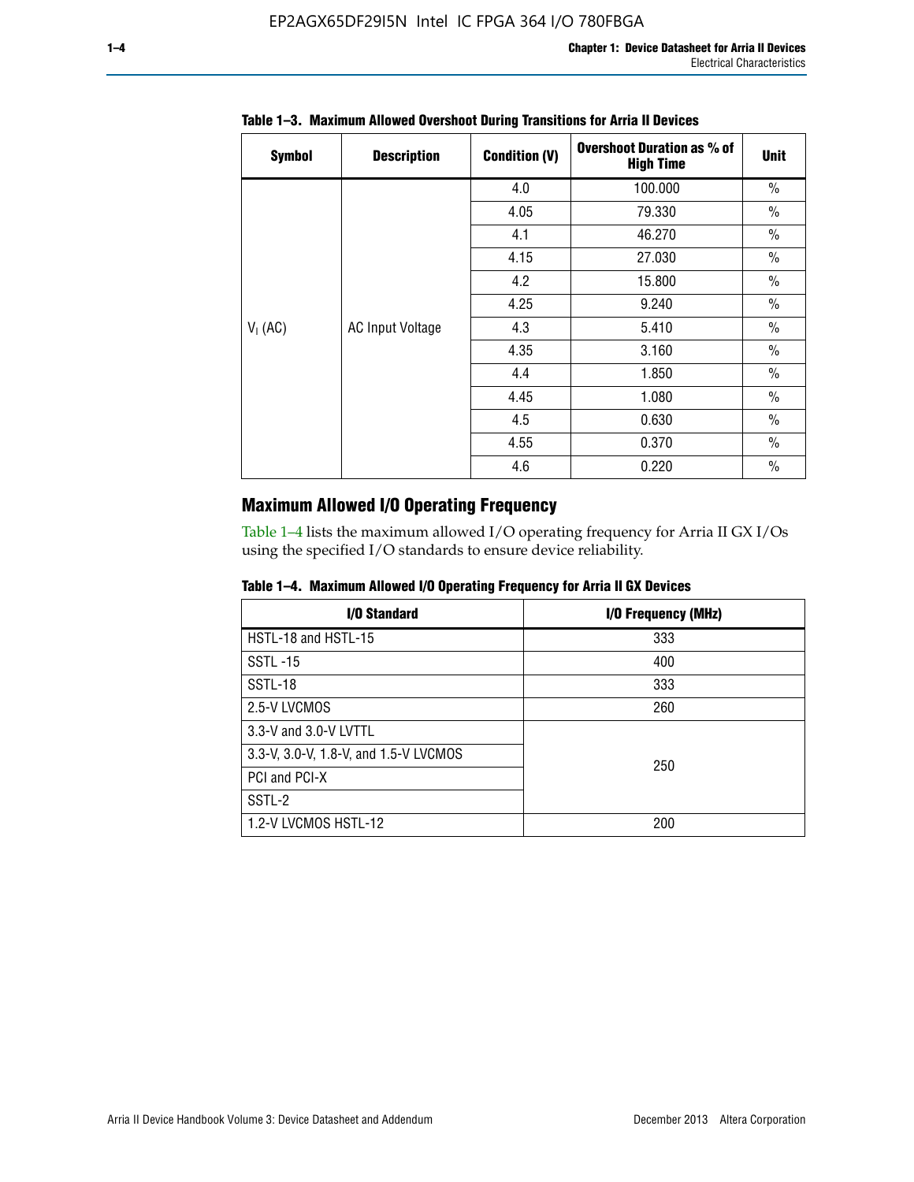**Table 1–3. Maximum Allowed Overshoot During Transitions for Arria II Devices**

| Symbol | Description | Condition (V) | Overshoot Duration as % of High Time | Unit |
|---|---|---|---|---|
| $V_I$ (AC) | AC Input Voltage | 4.0 | 100.000 | % |
| | | 4.05 | 79.330 | % |
| | | 4.1 | 46.270 | % |
| | | 4.15 | 27.030 | % |
| | | 4.2 | 15.800 | % |
| | | 4.25 | 9.240 | % |
| | | 4.3 | 5.410 | % |
| | | 4.35 | 3.160 | % |
| | | 4.4 | 1.850 | % |
| | | 4.45 | 1.080 | % |
| | | 4.5 | 0.630 | % |
| | | 4.55 | 0.370 | % |
| | | 4.6 | 0.220 | % |

## Maximum Allowed I/O Operating Frequency

Table 1–4 lists the maximum allowed I/O operating frequency for Arria II GX I/Os using the specified I/O standards to ensure device reliability.

**Table 1–4. Maximum Allowed I/O Operating Frequency for Arria II GX Devices**

| I/O Standard | I/O Frequency (MHz) |
|---|---|
| HSTL-18 and HSTL-15 | 333 |
| SSTL -15 | 400 |
| SSTL-18 | 333 |
| 2.5-V LVCMOS | 260 |
| 3.3-V and 3.0-V LVTTL | 250 |
| 3.3-V, 3.0-V, 1.8-V, and 1.5-V LVCMOS | |
| PCI and PCI-X | |
| SSTL-2 | |
| 1.2-V LVCMOS HSTL-12 | 200 |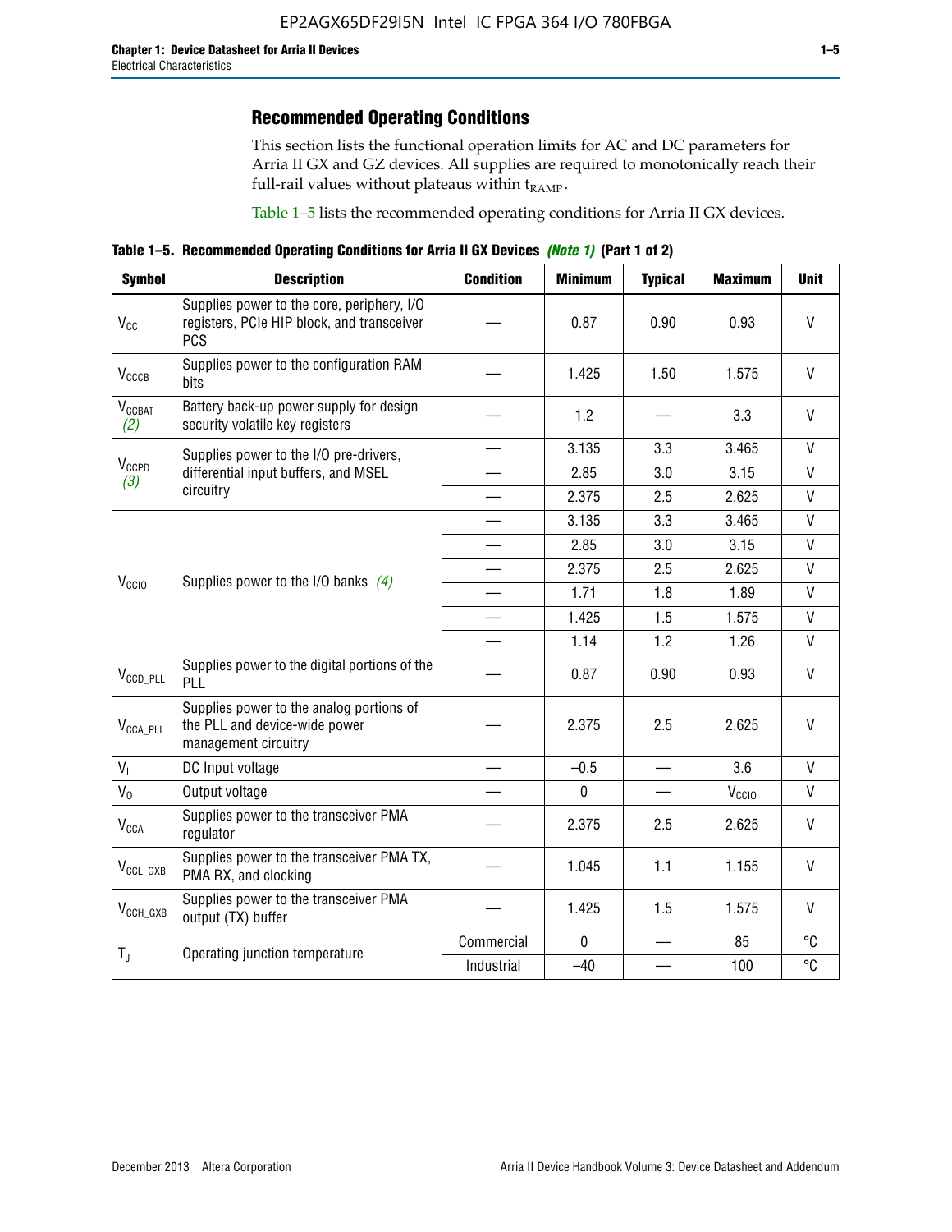## Recommended Operating Conditions

This section lists the functional operation limits for AC and DC parameters for Arria II GX and GZ devices. All supplies are required to monotonically reach their full-rail values without plateaus within $t_{RAMP}$.

Table 1–5 lists the recommended operating conditions for Arria II GX devices.

**Table 1–5. Recommended Operating Conditions for Arria II GX Devices *(Note 1)* (Part 1 of 2)**

| Symbol | Description | Condition | Minimum | Typical | Maximum | Unit |
|---|---|---|---|---|---|---|
| $V_{CC}$ | Supplies power to the core, periphery, I/O registers, PCIe HIP block, and transceiver PCS | — | 0.87 | 0.90 | 0.93 | V |
| $V_{CCCB}$ | Supplies power to the configuration RAM bits | — | 1.425 | 1.50 | 1.575 | V |
| $V_{CCBAT}$ *(2)* | Battery back-up power supply for design security volatile key registers | — | 1.2 | — | 3.3 | V |
| $V_{CCPD}$ *(3)* | Supplies power to the I/O pre-drivers, differential input buffers, and MSEL circuitry | — | 3.135 | 3.3 | 3.465 | V |
| | | — | 2.85 | 3.0 | 3.15 | V |
| | | — | 2.375 | 2.5 | 2.625 | V |
| $V_{CCIO}$ | Supplies power to the I/O banks *(4)* | — | 3.135 | 3.3 | 3.465 | V |
| | | — | 2.85 | 3.0 | 3.15 | V |
| | | — | 2.375 | 2.5 | 2.625 | V |
| | | — | 1.71 | 1.8 | 1.89 | V |
| | | — | 1.425 | 1.5 | 1.575 | V |
| | | — | 1.14 | 1.2 | 1.26 | V |
| $V_{CCD\_PLL}$ | Supplies power to the digital portions of the PLL | — | 0.87 | 0.90 | 0.93 | V |
| $V_{CCA\_PLL}$ | Supplies power to the analog portions of the PLL and device-wide power management circuitry | — | 2.375 | 2.5 | 2.625 | V |
| $V_I$ | DC Input voltage | — | –0.5 | — | 3.6 | V |
| $V_O$ | Output voltage | — | 0 | — | $V_{CCIO}$ | V |
| $V_{CCA}$ | Supplies power to the transceiver PMA regulator | — | 2.375 | 2.5 | 2.625 | V |
| $V_{CCL\_GXB}$ | Supplies power to the transceiver PMA TX, PMA RX, and clocking | — | 1.045 | 1.1 | 1.155 | V |
| $V_{CCH\_GXB}$ | Supplies power to the transceiver PMA output (TX) buffer | — | 1.425 | 1.5 | 1.575 | V |
| $T_J$ | Operating junction temperature | Commercial | 0 | — | 85 | °C |
| | | Industrial | –40 | — | 100 | °C |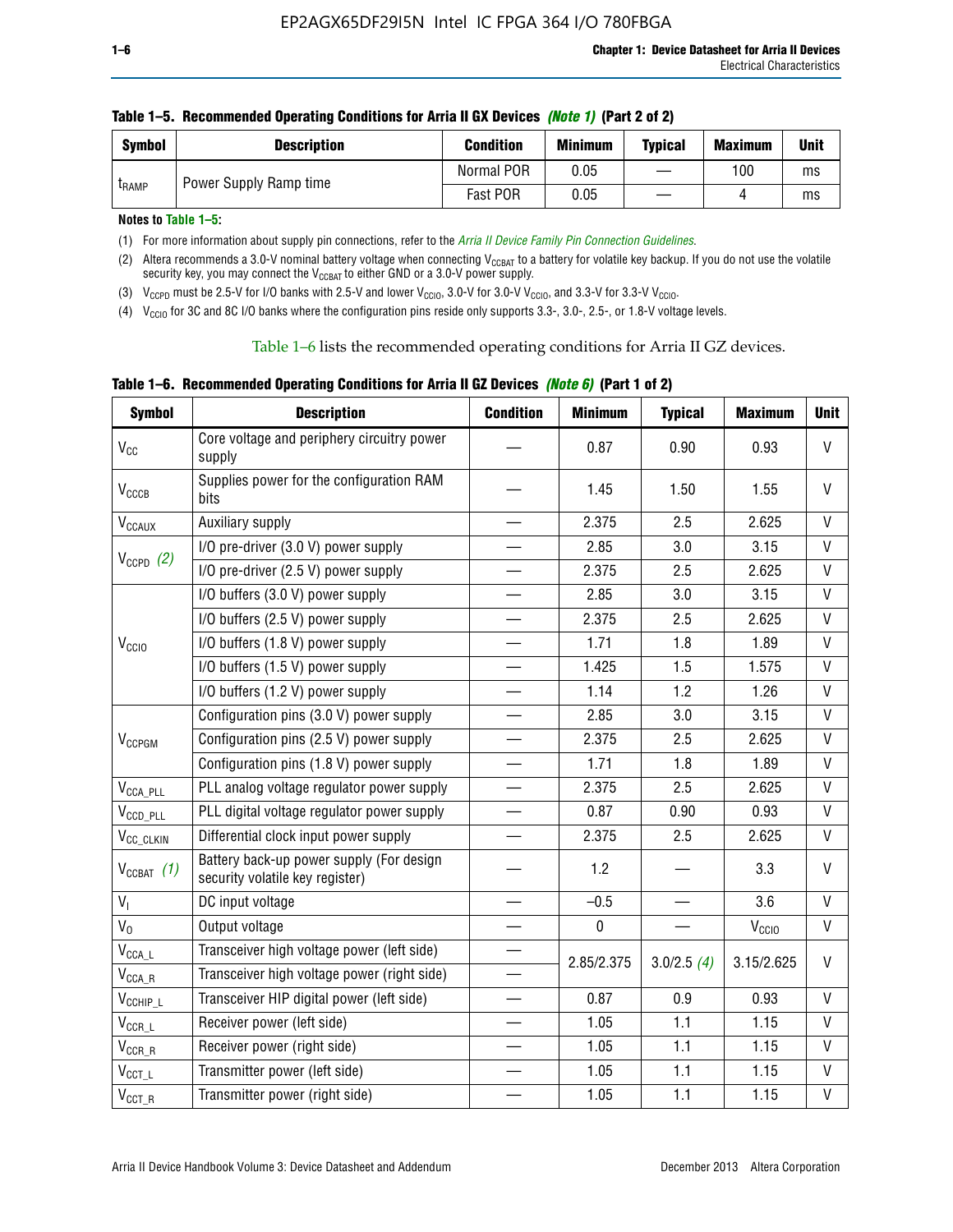**Table 1–5. Recommended Operating Conditions for Arria II GX Devices *(Note 1)* (Part 2 of 2)**

| Symbol | Description | Condition | Minimum | Typical | Maximum | Unit |
|---|---|---|---|---|---|---|
| $t_{RAMP}$ | Power Supply Ramp time | Normal POR | 0.05 | — | 100 | ms |
| | | Fast POR | 0.05 | — | 4 | ms |

**Notes to Table 1–5:**

(1) For more information about supply pin connections, refer to the *Arria II Device Family Pin Connection Guidelines*.

(2) Altera recommends a 3.0-V nominal battery voltage when connecting $V_{CCBAT}$ to a battery for volatile key backup. If you do not use the volatile security key, you may connect the $V_{CCBAT}$ to either GND or a 3.0-V power supply.

(3) $V_{CCPD}$ must be 2.5-V for I/O banks with 2.5-V and lower $V_{CCIO}$, 3.0-V for 3.0-V $V_{CCIO}$, and 3.3-V for 3.3-V $V_{CCIO}$.

(4) $V_{CCIO}$ for 3C and 8C I/O banks where the configuration pins reside only supports 3.3-, 3.0-, 2.5-, or 1.8-V voltage levels.

Table 1–6 lists the recommended operating conditions for Arria II GZ devices.

**Table 1–6. Recommended Operating Conditions for Arria II GZ Devices *(Note 6)* (Part 1 of 2)**

| Symbol | Description | Condition | Minimum | Typical | Maximum | Unit |
|---|---|---|---|---|---|---|
| $V_{CC}$ | Core voltage and periphery circuitry power supply | — | 0.87 | 0.90 | 0.93 | V |
| $V_{CCCB}$ | Supplies power for the configuration RAM bits | — | 1.45 | 1.50 | 1.55 | V |
| $V_{CCAUX}$ | Auxiliary supply | — | 2.375 | 2.5 | 2.625 | V |
| $V_{CCPD}$ *(2)* | I/O pre-driver (3.0 V) power supply | — | 2.85 | 3.0 | 3.15 | V |
| | I/O pre-driver (2.5 V) power supply | — | 2.375 | 2.5 | 2.625 | V |
| $V_{CCIO}$ | I/O buffers (3.0 V) power supply | — | 2.85 | 3.0 | 3.15 | V |
| | I/O buffers (2.5 V) power supply | — | 2.375 | 2.5 | 2.625 | V |
| | I/O buffers (1.8 V) power supply | — | 1.71 | 1.8 | 1.89 | V |
| | I/O buffers (1.5 V) power supply | — | 1.425 | 1.5 | 1.575 | V |
| | I/O buffers (1.2 V) power supply | — | 1.14 | 1.2 | 1.26 | V |
| $V_{CCPGM}$ | Configuration pins (3.0 V) power supply | — | 2.85 | 3.0 | 3.15 | V |
| | Configuration pins (2.5 V) power supply | — | 2.375 | 2.5 | 2.625 | V |
| | Configuration pins (1.8 V) power supply | — | 1.71 | 1.8 | 1.89 | V |
| $V_{CCA\_PLL}$ | PLL analog voltage regulator power supply | — | 2.375 | 2.5 | 2.625 | V |
| $V_{CCD\_PLL}$ | PLL digital voltage regulator power supply | — | 0.87 | 0.90 | 0.93 | V |
| $V_{CC\_CLKIN}$ | Differential clock input power supply | — | 2.375 | 2.5 | 2.625 | V |
| $V_{CCBAT}$ *(1)* | Battery back-up power supply (For design security volatile key register) | — | 1.2 | — | 3.3 | V |
| $V_I$ | DC input voltage | — | –0.5 | — | 3.6 | V |
| $V_O$ | Output voltage | — | 0 | — | $V_{CCIO}$ | V |
| $V_{CCA\_L}$ | Transceiver high voltage power (left side) | — | 2.85/2.375 | 3.0/2.5 *(4)* | 3.15/2.625 | V |
| $V_{CCA\_R}$ | Transceiver high voltage power (right side) | — | | | | |
| $V_{CCHIP\_L}$ | Transceiver HIP digital power (left side) | — | 0.87 | 0.9 | 0.93 | V |
| $V_{CCR\_L}$ | Receiver power (left side) | — | 1.05 | 1.1 | 1.15 | V |
| $V_{CCR\_R}$ | Receiver power (right side) | — | 1.05 | 1.1 | 1.15 | V |
| $V_{CCT\_L}$ | Transmitter power (left side) | — | 1.05 | 1.1 | 1.15 | V |
| $V_{CCT\_R}$ | Transmitter power (right side) | — | 1.05 | 1.1 | 1.15 | V |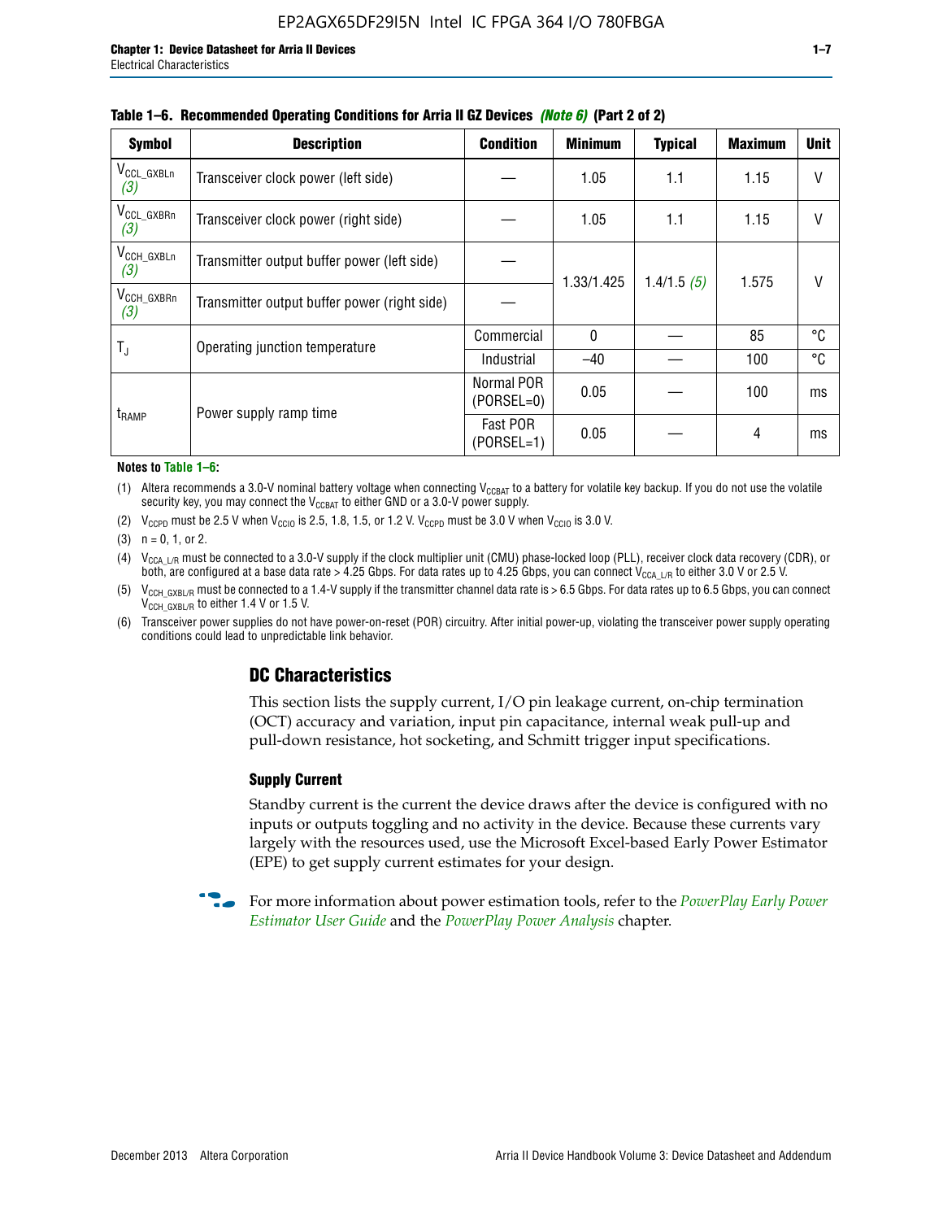**Table 1–6. Recommended Operating Conditions for Arria II GZ Devices** *(Note 6)* **(Part 2 of 2)**

| Symbol | Description | Condition | Minimum | Typical | Maximum | Unit |
|---|---|---|---|---|---|---|
| $V_{CCL\_GXBLn}$ *(3)* | Transceiver clock power (left side) | — | 1.05 | 1.1 | 1.15 | V |
| $V_{CCL\_GXBRn}$ *(3)* | Transceiver clock power (right side) | — | 1.05 | 1.1 | 1.15 | V |
| $V_{CCH\_GXBLn}$ *(3)* | Transmitter output buffer power (left side) | — | 1.33/1.425 | 1.4/1.5 *(5)* | 1.575 | V |
| $V_{CCH\_GXBRn}$ *(3)* | Transmitter output buffer power (right side) | — | | | | |
| $T_J$ | Operating junction temperature | Commercial | 0 | — | 85 | °C |
| | | Industrial | –40 | — | 100 | °C |
| $t_{RAMP}$ | Power supply ramp time | Normal POR (PORSEL=0) | 0.05 | — | 100 | ms |
| | | Fast POR (PORSEL=1) | 0.05 | — | 4 | ms |

**Notes to Table 1–6:**

(1) Altera recommends a 3.0-V nominal battery voltage when connecting $V_{CCBAT}$ to a battery for volatile key backup. If you do not use the volatile security key, you may connect the $V_{CCBAT}$ to either GND or a 3.0-V power supply.

(2) $V_{CCPD}$ must be 2.5 V when $V_{CCIO}$ is 2.5, 1.8, 1.5, or 1.2 V. $V_{CCPD}$ must be 3.0 V when $V_{CCIO}$ is 3.0 V.

(3) n = 0, 1, or 2.

(4) $V_{CCA\_L/R}$ must be connected to a 3.0-V supply if the clock multiplier unit (CMU) phase-locked loop (PLL), receiver clock data recovery (CDR), or both, are configured at a base data rate > 4.25 Gbps. For data rates up to 4.25 Gbps, you can connect $V_{CCA\_L/R}$ to either 3.0 V or 2.5 V.

(5) $V_{CCH\_GXBL/R}$ must be connected to a 1.4-V supply if the transmitter channel data rate is > 6.5 Gbps. For data rates up to 6.5 Gbps, you can connect $V_{CCH\_GXBL/R}$ to either 1.4 V or 1.5 V.

(6) Transceiver power supplies do not have power-on-reset (POR) circuitry. After initial power-up, violating the transceiver power supply operating conditions could lead to unpredictable link behavior.

## DC Characteristics

This section lists the supply current, I/O pin leakage current, on-chip termination (OCT) accuracy and variation, input pin capacitance, internal weak pull-up and pull-down resistance, hot socketing, and Schmitt trigger input specifications.

### Supply Current

Standby current is the current the device draws after the device is configured with no inputs or outputs toggling and no activity in the device. Because these currents vary largely with the resources used, use the Microsoft Excel-based Early Power Estimator (EPE) to get supply current estimates for your design.

For more information about power estimation tools, refer to the *PowerPlay Early Power Estimator User Guide* and the *PowerPlay Power Analysis* chapter.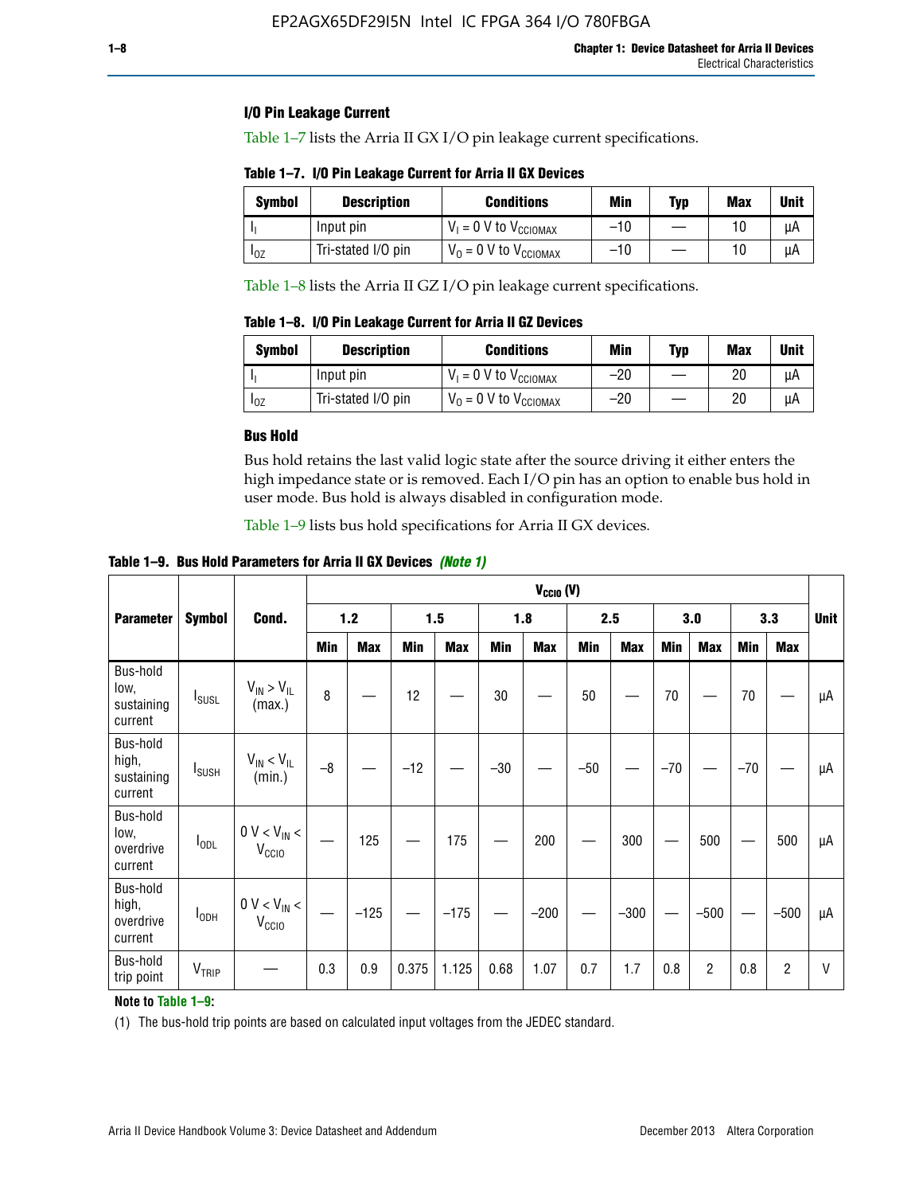### I/O Pin Leakage Current

Table 1–7 lists the Arria II GX I/O pin leakage current specifications.

**Table 1–7. I/O Pin Leakage Current for Arria II GX Devices**

| Symbol | Description | Conditions | Min | Typ | Max | Unit |
|---|---|---|---|---|---|---|
| $I_I$ | Input pin | $V_I$ = 0 V to $V_{CCIOMAX}$ | –10 | — | 10 | µA |
| $I_{OZ}$ | Tri-stated I/O pin | $V_O$ = 0 V to $V_{CCIOMAX}$ | –10 | — | 10 | µA |

Table 1–8 lists the Arria II GZ I/O pin leakage current specifications.

**Table 1–8. I/O Pin Leakage Current for Arria II GZ Devices**

| Symbol | Description | Conditions | Min | Typ | Max | Unit |
|---|---|---|---|---|---|---|
| $I_I$ | Input pin | $V_I$ = 0 V to $V_{CCIOMAX}$ | –20 | — | 20 | µA |
| $I_{OZ}$ | Tri-stated I/O pin | $V_O$ = 0 V to $V_{CCIOMAX}$ | –20 | — | 20 | µA |

### Bus Hold

Bus hold retains the last valid logic state after the source driving it either enters the high impedance state or is removed. Each I/O pin has an option to enable bus hold in user mode. Bus hold is always disabled in configuration mode.

Table 1–9 lists bus hold specifications for Arria II GX devices.

**Table 1–9. Bus Hold Parameters for Arria II GX Devices** *(Note 1)*

| Parameter | Symbol | Cond. | $V_{CCIO}$ (V) | | | | | | | | | | | | Unit |
|---|---|---|---|---|---|---|---|---|---|---|---|---|---|---|---|
| | | | 1.2 | | 1.5 | | 1.8 | | 2.5 | | 3.0 | | 3.3 | | |
| | | | Min | Max | Min | Max | Min | Max | Min | Max | Min | Max | Min | Max | |
| Bus-hold low, sustaining current | $I_{SUSL}$ | $V_{IN} > V_{IL}$ (max.) | 8 | — | 12 | — | 30 | — | 50 | — | 70 | — | 70 | — | µA |
| Bus-hold high, sustaining current | $I_{SUSH}$ | $V_{IN} < V_{IL}$ (min.) | –8 | — | –12 | — | –30 | — | –50 | — | –70 | — | –70 | — | µA |
| Bus-hold low, overdrive current | $I_{ODL}$ | 0 V < $V_{IN}$ < $V_{CCIO}$ | — | 125 | — | 175 | — | 200 | — | 300 | — | 500 | — | 500 | µA |
| Bus-hold high, overdrive current | $I_{ODH}$ | 0 V < $V_{IN}$ < $V_{CCIO}$ | — | –125 | — | –175 | — | –200 | — | –300 | — | –500 | — | –500 | µA |
| Bus-hold trip point | $V_{TRIP}$ | — | 0.3 | 0.9 | 0.375 | 1.125 | 0.68 | 1.07 | 0.7 | 1.7 | 0.8 | 2 | 0.8 | 2 | V |

**Note to Table 1–9:**

(1) The bus-hold trip points are based on calculated input voltages from the JEDEC standard.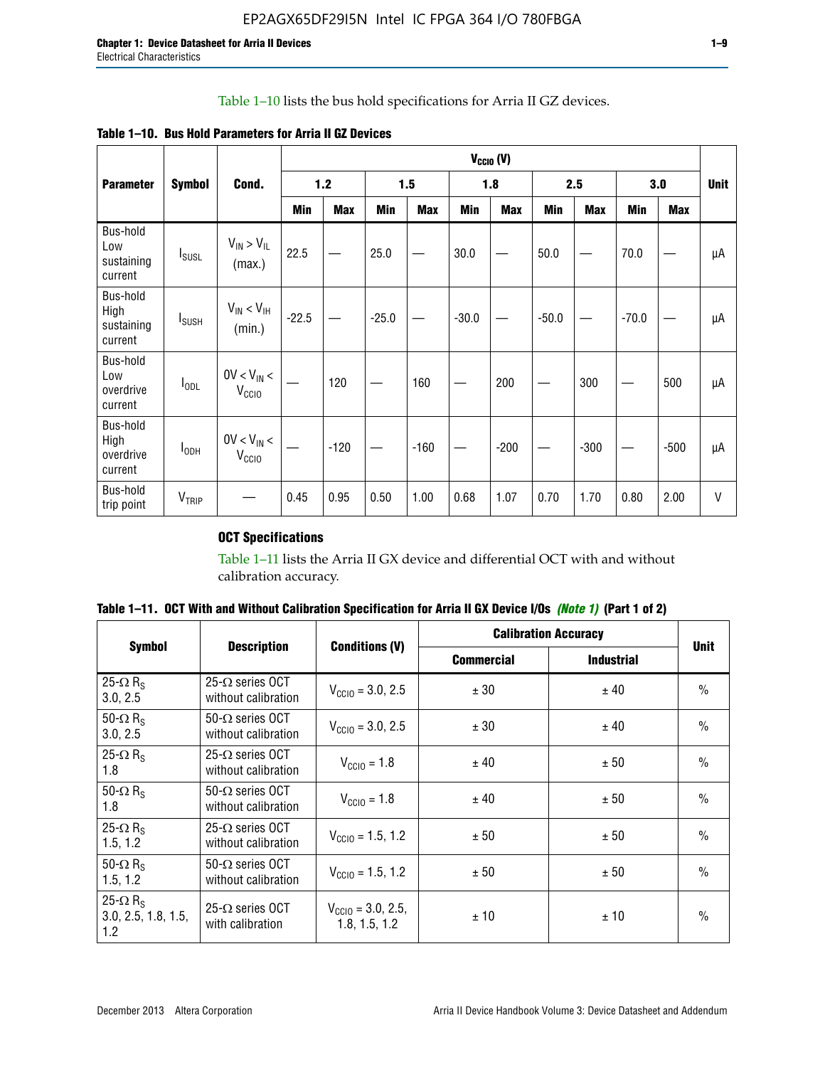Table 1–10 lists the bus hold specifications for Arria II GZ devices.

**Table 1–10. Bus Hold Parameters for Arria II GZ Devices**

| Parameter | Symbol | Cond. | $V_{CCIO}$ (V) | | | | | | | | | | Unit |
|---|---|---|---|---|---|---|---|---|---|---|---|---|---|
| | | | 1.2 | | 1.5 | | 1.8 | | 2.5 | | 3.0 | | |
| | | | Min | Max | Min | Max | Min | Max | Min | Max | Min | Max | |
| Bus-hold Low sustaining current | $I_{SUSL}$ | $V_{IN} > V_{IL}$ (max.) | 22.5 | — | 25.0 | — | 30.0 | — | 50.0 | — | 70.0 | — | µA |
| Bus-hold High sustaining current | $I_{SUSH}$ | $V_{IN} < V_{IH}$ (min.) | -22.5 | — | -25.0 | — | -30.0 | — | -50.0 | — | -70.0 | — | µA |
| Bus-hold Low overdrive current | $I_{ODL}$ | $0V < V_{IN} < V_{CCIO}$ | — | 120 | — | 160 | — | 200 | — | 300 | — | 500 | µA |
| Bus-hold High overdrive current | $I_{ODH}$ | $0V < V_{IN} < V_{CCIO}$ | — | -120 | — | -160 | — | -200 | — | -300 | — | -500 | µA |
| Bus-hold trip point | $V_{TRIP}$ | — | 0.45 | 0.95 | 0.50 | 1.00 | 0.68 | 1.07 | 0.70 | 1.70 | 0.80 | 2.00 | V |

### OCT Specifications

Table 1–11 lists the Arria II GX device and differential OCT with and without calibration accuracy.

**Table 1–11. OCT With and Without Calibration Specification for Arria II GX Device I/Os *(Note 1)* (Part 1 of 2)**

| Symbol | Description | Conditions (V) | Calibration Accuracy | | Unit |
|---|---|---|---|---|---|
| | | | Commercial | Industrial | |
| 25-Ω $R_S$ 3.0, 2.5 | 25-Ω series OCT without calibration | $V_{CCIO}$ = 3.0, 2.5 | ± 30 | ± 40 | % |
| 50-Ω $R_S$ 3.0, 2.5 | 50-Ω series OCT without calibration | $V_{CCIO}$ = 3.0, 2.5 | ± 30 | ± 40 | % |
| 25-Ω $R_S$ 1.8 | 25-Ω series OCT without calibration | $V_{CCIO}$ = 1.8 | ± 40 | ± 50 | % |
| 50-Ω $R_S$ 1.8 | 50-Ω series OCT without calibration | $V_{CCIO}$ = 1.8 | ± 40 | ± 50 | % |
| 25-Ω $R_S$ 1.5, 1.2 | 25-Ω series OCT without calibration | $V_{CCIO}$ = 1.5, 1.2 | ± 50 | ± 50 | % |
| 50-Ω $R_S$ 1.5, 1.2 | 50-Ω series OCT without calibration | $V_{CCIO}$ = 1.5, 1.2 | ± 50 | ± 50 | % |
| 25-Ω $R_S$ 3.0, 2.5, 1.8, 1.5, 1.2 | 25-Ω series OCT with calibration | $V_{CCIO}$ = 3.0, 2.5, 1.8, 1.5, 1.2 | ± 10 | ± 10 | % |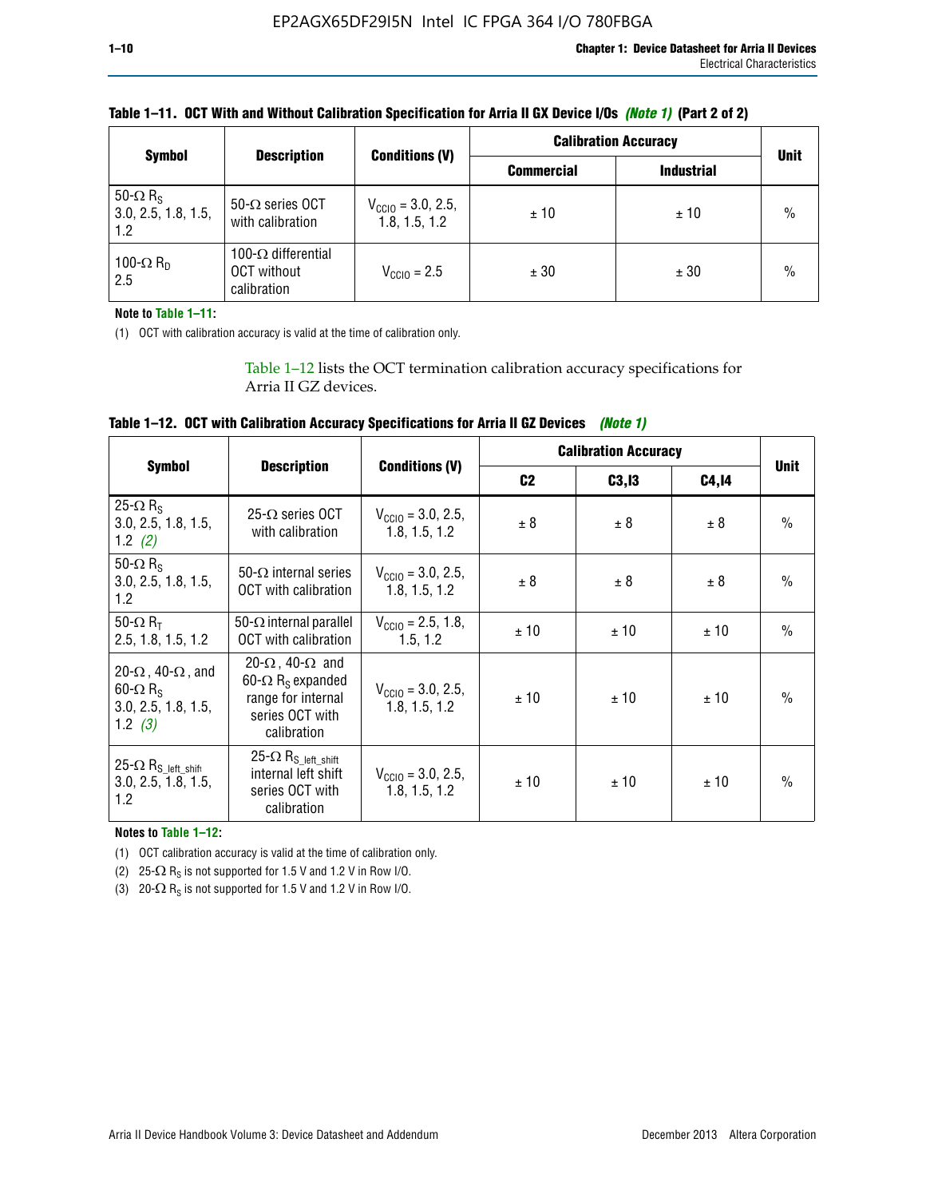**Table 1–11. OCT With and Without Calibration Specification for Arria II GX Device I/Os *(Note 1)* (Part 2 of 2)**

| Symbol | Description | Conditions (V) | Calibration Accuracy | | Unit |
|---|---|---|---|---|---|
| | | | Commercial | Industrial | |
| 50-Ω $R_S$ 3.0, 2.5, 1.8, 1.5, 1.2 | 50-Ω series OCT with calibration | $V_{CCIO}$ = 3.0, 2.5, 1.8, 1.5, 1.2 | ± 10 | ± 10 | % |
| 100-Ω $R_D$ 2.5 | 100-Ω differential OCT without calibration | $V_{CCIO}$ = 2.5 | ± 30 | ± 30 | % |

**Note to Table 1–11:**

(1) OCT with calibration accuracy is valid at the time of calibration only.

Table 1–12 lists the OCT termination calibration accuracy specifications for Arria II GZ devices.

**Table 1–12. OCT with Calibration Accuracy Specifications for Arria II GZ Devices *(Note 1)***

| Symbol | Description | Conditions (V) | Calibration Accuracy | | | Unit |
|---|---|---|---|---|---|---|
| | | | C2 | C3,I3 | C4,I4 | |
| 25-Ω $R_S$ 3.0, 2.5, 1.8, 1.5, 1.2 *(2)* | 25-Ω series OCT with calibration | $V_{CCIO}$ = 3.0, 2.5, 1.8, 1.5, 1.2 | ± 8 | ± 8 | ± 8 | % |
| 50-Ω $R_S$ 3.0, 2.5, 1.8, 1.5, 1.2 | 50-Ω internal series OCT with calibration | $V_{CCIO}$ = 3.0, 2.5, 1.8, 1.5, 1.2 | ± 8 | ± 8 | ± 8 | % |
| 50-Ω $R_T$ 2.5, 1.8, 1.5, 1.2 | 50-Ω internal parallel OCT with calibration | $V_{CCIO}$ = 2.5, 1.8, 1.5, 1.2 | ± 10 | ± 10 | ± 10 | % |
| 20-Ω, 40-Ω, and 60-Ω $R_S$ 3.0, 2.5, 1.8, 1.5, 1.2 *(3)* | 20-Ω, 40-Ω and 60-Ω $R_S$ expanded range for internal series OCT with calibration | $V_{CCIO}$ = 3.0, 2.5, 1.8, 1.5, 1.2 | ± 10 | ± 10 | ± 10 | % |
| 25-Ω $R_{S\_left\_shift}$ 3.0, 2.5, 1.8, 1.5, 1.2 | 25-Ω $R_{S\_left\_shift}$ internal left shift series OCT with calibration | $V_{CCIO}$ = 3.0, 2.5, 1.8, 1.5, 1.2 | ± 10 | ± 10 | ± 10 | % |

**Notes to Table 1–12:**

(1) OCT calibration accuracy is valid at the time of calibration only.

(2) 25-Ω $R_S$ is not supported for 1.5 V and 1.2 V in Row I/O.

(3) 20-Ω $R_S$ is not supported for 1.5 V and 1.2 V in Row I/O.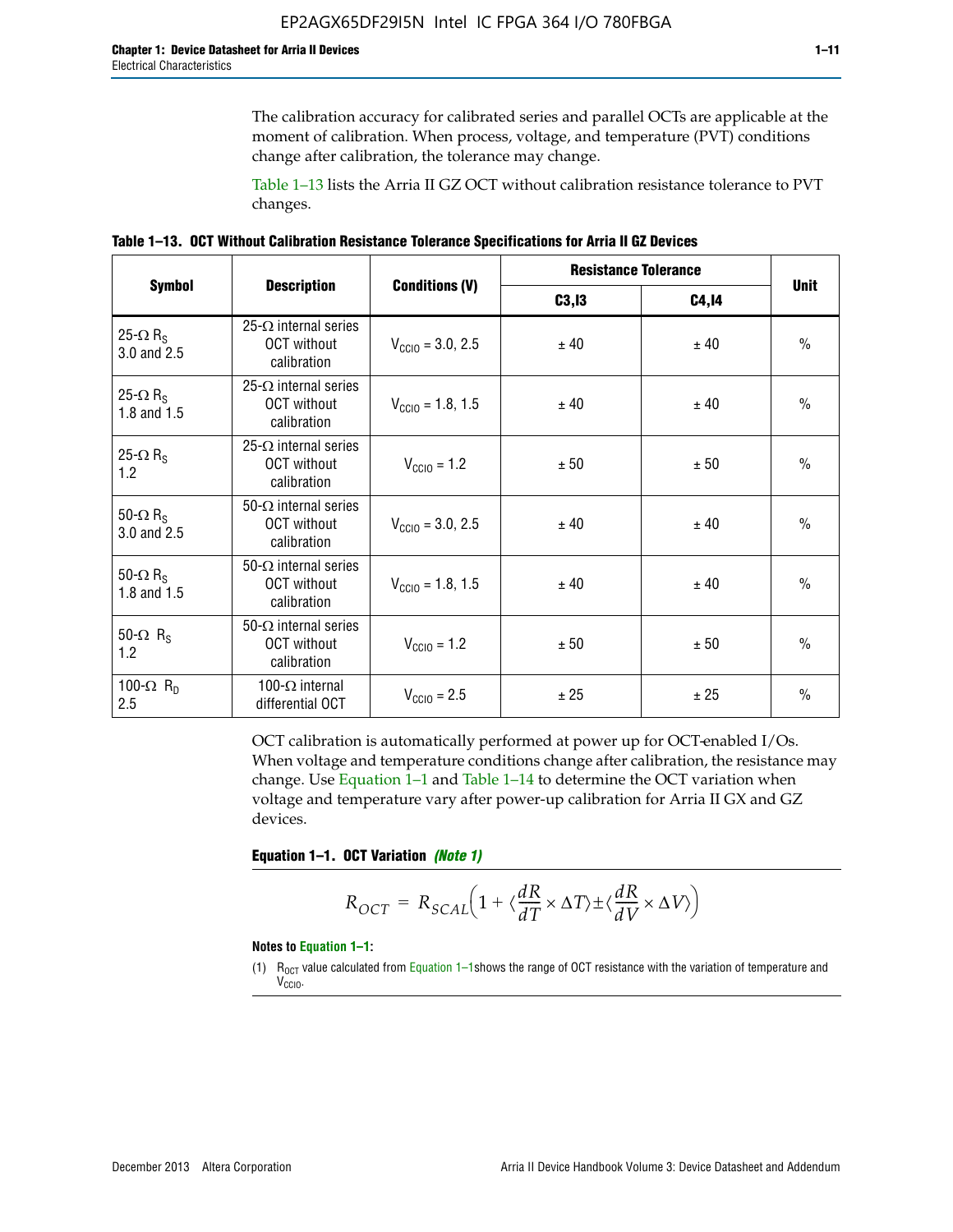The calibration accuracy for calibrated series and parallel OCTs are applicable at the moment of calibration. When process, voltage, and temperature (PVT) conditions change after calibration, the tolerance may change.

Table 1–13 lists the Arria II GZ OCT without calibration resistance tolerance to PVT changes.

**Table 1–13. OCT Without Calibration Resistance Tolerance Specifications for Arria II GZ Devices**

| Symbol | Description | Conditions (V) | Resistance Tolerance | | Unit |
|---|---|---|---|---|---|
| | | | C3,I3 | C4,I4 | |
| 25-Ω $R_S$ 3.0 and 2.5 | 25-Ω internal series OCT without calibration | $V_{CCIO}$ = 3.0, 2.5 | ± 40 | ± 40 | % |
| 25-Ω $R_S$ 1.8 and 1.5 | 25-Ω internal series OCT without calibration | $V_{CCIO}$ = 1.8, 1.5 | ± 40 | ± 40 | % |
| 25-Ω $R_S$ 1.2 | 25-Ω internal series OCT without calibration | $V_{CCIO}$ = 1.2 | ± 50 | ± 50 | % |
| 50-Ω $R_S$ 3.0 and 2.5 | 50-Ω internal series OCT without calibration | $V_{CCIO}$ = 3.0, 2.5 | ± 40 | ± 40 | % |
| 50-Ω $R_S$ 1.8 and 1.5 | 50-Ω internal series OCT without calibration | $V_{CCIO}$ = 1.8, 1.5 | ± 40 | ± 40 | % |
| 50-Ω $R_S$ 1.2 | 50-Ω internal series OCT without calibration | $V_{CCIO}$ = 1.2 | ± 50 | ± 50 | % |
| 100-Ω $R_D$ 2.5 | 100-Ω internal differential OCT | $V_{CCIO}$ = 2.5 | ± 25 | ± 25 | % |

OCT calibration is automatically performed at power up for OCT-enabled I/Os. When voltage and temperature conditions change after calibration, the resistance may change. Use Equation 1–1 and Table 1–14 to determine the OCT variation when voltage and temperature vary after power-up calibration for Arria II GX and GZ devices.

**Equation 1–1. OCT Variation** ***(Note 1)***

$$R_{OCT} = R_{SCAL}\left(1 + \langle\frac{dR}{dT} \times \Delta T\rangle \pm \langle\frac{dR}{dV} \times \Delta V\rangle\right)$$

**Notes to Equation 1–1:**

(1) $R_{OCT}$ value calculated from Equation 1–1shows the range of OCT resistance with the variation of temperature and $V_{CCIO}$.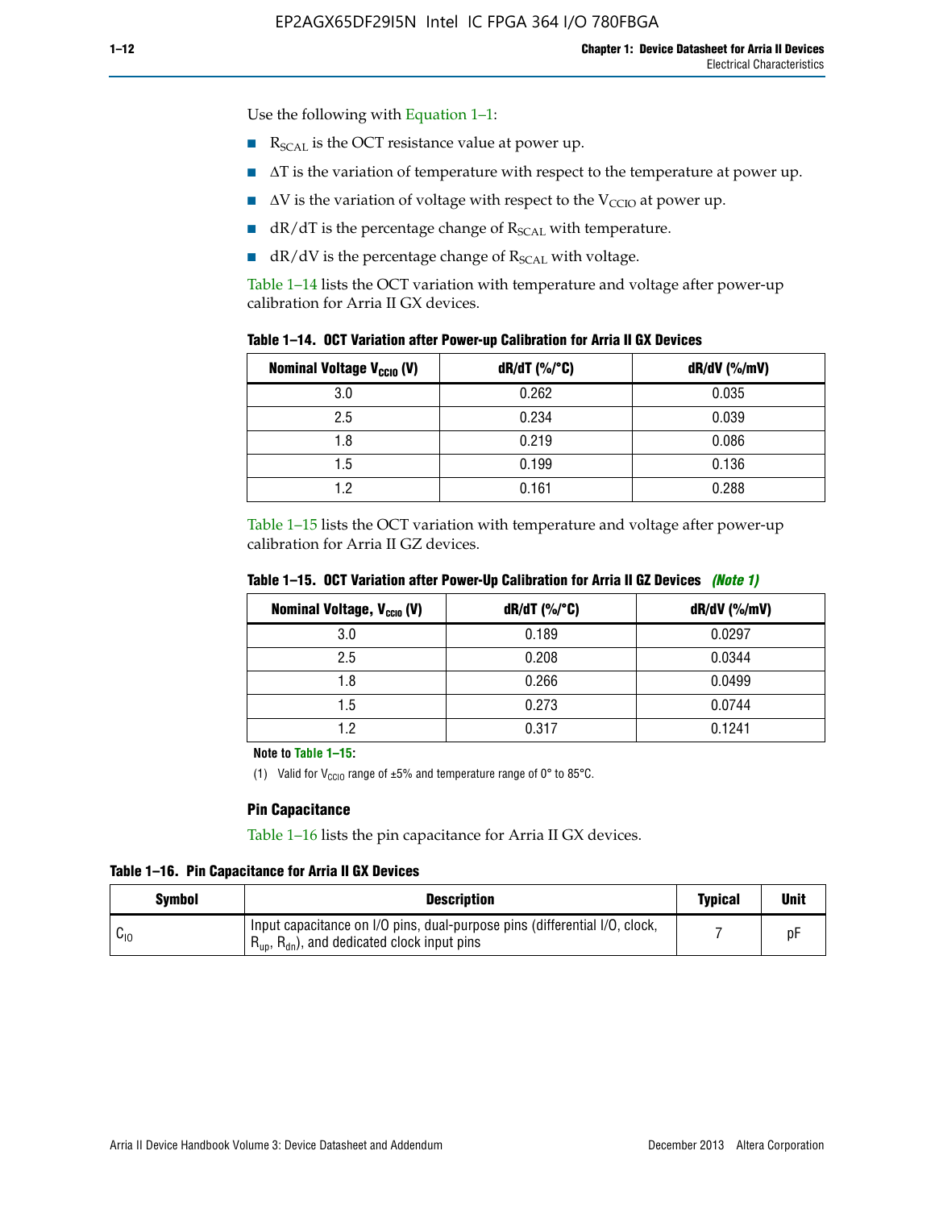Use the following with Equation 1–1:

- $R_{SCAL}$ is the OCT resistance value at power up.
- $\Delta T$ is the variation of temperature with respect to the temperature at power up.
- $\Delta V$ is the variation of voltage with respect to the $V_{CCIO}$ at power up.
- dR/dT is the percentage change of $R_{SCAL}$ with temperature.
- dR/dV is the percentage change of $R_{SCAL}$ with voltage.

Table 1–14 lists the OCT variation with temperature and voltage after power-up calibration for Arria II GX devices.

**Table 1–14. OCT Variation after Power-up Calibration for Arria II GX Devices**

| Nominal Voltage $V_{CCIO}$ (V) | dR/dT (%/°C) | dR/dV (%/mV) |
|---|---|---|
| 3.0 | 0.262 | 0.035 |
| 2.5 | 0.234 | 0.039 |
| 1.8 | 0.219 | 0.086 |
| 1.5 | 0.199 | 0.136 |
| 1.2 | 0.161 | 0.288 |

Table 1–15 lists the OCT variation with temperature and voltage after power-up calibration for Arria II GZ devices.

**Table 1–15. OCT Variation after Power-Up Calibration for Arria II GZ Devices** *(Note 1)*

| Nominal Voltage, $V_{CCIO}$ (V) | dR/dT (%/°C) | dR/dV (%/mV) |
|---|---|---|
| 3.0 | 0.189 | 0.0297 |
| 2.5 | 0.208 | 0.0344 |
| 1.8 | 0.266 | 0.0499 |
| 1.5 | 0.273 | 0.0744 |
| 1.2 | 0.317 | 0.1241 |

**Note to Table 1–15:**

(1) Valid for $V_{CCIO}$ range of ±5% and temperature range of 0° to 85°C.

### Pin Capacitance

Table 1–16 lists the pin capacitance for Arria II GX devices.

**Table 1–16. Pin Capacitance for Arria II GX Devices**

| Symbol | Description | Typical | Unit |
|---|---|---|---|
| $C_{IO}$ | Input capacitance on I/O pins, dual-purpose pins (differential I/O, clock, $R_{up}$, $R_{dn}$), and dedicated clock input pins | 7 | pF |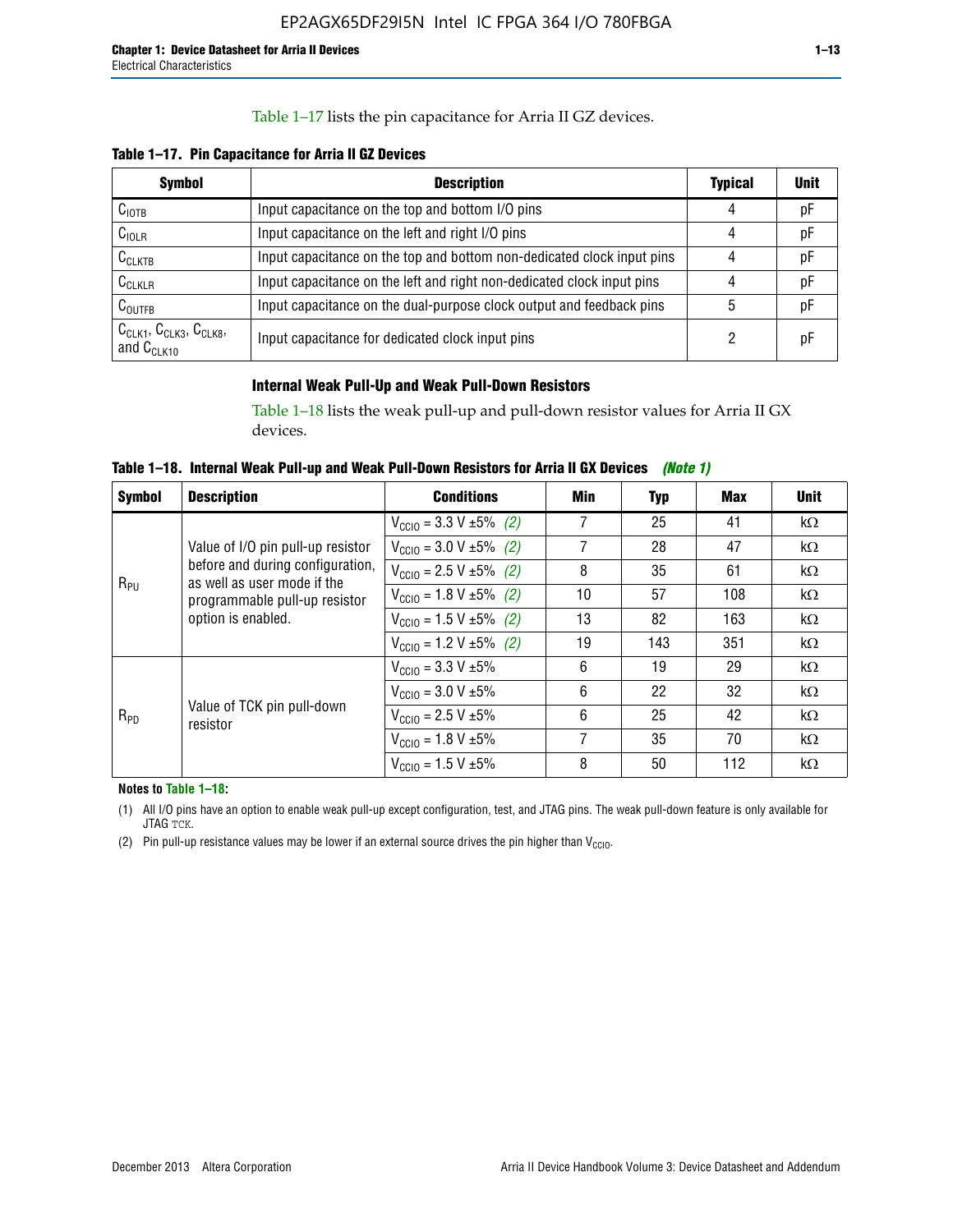Table 1–17 lists the pin capacitance for Arria II GZ devices.

**Table 1–17. Pin Capacitance for Arria II GZ Devices**

| Symbol | Description | Typical | Unit |
|---|---|---|---|
| $C_{IOTB}$ | Input capacitance on the top and bottom I/O pins | 4 | pF |
| $C_{IOLR}$ | Input capacitance on the left and right I/O pins | 4 | pF |
| $C_{CLKTB}$ | Input capacitance on the top and bottom non-dedicated clock input pins | 4 | pF |
| $C_{CLKLR}$ | Input capacitance on the left and right non-dedicated clock input pins | 4 | pF |
| $C_{OUTFB}$ | Input capacitance on the dual-purpose clock output and feedback pins | 5 | pF |
| $C_{CLK1}$, $C_{CLK3}$, $C_{CLK8}$, and $C_{CLK10}$ | Input capacitance for dedicated clock input pins | 2 | pF |

### Internal Weak Pull-Up and Weak Pull-Down Resistors

Table 1–18 lists the weak pull-up and pull-down resistor values for Arria II GX devices.

**Table 1–18. Internal Weak Pull-up and Weak Pull-Down Resistors for Arria II GX Devices** *(Note 1)*

| Symbol | Description | Conditions | Min | Typ | Max | Unit |
|---|---|---|---|---|---|---|
| $R_{PU}$ | Value of I/O pin pull-up resistor before and during configuration, as well as user mode if the programmable pull-up resistor option is enabled. | $V_{CCIO}$ = 3.3 V ±5% *(2)* | 7 | 25 | 41 | kΩ |
| | | $V_{CCIO}$ = 3.0 V ±5% *(2)* | 7 | 28 | 47 | kΩ |
| | | $V_{CCIO}$ = 2.5 V ±5% *(2)* | 8 | 35 | 61 | kΩ |
| | | $V_{CCIO}$ = 1.8 V ±5% *(2)* | 10 | 57 | 108 | kΩ |
| | | $V_{CCIO}$ = 1.5 V ±5% *(2)* | 13 | 82 | 163 | kΩ |
| | | $V_{CCIO}$ = 1.2 V ±5% *(2)* | 19 | 143 | 351 | kΩ |
| $R_{PD}$ | Value of TCK pin pull-down resistor | $V_{CCIO}$ = 3.3 V ±5% | 6 | 19 | 29 | kΩ |
| | | $V_{CCIO}$ = 3.0 V ±5% | 6 | 22 | 32 | kΩ |
| | | $V_{CCIO}$ = 2.5 V ±5% | 6 | 25 | 42 | kΩ |
| | | $V_{CCIO}$ = 1.8 V ±5% | 7 | 35 | 70 | kΩ |
| | | $V_{CCIO}$ = 1.5 V ±5% | 8 | 50 | 112 | kΩ |

**Notes to Table 1–18:**

(1) All I/O pins have an option to enable weak pull-up except configuration, test, and JTAG pins. The weak pull-down feature is only available for JTAG TCK.

(2) Pin pull-up resistance values may be lower if an external source drives the pin higher than $V_{CCIO}$.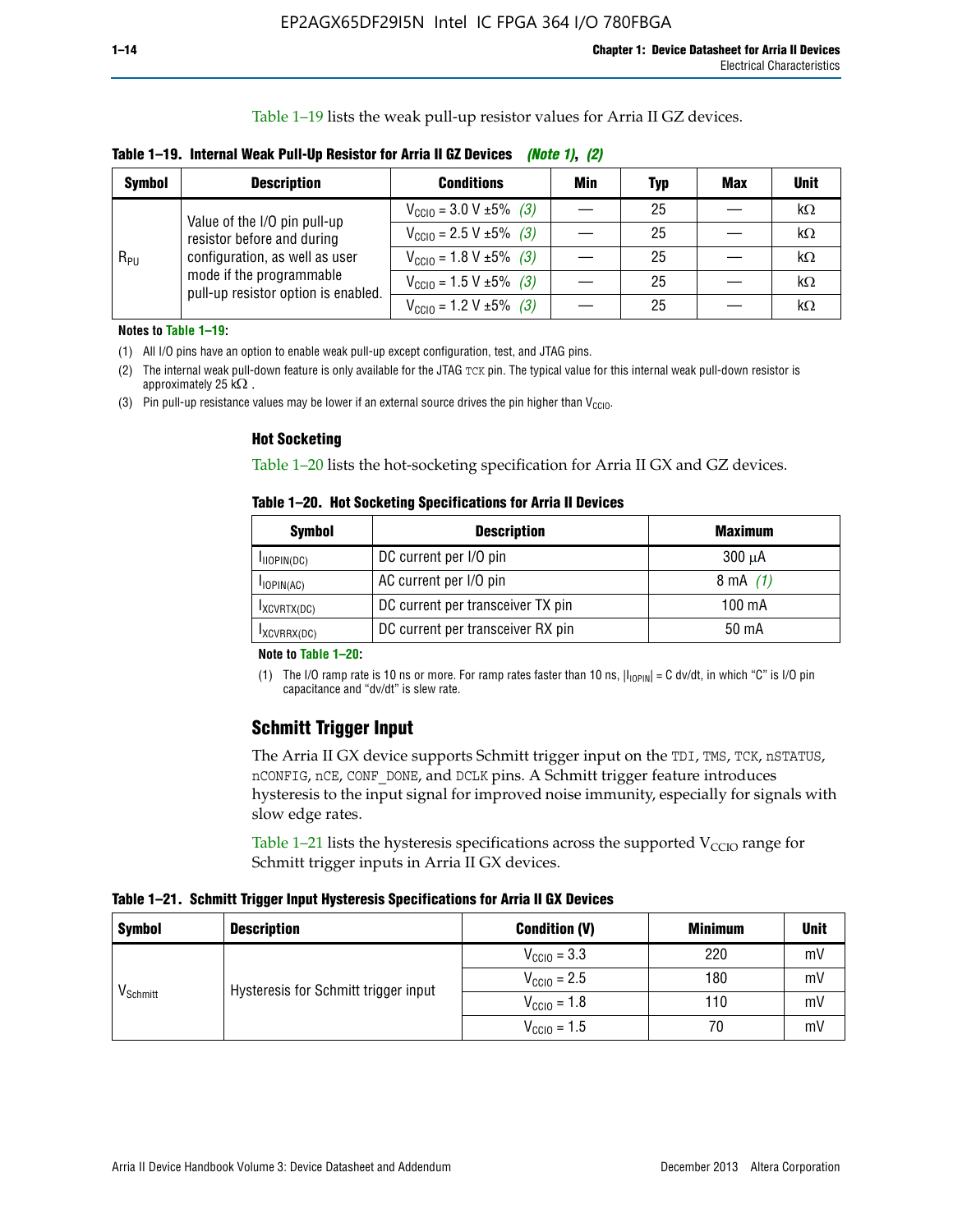Table 1–19 lists the weak pull-up resistor values for Arria II GZ devices.

**Table 1–19. Internal Weak Pull-Up Resistor for Arria II GZ Devices** *(Note 1)*, *(2)*

| Symbol | Description | Conditions | Min | Typ | Max | Unit |
|---|---|---|---|---|---|---|
| $R_{PU}$ | Value of the I/O pin pull-up resistor before and during configuration, as well as user mode if the programmable pull-up resistor option is enabled. | $V_{CCIO}$ = 3.0 V ±5% *(3)* | — | 25 | — | kΩ |
| | | $V_{CCIO}$ = 2.5 V ±5% *(3)* | — | 25 | — | kΩ |
| | | $V_{CCIO}$ = 1.8 V ±5% *(3)* | — | 25 | — | kΩ |
| | | $V_{CCIO}$ = 1.5 V ±5% *(3)* | — | 25 | — | kΩ |
| | | $V_{CCIO}$ = 1.2 V ±5% *(3)* | — | 25 | — | kΩ |

**Notes to Table 1–19:**

(1) All I/O pins have an option to enable weak pull-up except configuration, test, and JTAG pins.

(2) The internal weak pull-down feature is only available for the JTAG TCK pin. The typical value for this internal weak pull-down resistor is approximately 25 kΩ .

(3) Pin pull-up resistance values may be lower if an external source drives the pin higher than $V_{CCIO}$.

### Hot Socketing

Table 1–20 lists the hot-socketing specification for Arria II GX and GZ devices.

**Table 1–20. Hot Socketing Specifications for Arria II Devices**

| Symbol | Description | Maximum |
|---|---|---|
| $I_{IIOPIN(DC)}$ | DC current per I/O pin | 300 μA |
| $I_{IOPIN(AC)}$ | AC current per I/O pin | 8 mA *(1)* |
| $I_{XCVRTX(DC)}$ | DC current per transceiver TX pin | 100 mA |
| $I_{XCVRRX(DC)}$ | DC current per transceiver RX pin | 50 mA |

**Note to Table 1–20:**

(1) The I/O ramp rate is 10 ns or more. For ramp rates faster than 10 ns, $|I_{IOPIN}|$ = C dv/dt, in which "C" is I/O pin capacitance and "dv/dt" is slew rate.

## Schmitt Trigger Input

The Arria II GX device supports Schmitt trigger input on the TDI, TMS, TCK, nSTATUS, nCONFIG, nCE, CONF_DONE, and DCLK pins. A Schmitt trigger feature introduces hysteresis to the input signal for improved noise immunity, especially for signals with slow edge rates.

Table 1–21 lists the hysteresis specifications across the supported $V_{CCIO}$ range for Schmitt trigger inputs in Arria II GX devices.

**Table 1–21. Schmitt Trigger Input Hysteresis Specifications for Arria II GX Devices**

| Symbol | Description | Condition (V) | Minimum | Unit |
|---|---|---|---|---|
| $V_{Schmitt}$ | Hysteresis for Schmitt trigger input | $V_{CCIO}$ = 3.3 | 220 | mV |
| | | $V_{CCIO}$ = 2.5 | 180 | mV |
| | | $V_{CCIO}$ = 1.8 | 110 | mV |
| | | $V_{CCIO}$ = 1.5 | 70 | mV |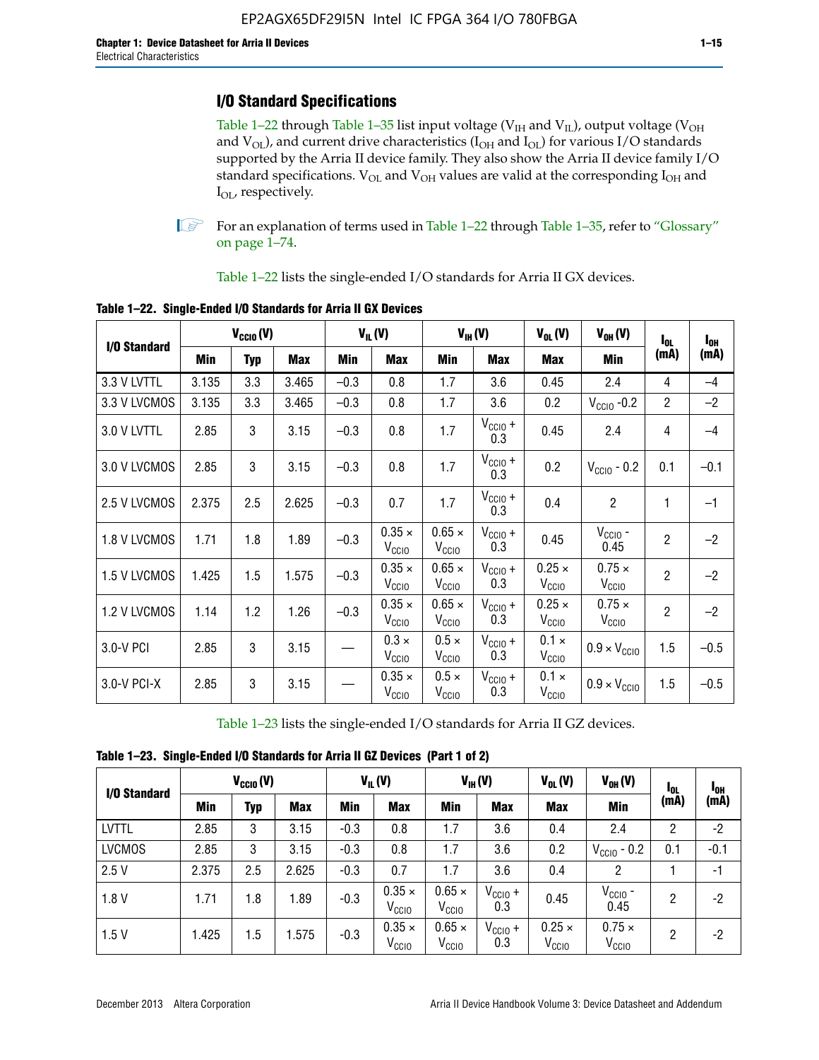## I/O Standard Specifications

Table 1–22 through Table 1–35 list input voltage ($V_{IH}$ and $V_{IL}$), output voltage ($V_{OH}$ and $V_{OL}$), and current drive characteristics ($I_{OH}$ and $I_{OL}$) for various I/O standards supported by the Arria II device family. They also show the Arria II device family I/O standard specifications. $V_{OL}$ and $V_{OH}$ values are valid at the corresponding $I_{OH}$ and $I_{OL}$, respectively.

For an explanation of terms used in Table 1–22 through Table 1–35, refer to "Glossary" on page 1–74.

Table 1–22 lists the single-ended I/O standards for Arria II GX devices.

**Table 1–22. Single-Ended I/O Standards for Arria II GX Devices**

| I/O Standard | $V_{CCIO}$ (V) | | | $V_{IL}$ (V) | | $V_{IH}$ (V) | | $V_{OL}$ (V) | $V_{OH}$ (V) | $I_{OL}$ (mA) | $I_{OH}$ (mA) |
|---|---|---|---|---|---|---|---|---|---|---|---|
| | Min | Typ | Max | Min | Max | Min | Max | Max | Min | | |
| 3.3 V LVTTL | 3.135 | 3.3 | 3.465 | –0.3 | 0.8 | 1.7 | 3.6 | 0.45 | 2.4 | 4 | –4 |
| 3.3 V LVCMOS | 3.135 | 3.3 | 3.465 | –0.3 | 0.8 | 1.7 | 3.6 | 0.2 | $V_{CCIO}$ -0.2 | 2 | –2 |
| 3.0 V LVTTL | 2.85 | 3 | 3.15 | –0.3 | 0.8 | 1.7 | $V_{CCIO}$ + 0.3 | 0.45 | 2.4 | 4 | –4 |
| 3.0 V LVCMOS | 2.85 | 3 | 3.15 | –0.3 | 0.8 | 1.7 | $V_{CCIO}$ + 0.3 | 0.2 | $V_{CCIO}$ - 0.2 | 0.1 | –0.1 |
| 2.5 V LVCMOS | 2.375 | 2.5 | 2.625 | –0.3 | 0.7 | 1.7 | $V_{CCIO}$ + 0.3 | 0.4 | 2 | 1 | –1 |
| 1.8 V LVCMOS | 1.71 | 1.8 | 1.89 | –0.3 | 0.35 × $V_{CCIO}$ | 0.65 × $V_{CCIO}$ | $V_{CCIO}$ + 0.3 | 0.45 | $V_{CCIO}$ - 0.45 | 2 | –2 |
| 1.5 V LVCMOS | 1.425 | 1.5 | 1.575 | –0.3 | 0.35 × $V_{CCIO}$ | 0.65 × $V_{CCIO}$ | $V_{CCIO}$ + 0.3 | 0.25 × $V_{CCIO}$ | 0.75 × $V_{CCIO}$ | 2 | –2 |
| 1.2 V LVCMOS | 1.14 | 1.2 | 1.26 | –0.3 | 0.35 × $V_{CCIO}$ | 0.65 × $V_{CCIO}$ | $V_{CCIO}$ + 0.3 | 0.25 × $V_{CCIO}$ | 0.75 × $V_{CCIO}$ | 2 | –2 |
| 3.0-V PCI | 2.85 | 3 | 3.15 | — | 0.3 × $V_{CCIO}$ | 0.5 × $V_{CCIO}$ | $V_{CCIO}$ + 0.3 | 0.1 × $V_{CCIO}$ | 0.9 × $V_{CCIO}$ | 1.5 | –0.5 |
| 3.0-V PCI-X | 2.85 | 3 | 3.15 | — | 0.35 × $V_{CCIO}$ | 0.5 × $V_{CCIO}$ | $V_{CCIO}$ + 0.3 | 0.1 × $V_{CCIO}$ | 0.9 × $V_{CCIO}$ | 1.5 | –0.5 |

Table 1–23 lists the single-ended I/O standards for Arria II GZ devices.

**Table 1–23. Single-Ended I/O Standards for Arria II GZ Devices (Part 1 of 2)**

| I/O Standard | $V_{CCIO}$ (V) | | | $V_{IL}$ (V) | | $V_{IH}$ (V) | | $V_{OL}$ (V) | $V_{OH}$ (V) | $I_{OL}$ (mA) | $I_{OH}$ (mA) |
|---|---|---|---|---|---|---|---|---|---|---|---|
| | Min | Typ | Max | Min | Max | Min | Max | Max | Min | | |
| LVTTL | 2.85 | 3 | 3.15 | -0.3 | 0.8 | 1.7 | 3.6 | 0.4 | 2.4 | 2 | -2 |
| LVCMOS | 2.85 | 3 | 3.15 | -0.3 | 0.8 | 1.7 | 3.6 | 0.2 | $V_{CCIO}$ - 0.2 | 0.1 | -0.1 |
| 2.5 V | 2.375 | 2.5 | 2.625 | -0.3 | 0.7 | 1.7 | 3.6 | 0.4 | 2 | 1 | -1 |
| 1.8 V | 1.71 | 1.8 | 1.89 | -0.3 | 0.35 × $V_{CCIO}$ | 0.65 × $V_{CCIO}$ | $V_{CCIO}$ + 0.3 | 0.45 | $V_{CCIO}$ - 0.45 | 2 | -2 |
| 1.5 V | 1.425 | 1.5 | 1.575 | -0.3 | 0.35 × $V_{CCIO}$ | 0.65 × $V_{CCIO}$ | $V_{CCIO}$ + 0.3 | 0.25 × $V_{CCIO}$ | 0.75 × $V_{CCIO}$ | 2 | -2 |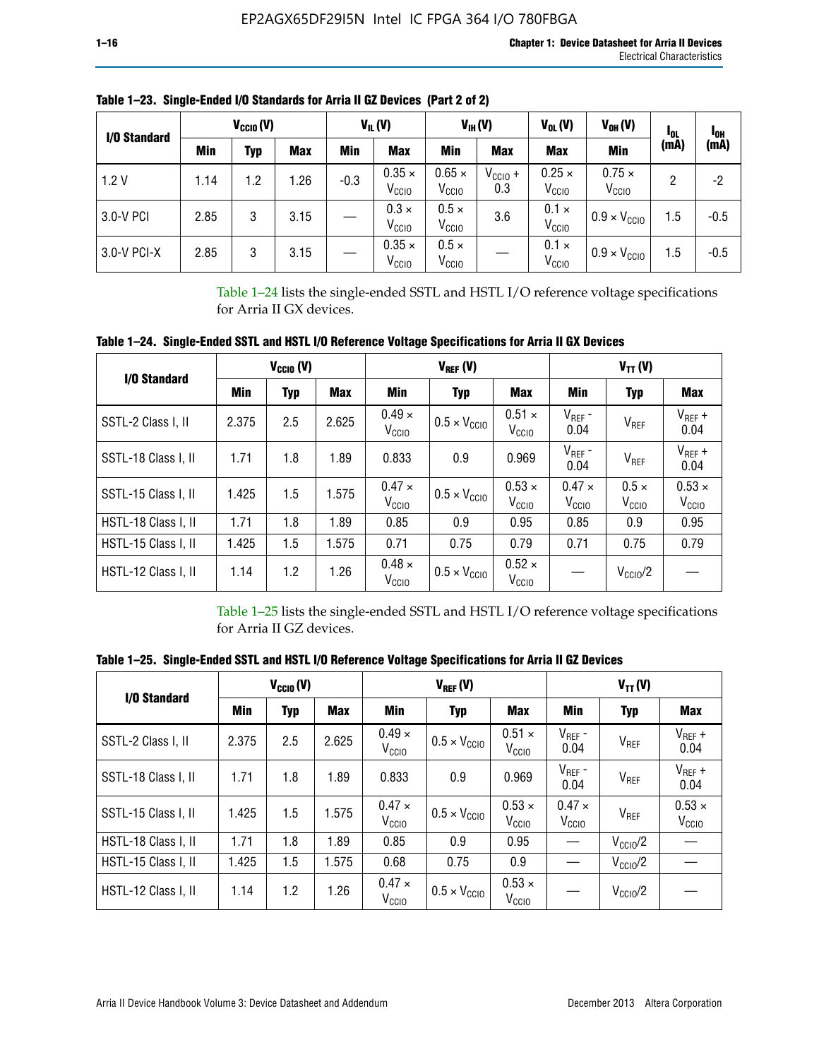**Table 1–23. Single-Ended I/O Standards for Arria II GZ Devices (Part 2 of 2)**

| I/O Standard | $V_{CCIO}$ (V) | | | $V_{IL}$ (V) | | $V_{IH}$ (V) | | $V_{OL}$ (V) | $V_{OH}$ (V) | $I_{OL}$ (mA) | $I_{OH}$ (mA) |
|---|---|---|---|---|---|---|---|---|---|---|---|
| | Min | Typ | Max | Min | Max | Min | Max | Max | Min | | |
| 1.2 V | 1.14 | 1.2 | 1.26 | -0.3 | $0.35 \times V_{CCIO}$ | $0.65 \times V_{CCIO}$ | $V_{CCIO}$ + 0.3 | $0.25 \times V_{CCIO}$ | $0.75 \times V_{CCIO}$ | 2 | -2 |
| 3.0-V PCI | 2.85 | 3 | 3.15 | — | $0.3 \times V_{CCIO}$ | $0.5 \times V_{CCIO}$ | 3.6 | $0.1 \times V_{CCIO}$ | $0.9 \times V_{CCIO}$ | 1.5 | -0.5 |
| 3.0-V PCI-X | 2.85 | 3 | 3.15 | — | $0.35 \times V_{CCIO}$ | $0.5 \times V_{CCIO}$ | — | $0.1 \times V_{CCIO}$ | $0.9 \times V_{CCIO}$ | 1.5 | -0.5 |

Table 1–24 lists the single-ended SSTL and HSTL I/O reference voltage specifications for Arria II GX devices.

**Table 1–24. Single-Ended SSTL and HSTL I/O Reference Voltage Specifications for Arria II GX Devices**

| I/O Standard | $V_{CCIO}$ (V) | | | $V_{REF}$ (V) | | | $V_{TT}$ (V) | | |
|---|---|---|---|---|---|---|---|---|---|
| | Min | Typ | Max | Min | Typ | Max | Min | Typ | Max |
| SSTL-2 Class I, II | 2.375 | 2.5 | 2.625 | $0.49 \times V_{CCIO}$ | $0.5 \times V_{CCIO}$ | $0.51 \times V_{CCIO}$ | $V_{REF}$ - 0.04 | $V_{REF}$ | $V_{REF}$ + 0.04 |
| SSTL-18 Class I, II | 1.71 | 1.8 | 1.89 | 0.833 | 0.9 | 0.969 | $V_{REF}$ - 0.04 | $V_{REF}$ | $V_{REF}$ + 0.04 |
| SSTL-15 Class I, II | 1.425 | 1.5 | 1.575 | $0.47 \times V_{CCIO}$ | $0.5 \times V_{CCIO}$ | $0.53 \times V_{CCIO}$ | $0.47 \times V_{CCIO}$ | $0.5 \times V_{CCIO}$ | $0.53 \times V_{CCIO}$ |
| HSTL-18 Class I, II | 1.71 | 1.8 | 1.89 | 0.85 | 0.9 | 0.95 | 0.85 | 0.9 | 0.95 |
| HSTL-15 Class I, II | 1.425 | 1.5 | 1.575 | 0.71 | 0.75 | 0.79 | 0.71 | 0.75 | 0.79 |
| HSTL-12 Class I, II | 1.14 | 1.2 | 1.26 | $0.48 \times V_{CCIO}$ | $0.5 \times V_{CCIO}$ | $0.52 \times V_{CCIO}$ | — | $V_{CCIO}/2$ | — |

Table 1–25 lists the single-ended SSTL and HSTL I/O reference voltage specifications for Arria II GZ devices.

**Table 1–25. Single-Ended SSTL and HSTL I/O Reference Voltage Specifications for Arria II GZ Devices**

| I/O Standard | $V_{CCIO}$ (V) | | | $V_{REF}$ (V) | | | $V_{TT}$ (V) | | |
|---|---|---|---|---|---|---|---|---|---|
| | Min | Typ | Max | Min | Typ | Max | Min | Typ | Max |
| SSTL-2 Class I, II | 2.375 | 2.5 | 2.625 | $0.49 \times V_{CCIO}$ | $0.5 \times V_{CCIO}$ | $0.51 \times V_{CCIO}$ | $V_{REF}$ - 0.04 | $V_{REF}$ | $V_{REF}$ + 0.04 |
| SSTL-18 Class I, II | 1.71 | 1.8 | 1.89 | 0.833 | 0.9 | 0.969 | $V_{REF}$ - 0.04 | $V_{REF}$ | $V_{REF}$ + 0.04 |
| SSTL-15 Class I, II | 1.425 | 1.5 | 1.575 | $0.47 \times V_{CCIO}$ | $0.5 \times V_{CCIO}$ | $0.53 \times V_{CCIO}$ | $0.47 \times V_{CCIO}$ | $V_{REF}$ | $0.53 \times V_{CCIO}$ |
| HSTL-18 Class I, II | 1.71 | 1.8 | 1.89 | 0.85 | 0.9 | 0.95 | — | $V_{CCIO}/2$ | — |
| HSTL-15 Class I, II | 1.425 | 1.5 | 1.575 | 0.68 | 0.75 | 0.9 | — | $V_{CCIO}/2$ | — |
| HSTL-12 Class I, II | 1.14 | 1.2 | 1.26 | $0.47 \times V_{CCIO}$ | $0.5 \times V_{CCIO}$ | $0.53 \times V_{CCIO}$ | — | $V_{CCIO}/2$ | — |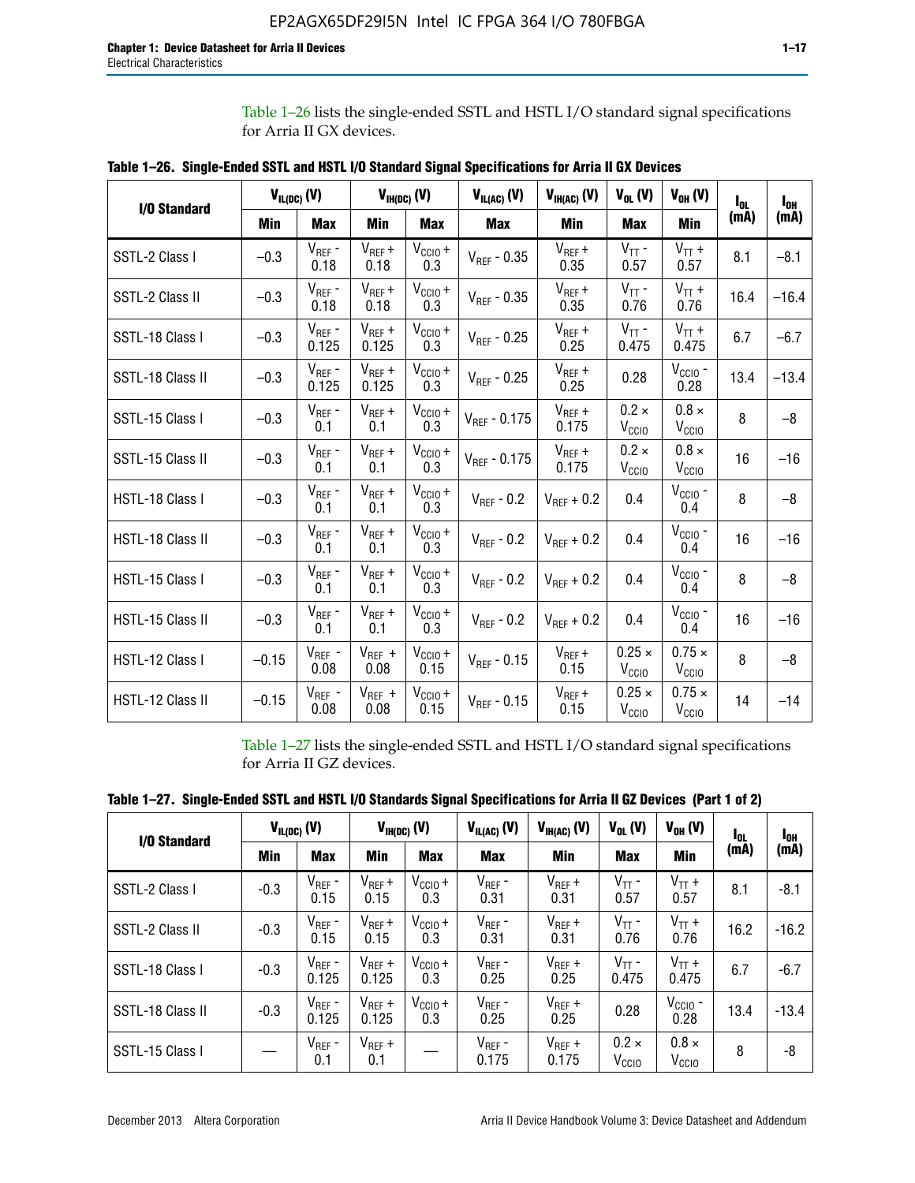Table 1–26 lists the single-ended SSTL and HSTL I/O standard signal specifications for Arria II GX devices.

**Table 1–26. Single-Ended SSTL and HSTL I/O Standard Signal Specifications for Arria II GX Devices**

| I/O Standard | $V_{IL(DC)}$ (V) | | $V_{IH(DC)}$ (V) | | $V_{IL(AC)}$ (V) | $V_{IH(AC)}$ (V) | $V_{OL}$ (V) | $V_{OH}$ (V) | $I_{OL}$ (mA) | $I_{OH}$ (mA) |
|---|---|---|---|---|---|---|---|---|---|---|
| | Min | Max | Min | Max | Max | Min | Max | Min | | |
| SSTL-2 Class I | –0.3 | $V_{REF}$ - 0.18 | $V_{REF}$ + 0.18 | $V_{CCIO}$ + 0.3 | $V_{REF}$ - 0.35 | $V_{REF}$ + 0.35 | $V_{TT}$ - 0.57 | $V_{TT}$ + 0.57 | 8.1 | –8.1 |
| SSTL-2 Class II | –0.3 | $V_{REF}$ - 0.18 | $V_{REF}$ + 0.18 | $V_{CCIO}$ + 0.3 | $V_{REF}$ - 0.35 | $V_{REF}$ + 0.35 | $V_{TT}$ - 0.76 | $V_{TT}$ + 0.76 | 16.4 | –16.4 |
| SSTL-18 Class I | –0.3 | $V_{REF}$ - 0.125 | $V_{REF}$ + 0.125 | $V_{CCIO}$ + 0.3 | $V_{REF}$ - 0.25 | $V_{REF}$ + 0.25 | $V_{TT}$ - 0.475 | $V_{TT}$ + 0.475 | 6.7 | –6.7 |
| SSTL-18 Class II | –0.3 | $V_{REF}$ - 0.125 | $V_{REF}$ + 0.125 | $V_{CCIO}$ + 0.3 | $V_{REF}$ - 0.25 | $V_{REF}$ + 0.25 | 0.28 | $V_{CCIO}$ - 0.28 | 13.4 | –13.4 |
| SSTL-15 Class I | –0.3 | $V_{REF}$ - 0.1 | $V_{REF}$ + 0.1 | $V_{CCIO}$ + 0.3 | $V_{REF}$ - 0.175 | $V_{REF}$ + 0.175 | 0.2 × $V_{CCIO}$ | 0.8 × $V_{CCIO}$ | 8 | –8 |
| SSTL-15 Class II | –0.3 | $V_{REF}$ - 0.1 | $V_{REF}$ + 0.1 | $V_{CCIO}$ + 0.3 | $V_{REF}$ - 0.175 | $V_{REF}$ + 0.175 | 0.2 × $V_{CCIO}$ | 0.8 × $V_{CCIO}$ | 16 | –16 |
| HSTL-18 Class I | –0.3 | $V_{REF}$ - 0.1 | $V_{REF}$ + 0.1 | $V_{CCIO}$ + 0.3 | $V_{REF}$ - 0.2 | $V_{REF}$ + 0.2 | 0.4 | $V_{CCIO}$ - 0.4 | 8 | –8 |
| HSTL-18 Class II | –0.3 | $V_{REF}$ - 0.1 | $V_{REF}$ + 0.1 | $V_{CCIO}$ + 0.3 | $V_{REF}$ - 0.2 | $V_{REF}$ + 0.2 | 0.4 | $V_{CCIO}$ - 0.4 | 16 | –16 |
| HSTL-15 Class I | –0.3 | $V_{REF}$ - 0.1 | $V_{REF}$ + 0.1 | $V_{CCIO}$ + 0.3 | $V_{REF}$ - 0.2 | $V_{REF}$ + 0.2 | 0.4 | $V_{CCIO}$ - 0.4 | 8 | –8 |
| HSTL-15 Class II | –0.3 | $V_{REF}$ - 0.1 | $V_{REF}$ + 0.1 | $V_{CCIO}$ + 0.3 | $V_{REF}$ - 0.2 | $V_{REF}$ + 0.2 | 0.4 | $V_{CCIO}$ - 0.4 | 16 | –16 |
| HSTL-12 Class I | –0.15 | $V_{REF}$ - 0.08 | $V_{REF}$ + 0.08 | $V_{CCIO}$ + 0.15 | $V_{REF}$ - 0.15 | $V_{REF}$ + 0.15 | 0.25 × $V_{CCIO}$ | 0.75 × $V_{CCIO}$ | 8 | –8 |
| HSTL-12 Class II | –0.15 | $V_{REF}$ - 0.08 | $V_{REF}$ + 0.08 | $V_{CCIO}$ + 0.15 | $V_{REF}$ - 0.15 | $V_{REF}$ + 0.15 | 0.25 × $V_{CCIO}$ | 0.75 × $V_{CCIO}$ | 14 | –14 |

Table 1–27 lists the single-ended SSTL and HSTL I/O standard signal specifications for Arria II GZ devices.

**Table 1–27. Single-Ended SSTL and HSTL I/O Standards Signal Specifications for Arria II GZ Devices (Part 1 of 2)**

| I/O Standard | $V_{IL(DC)}$ (V) | | $V_{IH(DC)}$ (V) | | $V_{IL(AC)}$ (V) | $V_{IH(AC)}$ (V) | $V_{OL}$ (V) | $V_{OH}$ (V) | $I_{OL}$ (mA) | $I_{OH}$ (mA) |
|---|---|---|---|---|---|---|---|---|---|---|
| | Min | Max | Min | Max | Max | Min | Max | Min | | |
| SSTL-2 Class I | -0.3 | $V_{REF}$ - 0.15 | $V_{REF}$ + 0.15 | $V_{CCIO}$ + 0.3 | $V_{REF}$ - 0.31 | $V_{REF}$ + 0.31 | $V_{TT}$ - 0.57 | $V_{TT}$ + 0.57 | 8.1 | -8.1 |
| SSTL-2 Class II | -0.3 | $V_{REF}$ - 0.15 | $V_{REF}$ + 0.15 | $V_{CCIO}$ + 0.3 | $V_{REF}$ - 0.31 | $V_{REF}$ + 0.31 | $V_{TT}$ - 0.76 | $V_{TT}$ + 0.76 | 16.2 | -16.2 |
| SSTL-18 Class I | -0.3 | $V_{REF}$ - 0.125 | $V_{REF}$ + 0.125 | $V_{CCIO}$ + 0.3 | $V_{REF}$ - 0.25 | $V_{REF}$ + 0.25 | $V_{TT}$ - 0.475 | $V_{TT}$ + 0.475 | 6.7 | -6.7 |
| SSTL-18 Class II | -0.3 | $V_{REF}$ - 0.125 | $V_{REF}$ + 0.125 | $V_{CCIO}$ + 0.3 | $V_{REF}$ - 0.25 | $V_{REF}$ + 0.25 | 0.28 | $V_{CCIO}$ - 0.28 | 13.4 | -13.4 |
| SSTL-15 Class I | — | $V_{REF}$ - 0.1 | $V_{REF}$ + 0.1 | — | $V_{REF}$ - 0.175 | $V_{REF}$ + 0.175 | 0.2 × $V_{CCIO}$ | 0.8 × $V_{CCIO}$ | 8 | -8 |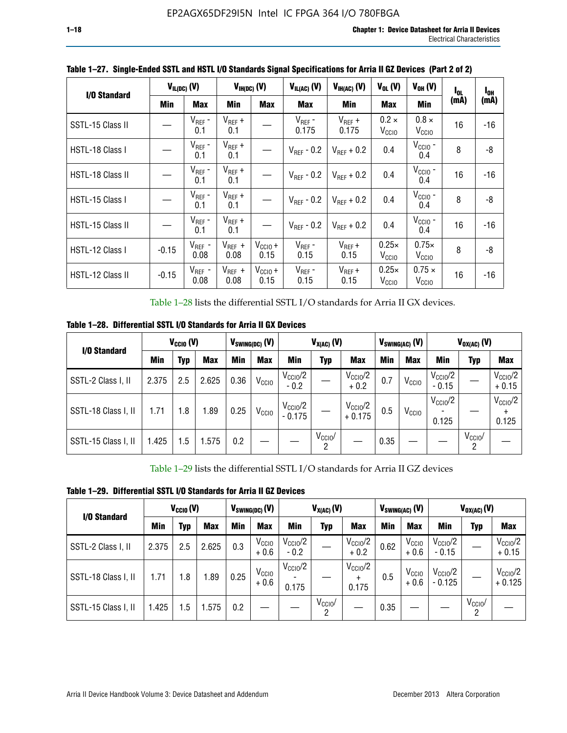**Table 1–27. Single-Ended SSTL and HSTL I/O Standards Signal Specifications for Arria II GZ Devices (Part 2 of 2)**

| I/O Standard | $V_{IL(DC)}$ (V) | | $V_{IH(DC)}$ (V) | | $V_{IL(AC)}$ (V) | $V_{IH(AC)}$ (V) | $V_{OL}$ (V) | $V_{OH}$ (V) | $I_{OL}$ (mA) | $I_{OH}$ (mA) |
|---|---|---|---|---|---|---|---|---|---|---|
| | Min | Max | Min | Max | Max | Min | Max | Min | | |
| SSTL-15 Class II | — | $V_{REF}$ - 0.1 | $V_{REF}$ + 0.1 | — | $V_{REF}$ - 0.175 | $V_{REF}$ + 0.175 | 0.2 × $V_{CCIO}$ | 0.8 × $V_{CCIO}$ | 16 | -16 |
| HSTL-18 Class I | — | $V_{REF}$ - 0.1 | $V_{REF}$ + 0.1 | — | $V_{REF}$ - 0.2 | $V_{REF}$ + 0.2 | 0.4 | $V_{CCIO}$ - 0.4 | 8 | -8 |
| HSTL-18 Class II | — | $V_{REF}$ - 0.1 | $V_{REF}$ + 0.1 | — | $V_{REF}$ - 0.2 | $V_{REF}$ + 0.2 | 0.4 | $V_{CCIO}$ - 0.4 | 16 | -16 |
| HSTL-15 Class I | — | $V_{REF}$ - 0.1 | $V_{REF}$ + 0.1 | — | $V_{REF}$ - 0.2 | $V_{REF}$ + 0.2 | 0.4 | $V_{CCIO}$ - 0.4 | 8 | -8 |
| HSTL-15 Class II | — | $V_{REF}$ - 0.1 | $V_{REF}$ + 0.1 | — | $V_{REF}$ - 0.2 | $V_{REF}$ + 0.2 | 0.4 | $V_{CCIO}$ - 0.4 | 16 | -16 |
| HSTL-12 Class I | -0.15 | $V_{REF}$ - 0.08 | $V_{REF}$ + 0.08 | $V_{CCIO}$ + 0.15 | $V_{REF}$ - 0.15 | $V_{REF}$ + 0.15 | 0.25× $V_{CCIO}$ | 0.75× $V_{CCIO}$ | 8 | -8 |
| HSTL-12 Class II | -0.15 | $V_{REF}$ - 0.08 | $V_{REF}$ + 0.08 | $V_{CCIO}$ + 0.15 | $V_{REF}$ - 0.15 | $V_{REF}$ + 0.15 | 0.25× $V_{CCIO}$ | 0.75 × $V_{CCIO}$ | 16 | -16 |

Table 1–28 lists the differential SSTL I/O standards for Arria II GX devices.

**Table 1–28. Differential SSTL I/O Standards for Arria II GX Devices**

| I/O Standard | $V_{CCIO}$ (V) | | | $V_{SWING(DC)}$ (V) | | $V_{X(AC)}$ (V) | | | $V_{SWING(AC)}$ (V) | | $V_{OX(AC)}$ (V) | | |
|---|---|---|---|---|---|---|---|---|---|---|---|---|---|
| | Min | Typ | Max | Min | Max | Min | Typ | Max | Min | Max | Min | Typ | Max |
| SSTL-2 Class I, II | 2.375 | 2.5 | 2.625 | 0.36 | $V_{CCIO}$ | $V_{CCIO}/2$ - 0.2 | — | $V_{CCIO}/2$ + 0.2 | 0.7 | $V_{CCIO}$ | $V_{CCIO}/2$ - 0.15 | — | $V_{CCIO}/2$ + 0.15 |
| SSTL-18 Class I, II | 1.71 | 1.8 | 1.89 | 0.25 | $V_{CCIO}$ | $V_{CCIO}/2$ - 0.175 | — | $V_{CCIO}/2$ + 0.175 | 0.5 | $V_{CCIO}$ | $V_{CCIO}/2$ - 0.125 | — | $V_{CCIO}/2$ + 0.125 |
| SSTL-15 Class I, II | 1.425 | 1.5 | 1.575 | 0.2 | — | — | $V_{CCIO}/2$ | — | 0.35 | — | — | $V_{CCIO}/2$ | — |

Table 1–29 lists the differential SSTL I/O standards for Arria II GZ devices

**Table 1–29. Differential SSTL I/O Standards for Arria II GZ Devices**

| I/O Standard | $V_{CCIO}$ (V) | | | $V_{SWING(DC)}$ (V) | | $V_{X(AC)}$ (V) | | | $V_{SWING(AC)}$ (V) | | $V_{OX(AC)}$ (V) | | |
|---|---|---|---|---|---|---|---|---|---|---|---|---|---|
| | Min | Typ | Max | Min | Max | Min | Typ | Max | Min | Max | Min | Typ | Max |
| SSTL-2 Class I, II | 2.375 | 2.5 | 2.625 | 0.3 | $V_{CCIO}$ + 0.6 | $V_{CCIO}/2$ - 0.2 | — | $V_{CCIO}/2$ + 0.2 | 0.62 | $V_{CCIO}$ + 0.6 | $V_{CCIO}/2$ - 0.15 | — | $V_{CCIO}/2$ + 0.15 |
| SSTL-18 Class I, II | 1.71 | 1.8 | 1.89 | 0.25 | $V_{CCIO}$ + 0.6 | $V_{CCIO}/2$ - 0.175 | — | $V_{CCIO}/2$ + 0.175 | 0.5 | $V_{CCIO}$ + 0.6 | $V_{CCIO}/2$ - 0.125 | — | $V_{CCIO}/2$ + 0.125 |
| SSTL-15 Class I, II | 1.425 | 1.5 | 1.575 | 0.2 | — | — | $V_{CCIO}/2$ | — | 0.35 | — | — | $V_{CCIO}/2$ | — |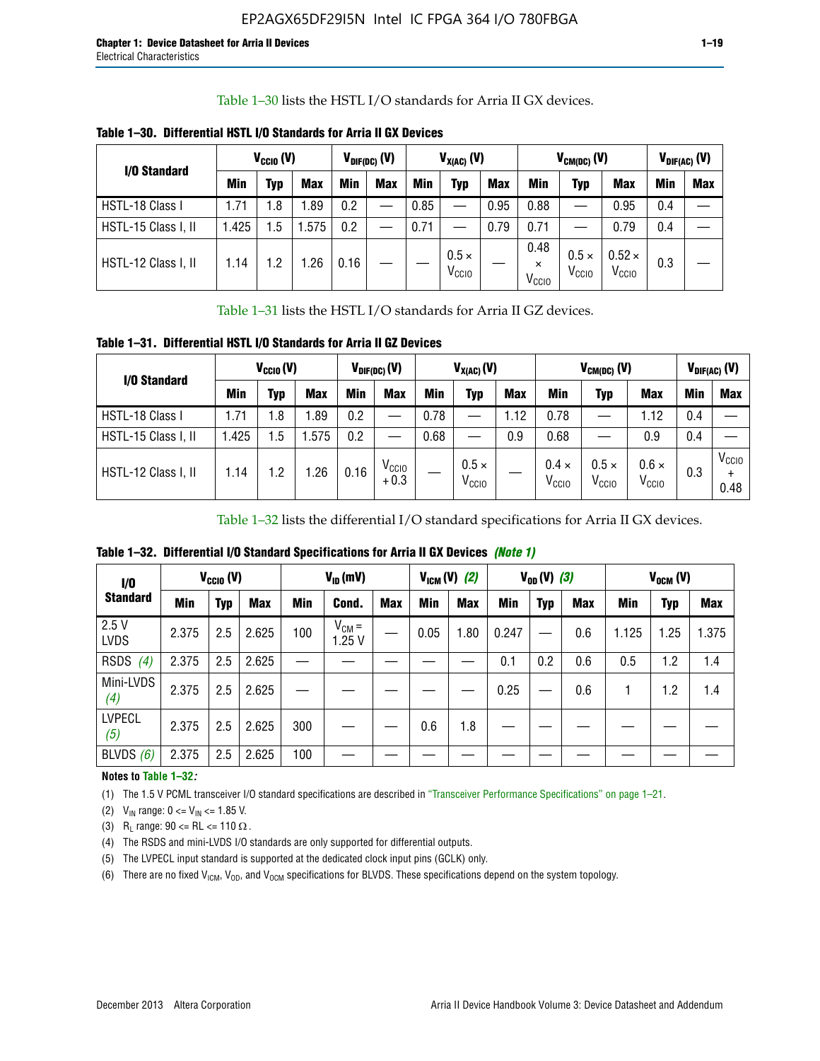Table 1–30 lists the HSTL I/O standards for Arria II GX devices.

**Table 1–30. Differential HSTL I/O Standards for Arria II GX Devices**

| I/O Standard | $V_{CCIO}$ (V) | | | $V_{DIF(DC)}$ (V) | | $V_{X(AC)}$ (V) | | | $V_{CM(DC)}$ (V) | | | $V_{DIF(AC)}$ (V) | |
|---|---|---|---|---|---|---|---|---|---|---|---|---|---|
| | Min | Typ | Max | Min | Max | Min | Typ | Max | Min | Typ | Max | Min | Max |
| HSTL-18 Class I | 1.71 | 1.8 | 1.89 | 0.2 | — | 0.85 | — | 0.95 | 0.88 | — | 0.95 | 0.4 | — |
| HSTL-15 Class I, II | 1.425 | 1.5 | 1.575 | 0.2 | — | 0.71 | — | 0.79 | 0.71 | — | 0.79 | 0.4 | — |
| HSTL-12 Class I, II | 1.14 | 1.2 | 1.26 | 0.16 | — | — | $0.5 \times V_{CCIO}$ | — | $0.48 \times V_{CCIO}$ | $0.5 \times V_{CCIO}$ | $0.52 \times V_{CCIO}$ | 0.3 | — |

Table 1–31 lists the HSTL I/O standards for Arria II GZ devices.

**Table 1–31. Differential HSTL I/O Standards for Arria II GZ Devices**

| I/O Standard | $V_{CCIO}$ (V) | | | $V_{DIF(DC)}$ (V) | | $V_{X(AC)}$ (V) | | | $V_{CM(DC)}$ (V) | | | $V_{DIF(AC)}$ (V) | |
|---|---|---|---|---|---|---|---|---|---|---|---|---|---|
| | Min | Typ | Max | Min | Max | Min | Typ | Max | Min | Typ | Max | Min | Max |
| HSTL-18 Class I | 1.71 | 1.8 | 1.89 | 0.2 | — | 0.78 | — | 1.12 | 0.78 | — | 1.12 | 0.4 | — |
| HSTL-15 Class I, II | 1.425 | 1.5 | 1.575 | 0.2 | — | 0.68 | — | 0.9 | 0.68 | — | 0.9 | 0.4 | — |
| HSTL-12 Class I, II | 1.14 | 1.2 | 1.26 | 0.16 | $V_{CCIO} + 0.3$ | — | $0.5 \times V_{CCIO}$ | — | $0.4 \times V_{CCIO}$ | $0.5 \times V_{CCIO}$ | $0.6 \times V_{CCIO}$ | 0.3 | $V_{CCIO} + 0.48$ |

Table 1–32 lists the differential I/O standard specifications for Arria II GX devices.

**Table 1–32. Differential I/O Standard Specifications for Arria II GX Devices** *(Note 1)*

| I/O Standard | $V_{CCIO}$ (V) | | | $V_{ID}$ (mV) | | | $V_{ICM}$ (V) *(2)* | | $V_{OD}$ (V) *(3)* | | | $V_{OCM}$ (V) | | |
|---|---|---|---|---|---|---|---|---|---|---|---|---|---|---|
| | Min | Typ | Max | Min | Cond. | Max | Min | Max | Min | Typ | Max | Min | Typ | Max |
| 2.5 V LVDS | 2.375 | 2.5 | 2.625 | 100 | $V_{CM}$ = 1.25 V | — | 0.05 | 1.80 | 0.247 | — | 0.6 | 1.125 | 1.25 | 1.375 |
| RSDS *(4)* | 2.375 | 2.5 | 2.625 | — | — | — | — | — | 0.1 | 0.2 | 0.6 | 0.5 | 1.2 | 1.4 |
| Mini-LVDS *(4)* | 2.375 | 2.5 | 2.625 | — | — | — | — | — | 0.25 | — | 0.6 | 1 | 1.2 | 1.4 |
| LVPECL *(5)* | 2.375 | 2.5 | 2.625 | 300 | — | — | 0.6 | 1.8 | — | — | — | — | — | — |
| BLVDS *(6)* | 2.375 | 2.5 | 2.625 | 100 | — | — | — | — | — | — | — | — | — | — |

**Notes to Table 1–32:**

(1) The 1.5 V PCML transceiver I/O standard specifications are described in "Transceiver Performance Specifications" on page 1–21.

(2) $V_{IN}$ range: $0 <= V_{IN} <= 1.85$ V.

(3) $R_L$ range: $90 <= RL <= 110\ \Omega$.

(4) The RSDS and mini-LVDS I/O standards are only supported for differential outputs.

(5) The LVPECL input standard is supported at the dedicated clock input pins (GCLK) only.

(6) There are no fixed $V_{ICM}$, $V_{OD}$, and $V_{OCM}$ specifications for BLVDS. These specifications depend on the system topology.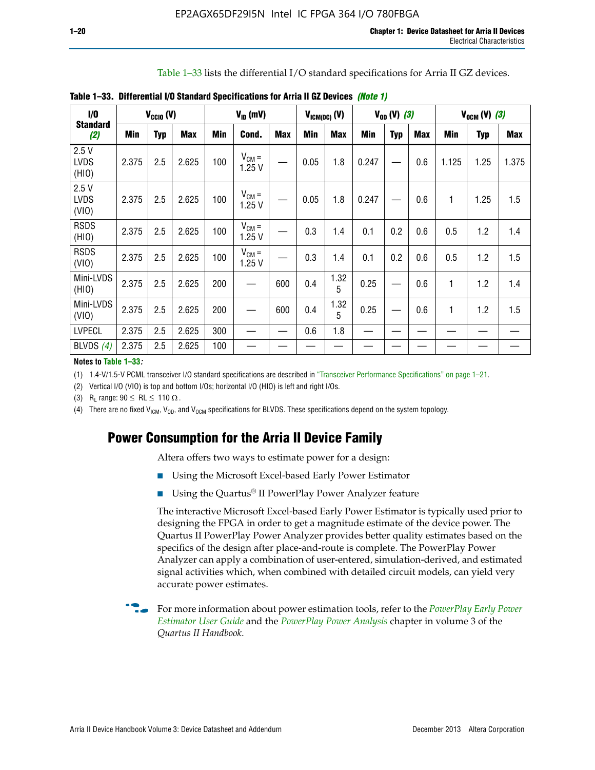Table 1–33 lists the differential I/O standard specifications for Arria II GZ devices.

**Table 1–33. Differential I/O Standard Specifications for Arria II GZ Devices** *(Note 1)*

| I/O Standard (2) | $V_{CCIO}$ (V) | | | $V_{ID}$ (mV) | | | $V_{ICM(DC)}$ (V) | | $V_{OD}$ (V) (3) | | | $V_{OCM}$ (V) (3) | | |
|---|---|---|---|---|---|---|---|---|---|---|---|---|---|---|
| | Min | Typ | Max | Min | Cond. | Max | Min | Max | Min | Typ | Max | Min | Typ | Max |
| 2.5 V LVDS (HIO) | 2.375 | 2.5 | 2.625 | 100 | $V_{CM}$ = 1.25 V | — | 0.05 | 1.8 | 0.247 | — | 0.6 | 1.125 | 1.25 | 1.375 |
| 2.5 V LVDS (VIO) | 2.375 | 2.5 | 2.625 | 100 | $V_{CM}$ = 1.25 V | — | 0.05 | 1.8 | 0.247 | — | 0.6 | 1 | 1.25 | 1.5 |
| RSDS (HIO) | 2.375 | 2.5 | 2.625 | 100 | $V_{CM}$ = 1.25 V | — | 0.3 | 1.4 | 0.1 | 0.2 | 0.6 | 0.5 | 1.2 | 1.4 |
| RSDS (VIO) | 2.375 | 2.5 | 2.625 | 100 | $V_{CM}$ = 1.25 V | — | 0.3 | 1.4 | 0.1 | 0.2 | 0.6 | 0.5 | 1.2 | 1.5 |
| Mini-LVDS (HIO) | 2.375 | 2.5 | 2.625 | 200 | — | 600 | 0.4 | 1.325 | 0.25 | — | 0.6 | 1 | 1.2 | 1.4 |
| Mini-LVDS (VIO) | 2.375 | 2.5 | 2.625 | 200 | — | 600 | 0.4 | 1.325 | 0.25 | — | 0.6 | 1 | 1.2 | 1.5 |
| LVPECL | 2.375 | 2.5 | 2.625 | 300 | — | — | 0.6 | 1.8 | — | — | — | — | — | — |
| BLVDS (4) | 2.375 | 2.5 | 2.625 | 100 | — | — | — | — | — | — | — | — | — | — |

**Notes to Table 1–33:**

(1) 1.4-V/1.5-V PCML transceiver I/O standard specifications are described in "Transceiver Performance Specifications" on page 1–21.

(2) Vertical I/O (VIO) is top and bottom I/Os; horizontal I/O (HIO) is left and right I/Os.

(3) $R_L$ range: $90 \leq RL \leq 110\ \Omega$.

(4) There are no fixed $V_{ICM}$, $V_{OD}$, and $V_{OCM}$ specifications for BLVDS. These specifications depend on the system topology.

## Power Consumption for the Arria II Device Family

Altera offers two ways to estimate power for a design:

- Using the Microsoft Excel-based Early Power Estimator
- Using the Quartus® II PowerPlay Power Analyzer feature

The interactive Microsoft Excel-based Early Power Estimator is typically used prior to designing the FPGA in order to get a magnitude estimate of the device power. The Quartus II PowerPlay Power Analyzer provides better quality estimates based on the specifics of the design after place-and-route is complete. The PowerPlay Power Analyzer can apply a combination of user-entered, simulation-derived, and estimated signal activities which, when combined with detailed circuit models, can yield very accurate power estimates.

For more information about power estimation tools, refer to the *PowerPlay Early Power Estimator User Guide* and the *PowerPlay Power Analysis* chapter in volume 3 of the *Quartus II Handbook*.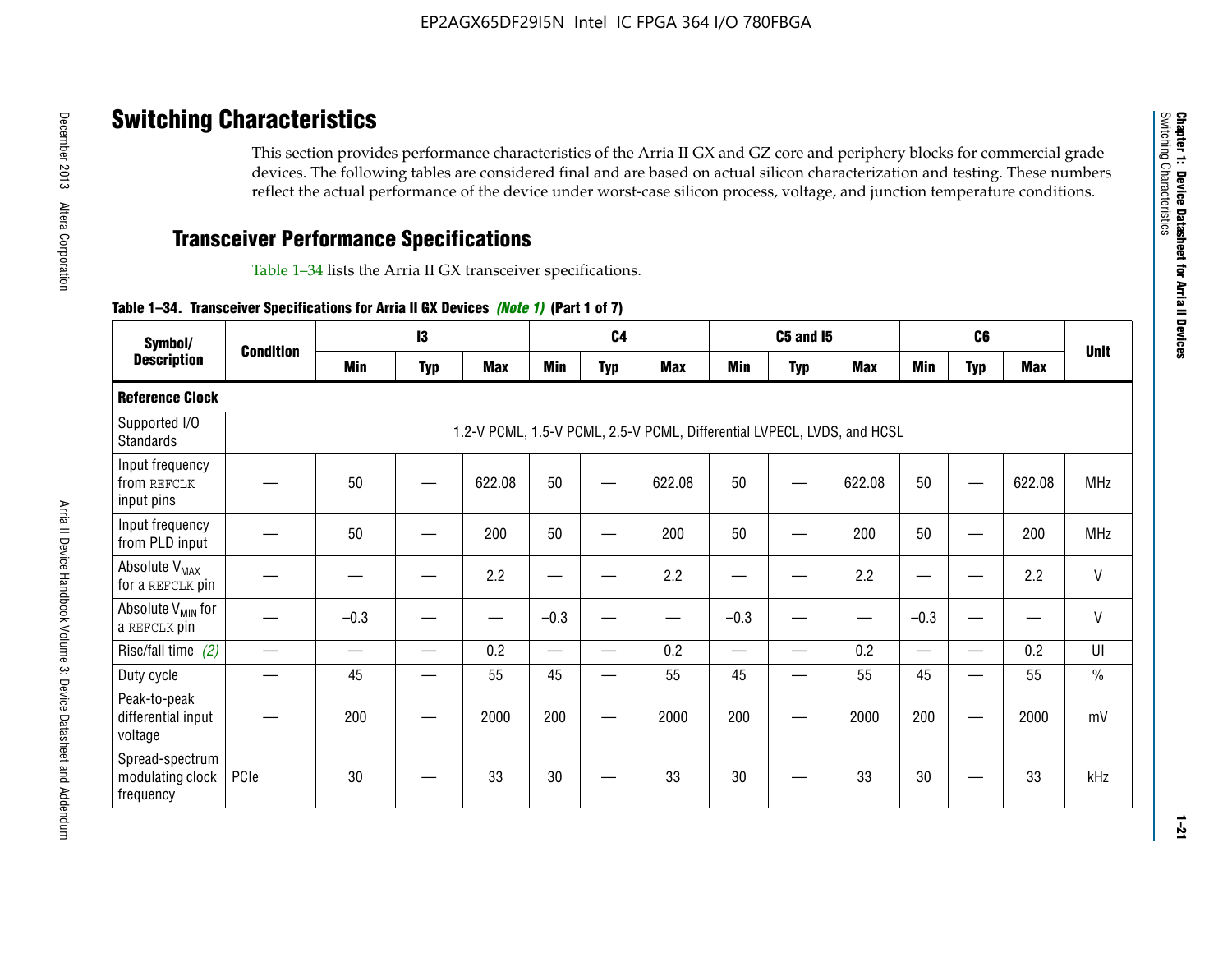# Switching Characteristics

This section provides performance characteristics of the Arria II GX and GZ core and periphery blocks for commercial grade devices. The following tables are considered final and are based on actual silicon characterization and testing. These numbers reflect the actual performance of the device under worst-case silicon process, voltage, and junction temperature conditions.

## Transceiver Performance Specifications

Table 1–34 lists the Arria II GX transceiver specifications.

**Table 1–34. Transceiver Specifications for Arria II GX Devices *(Note 1)* (Part 1 of 7)**

| Symbol/ Description | Condition | I3 | | | C4 | | | C5 and I5 | | | C6 | | | Unit |
|---|---|---|---|---|---|---|---|---|---|---|---|---|---|---|
| | | Min | Typ | Max | Min | Typ | Max | Min | Typ | Max | Min | Typ | Max | |
| **Reference Clock** | | | | | | | | | | | | | | |
| Supported I/O Standards | 1.2-V PCML, 1.5-V PCML, 2.5-V PCML, Differential LVPECL, LVDS, and HCSL | | | | | | | | | | | | | |
| Input frequency from REFCLK input pins | — | 50 | — | 622.08 | 50 | — | 622.08 | 50 | — | 622.08 | 50 | — | 622.08 | MHz |
| Input frequency from PLD input | — | 50 | — | 200 | 50 | — | 200 | 50 | — | 200 | 50 | — | 200 | MHz |
| Absolute $V_{MAX}$ for a REFCLK pin | — | — | — | 2.2 | — | — | 2.2 | — | — | 2.2 | — | — | 2.2 | V |
| Absolute $V_{MIN}$ for a REFCLK pin | — | –0.3 | — | — | –0.3 | — | — | –0.3 | — | — | –0.3 | — | — | V |
| Rise/fall time *(2)* | — | — | — | 0.2 | — | — | 0.2 | — | — | 0.2 | — | — | 0.2 | UI |
| Duty cycle | — | 45 | — | 55 | 45 | — | 55 | 45 | — | 55 | 45 | — | 55 | % |
| Peak-to-peak differential input voltage | — | 200 | — | 2000 | 200 | — | 2000 | 200 | — | 2000 | 200 | — | 2000 | mV |
| Spread-spectrum modulating clock frequency | PCIe | 30 | — | 33 | 30 | — | 33 | 30 | — | 33 | 30 | — | 33 | kHz |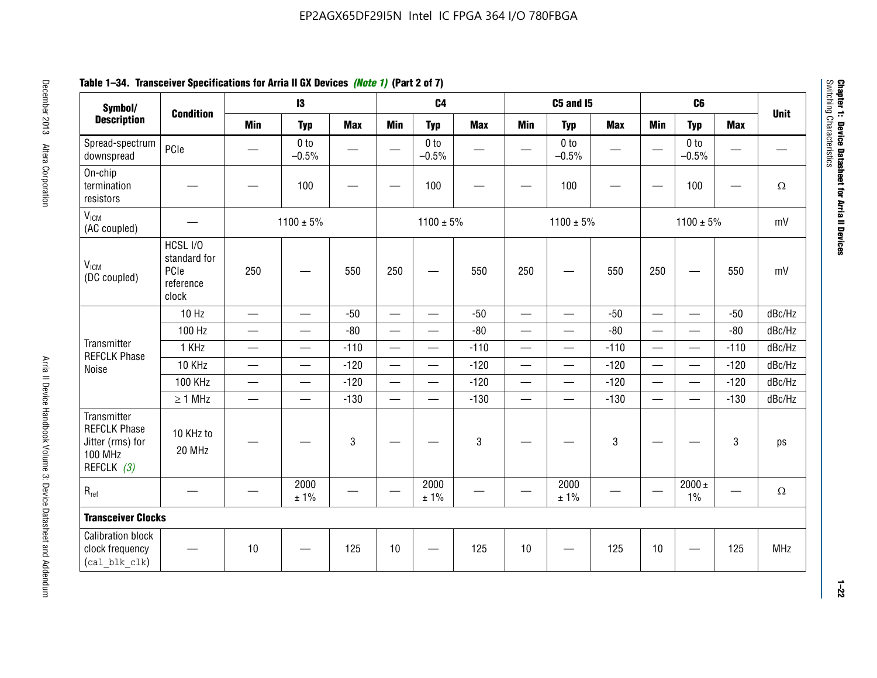**Table 1–34. Transceiver Specifications for Arria II GX Devices *(Note 1)* (Part 2 of 7)**

| Symbol/ Description | Condition | I3 | | | C4 | | | C5 and I5 | | | C6 | | | Unit |
|---|---|---|---|---|---|---|---|---|---|---|---|---|---|---|
| | | Min | Typ | Max | Min | Typ | Max | Min | Typ | Max | Min | Typ | Max | |
| Spread-spectrum downspread | PCIe | — | 0 to –0.5% | — | — | 0 to –0.5% | — | — | 0 to –0.5% | — | — | 0 to –0.5% | — | — |
| On-chip termination resistors | — | — | 100 | — | — | 100 | — | — | 100 | — | — | 100 | — | Ω |
| $V_{ICM}$ (AC coupled) | — | 1100 ± 5% | | | 1100 ± 5% | | | 1100 ± 5% | | | 1100 ± 5% | | | mV |
| $V_{ICM}$ (DC coupled) | HCSL I/O standard for PCIe reference clock | 250 | — | 550 | 250 | — | 550 | 250 | — | 550 | 250 | — | 550 | mV |
| Transmitter REFCLK Phase Noise | 10 Hz | — | — | -50 | — | — | -50 | — | — | -50 | — | — | -50 | dBc/Hz |
| | 100 Hz | — | — | -80 | — | — | -80 | — | — | -80 | — | — | -80 | dBc/Hz |
| | 1 KHz | — | — | -110 | — | — | -110 | — | — | -110 | — | — | -110 | dBc/Hz |
| | 10 KHz | — | — | -120 | — | — | -120 | — | — | -120 | — | — | -120 | dBc/Hz |
| | 100 KHz | — | — | -120 | — | — | -120 | — | — | -120 | — | — | -120 | dBc/Hz |
| | ≥ 1 MHz | — | — | -130 | — | — | -130 | — | — | -130 | — | — | -130 | dBc/Hz |
| Transmitter REFCLK Phase Jitter (rms) for 100 MHz REFCLK *(3)* | 10 KHz to 20 MHz | — | — | 3 | — | — | 3 | — | — | 3 | — | — | 3 | ps |
| $R_{ref}$ | — | — | 2000 ± 1% | — | — | 2000 ± 1% | — | — | 2000 ± 1% | — | — | 2000 ± 1% | — | Ω |
| **Transceiver Clocks** | | | | | | | | | | | | | | |
| Calibration block clock frequency (cal_blk_clk) | — | 10 | — | 125 | 10 | — | 125 | 10 | — | 125 | 10 | — | 125 | MHz |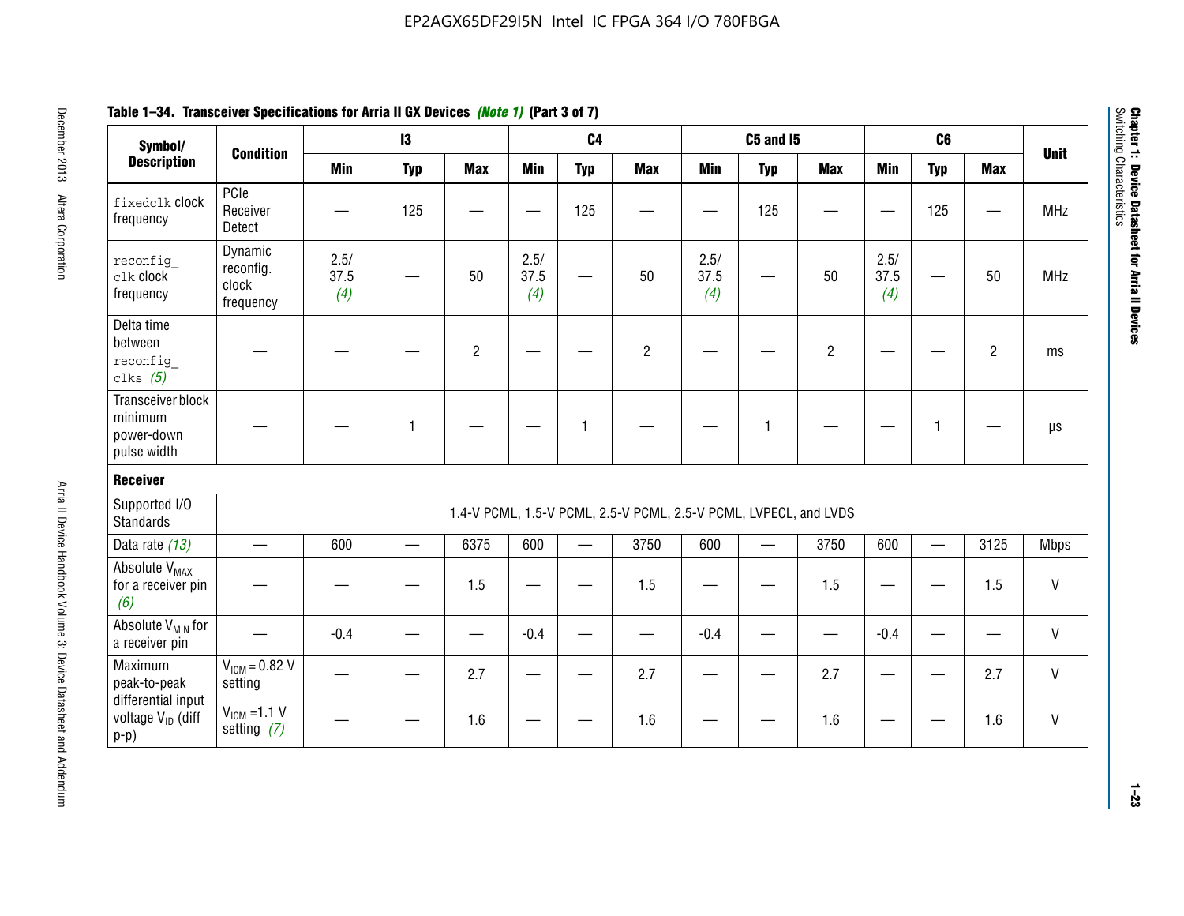**Table 1–34. Transceiver Specifications for Arria II GX Devices** *(Note 1)* **(Part 3 of 7)**

| Symbol/ Description | Condition | I3 | | | C4 | | | C5 and I5 | | | C6 | | | Unit |
|---|---|---|---|---|---|---|---|---|---|---|---|---|---|---|
| | | Min | Typ | Max | Min | Typ | Max | Min | Typ | Max | Min | Typ | Max | |
| `fixedclk` clock frequency | PCIe Receiver Detect | — | 125 | — | — | 125 | — | — | 125 | — | — | 125 | — | MHz |
| `reconfig_clk` clock frequency | Dynamic reconfig. clock frequency | 2.5/ 37.5 *(4)* | — | 50 | 2.5/ 37.5 *(4)* | — | 50 | 2.5/ 37.5 *(4)* | — | 50 | 2.5/ 37.5 *(4)* | — | 50 | MHz |
| Delta time between `reconfig_clks` *(5)* | — | — | — | 2 | — | — | 2 | — | — | 2 | — | — | 2 | ms |
| Transceiver block minimum power-down pulse width | — | — | 1 | — | — | 1 | — | — | 1 | — | — | 1 | — | µs |
| **Receiver** | | | | | | | | | | | | | | |
| Supported I/O Standards | 1.4-V PCML, 1.5-V PCML, 2.5-V PCML, 2.5-V PCML, LVPECL, and LVDS | | | | | | | | | | | | | |
| Data rate *(13)* | — | 600 | — | 6375 | 600 | — | 3750 | 600 | — | 3750 | 600 | — | 3125 | Mbps |
| Absolute $V_{MAX}$ for a receiver pin *(6)* | — | — | — | 1.5 | — | — | 1.5 | — | — | 1.5 | — | — | 1.5 | V |
| Absolute $V_{MIN}$ for a receiver pin | — | -0.4 | — | — | -0.4 | — | — | -0.4 | — | — | -0.4 | — | — | V |
| Maximum peak-to-peak differential input voltage $V_{ID}$ (diff p-p) | $V_{ICM}$ = 0.82 V setting | — | — | 2.7 | — | — | 2.7 | — | — | 2.7 | — | — | 2.7 | V |
| | $V_{ICM}$ =1.1 V setting *(7)* | — | — | 1.6 | — | — | 1.6 | — | — | 1.6 | — | — | 1.6 | V |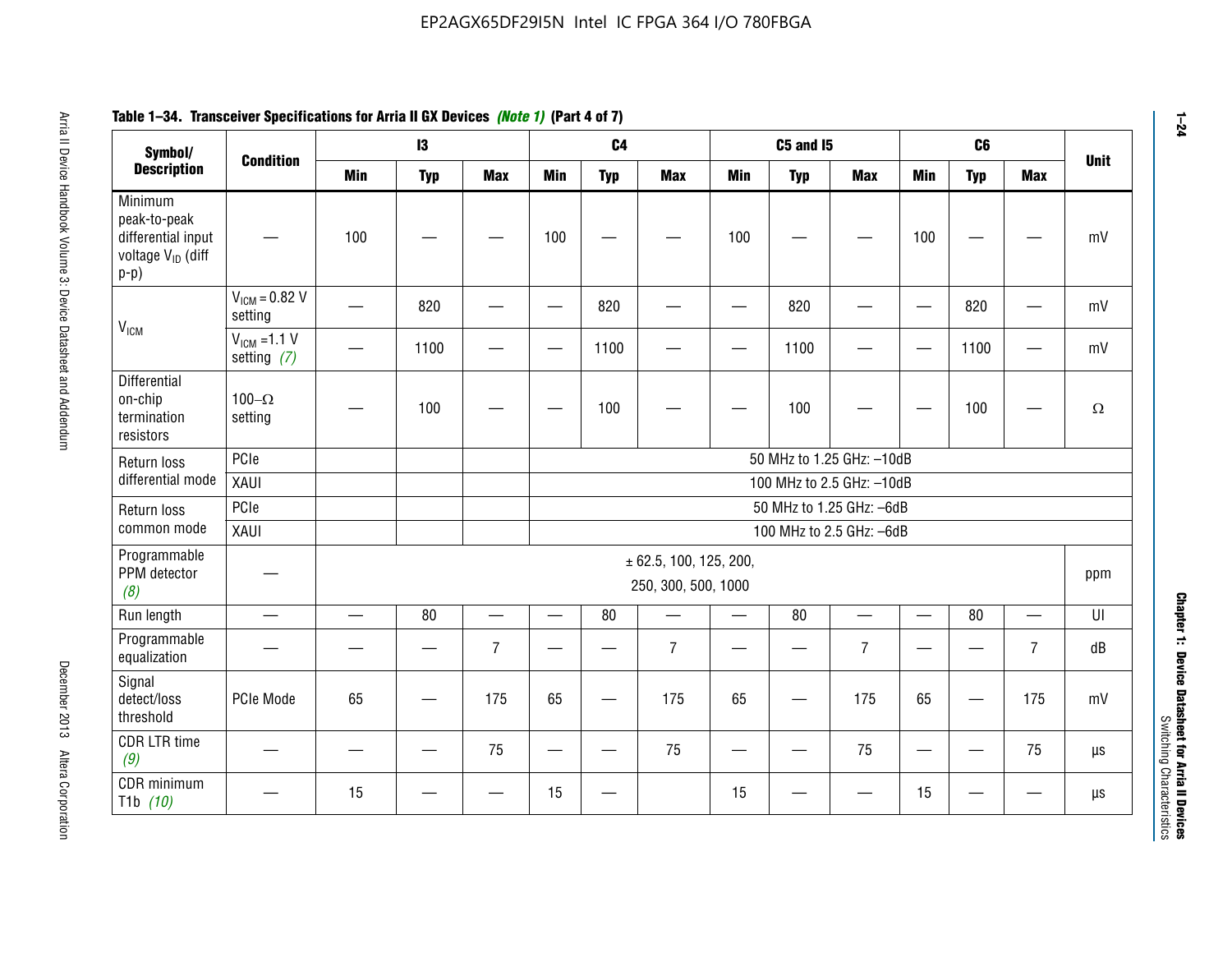**Table 1–34. Transceiver Specifications for Arria II GX Devices *(Note 1)* (Part 4 of 7)**

| Symbol/ Description | Condition | I3 | | | C4 | | | C5 and I5 | | | C6 | | | Unit |
|---|---|---|---|---|---|---|---|---|---|---|---|---|---|---|
| | | Min | Typ | Max | Min | Typ | Max | Min | Typ | Max | Min | Typ | Max | |
| Minimum peak-to-peak differential input voltage $V_{ID}$ (diff p-p) | — | 100 | — | — | 100 | — | — | 100 | — | — | 100 | — | — | mV |
| $V_{ICM}$ | $V_{ICM}$ = 0.82 V setting | — | 820 | — | — | 820 | — | — | 820 | — | — | 820 | — | mV |
| | $V_{ICM}$ =1.1 V setting *(7)* | — | 1100 | — | — | 1100 | — | — | 1100 | — | — | 1100 | — | mV |
| Differential on-chip termination resistors | 100–Ω setting | — | 100 | — | — | 100 | — | — | 100 | — | — | 100 | — | Ω |
| Return loss differential mode | PCIe | | | | 50 MHz to 1.25 GHz: –10dB | | | | | | | | | |
| | XAUI | | | | 100 MHz to 2.5 GHz: –10dB | | | | | | | | | |
| Return loss common mode | PCIe | | | | 50 MHz to 1.25 GHz: –6dB | | | | | | | | | |
| | XAUI | | | | 100 MHz to 2.5 GHz: –6dB | | | | | | | | | |
| Programmable PPM detector *(8)* | — | ± 62.5, 100, 125, 200, 250, 300, 500, 1000 | | | | | | | | | | | | ppm |
| Run length | — | — | 80 | — | — | 80 | — | — | 80 | — | — | 80 | — | UI |
| Programmable equalization | — | — | — | 7 | — | — | 7 | — | — | 7 | — | — | 7 | dB |
| Signal detect/loss threshold | PCIe Mode | 65 | — | 175 | 65 | — | 175 | 65 | — | 175 | 65 | — | 175 | mV |
| CDR LTR time *(9)* | — | — | — | 75 | — | — | 75 | — | — | 75 | — | — | 75 | µs |
| CDR minimum T1b *(10)* | — | 15 | — | — | 15 | — | | 15 | — | — | 15 | — | — | µs |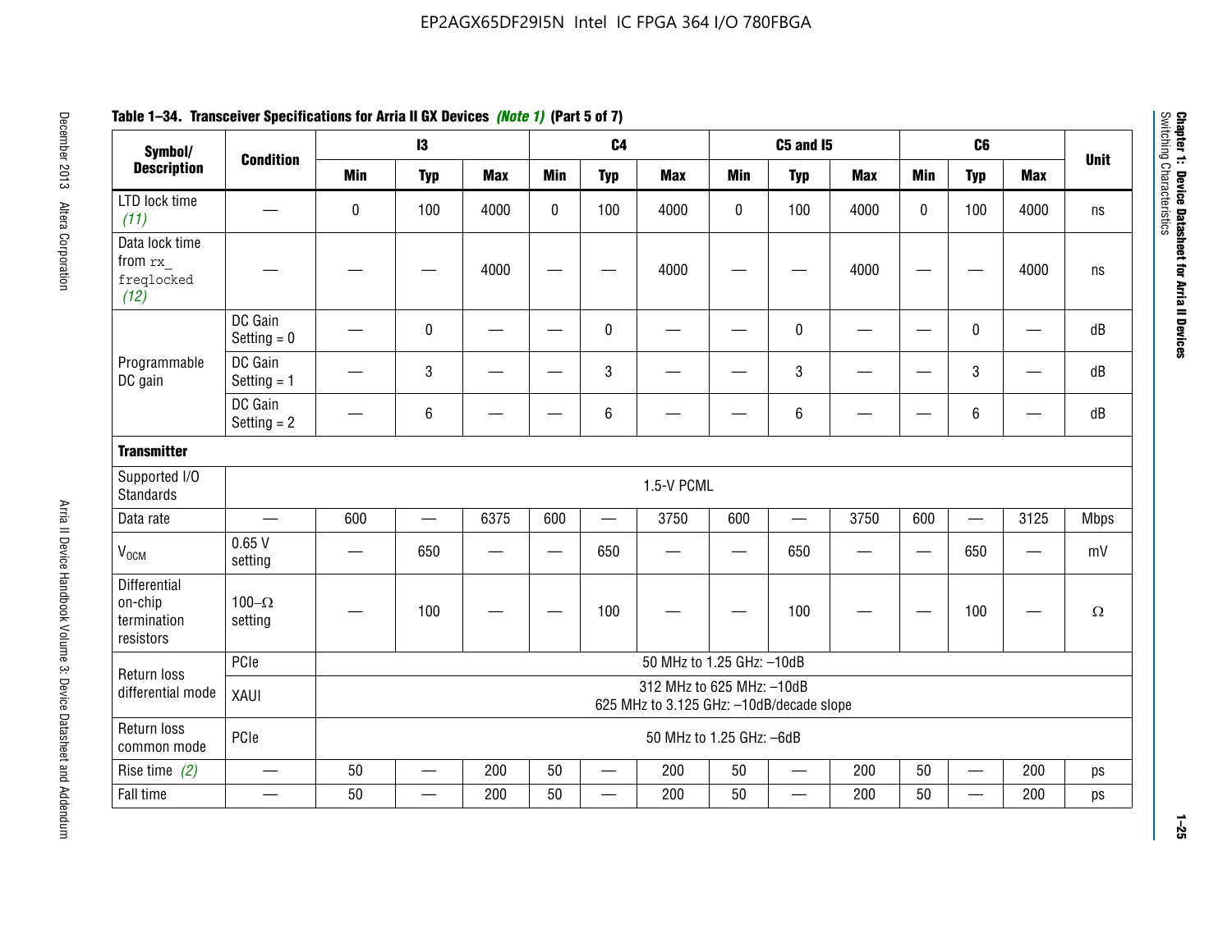**Table 1–34. Transceiver Specifications for Arria II GX Devices *(Note 1)* (Part 5 of 7)**

| Symbol/ Description | Condition | I3 | | | C4 | | | C5 and I5 | | | C6 | | | Unit |
|---|---|---|---|---|---|---|---|---|---|---|---|---|---|---|
| | | Min | Typ | Max | Min | Typ | Max | Min | Typ | Max | Min | Typ | Max | |
| LTD lock time *(11)* | — | 0 | 100 | 4000 | 0 | 100 | 4000 | 0 | 100 | 4000 | 0 | 100 | 4000 | ns |
| Data lock time from `rx_freqlocked` *(12)* | — | — | — | 4000 | — | — | 4000 | — | — | 4000 | — | — | 4000 | ns |
| Programmable DC gain | DC Gain Setting = 0 | — | 0 | — | — | 0 | — | — | 0 | — | — | 0 | — | dB |
| | DC Gain Setting = 1 | — | 3 | — | — | 3 | — | — | 3 | — | — | 3 | — | dB |
| | DC Gain Setting = 2 | — | 6 | — | — | 6 | — | — | 6 | — | — | 6 | — | dB |
| **Transmitter** | | | | | | | | | | | | | | |
| Supported I/O Standards | 1.5-V PCML | | | | | | | | | | | | | |
| Data rate | — | 600 | — | 6375 | 600 | — | 3750 | 600 | — | 3750 | 600 | — | 3125 | Mbps |
| $V_{OCM}$ | 0.65 V setting | — | 650 | — | — | 650 | — | — | 650 | — | — | 650 | — | mV |
| Differential on-chip termination resistors | 100–Ω setting | — | 100 | — | — | 100 | — | — | 100 | — | — | 100 | — | Ω |
| Return loss differential mode | PCIe | 50 MHz to 1.25 GHz: –10dB | | | | | | | | | | | | |
| | XAUI | 312 MHz to 625 MHz: –10dB<br>625 MHz to 3.125 GHz: –10dB/decade slope | | | | | | | | | | | | |
| Return loss common mode | PCIe | 50 MHz to 1.25 GHz: –6dB | | | | | | | | | | | | |
| Rise time *(2)* | — | 50 | — | 200 | 50 | — | 200 | 50 | — | 200 | 50 | — | 200 | ps |
| Fall time | — | 50 | — | 200 | 50 | — | 200 | 50 | — | 200 | 50 | — | 200 | ps |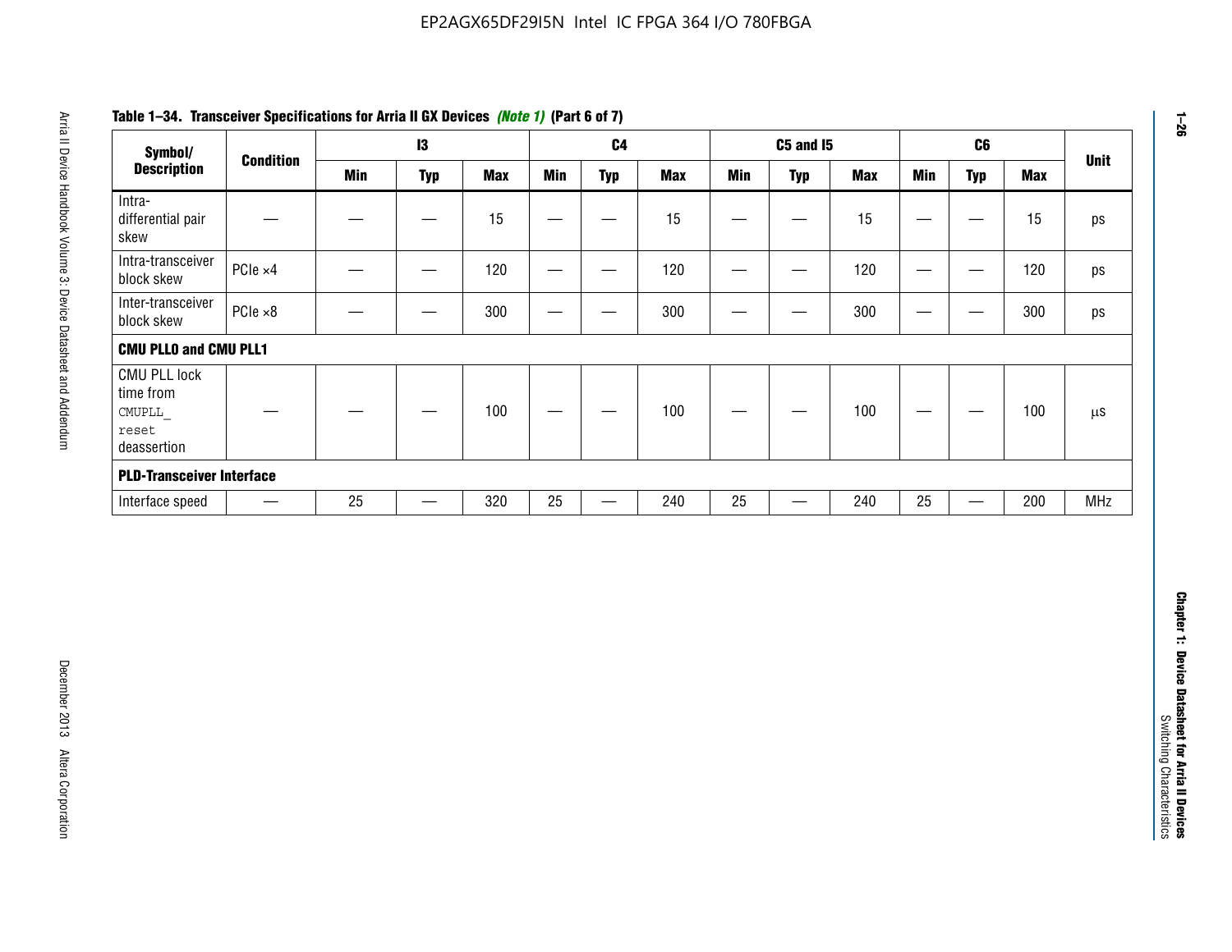**Table 1–34. Transceiver Specifications for Arria II GX Devices *(Note 1)* (Part 6 of 7)**

| Symbol/ Description | Condition | I3 | | | C4 | | | C5 and I5 | | | C6 | | | Unit |
|---|---|---|---|---|---|---|---|---|---|---|---|---|---|---|
| | | Min | Typ | Max | Min | Typ | Max | Min | Typ | Max | Min | Typ | Max | |
| Intra-differential pair skew | — | — | — | 15 | — | — | 15 | — | — | 15 | — | — | 15 | ps |
| Intra-transceiver block skew | PCIe ×4 | — | — | 120 | — | — | 120 | — | — | 120 | — | — | 120 | ps |
| Inter-transceiver block skew | PCIe ×8 | — | — | 300 | — | — | 300 | — | — | 300 | — | — | 300 | ps |
| **CMU PLL0 and CMU PLL1** | | | | | | | | | | | | | | |
| CMU PLL lock time from CMUPLL_reset deassertion | — | — | — | 100 | — | — | 100 | — | — | 100 | — | — | 100 | µs |
| **PLD-Transceiver Interface** | | | | | | | | | | | | | | |
| Interface speed | — | 25 | — | 320 | 25 | — | 240 | 25 | — | 240 | 25 | — | 200 | MHz |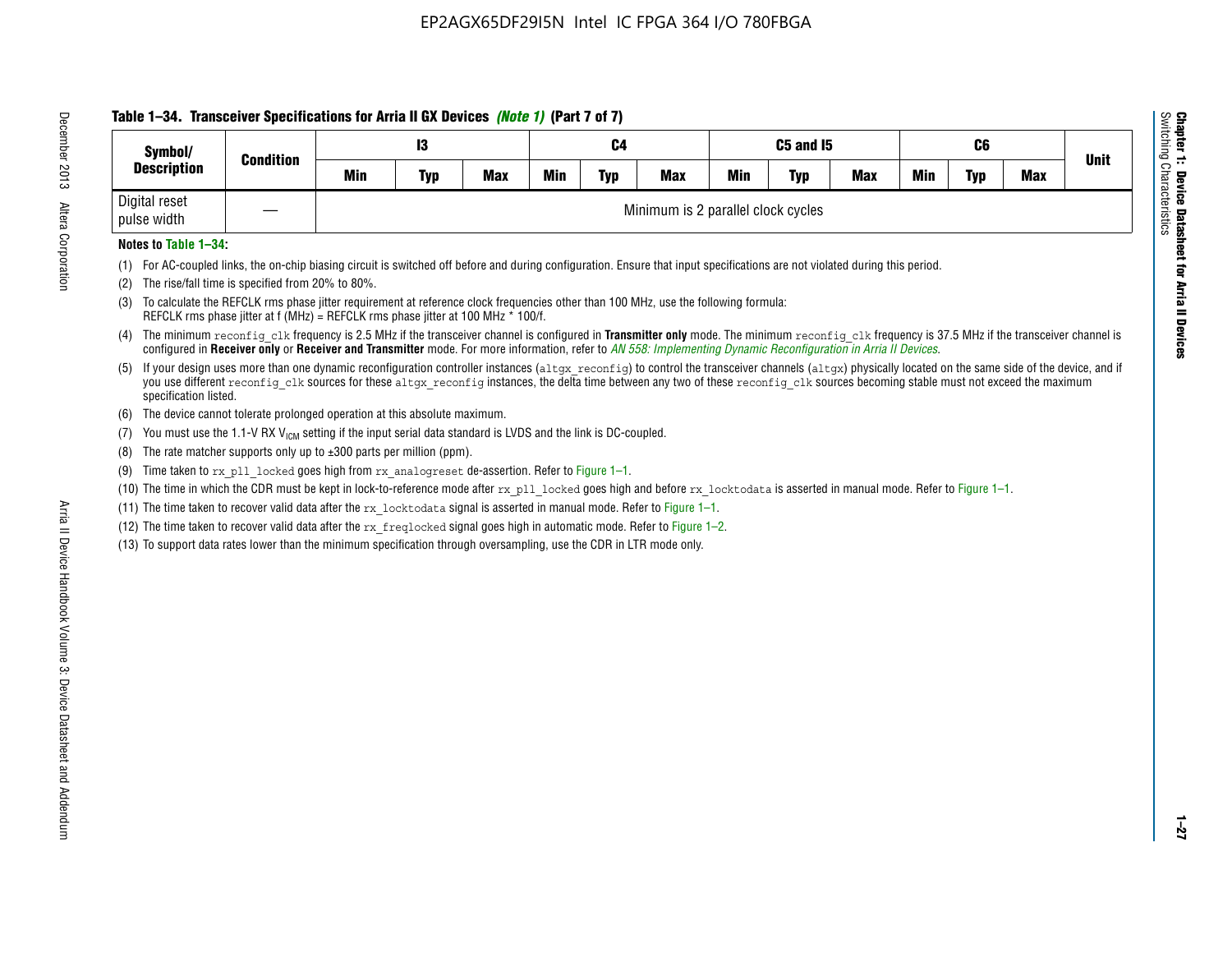**Table 1–34. Transceiver Specifications for Arria II GX Devices *(Note 1)* (Part 7 of 7)**

| Symbol/ Description | Condition | I3 | | | C4 | | | C5 and I5 | | | C6 | | | Unit |
|---|---|---|---|---|---|---|---|---|---|---|---|---|---|---|
| | | Min | Typ | Max | Min | Typ | Max | Min | Typ | Max | Min | Typ | Max | |
| Digital reset pulse width | — | Minimum is 2 parallel clock cycles | | | | | | | | | | | | |

**Notes to Table 1–34:**

(1) For AC-coupled links, the on-chip biasing circuit is switched off before and during configuration. Ensure that input specifications are not violated during this period.

(2) The rise/fall time is specified from 20% to 80%.

(3) To calculate the REFCLK rms phase jitter requirement at reference clock frequencies other than 100 MHz, use the following formula:
REFCLK rms phase jitter at f (MHz) = REFCLK rms phase jitter at 100 MHz * 100/f.

(4) The minimum `reconfig_clk` frequency is 2.5 MHz if the transceiver channel is configured in **Transmitter only** mode. The minimum `reconfig_clk` frequency is 37.5 MHz if the transceiver channel is configured in **Receiver only** or **Receiver and Transmitter** mode. For more information, refer to *AN 558: Implementing Dynamic Reconfiguration in Arria II Devices*.

(5) If your design uses more than one dynamic reconfiguration controller instances (`altgx_reconfig`) to control the transceiver channels (`altgx`) physically located on the same side of the device, and if you use different `reconfig_clk` sources for these `altgx_reconfig` instances, the delta time between any two of these `reconfig_clk` sources becoming stable must not exceed the maximum specification listed.

(6) The device cannot tolerate prolonged operation at this absolute maximum.

(7) You must use the 1.1-V RX $V_{ICM}$ setting if the input serial data standard is LVDS and the link is DC-coupled.

(8) The rate matcher supports only up to ±300 parts per million (ppm).

(9) Time taken to `rx_pll_locked` goes high from `rx_analogreset` de-assertion. Refer to Figure 1–1.

(10) The time in which the CDR must be kept in lock-to-reference mode after `rx_pll_locked` goes high and before `rx_locktodata` is asserted in manual mode. Refer to Figure 1–1.

(11) The time taken to recover valid data after the `rx_locktodata` signal is asserted in manual mode. Refer to Figure 1–1.

(12) The time taken to recover valid data after the `rx_freqlocked` signal goes high in automatic mode. Refer to Figure 1–2.

(13) To support data rates lower than the minimum specification through oversampling, use the CDR in LTR mode only.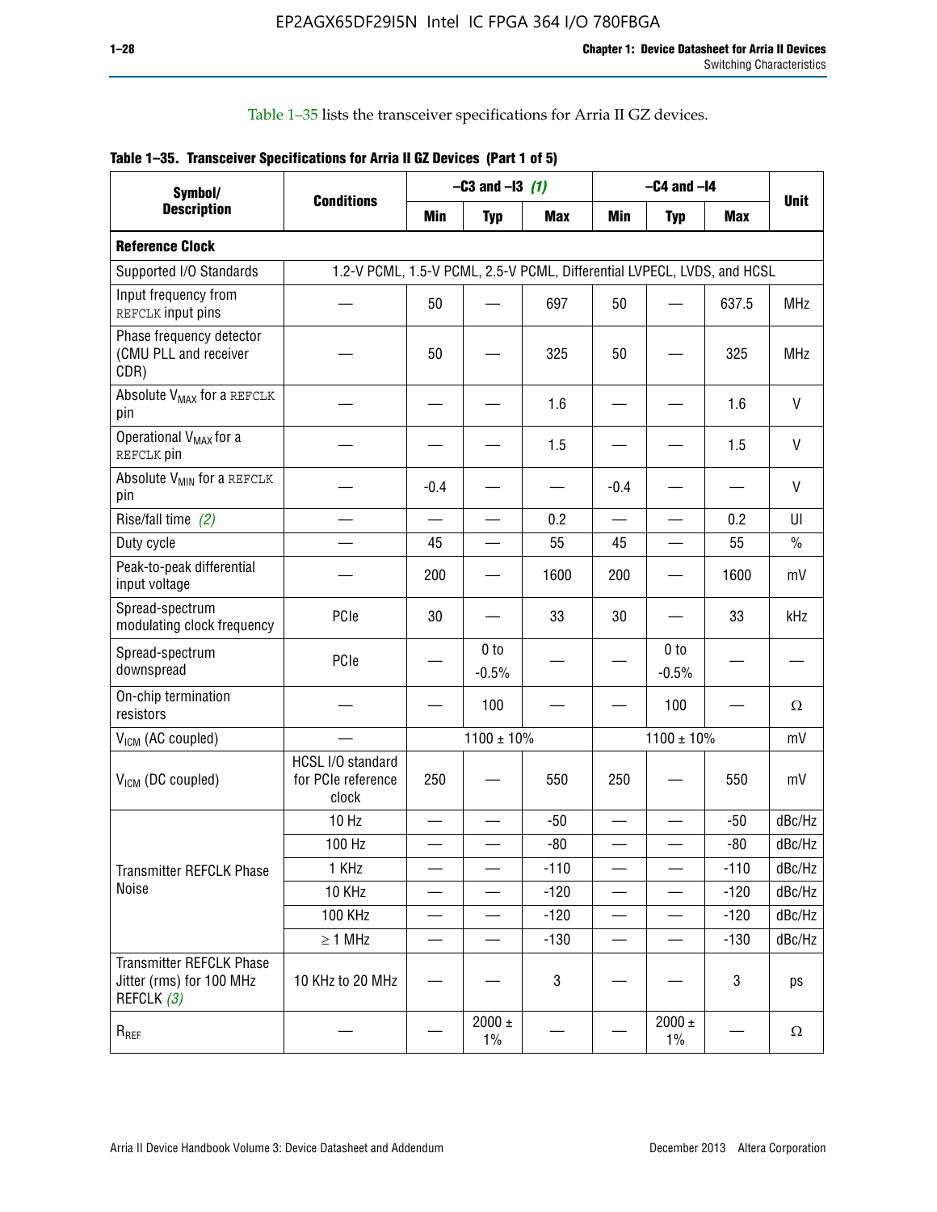Table 1–35 lists the transceiver specifications for Arria II GZ devices.

**Table 1–35. Transceiver Specifications for Arria II GZ Devices (Part 1 of 5)**

| Symbol/ Description | Conditions | –C3 and –I3 *(1)* | | | –C4 and –I4 | | | Unit |
|---|---|---|---|---|---|---|---|---|
| | | Min | Typ | Max | Min | Typ | Max | |
| **Reference Clock** | | | | | | | | |
| Supported I/O Standards | 1.2-V PCML, 1.5-V PCML, 2.5-V PCML, Differential LVPECL, LVDS, and HCSL | | | | | | | |
| Input frequency from REFCLK input pins | — | 50 | — | 697 | 50 | — | 637.5 | MHz |
| Phase frequency detector (CMU PLL and receiver CDR) | — | 50 | — | 325 | 50 | — | 325 | MHz |
| Absolute $V_{MAX}$ for a REFCLK pin | — | — | — | 1.6 | — | — | 1.6 | V |
| Operational $V_{MAX}$ for a REFCLK pin | — | — | — | 1.5 | — | — | 1.5 | V |
| Absolute $V_{MIN}$ for a REFCLK pin | — | -0.4 | — | — | -0.4 | — | — | V |
| Rise/fall time *(2)* | — | — | — | 0.2 | — | — | 0.2 | UI |
| Duty cycle | — | 45 | — | 55 | 45 | — | 55 | % |
| Peak-to-peak differential input voltage | — | 200 | — | 1600 | 200 | — | 1600 | mV |
| Spread-spectrum modulating clock frequency | PCIe | 30 | — | 33 | 30 | — | 33 | kHz |
| Spread-spectrum downspread | PCIe | — | 0 to -0.5% | — | — | 0 to -0.5% | — | — |
| On-chip termination resistors | — | — | 100 | — | — | 100 | — | Ω |
| $V_{ICM}$ (AC coupled) | — | 1100 ± 10% | | | 1100 ± 10% | | | mV |
| $V_{ICM}$ (DC coupled) | HCSL I/O standard for PCIe reference clock | 250 | — | 550 | 250 | — | 550 | mV |
| Transmitter REFCLK Phase Noise | 10 Hz | — | — | -50 | — | — | -50 | dBc/Hz |
| | 100 Hz | — | — | -80 | — | — | -80 | dBc/Hz |
| | 1 KHz | — | — | -110 | — | — | -110 | dBc/Hz |
| | 10 KHz | — | — | -120 | — | — | -120 | dBc/Hz |
| | 100 KHz | — | — | -120 | — | — | -120 | dBc/Hz |
| | ≥ 1 MHz | — | — | -130 | — | — | -130 | dBc/Hz |
| Transmitter REFCLK Phase Jitter (rms) for 100 MHz REFCLK *(3)* | 10 KHz to 20 MHz | — | — | 3 | — | — | 3 | ps |
| $R_{REF}$ | — | — | 2000 ± 1% | — | — | 2000 ± 1% | — | Ω |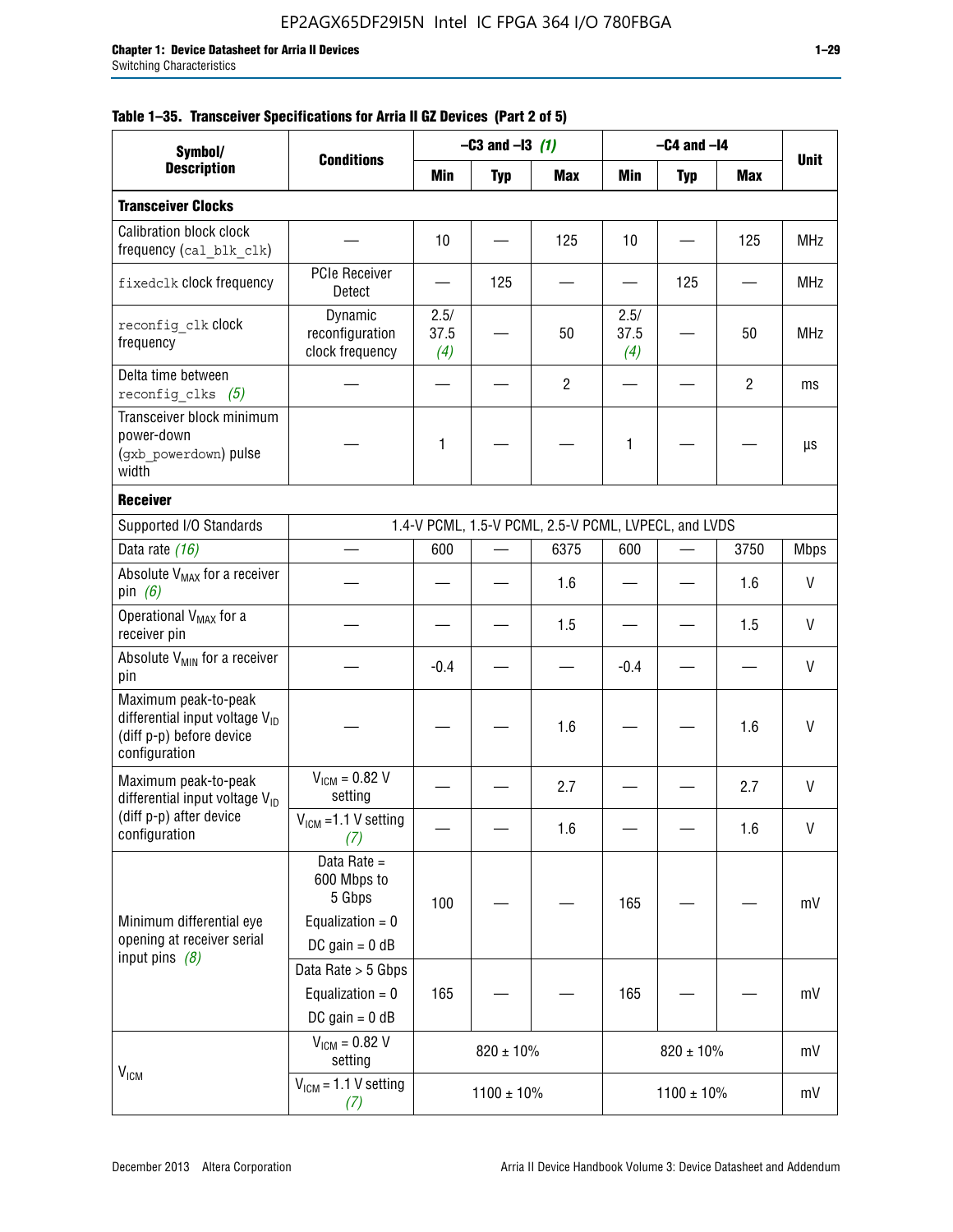**Table 1–35. Transceiver Specifications for Arria II GZ Devices (Part 2 of 5)**

| Symbol/ Description | Conditions | –C3 and –I3 (1) | | | –C4 and –I4 | | | Unit |
|---|---|---|---|---|---|---|---|---|
| | | Min | Typ | Max | Min | Typ | Max | |
| **Transceiver Clocks** | | | | | | | | |
| Calibration block clock frequency (cal_blk_clk) | — | 10 | — | 125 | 10 | — | 125 | MHz |
| fixedclk clock frequency | PCIe Receiver Detect | — | 125 | — | — | 125 | — | MHz |
| reconfig_clk clock frequency | Dynamic reconfiguration clock frequency | 2.5/ 37.5 (4) | — | 50 | 2.5/ 37.5 (4) | — | 50 | MHz |
| Delta time between reconfig_clks (5) | — | — | — | 2 | — | — | 2 | ms |
| Transceiver block minimum power-down (gxb_powerdown) pulse width | — | 1 | — | — | 1 | — | — | µs |
| **Receiver** | | | | | | | | |
| Supported I/O Standards | 1.4-V PCML, 1.5-V PCML, 2.5-V PCML, LVPECL, and LVDS | | | | | | | |
| Data rate (16) | — | 600 | — | 6375 | 600 | — | 3750 | Mbps |
| Absolute $V_{MAX}$ for a receiver pin (6) | — | — | — | 1.6 | — | — | 1.6 | V |
| Operational $V_{MAX}$ for a receiver pin | — | — | — | 1.5 | — | — | 1.5 | V |
| Absolute $V_{MIN}$ for a receiver pin | — | -0.4 | — | — | -0.4 | — | — | V |
| Maximum peak-to-peak differential input voltage $V_{ID}$ (diff p-p) before device configuration | — | — | — | 1.6 | — | — | 1.6 | V |
| Maximum peak-to-peak differential input voltage $V_{ID}$ (diff p-p) after device configuration | $V_{ICM}$ = 0.82 V setting | — | — | 2.7 | — | — | 2.7 | V |
| | $V_{ICM}$ =1.1 V setting (7) | — | — | 1.6 | — | — | 1.6 | V |
| Minimum differential eye opening at receiver serial input pins (8) | Data Rate = 600 Mbps to 5 Gbps; Equalization = 0; DC gain = 0 dB | 100 | — | — | 165 | — | — | mV |
| | Data Rate > 5 Gbps; Equalization = 0; DC gain = 0 dB | 165 | — | — | 165 | — | — | mV |
| $V_{ICM}$ | $V_{ICM}$ = 0.82 V setting | 820 ± 10% | | | 820 ± 10% | | | mV |
| | $V_{ICM}$ = 1.1 V setting (7) | 1100 ± 10% | | | 1100 ± 10% | | | mV |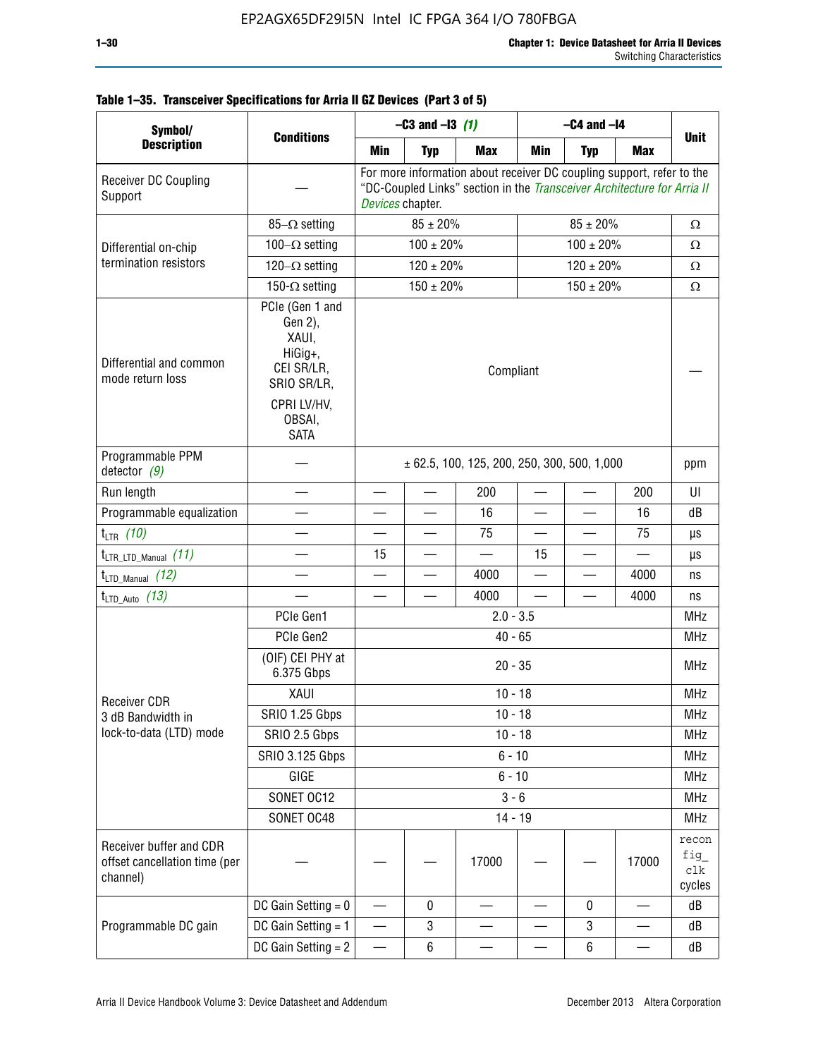**Table 1–35. Transceiver Specifications for Arria II GZ Devices (Part 3 of 5)**

| Symbol/ Description | Conditions | –C3 and –I3 *(1)* | | | –C4 and –I4 | | | Unit |
|---|---|---|---|---|---|---|---|---|
| | | Min | Typ | Max | Min | Typ | Max | |
| Receiver DC Coupling Support | — | For more information about receiver DC coupling support, refer to the "DC-Coupled Links" section in the *Transceiver Architecture for Arria II Devices* chapter. | | | | | | |
| Differential on-chip termination resistors | 85–Ω setting | 85 ± 20% | | | 85 ± 20% | | | Ω |
| | 100–Ω setting | 100 ± 20% | | | 100 ± 20% | | | Ω |
| | 120–Ω setting | 120 ± 20% | | | 120 ± 20% | | | Ω |
| | 150-Ω setting | 150 ± 20% | | | 150 ± 20% | | | Ω |
| Differential and common mode return loss | PCIe (Gen 1 and Gen 2), XAUI, HiGig+, CEI SR/LR, SRIO SR/LR, CPRI LV/HV, OBSAI, SATA | Compliant | | | | | | — |
| Programmable PPM detector *(9)* | — | ± 62.5, 100, 125, 200, 250, 300, 500, 1,000 | | | | | | ppm |
| Run length | — | — | — | 200 | — | — | 200 | UI |
| Programmable equalization | — | — | — | 16 | — | — | 16 | dB |
| $t_{LTR}$ *(10)* | — | — | — | 75 | — | — | 75 | µs |
| $t_{LTR\_LTD\_Manual}$ *(11)* | — | 15 | — | — | 15 | — | — | µs |
| $t_{LTD\_Manual}$ *(12)* | — | — | — | 4000 | — | — | 4000 | ns |
| $t_{LTD\_Auto}$ *(13)* | — | — | — | 4000 | — | — | 4000 | ns |
| Receiver CDR 3 dB Bandwidth in lock-to-data (LTD) mode | PCIe Gen1 | 2.0 - 3.5 | | | | | | MHz |
| | PCIe Gen2 | 40 - 65 | | | | | | MHz |
| | (OIF) CEI PHY at 6.375 Gbps | 20 - 35 | | | | | | MHz |
| | XAUI | 10 - 18 | | | | | | MHz |
| | SRIO 1.25 Gbps | 10 - 18 | | | | | | MHz |
| | SRIO 2.5 Gbps | 10 - 18 | | | | | | MHz |
| | SRIO 3.125 Gbps | 6 - 10 | | | | | | MHz |
| | GIGE | 6 - 10 | | | | | | MHz |
| | SONET OC12 | 3 - 6 | | | | | | MHz |
| | SONET OC48 | 14 - 19 | | | | | | MHz |
| Receiver buffer and CDR offset cancellation time (per channel) | — | — | — | 17000 | — | — | 17000 | reconfig_clk cycles |
| Programmable DC gain | DC Gain Setting = 0 | — | 0 | — | — | 0 | — | dB |
| | DC Gain Setting = 1 | — | 3 | — | — | 3 | — | dB |
| | DC Gain Setting = 2 | — | 6 | — | — | 6 | — | dB |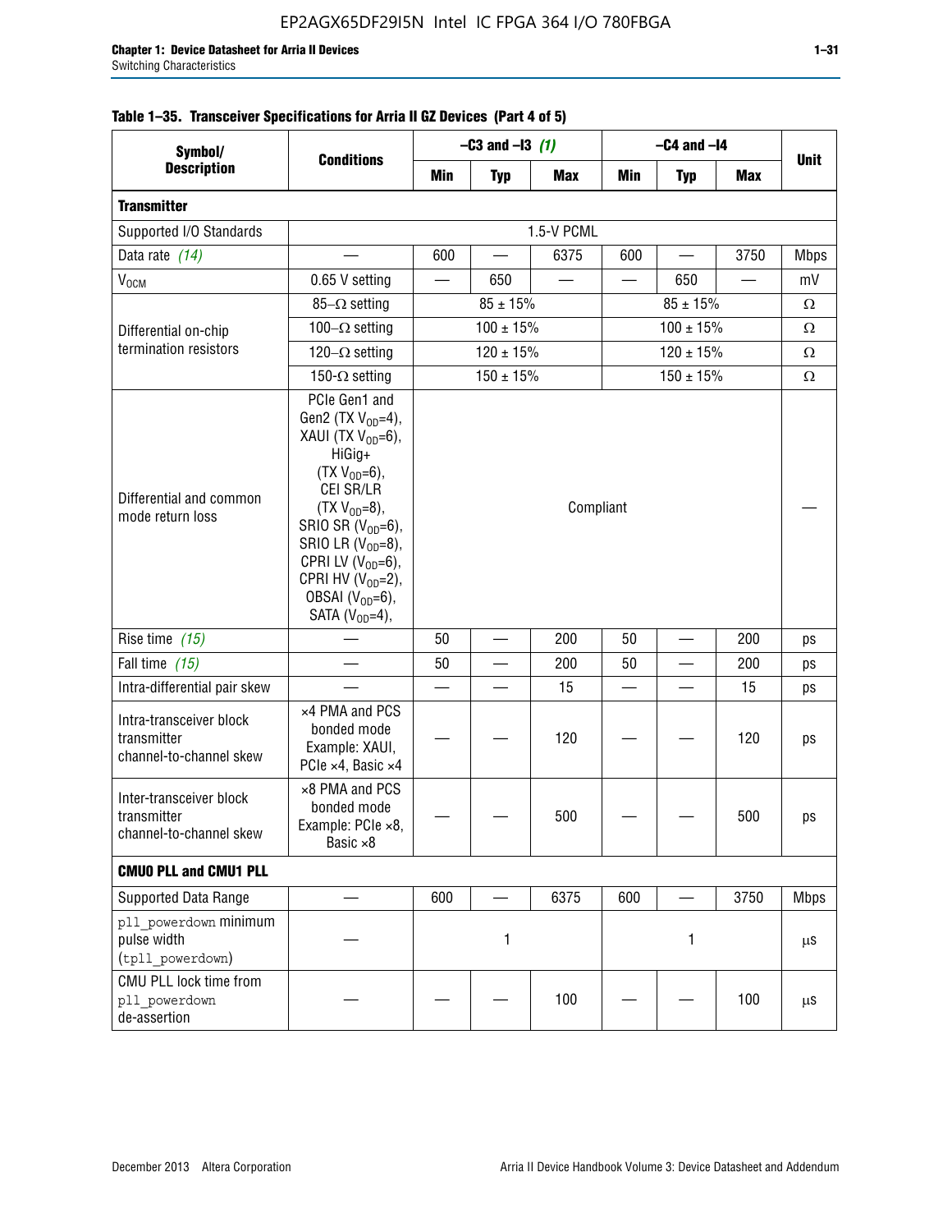**Table 1–35. Transceiver Specifications for Arria II GZ Devices (Part 4 of 5)**

| Symbol/ Description | Conditions | –C3 and –I3 *(1)* | | | –C4 and –I4 | | | Unit |
|---|---|---|---|---|---|---|---|---|
| | | Min | Typ | Max | Min | Typ | Max | |
| **Transmitter** | | | | | | | | |
| Supported I/O Standards | 1.5-V PCML | | | | | | | |
| Data rate *(14)* | — | 600 | — | 6375 | 600 | — | 3750 | Mbps |
| $V_{OCM}$ | 0.65 V setting | — | 650 | — | — | 650 | — | mV |
| Differential on-chip termination resistors | 85–Ω setting | 85 ± 15% | | | 85 ± 15% | | | Ω |
| | 100–Ω setting | 100 ± 15% | | | 100 ± 15% | | | Ω |
| | 120–Ω setting | 120 ± 15% | | | 120 ± 15% | | | Ω |
| | 150-Ω setting | 150 ± 15% | | | 150 ± 15% | | | Ω |
| Differential and common mode return loss | PCIe Gen1 and Gen2 (TX $V_{OD}$=4), XAUI (TX $V_{OD}$=6), HiGig+ (TX $V_{OD}$=6), CEI SR/LR (TX $V_{OD}$=8), SRIO SR ($V_{OD}$=6), SRIO LR ($V_{OD}$=8), CPRI LV ($V_{OD}$=6), CPRI HV ($V_{OD}$=2), OBSAI ($V_{OD}$=6), SATA ($V_{OD}$=4), | Compliant | | | | | | — |
| Rise time *(15)* | — | 50 | — | 200 | 50 | — | 200 | ps |
| Fall time *(15)* | — | 50 | — | 200 | 50 | — | 200 | ps |
| Intra-differential pair skew | — | — | — | 15 | — | — | 15 | ps |
| Intra-transceiver block transmitter channel-to-channel skew | ×4 PMA and PCS bonded mode Example: XAUI, PCIe ×4, Basic ×4 | — | — | 120 | — | — | 120 | ps |
| Inter-transceiver block transmitter channel-to-channel skew | ×8 PMA and PCS bonded mode Example: PCIe ×8, Basic ×8 | — | — | 500 | — | — | 500 | ps |
| **CMU0 PLL and CMU1 PLL** | | | | | | | | |
| Supported Data Range | — | 600 | — | 6375 | 600 | — | 3750 | Mbps |
| pll_powerdown minimum pulse width (tpll_powerdown) | — | 1 | | | 1 | | | µs |
| CMU PLL lock time from pll_powerdown de-assertion | — | — | — | 100 | — | — | 100 | µs |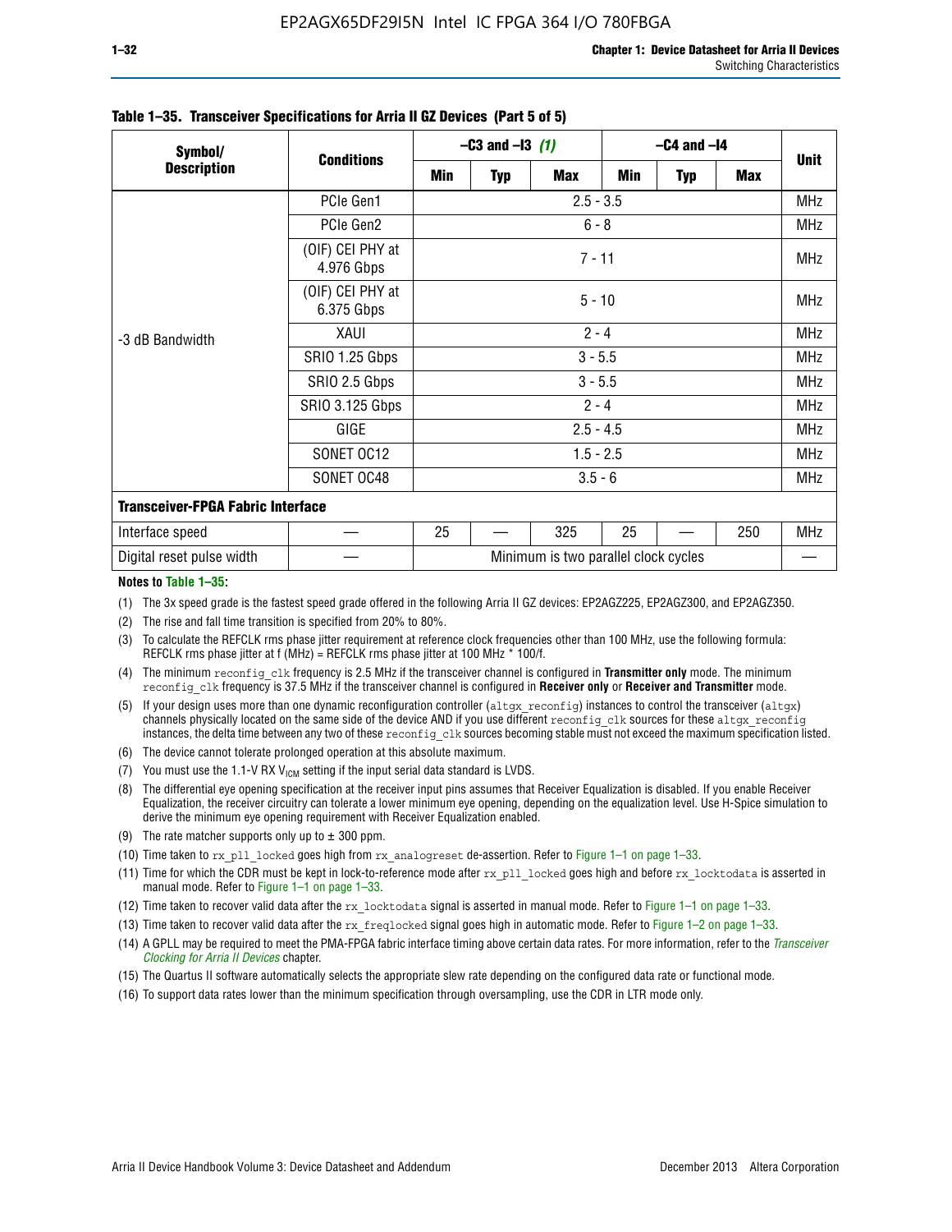**Table 1–35. Transceiver Specifications for Arria II GZ Devices (Part 5 of 5)**

| Symbol/ Description | Conditions | –C3 and –I3 (1) | | | –C4 and –I4 | | | Unit |
|---|---|---|---|---|---|---|---|---|
| | | Min | Typ | Max | Min | Typ | Max | |
| -3 dB Bandwidth | PCIe Gen1 | 2.5 - 3.5 | | | | | | MHz |
| | PCIe Gen2 | 6 - 8 | | | | | | MHz |
| | (OIF) CEI PHY at 4.976 Gbps | 7 - 11 | | | | | | MHz |
| | (OIF) CEI PHY at 6.375 Gbps | 5 - 10 | | | | | | MHz |
| | XAUI | 2 - 4 | | | | | | MHz |
| | SRIO 1.25 Gbps | 3 - 5.5 | | | | | | MHz |
| | SRIO 2.5 Gbps | 3 - 5.5 | | | | | | MHz |
| | SRIO 3.125 Gbps | 2 - 4 | | | | | | MHz |
| | GIGE | 2.5 - 4.5 | | | | | | MHz |
| | SONET OC12 | 1.5 - 2.5 | | | | | | MHz |
| | SONET OC48 | 3.5 - 6 | | | | | | MHz |
| **Transceiver-FPGA Fabric Interface** | | | | | | | | |
| Interface speed | — | 25 | — | 325 | 25 | — | 250 | MHz |
| Digital reset pulse width | — | Minimum is two parallel clock cycles | | | | | | — |

**Notes to Table 1–35:**

(1) The 3x speed grade is the fastest speed grade offered in the following Arria II GZ devices: EP2AGZ225, EP2AGZ300, and EP2AGZ350.

(2) The rise and fall time transition is specified from 20% to 80%.

(3) To calculate the REFCLK rms phase jitter requirement at reference clock frequencies other than 100 MHz, use the following formula: REFCLK rms phase jitter at f (MHz) = REFCLK rms phase jitter at 100 MHz * 100/f.

(4) The minimum `reconfig_clk` frequency is 2.5 MHz if the transceiver channel is configured in **Transmitter only** mode. The minimum `reconfig_clk` frequency is 37.5 MHz if the transceiver channel is configured in **Receiver only** or **Receiver and Transmitter** mode.

(5) If your design uses more than one dynamic reconfiguration controller (`altgx_reconfig`) instances to control the transceiver (`altgx`) channels physically located on the same side of the device AND if you use different `reconfig_clk` sources for these `altgx_reconfig` instances, the delta time between any two of these `reconfig_clk` sources becoming stable must not exceed the maximum specification listed.

(6) The device cannot tolerate prolonged operation at this absolute maximum.

(7) You must use the 1.1-V RX $V_{ICM}$ setting if the input serial data standard is LVDS.

(8) The differential eye opening specification at the receiver input pins assumes that Receiver Equalization is disabled. If you enable Receiver Equalization, the receiver circuitry can tolerate a lower minimum eye opening, depending on the equalization level. Use H-Spice simulation to derive the minimum eye opening requirement with Receiver Equalization enabled.

(9) The rate matcher supports only up to ± 300 ppm.

(10) Time taken to `rx_pll_locked` goes high from `rx_analogreset` de-assertion. Refer to Figure 1–1 on page 1–33.

(11) Time for which the CDR must be kept in lock-to-reference mode after `rx_pll_locked` goes high and before `rx_locktodata` is asserted in manual mode. Refer to Figure 1–1 on page 1–33.

(12) Time taken to recover valid data after the `rx_locktodata` signal is asserted in manual mode. Refer to Figure 1–1 on page 1–33.

(13) Time taken to recover valid data after the `rx_freqlocked` signal goes high in automatic mode. Refer to Figure 1–2 on page 1–33.

(14) A GPLL may be required to meet the PMA-FPGA fabric interface timing above certain data rates. For more information, refer to the *Transceiver Clocking for Arria II Devices* chapter.

(15) The Quartus II software automatically selects the appropriate slew rate depending on the configured data rate or functional mode.

(16) To support data rates lower than the minimum specification through oversampling, use the CDR in LTR mode only.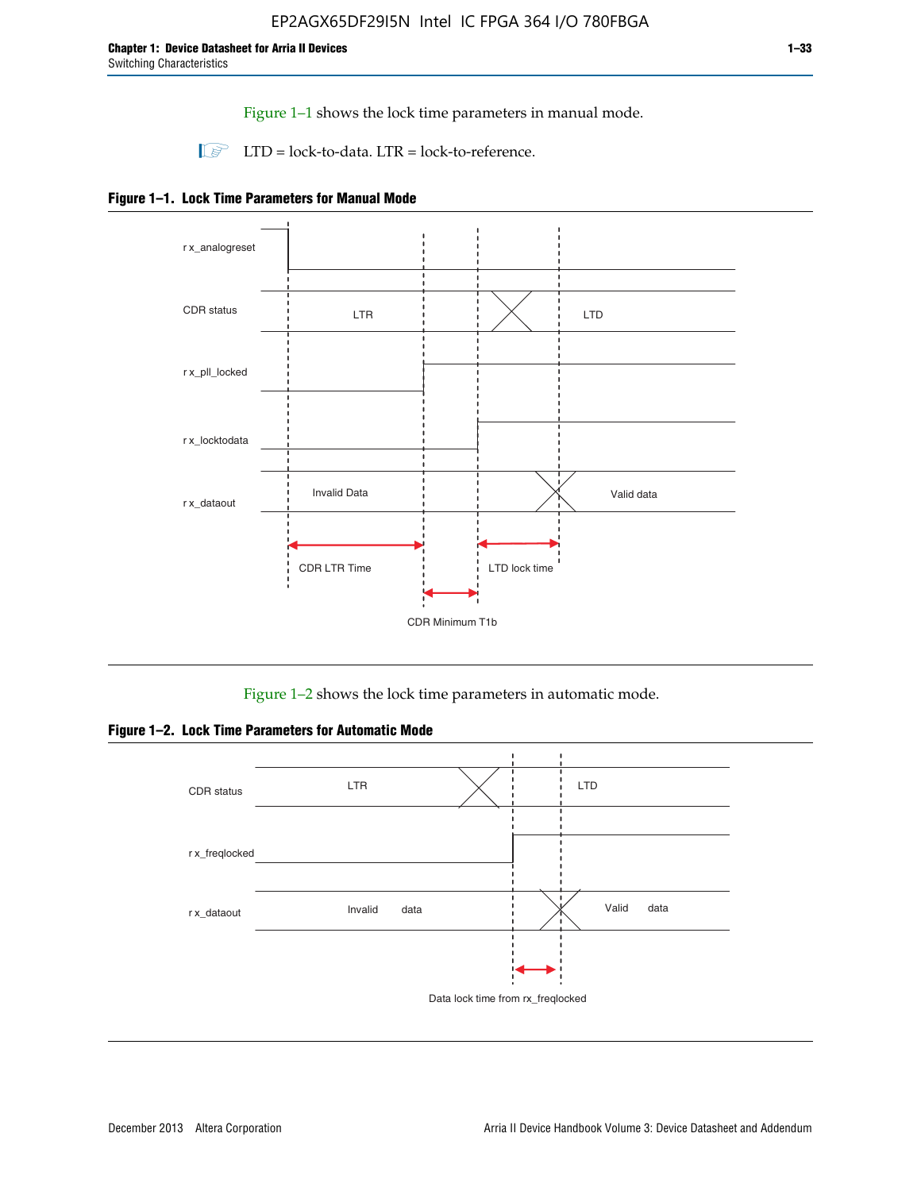Figure 1–1 shows the lock time parameters in manual mode.

LTD = lock-to-data. LTR = lock-to-reference.

**Figure 1–1. Lock Time Parameters for Manual Mode**

rx_analogreset

CDR status — LTR — LTD

rx_pll_locked

rx_locktodata

rx_dataout — Invalid Data — Valid data

CDR LTR Time

LTD lock time

CDR Minimum T1b

Figure 1–2 shows the lock time parameters in automatic mode.

**Figure 1–2. Lock Time Parameters for Automatic Mode**

CDR status — LTR — LTD

rx_freqlocked

rx_dataout — Invalid data — Valid data

Data lock time from rx_freqlocked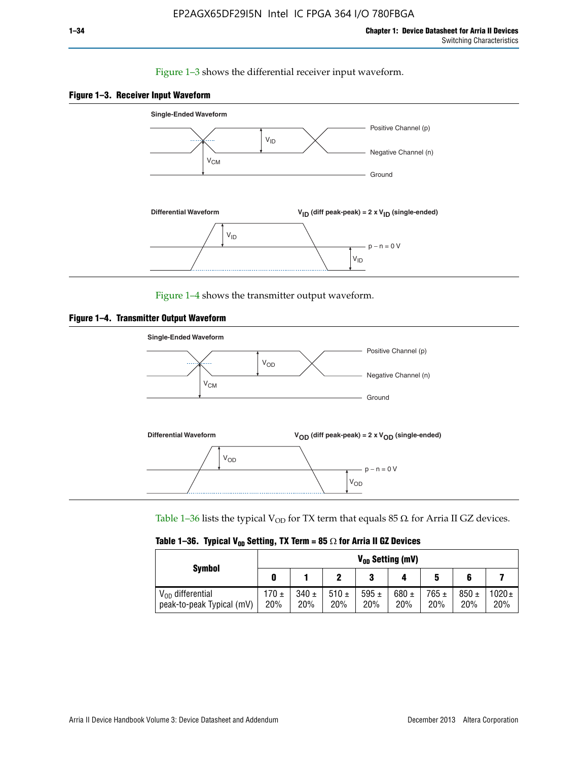Figure 1–3 shows the differential receiver input waveform.

**Figure 1–3. Receiver Input Waveform**

Single-Ended Waveform

Positive Channel (p)

Negative Channel (n)

Ground

$V_{ID}$

$V_{CM}$

Differential Waveform

$V_{ID}$ (diff peak-peak) = 2 x $V_{ID}$ (single-ended)

p − n = 0 V

Figure 1–4 shows the transmitter output waveform.

**Figure 1–4. Transmitter Output Waveform**

Single-Ended Waveform

Positive Channel (p)

Negative Channel (n)

Ground

$V_{OD}$

$V_{CM}$

Differential Waveform

$V_{OD}$ (diff peak-peak) = 2 x $V_{OD}$ (single-ended)

p − n = 0 V

Table 1–36 lists the typical $V_{OD}$ for TX term that equals 85 Ω for Arria II GZ devices.

**Table 1–36. Typical $V_{OD}$ Setting, TX Term = 85 Ω for Arria II GZ Devices**

| Symbol | $V_{OD}$ Setting (mV) | | | | | | | |
|---|---|---|---|---|---|---|---|---|
| | 0 | 1 | 2 | 3 | 4 | 5 | 6 | 7 |
| $V_{OD}$ differential peak-to-peak Typical (mV) | 170 ± 20% | 340 ± 20% | 510 ± 20% | 595 ± 20% | 680 ± 20% | 765 ± 20% | 850 ± 20% | 1020 ± 20% |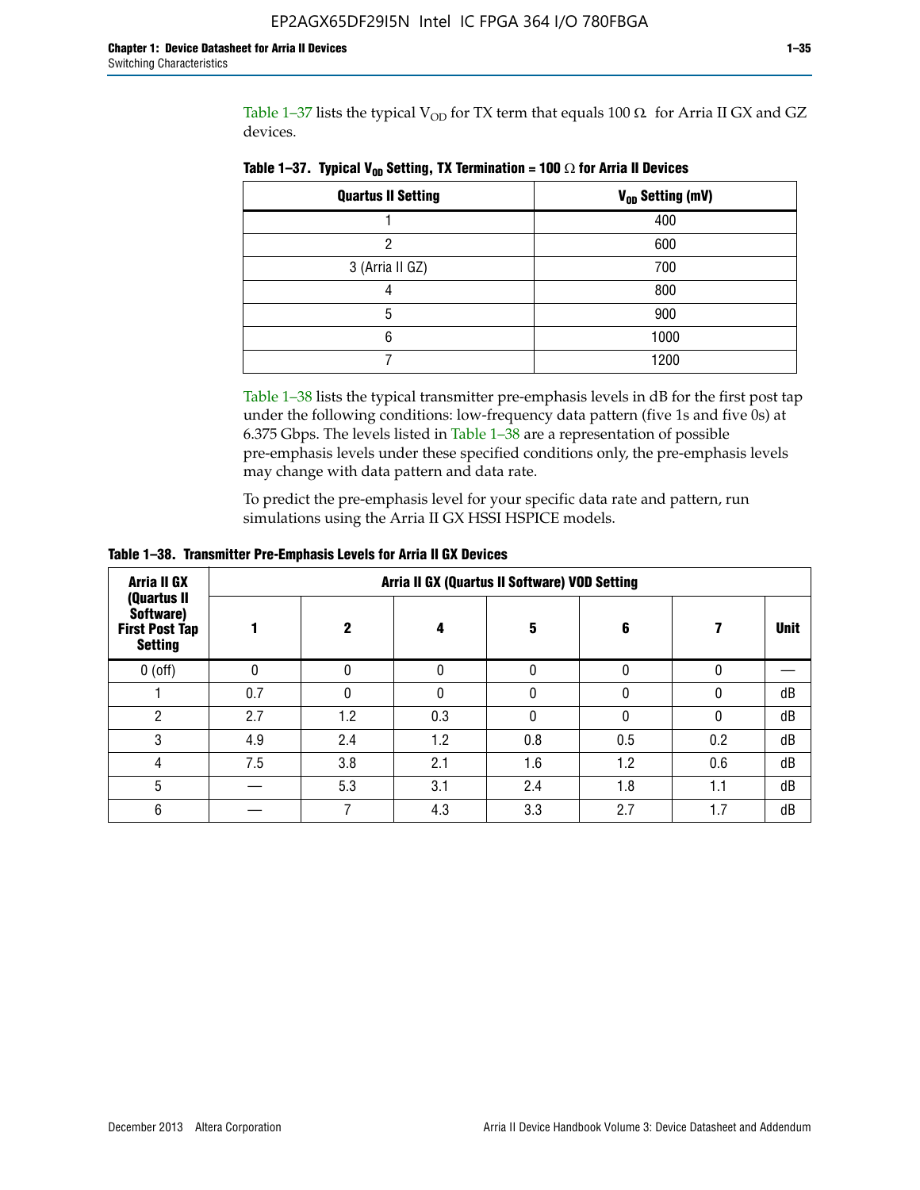Table 1–37 lists the typical $V_{OD}$ for TX term that equals 100 Ω for Arria II GX and GZ devices.

**Table 1–37. Typical $V_{OD}$ Setting, TX Termination = 100 Ω for Arria II Devices**

| Quartus II Setting | $V_{OD}$ Setting (mV) |
|---|---|
| 1 | 400 |
| 2 | 600 |
| 3 (Arria II GZ) | 700 |
| 4 | 800 |
| 5 | 900 |
| 6 | 1000 |
| 7 | 1200 |

Table 1–38 lists the typical transmitter pre-emphasis levels in dB for the first post tap under the following conditions: low-frequency data pattern (five 1s and five 0s) at 6.375 Gbps. The levels listed in Table 1–38 are a representation of possible pre-emphasis levels under these specified conditions only, the pre-emphasis levels may change with data pattern and data rate.

To predict the pre-emphasis level for your specific data rate and pattern, run simulations using the Arria II GX HSSI HSPICE models.

**Table 1–38. Transmitter Pre-Emphasis Levels for Arria II GX Devices**

| Arria II GX (Quartus II Software) First Post Tap Setting | Arria II GX (Quartus II Software) VOD Setting | | | | | | |
|---|---|---|---|---|---|---|---|
| | 1 | 2 | 4 | 5 | 6 | 7 | Unit |
| 0 (off) | 0 | 0 | 0 | 0 | 0 | 0 | — |
| 1 | 0.7 | 0 | 0 | 0 | 0 | 0 | dB |
| 2 | 2.7 | 1.2 | 0.3 | 0 | 0 | 0 | dB |
| 3 | 4.9 | 2.4 | 1.2 | 0.8 | 0.5 | 0.2 | dB |
| 4 | 7.5 | 3.8 | 2.1 | 1.6 | 1.2 | 0.6 | dB |
| 5 | — | 5.3 | 3.1 | 2.4 | 1.8 | 1.1 | dB |
| 6 | — | 7 | 4.3 | 3.3 | 2.7 | 1.7 | dB |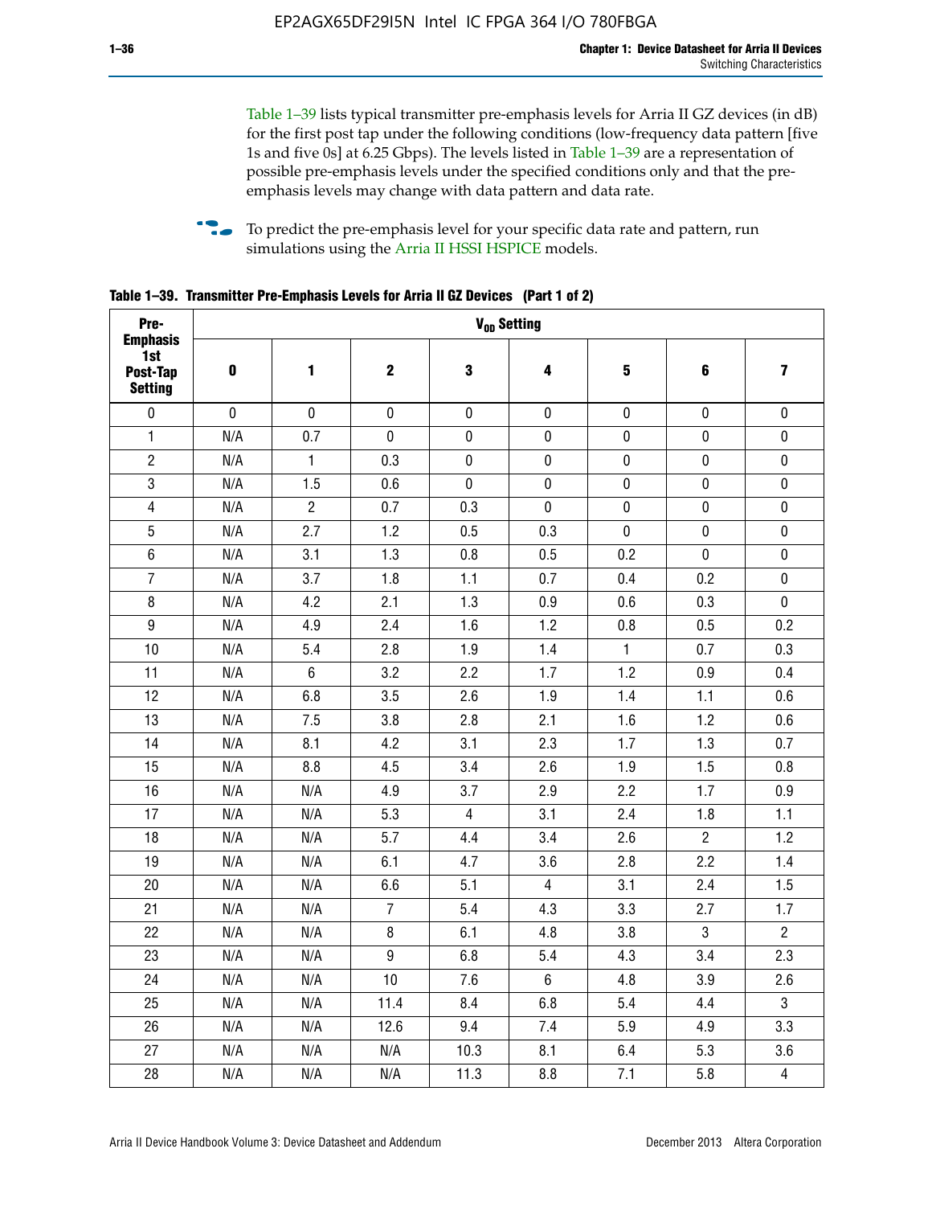Table 1–39 lists typical transmitter pre-emphasis levels for Arria II GZ devices (in dB) for the first post tap under the following conditions (low-frequency data pattern [five 1s and five 0s] at 6.25 Gbps). The levels listed in Table 1–39 are a representation of possible pre-emphasis levels under the specified conditions only and that the pre-emphasis levels may change with data pattern and data rate.

To predict the pre-emphasis level for your specific data rate and pattern, run simulations using the Arria II HSSI HSPICE models.

**Table 1–39. Transmitter Pre-Emphasis Levels for Arria II GZ Devices (Part 1 of 2)**

| Pre-Emphasis 1st Post-Tap Setting | $V_{OD}$ Setting | | | | | | | |
|---|---|---|---|---|---|---|---|---|
| | **0** | **1** | **2** | **3** | **4** | **5** | **6** | **7** |
| 0 | 0 | 0 | 0 | 0 | 0 | 0 | 0 | 0 |
| 1 | N/A | 0.7 | 0 | 0 | 0 | 0 | 0 | 0 |
| 2 | N/A | 1 | 0.3 | 0 | 0 | 0 | 0 | 0 |
| 3 | N/A | 1.5 | 0.6 | 0 | 0 | 0 | 0 | 0 |
| 4 | N/A | 2 | 0.7 | 0.3 | 0 | 0 | 0 | 0 |
| 5 | N/A | 2.7 | 1.2 | 0.5 | 0.3 | 0 | 0 | 0 |
| 6 | N/A | 3.1 | 1.3 | 0.8 | 0.5 | 0.2 | 0 | 0 |
| 7 | N/A | 3.7 | 1.8 | 1.1 | 0.7 | 0.4 | 0.2 | 0 |
| 8 | N/A | 4.2 | 2.1 | 1.3 | 0.9 | 0.6 | 0.3 | 0 |
| 9 | N/A | 4.9 | 2.4 | 1.6 | 1.2 | 0.8 | 0.5 | 0.2 |
| 10 | N/A | 5.4 | 2.8 | 1.9 | 1.4 | 1 | 0.7 | 0.3 |
| 11 | N/A | 6 | 3.2 | 2.2 | 1.7 | 1.2 | 0.9 | 0.4 |
| 12 | N/A | 6.8 | 3.5 | 2.6 | 1.9 | 1.4 | 1.1 | 0.6 |
| 13 | N/A | 7.5 | 3.8 | 2.8 | 2.1 | 1.6 | 1.2 | 0.6 |
| 14 | N/A | 8.1 | 4.2 | 3.1 | 2.3 | 1.7 | 1.3 | 0.7 |
| 15 | N/A | 8.8 | 4.5 | 3.4 | 2.6 | 1.9 | 1.5 | 0.8 |
| 16 | N/A | N/A | 4.9 | 3.7 | 2.9 | 2.2 | 1.7 | 0.9 |
| 17 | N/A | N/A | 5.3 | 4 | 3.1 | 2.4 | 1.8 | 1.1 |
| 18 | N/A | N/A | 5.7 | 4.4 | 3.4 | 2.6 | 2 | 1.2 |
| 19 | N/A | N/A | 6.1 | 4.7 | 3.6 | 2.8 | 2.2 | 1.4 |
| 20 | N/A | N/A | 6.6 | 5.1 | 4 | 3.1 | 2.4 | 1.5 |
| 21 | N/A | N/A | 7 | 5.4 | 4.3 | 3.3 | 2.7 | 1.7 |
| 22 | N/A | N/A | 8 | 6.1 | 4.8 | 3.8 | 3 | 2 |
| 23 | N/A | N/A | 9 | 6.8 | 5.4 | 4.3 | 3.4 | 2.3 |
| 24 | N/A | N/A | 10 | 7.6 | 6 | 4.8 | 3.9 | 2.6 |
| 25 | N/A | N/A | 11.4 | 8.4 | 6.8 | 5.4 | 4.4 | 3 |
| 26 | N/A | N/A | 12.6 | 9.4 | 7.4 | 5.9 | 4.9 | 3.3 |
| 27 | N/A | N/A | N/A | 10.3 | 8.1 | 6.4 | 5.3 | 3.6 |
| 28 | N/A | N/A | N/A | 11.3 | 8.8 | 7.1 | 5.8 | 4 |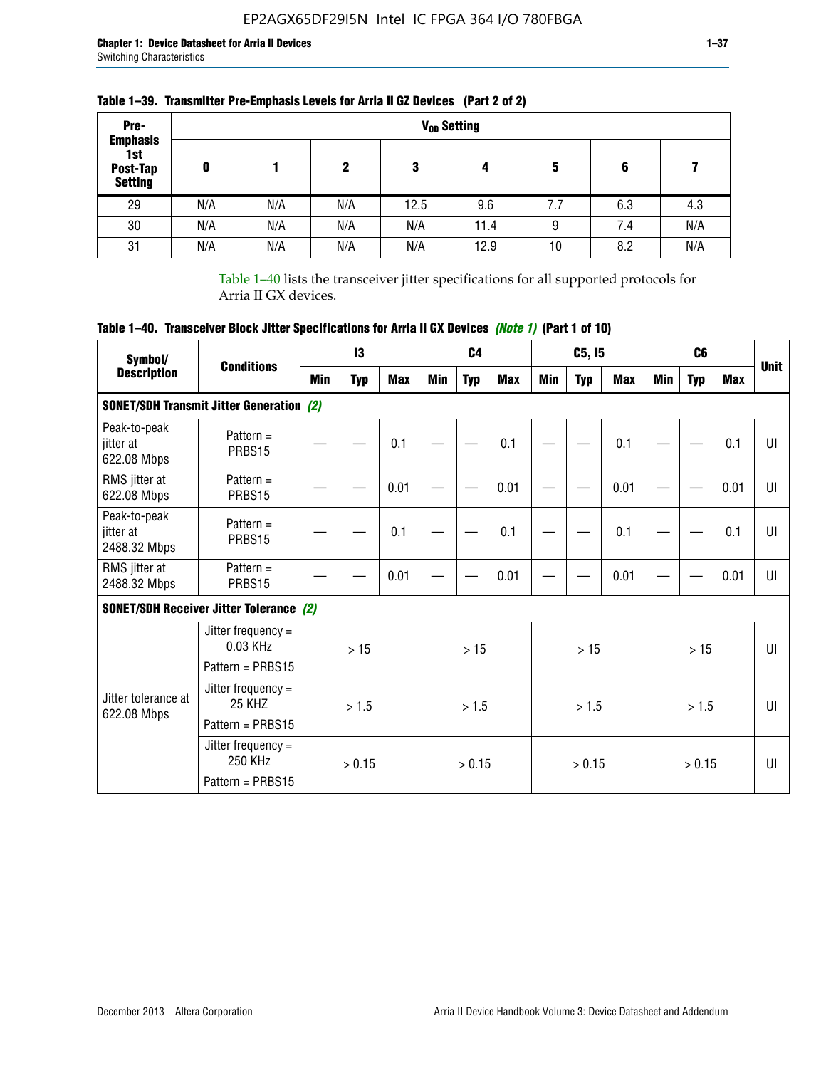**Table 1–39. Transmitter Pre-Emphasis Levels for Arria II GZ Devices (Part 2 of 2)**

| Pre-Emphasis 1st Post-Tap Setting | $V_{OD}$ Setting | | | | | | | |
|---|---|---|---|---|---|---|---|---|
| | 0 | 1 | 2 | 3 | 4 | 5 | 6 | 7 |
| 29 | N/A | N/A | N/A | 12.5 | 9.6 | 7.7 | 6.3 | 4.3 |
| 30 | N/A | N/A | N/A | N/A | 11.4 | 9 | 7.4 | N/A |
| 31 | N/A | N/A | N/A | N/A | 12.9 | 10 | 8.2 | N/A |

Table 1–40 lists the transceiver jitter specifications for all supported protocols for Arria II GX devices.

**Table 1–40. Transceiver Block Jitter Specifications for Arria II GX Devices *(Note 1)* (Part 1 of 10)**

| Symbol/ Description | Conditions | I3 | | | C4 | | | C5, I5 | | | C6 | | | Unit |
|---|---|---|---|---|---|---|---|---|---|---|---|---|---|---|
| | | Min | Typ | Max | Min | Typ | Max | Min | Typ | Max | Min | Typ | Max | |
| **SONET/SDH Transmit Jitter Generation *(2)*** | | | | | | | | | | | | | | |
| Peak-to-peak jitter at 622.08 Mbps | Pattern = PRBS15 | — | — | 0.1 | — | — | 0.1 | — | — | 0.1 | — | — | 0.1 | UI |
| RMS jitter at 622.08 Mbps | Pattern = PRBS15 | — | — | 0.01 | — | — | 0.01 | — | — | 0.01 | — | — | 0.01 | UI |
| Peak-to-peak jitter at 2488.32 Mbps | Pattern = PRBS15 | — | — | 0.1 | — | — | 0.1 | — | — | 0.1 | — | — | 0.1 | UI |
| RMS jitter at 2488.32 Mbps | Pattern = PRBS15 | — | — | 0.01 | — | — | 0.01 | — | — | 0.01 | — | — | 0.01 | UI |
| **SONET/SDH Receiver Jitter Tolerance *(2)*** | | | | | | | | | | | | | | |
| Jitter tolerance at 622.08 Mbps | Jitter frequency = 0.03 KHz<br>Pattern = PRBS15 | > 15 | | | > 15 | | | > 15 | | | > 15 | | | UI |
| | Jitter frequency = 25 KHZ<br>Pattern = PRBS15 | > 1.5 | | | > 1.5 | | | > 1.5 | | | > 1.5 | | | UI |
| | Jitter frequency = 250 KHz<br>Pattern = PRBS15 | > 0.15 | | | > 0.15 | | | > 0.15 | | | > 0.15 | | | UI |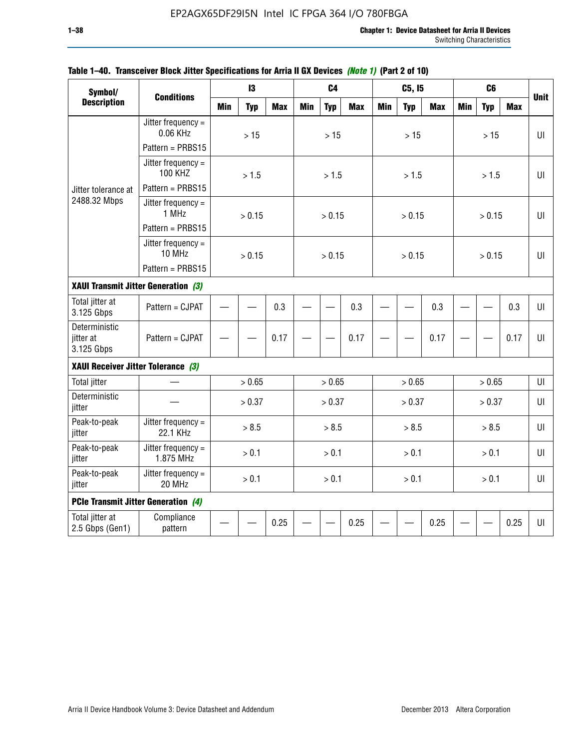**Table 1–40. Transceiver Block Jitter Specifications for Arria II GX Devices *(Note 1)* (Part 2 of 10)**

| Symbol/ Description | Conditions | I3 | | | C4 | | | C5, I5 | | | C6 | | | Unit |
|---|---|---|---|---|---|---|---|---|---|---|---|---|---|---|
| | | Min | Typ | Max | Min | Typ | Max | Min | Typ | Max | Min | Typ | Max | |
| Jitter tolerance at 2488.32 Mbps | Jitter frequency = 0.06 KHz Pattern = PRBS15 | | > 15 | | | > 15 | | | > 15 | | | > 15 | | UI |
| | Jitter frequency = 100 KHZ Pattern = PRBS15 | | > 1.5 | | | > 1.5 | | | > 1.5 | | | > 1.5 | | UI |
| | Jitter frequency = 1 MHz Pattern = PRBS15 | | > 0.15 | | | > 0.15 | | | > 0.15 | | | > 0.15 | | UI |
| | Jitter frequency = 10 MHz Pattern = PRBS15 | | > 0.15 | | | > 0.15 | | | > 0.15 | | | > 0.15 | | UI |
| **XAUI Transmit Jitter Generation *(3)*** | | | | | | | | | | | | | | |
| Total jitter at 3.125 Gbps | Pattern = CJPAT | — | — | 0.3 | — | — | 0.3 | — | — | 0.3 | — | — | 0.3 | UI |
| Deterministic jitter at 3.125 Gbps | Pattern = CJPAT | — | — | 0.17 | — | — | 0.17 | — | — | 0.17 | — | — | 0.17 | UI |
| **XAUI Receiver Jitter Tolerance *(3)*** | | | | | | | | | | | | | | |
| Total jitter | — | | > 0.65 | | | > 0.65 | | | > 0.65 | | | > 0.65 | | UI |
| Deterministic jitter | — | | > 0.37 | | | > 0.37 | | | > 0.37 | | | > 0.37 | | UI |
| Peak-to-peak jitter | Jitter frequency = 22.1 KHz | | > 8.5 | | | > 8.5 | | | > 8.5 | | | > 8.5 | | UI |
| Peak-to-peak jitter | Jitter frequency = 1.875 MHz | | > 0.1 | | | > 0.1 | | | > 0.1 | | | > 0.1 | | UI |
| Peak-to-peak jitter | Jitter frequency = 20 MHz | | > 0.1 | | | > 0.1 | | | > 0.1 | | | > 0.1 | | UI |
| **PCIe Transmit Jitter Generation *(4)*** | | | | | | | | | | | | | | |
| Total jitter at 2.5 Gbps (Gen1) | Compliance pattern | — | — | 0.25 | — | — | 0.25 | — | — | 0.25 | — | — | 0.25 | UI |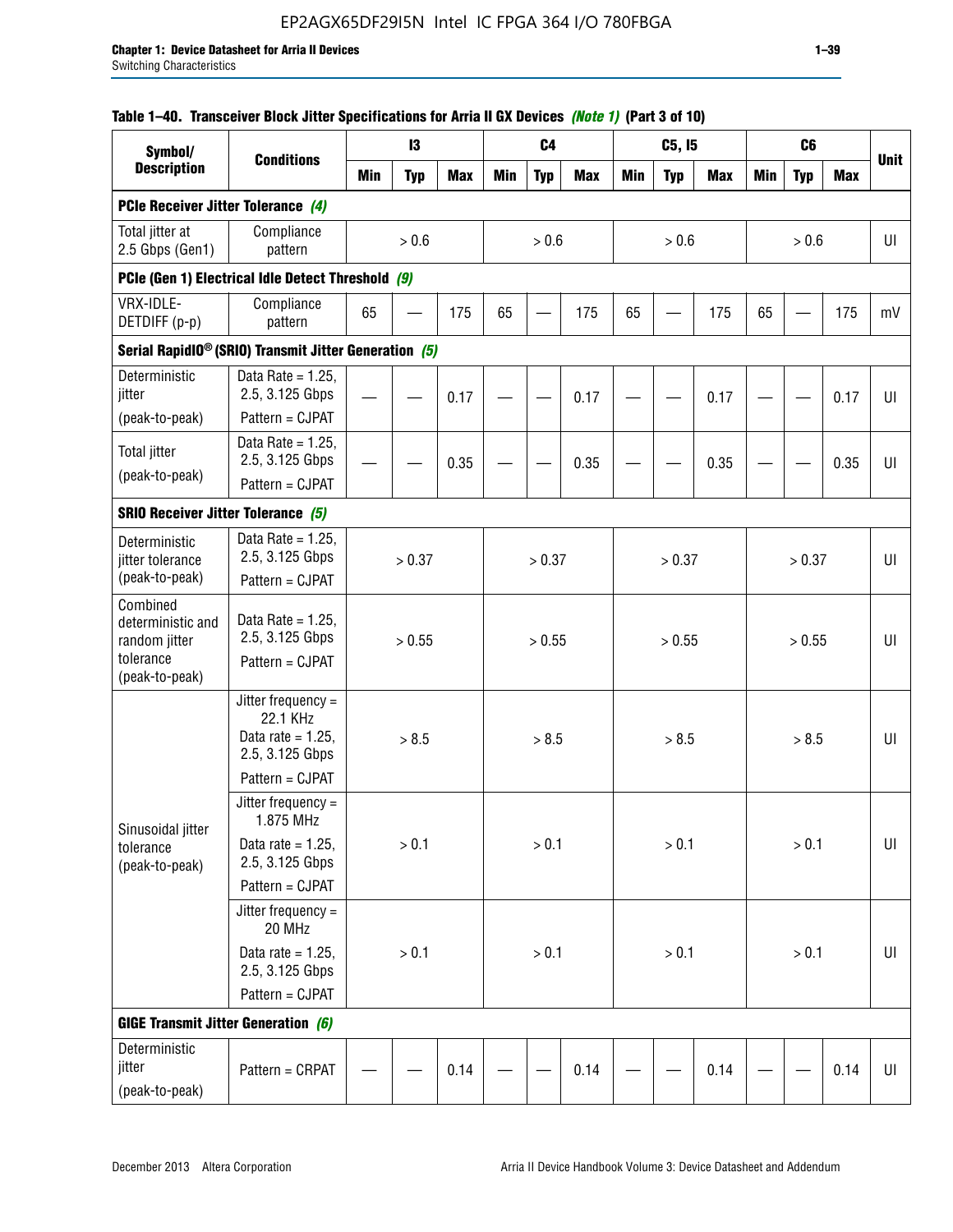**Table 1–40. Transceiver Block Jitter Specifications for Arria II GX Devices *(Note 1)* (Part 3 of 10)**

| Symbol/ Description | Conditions | I3 | | | C4 | | | C5, I5 | | | C6 | | | Unit |
|---|---|---|---|---|---|---|---|---|---|---|---|---|---|---|
| | | Min | Typ | Max | Min | Typ | Max | Min | Typ | Max | Min | Typ | Max | |
| **PCIe Receiver Jitter Tolerance *(4)*** | | | | | | | | | | | | | | |
| Total jitter at 2.5 Gbps (Gen1) | Compliance pattern | | > 0.6 | | | > 0.6 | | | > 0.6 | | | > 0.6 | | UI |
| **PCIe (Gen 1) Electrical Idle Detect Threshold *(9)*** | | | | | | | | | | | | | | |
| VRX-IDLE-DETDIFF (p-p) | Compliance pattern | 65 | — | 175 | 65 | — | 175 | 65 | — | 175 | 65 | — | 175 | mV |
| **Serial RapidIO® (SRIO) Transmit Jitter Generation *(5)*** | | | | | | | | | | | | | | |
| Deterministic jitter (peak-to-peak) | Data Rate = 1.25, 2.5, 3.125 Gbps Pattern = CJPAT | — | — | 0.17 | — | — | 0.17 | — | — | 0.17 | — | — | 0.17 | UI |
| Total jitter (peak-to-peak) | Data Rate = 1.25, 2.5, 3.125 Gbps Pattern = CJPAT | — | — | 0.35 | — | — | 0.35 | — | — | 0.35 | — | — | 0.35 | UI |
| **SRIO Receiver Jitter Tolerance *(5)*** | | | | | | | | | | | | | | |
| Deterministic jitter tolerance (peak-to-peak) | Data Rate = 1.25, 2.5, 3.125 Gbps Pattern = CJPAT | | > 0.37 | | | > 0.37 | | | > 0.37 | | | > 0.37 | | UI |
| Combined deterministic and random jitter tolerance (peak-to-peak) | Data Rate = 1.25, 2.5, 3.125 Gbps Pattern = CJPAT | | > 0.55 | | | > 0.55 | | | > 0.55 | | | > 0.55 | | UI |
| Sinusoidal jitter tolerance (peak-to-peak) | Jitter frequency = 22.1 KHz Data rate = 1.25, 2.5, 3.125 Gbps Pattern = CJPAT | | > 8.5 | | | > 8.5 | | | > 8.5 | | | > 8.5 | | UI |
| | Jitter frequency = 1.875 MHz Data rate = 1.25, 2.5, 3.125 Gbps Pattern = CJPAT | | > 0.1 | | | > 0.1 | | | > 0.1 | | | > 0.1 | | UI |
| | Jitter frequency = 20 MHz Data rate = 1.25, 2.5, 3.125 Gbps Pattern = CJPAT | | > 0.1 | | | > 0.1 | | | > 0.1 | | | > 0.1 | | UI |
| **GIGE Transmit Jitter Generation *(6)*** | | | | | | | | | | | | | | |
| Deterministic jitter (peak-to-peak) | Pattern = CRPAT | — | — | 0.14 | — | — | 0.14 | — | — | 0.14 | — | — | 0.14 | UI |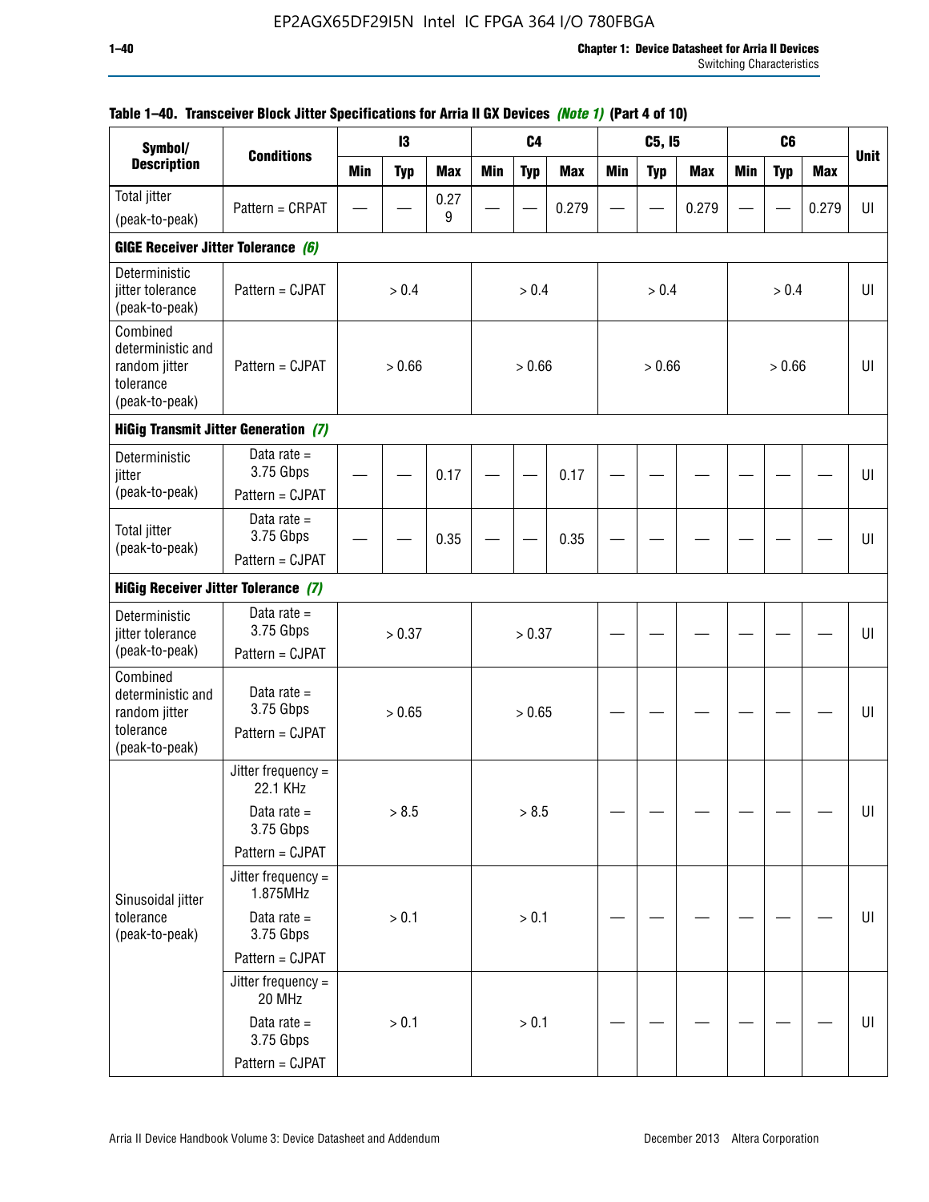**Table 1–40. Transceiver Block Jitter Specifications for Arria II GX Devices *(Note 1)* (Part 4 of 10)**

| Symbol/ Description | Conditions | I3 | | | C4 | | | C5, I5 | | | C6 | | | Unit |
|---|---|---|---|---|---|---|---|---|---|---|---|---|---|---|
| | | Min | Typ | Max | Min | Typ | Max | Min | Typ | Max | Min | Typ | Max | |
| Total jitter (peak-to-peak) | Pattern = CRPAT | — | — | 0.279 | — | — | 0.279 | — | — | 0.279 | — | — | 0.279 | UI |
| **GIGE Receiver Jitter Tolerance *(6)*** | | | | | | | | | | | | | | |
| Deterministic jitter tolerance (peak-to-peak) | Pattern = CJPAT | > 0.4 | | | > 0.4 | | | > 0.4 | | | > 0.4 | | | UI |
| Combined deterministic and random jitter tolerance (peak-to-peak) | Pattern = CJPAT | > 0.66 | | | > 0.66 | | | > 0.66 | | | > 0.66 | | | UI |
| **HiGig Transmit Jitter Generation *(7)*** | | | | | | | | | | | | | | |
| Deterministic jitter (peak-to-peak) | Data rate = 3.75 Gbps Pattern = CJPAT | — | — | 0.17 | — | — | 0.17 | — | — | — | — | — | — | UI |
| Total jitter (peak-to-peak) | Data rate = 3.75 Gbps Pattern = CJPAT | — | — | 0.35 | — | — | 0.35 | — | — | — | — | — | — | UI |
| **HiGig Receiver Jitter Tolerance *(7)*** | | | | | | | | | | | | | | |
| Deterministic jitter tolerance (peak-to-peak) | Data rate = 3.75 Gbps Pattern = CJPAT | > 0.37 | | | > 0.37 | | | — | — | — | — | — | — | UI |
| Combined deterministic and random jitter tolerance (peak-to-peak) | Data rate = 3.75 Gbps Pattern = CJPAT | > 0.65 | | | > 0.65 | | | — | — | — | — | — | — | UI |
| Sinusoidal jitter tolerance (peak-to-peak) | Jitter frequency = 22.1 KHz Data rate = 3.75 Gbps Pattern = CJPAT | > 8.5 | | | > 8.5 | | | — | — | — | — | — | — | UI |
| | Jitter frequency = 1.875MHz Data rate = 3.75 Gbps Pattern = CJPAT | > 0.1 | | | > 0.1 | | | — | — | — | — | — | — | UI |
| | Jitter frequency = 20 MHz Data rate = 3.75 Gbps Pattern = CJPAT | > 0.1 | | | > 0.1 | | | — | — | — | — | — | — | UI |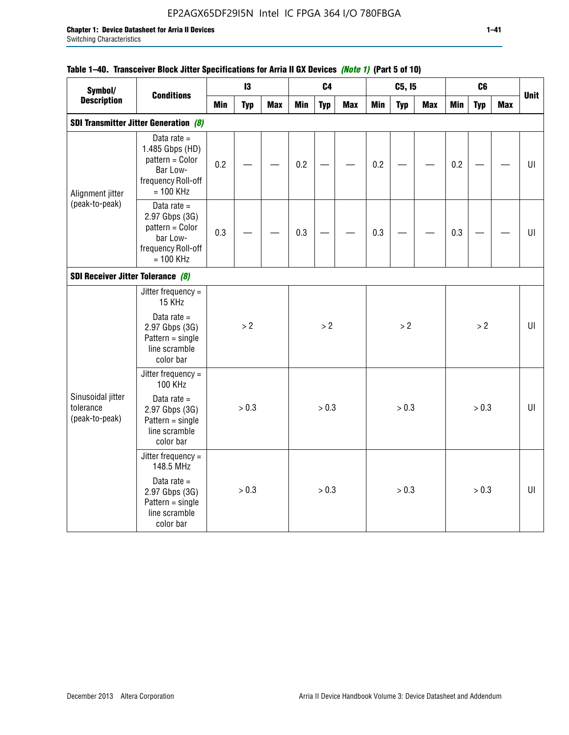**Table 1–40. Transceiver Block Jitter Specifications for Arria II GX Devices *(Note 1)* (Part 5 of 10)**

| Symbol/ Description | Conditions | I3 | | | C4 | | | C5, I5 | | | C6 | | | Unit |
|---|---|---|---|---|---|---|---|---|---|---|---|---|---|---|
| | | Min | Typ | Max | Min | Typ | Max | Min | Typ | Max | Min | Typ | Max | |
| **SDI Transmitter Jitter Generation *(8)*** | | | | | | | | | | | | | | |
| Alignment jitter (peak-to-peak) | Data rate = 1.485 Gbps (HD) pattern = Color Bar Low-frequency Roll-off = 100 KHz | 0.2 | — | — | 0.2 | — | — | 0.2 | — | — | 0.2 | — | — | UI |
| | Data rate = 2.97 Gbps (3G) pattern = Color bar Low-frequency Roll-off = 100 KHz | 0.3 | — | — | 0.3 | — | — | 0.3 | — | — | 0.3 | — | — | UI |
| **SDI Receiver Jitter Tolerance *(8)*** | | | | | | | | | | | | | | |
| Sinusoidal jitter tolerance (peak-to-peak) | Jitter frequency = 15 KHz<br>Data rate = 2.97 Gbps (3G) Pattern = single line scramble color bar | > 2 | | | > 2 | | | > 2 | | | > 2 | | | UI |
| | Jitter frequency = 100 KHz<br>Data rate = 2.97 Gbps (3G) Pattern = single line scramble color bar | > 0.3 | | | > 0.3 | | | > 0.3 | | | > 0.3 | | | UI |
| | Jitter frequency = 148.5 MHz<br>Data rate = 2.97 Gbps (3G) Pattern = single line scramble color bar | > 0.3 | | | > 0.3 | | | > 0.3 | | | > 0.3 | | | UI |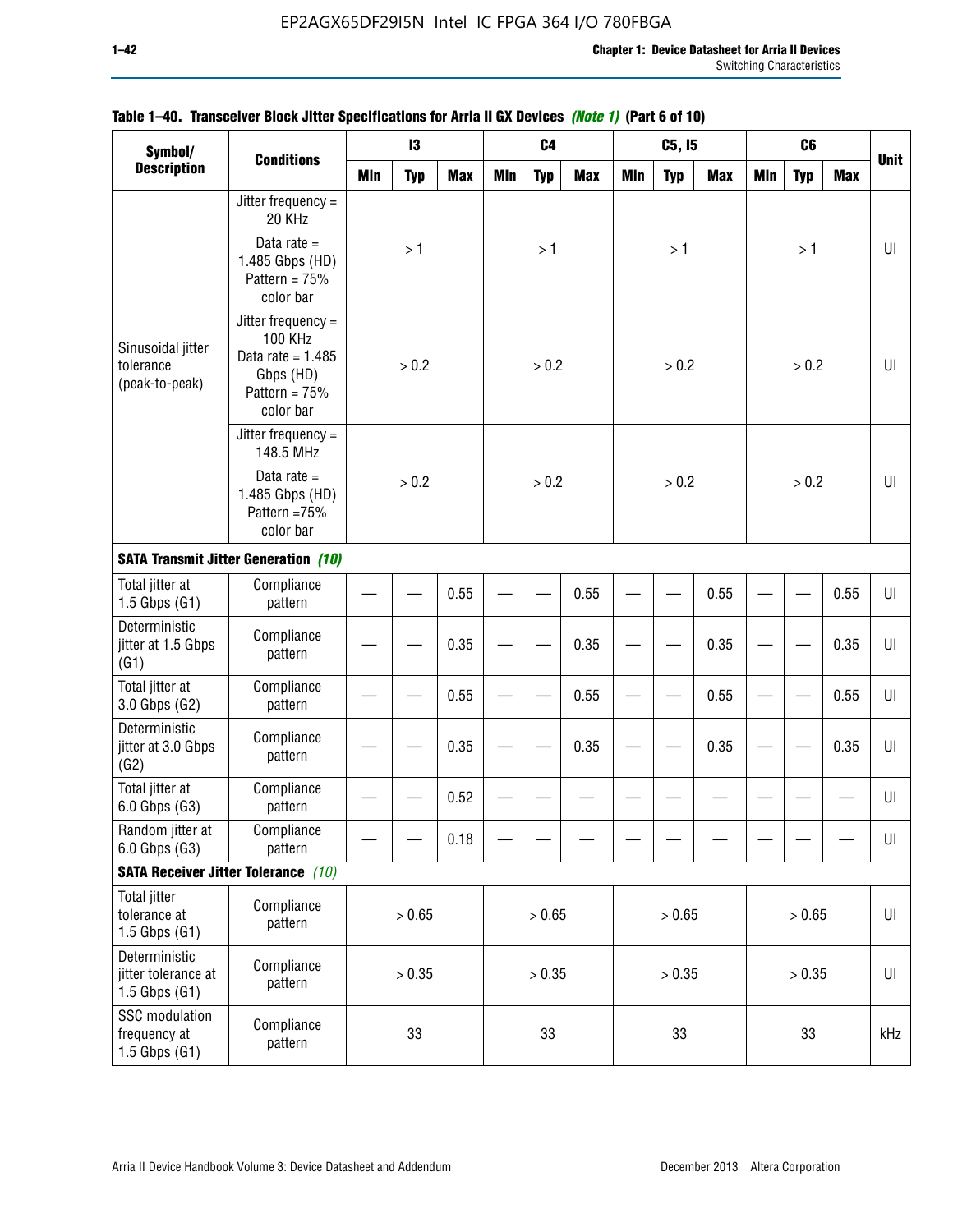**Table 1–40. Transceiver Block Jitter Specifications for Arria II GX Devices *(Note 1)* (Part 6 of 10)**

| Symbol/ Description | Conditions | I3 | | | C4 | | | C5, I5 | | | C6 | | | Unit |
|---|---|---|---|---|---|---|---|---|---|---|---|---|---|---|
| | | Min | Typ | Max | Min | Typ | Max | Min | Typ | Max | Min | Typ | Max | |
| Sinusoidal jitter tolerance (peak-to-peak) | Jitter frequency = 20 KHz<br>Data rate = 1.485 Gbps (HD) Pattern = 75% color bar | | > 1 | | | > 1 | | | > 1 | | | > 1 | | UI |
| | Jitter frequency = 100 KHz Data rate = 1.485 Gbps (HD) Pattern = 75% color bar | | > 0.2 | | | > 0.2 | | | > 0.2 | | | > 0.2 | | UI |
| | Jitter frequency = 148.5 MHz<br>Data rate = 1.485 Gbps (HD) Pattern =75% color bar | | > 0.2 | | | > 0.2 | | | > 0.2 | | | > 0.2 | | UI |
| **SATA Transmit Jitter Generation** *(10)* | | | | | | | | | | | | | | |
| Total jitter at 1.5 Gbps (G1) | Compliance pattern | — | — | 0.55 | — | — | 0.55 | — | — | 0.55 | — | — | 0.55 | UI |
| Deterministic jitter at 1.5 Gbps (G1) | Compliance pattern | — | — | 0.35 | — | — | 0.35 | — | — | 0.35 | — | — | 0.35 | UI |
| Total jitter at 3.0 Gbps (G2) | Compliance pattern | — | — | 0.55 | — | — | 0.55 | — | — | 0.55 | — | — | 0.55 | UI |
| Deterministic jitter at 3.0 Gbps (G2) | Compliance pattern | — | — | 0.35 | — | — | 0.35 | — | — | 0.35 | — | — | 0.35 | UI |
| Total jitter at 6.0 Gbps (G3) | Compliance pattern | — | — | 0.52 | — | — | — | — | — | — | — | — | — | UI |
| Random jitter at 6.0 Gbps (G3) | Compliance pattern | — | — | 0.18 | — | — | — | — | — | — | — | — | — | UI |
| **SATA Receiver Jitter Tolerance** *(10)* | | | | | | | | | | | | | | |
| Total jitter tolerance at 1.5 Gbps (G1) | Compliance pattern | | > 0.65 | | | > 0.65 | | | > 0.65 | | | > 0.65 | | UI |
| Deterministic jitter tolerance at 1.5 Gbps (G1) | Compliance pattern | | > 0.35 | | | > 0.35 | | | > 0.35 | | | > 0.35 | | UI |
| SSC modulation frequency at 1.5 Gbps (G1) | Compliance pattern | | 33 | | | 33 | | | 33 | | | 33 | | kHz |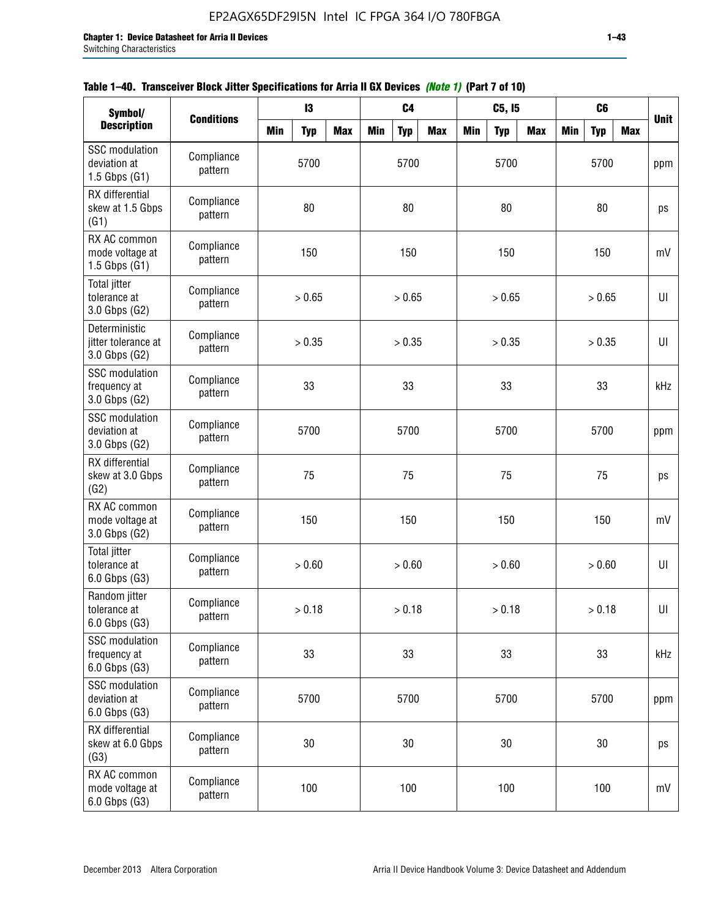**Table 1–40. Transceiver Block Jitter Specifications for Arria II GX Devices *(Note 1)* (Part 7 of 10)**

| Symbol/ Description | Conditions | I3 | | | C4 | | | C5, I5 | | | C6 | | | Unit |
|---|---|---|---|---|---|---|---|---|---|---|---|---|---|---|
| | | Min | Typ | Max | Min | Typ | Max | Min | Typ | Max | Min | Typ | Max | |
| SSC modulation deviation at 1.5 Gbps (G1) | Compliance pattern | | 5700 | | | 5700 | | | 5700 | | | 5700 | | ppm |
| RX differential skew at 1.5 Gbps (G1) | Compliance pattern | | 80 | | | 80 | | | 80 | | | 80 | | ps |
| RX AC common mode voltage at 1.5 Gbps (G1) | Compliance pattern | | 150 | | | 150 | | | 150 | | | 150 | | mV |
| Total jitter tolerance at 3.0 Gbps (G2) | Compliance pattern | | > 0.65 | | | > 0.65 | | | > 0.65 | | | > 0.65 | | UI |
| Deterministic jitter tolerance at 3.0 Gbps (G2) | Compliance pattern | | > 0.35 | | | > 0.35 | | | > 0.35 | | | > 0.35 | | UI |
| SSC modulation frequency at 3.0 Gbps (G2) | Compliance pattern | | 33 | | | 33 | | | 33 | | | 33 | | kHz |
| SSC modulation deviation at 3.0 Gbps (G2) | Compliance pattern | | 5700 | | | 5700 | | | 5700 | | | 5700 | | ppm |
| RX differential skew at 3.0 Gbps (G2) | Compliance pattern | | 75 | | | 75 | | | 75 | | | 75 | | ps |
| RX AC common mode voltage at 3.0 Gbps (G2) | Compliance pattern | | 150 | | | 150 | | | 150 | | | 150 | | mV |
| Total jitter tolerance at 6.0 Gbps (G3) | Compliance pattern | | > 0.60 | | | > 0.60 | | | > 0.60 | | | > 0.60 | | UI |
| Random jitter tolerance at 6.0 Gbps (G3) | Compliance pattern | | > 0.18 | | | > 0.18 | | | > 0.18 | | | > 0.18 | | UI |
| SSC modulation frequency at 6.0 Gbps (G3) | Compliance pattern | | 33 | | | 33 | | | 33 | | | 33 | | kHz |
| SSC modulation deviation at 6.0 Gbps (G3) | Compliance pattern | | 5700 | | | 5700 | | | 5700 | | | 5700 | | ppm |
| RX differential skew at 6.0 Gbps (G3) | Compliance pattern | | 30 | | | 30 | | | 30 | | | 30 | | ps |
| RX AC common mode voltage at 6.0 Gbps (G3) | Compliance pattern | | 100 | | | 100 | | | 100 | | | 100 | | mV |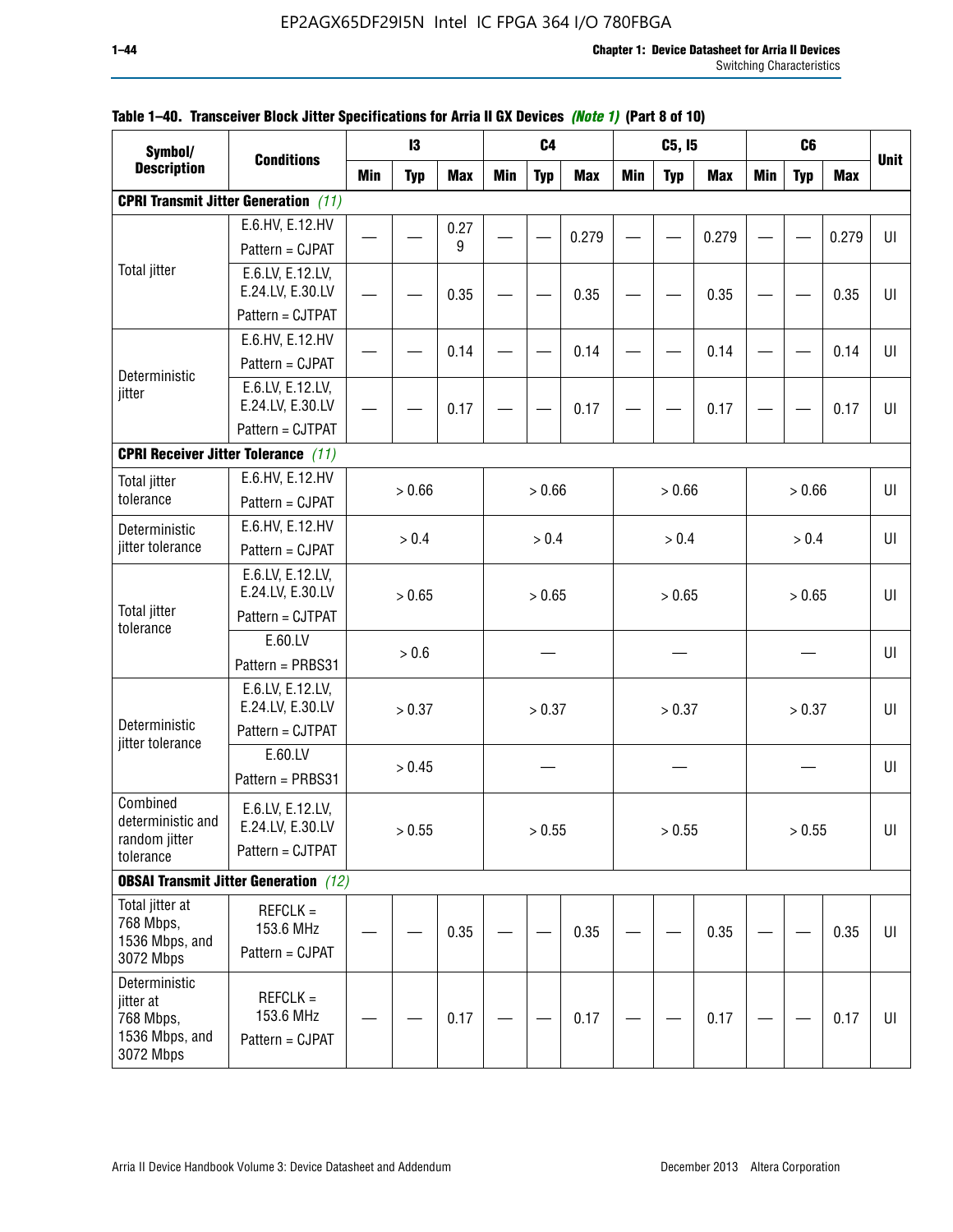**Table 1–40. Transceiver Block Jitter Specifications for Arria II GX Devices *(Note 1)* (Part 8 of 10)**

| Symbol/ Description | Conditions | I3 | | | C4 | | | C5, I5 | | | C6 | | | Unit |
|---|---|---|---|---|---|---|---|---|---|---|---|---|---|---|
| | | Min | Typ | Max | Min | Typ | Max | Min | Typ | Max | Min | Typ | Max | |
| **CPRI Transmit Jitter Generation** *(11)* | | | | | | | | | | | | | | |
| Total jitter | E.6.HV, E.12.HV Pattern = CJPAT | — | — | 0.279 | — | — | 0.279 | — | — | 0.279 | — | — | 0.279 | UI |
| | E.6.LV, E.12.LV, E.24.LV, E.30.LV Pattern = CJTPAT | — | — | 0.35 | — | — | 0.35 | — | — | 0.35 | — | — | 0.35 | UI |
| Deterministic jitter | E.6.HV, E.12.HV Pattern = CJPAT | — | — | 0.14 | — | — | 0.14 | — | — | 0.14 | — | — | 0.14 | UI |
| | E.6.LV, E.12.LV, E.24.LV, E.30.LV Pattern = CJTPAT | — | — | 0.17 | — | — | 0.17 | — | — | 0.17 | — | — | 0.17 | UI |
| **CPRI Receiver Jitter Tolerance** *(11)* | | | | | | | | | | | | | | |
| Total jitter tolerance | E.6.HV, E.12.HV Pattern = CJPAT | > 0.66 | | | > 0.66 | | | > 0.66 | | | > 0.66 | | | UI |
| Deterministic jitter tolerance | E.6.HV, E.12.HV Pattern = CJPAT | > 0.4 | | | > 0.4 | | | > 0.4 | | | > 0.4 | | | UI |
| Total jitter tolerance | E.6.LV, E.12.LV, E.24.LV, E.30.LV Pattern = CJTPAT | > 0.65 | | | > 0.65 | | | > 0.65 | | | > 0.65 | | | UI |
| | E.60.LV Pattern = PRBS31 | > 0.6 | | | — | | | — | | | — | | | UI |
| Deterministic jitter tolerance | E.6.LV, E.12.LV, E.24.LV, E.30.LV Pattern = CJTPAT | > 0.37 | | | > 0.37 | | | > 0.37 | | | > 0.37 | | | UI |
| | E.60.LV Pattern = PRBS31 | > 0.45 | | | — | | | — | | | — | | | UI |
| Combined deterministic and random jitter tolerance | E.6.LV, E.12.LV, E.24.LV, E.30.LV Pattern = CJTPAT | > 0.55 | | | > 0.55 | | | > 0.55 | | | > 0.55 | | | UI |
| **OBSAI Transmit Jitter Generation** *(12)* | | | | | | | | | | | | | | |
| Total jitter at 768 Mbps, 1536 Mbps, and 3072 Mbps | REFCLK = 153.6 MHz Pattern = CJPAT | — | — | 0.35 | — | — | 0.35 | — | — | 0.35 | — | — | 0.35 | UI |
| Deterministic jitter at 768 Mbps, 1536 Mbps, and 3072 Mbps | REFCLK = 153.6 MHz Pattern = CJPAT | — | — | 0.17 | — | — | 0.17 | — | — | 0.17 | — | — | 0.17 | UI |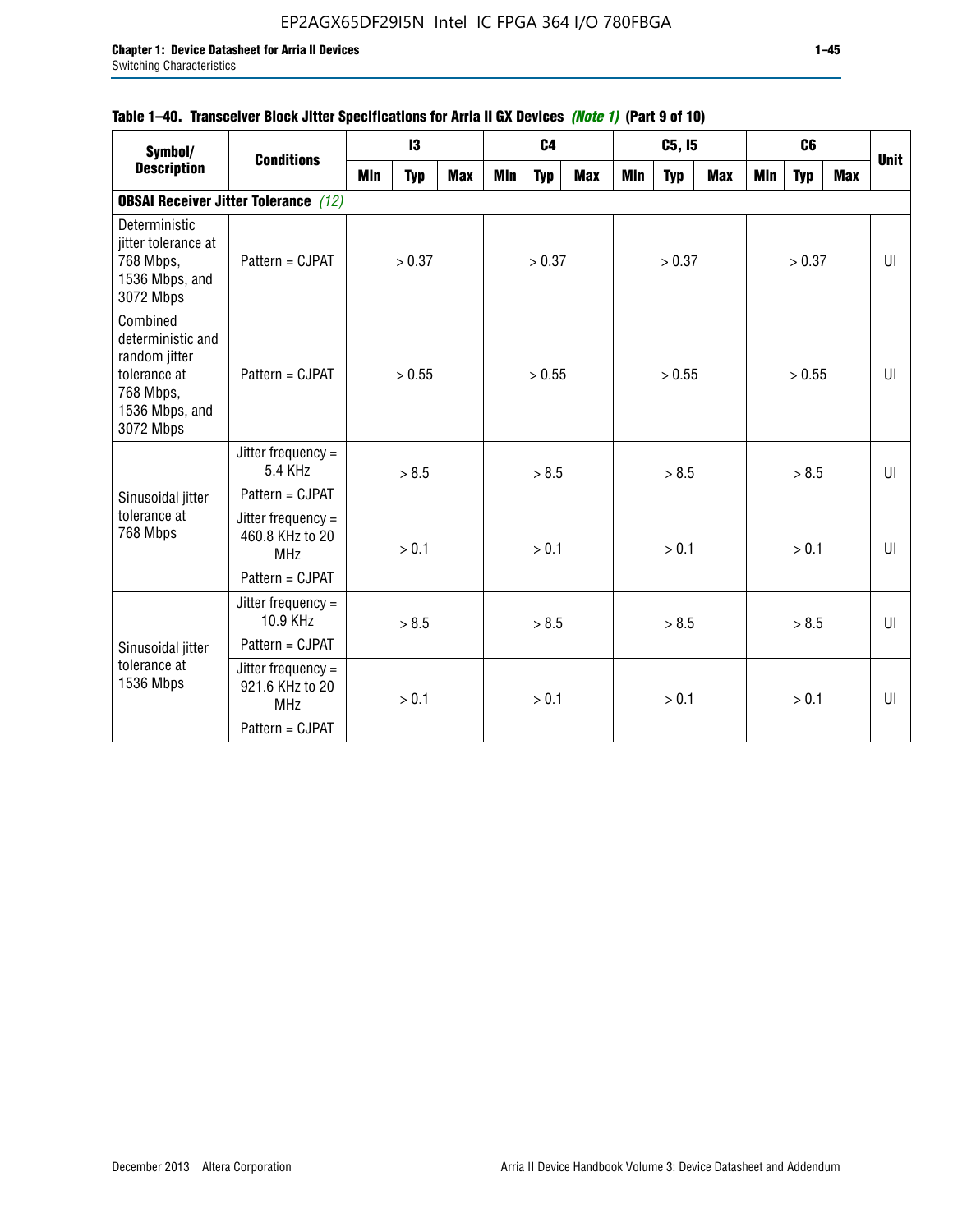Table 1–40. Transceiver Block Jitter Specifications for Arria II GX Devices *(Note 1)* (Part 9 of 10)

| Symbol/ Description | Conditions | I3 | | | C4 | | | C5, I5 | | | C6 | | | Unit |
|---|---|---|---|---|---|---|---|---|---|---|---|---|---|---|
| | | Min | Typ | Max | Min | Typ | Max | Min | Typ | Max | Min | Typ | Max | |
| **OBSAI Receiver Jitter Tolerance** *(12)* | | | | | | | | | | | | | | |
| Deterministic jitter tolerance at 768 Mbps, 1536 Mbps, and 3072 Mbps | Pattern = CJPAT | | > 0.37 | | | > 0.37 | | | > 0.37 | | | > 0.37 | | UI |
| Combined deterministic and random jitter tolerance at 768 Mbps, 1536 Mbps, and 3072 Mbps | Pattern = CJPAT | | > 0.55 | | | > 0.55 | | | > 0.55 | | | > 0.55 | | UI |
| Sinusoidal jitter tolerance at 768 Mbps | Jitter frequency = 5.4 KHz Pattern = CJPAT | | > 8.5 | | | > 8.5 | | | > 8.5 | | | > 8.5 | | UI |
| | Jitter frequency = 460.8 KHz to 20 MHz Pattern = CJPAT | | > 0.1 | | | > 0.1 | | | > 0.1 | | | > 0.1 | | UI |
| Sinusoidal jitter tolerance at 1536 Mbps | Jitter frequency = 10.9 KHz Pattern = CJPAT | | > 8.5 | | | > 8.5 | | | > 8.5 | | | > 8.5 | | UI |
| | Jitter frequency = 921.6 KHz to 20 MHz Pattern = CJPAT | | > 0.1 | | | > 0.1 | | | > 0.1 | | | > 0.1 | | UI |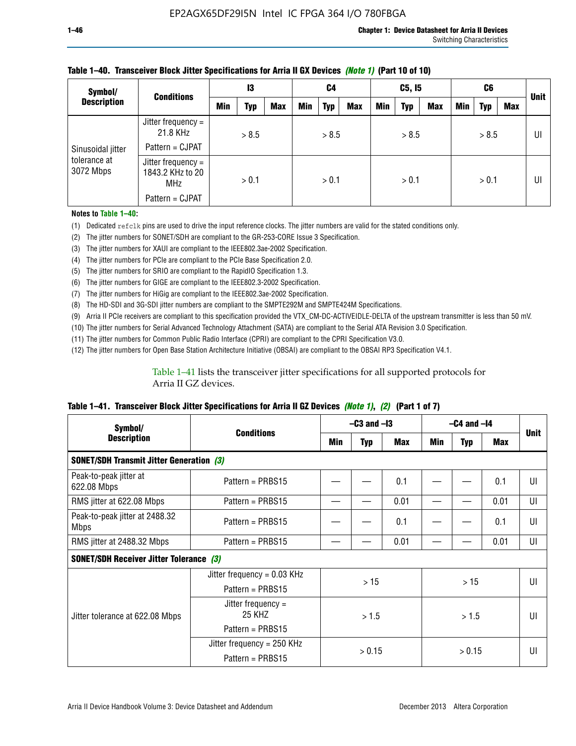**Table 1–40. Transceiver Block Jitter Specifications for Arria II GX Devices *(Note 1)* (Part 10 of 10)**

| Symbol/ Description | Conditions | I3 | | | C4 | | | C5, I5 | | | C6 | | | Unit |
|---|---|---|---|---|---|---|---|---|---|---|---|---|---|---|
| | | Min | Typ | Max | Min | Typ | Max | Min | Typ | Max | Min | Typ | Max | |
| Sinusoidal jitter tolerance at 3072 Mbps | Jitter frequency = 21.8 KHz<br>Pattern = CJPAT | > 8.5 | | | > 8.5 | | | > 8.5 | | | > 8.5 | | | UI |
| | Jitter frequency = 1843.2 KHz to 20 MHz<br>Pattern = CJPAT | > 0.1 | | | > 0.1 | | | > 0.1 | | | > 0.1 | | | UI |

**Notes to Table 1–40:**

(1) Dedicated `refclk` pins are used to drive the input reference clocks. The jitter numbers are valid for the stated conditions only.

(2) The jitter numbers for SONET/SDH are compliant to the GR-253-CORE Issue 3 Specification.

(3) The jitter numbers for XAUI are compliant to the IEEE802.3ae-2002 Specification.

(4) The jitter numbers for PCIe are compliant to the PCIe Base Specification 2.0.

(5) The jitter numbers for SRIO are compliant to the RapidIO Specification 1.3.

(6) The jitter numbers for GIGE are compliant to the IEEE802.3-2002 Specification.

(7) The jitter numbers for HiGig are compliant to the IEEE802.3ae-2002 Specification.

(8) The HD-SDI and 3G-SDI jitter numbers are compliant to the SMPTE292M and SMPTE424M Specifications.

(9) Arria II PCIe receivers are compliant to this specification provided the VTX_CM-DC-ACTIVEIDLE-DELTA of the upstream transmitter is less than 50 mV.

(10) The jitter numbers for Serial Advanced Technology Attachment (SATA) are compliant to the Serial ATA Revision 3.0 Specification.

(11) The jitter numbers for Common Public Radio Interface (CPRI) are compliant to the CPRI Specification V3.0.

(12) The jitter numbers for Open Base Station Architecture Initiative (OBSAI) are compliant to the OBSAI RP3 Specification V4.1.

Table 1–41 lists the transceiver jitter specifications for all supported protocols for Arria II GZ devices.

**Table 1–41. Transceiver Block Jitter Specifications for Arria II GZ Devices *(Note 1)*, *(2)* (Part 1 of 7)**

| Symbol/ Description | Conditions | –C3 and –I3 | | | –C4 and –I4 | | | Unit |
|---|---|---|---|---|---|---|---|---|
| | | Min | Typ | Max | Min | Typ | Max | |
| **SONET/SDH Transmit Jitter Generation *(3)*** | | | | | | | | |
| Peak-to-peak jitter at 622.08 Mbps | Pattern = PRBS15 | — | — | 0.1 | — | — | 0.1 | UI |
| RMS jitter at 622.08 Mbps | Pattern = PRBS15 | — | — | 0.01 | — | — | 0.01 | UI |
| Peak-to-peak jitter at 2488.32 Mbps | Pattern = PRBS15 | — | — | 0.1 | — | — | 0.1 | UI |
| RMS jitter at 2488.32 Mbps | Pattern = PRBS15 | — | — | 0.01 | — | — | 0.01 | UI |
| **SONET/SDH Receiver Jitter Tolerance *(3)*** | | | | | | | | |
| Jitter tolerance at 622.08 Mbps | Jitter frequency = 0.03 KHz<br>Pattern = PRBS15 | > 15 | | | > 15 | | | UI |
| | Jitter frequency = 25 KHZ<br>Pattern = PRBS15 | > 1.5 | | | > 1.5 | | | UI |
| | Jitter frequency = 250 KHz<br>Pattern = PRBS15 | > 0.15 | | | > 0.15 | | | UI |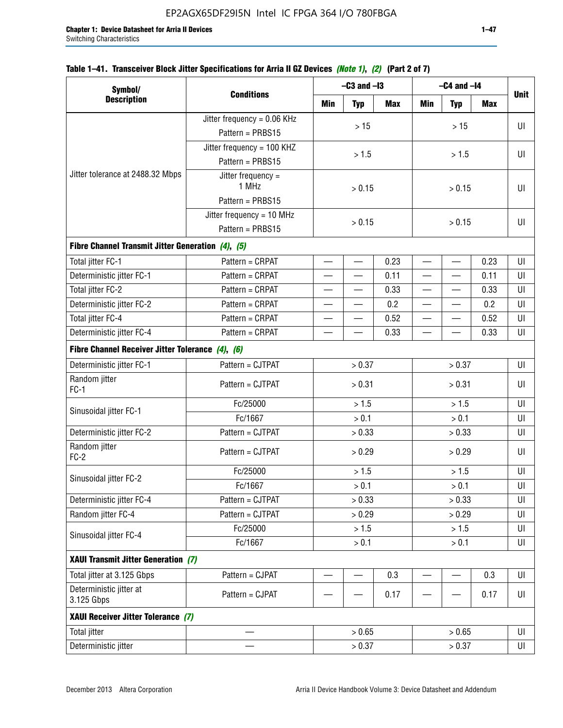**Table 1–41. Transceiver Block Jitter Specifications for Arria II GZ Devices *(Note 1)*, *(2)* (Part 2 of 7)**

| Symbol/ Description | Conditions | –C3 and –I3 | | | –C4 and –I4 | | | Unit |
|---|---|---|---|---|---|---|---|---|
| | | Min | Typ | Max | Min | Typ | Max | |
| Jitter tolerance at 2488.32 Mbps | Jitter frequency = 0.06 KHz Pattern = PRBS15 | > 15 | | | > 15 | | | UI |
| | Jitter frequency = 100 KHZ Pattern = PRBS15 | > 1.5 | | | > 1.5 | | | UI |
| | Jitter frequency = 1 MHz Pattern = PRBS15 | > 0.15 | | | > 0.15 | | | UI |
| | Jitter frequency = 10 MHz Pattern = PRBS15 | > 0.15 | | | > 0.15 | | | UI |
| **Fibre Channel Transmit Jitter Generation *(4)*, *(5)*** | | | | | | | | |
| Total jitter FC-1 | Pattern = CRPAT | — | — | 0.23 | — | — | 0.23 | UI |
| Deterministic jitter FC-1 | Pattern = CRPAT | — | — | 0.11 | — | — | 0.11 | UI |
| Total jitter FC-2 | Pattern = CRPAT | — | — | 0.33 | — | — | 0.33 | UI |
| Deterministic jitter FC-2 | Pattern = CRPAT | — | — | 0.2 | — | — | 0.2 | UI |
| Total jitter FC-4 | Pattern = CRPAT | — | — | 0.52 | — | — | 0.52 | UI |
| Deterministic jitter FC-4 | Pattern = CRPAT | — | — | 0.33 | — | — | 0.33 | UI |
| **Fibre Channel Receiver Jitter Tolerance *(4)*, *(6)*** | | | | | | | | |
| Deterministic jitter FC-1 | Pattern = CJTPAT | > 0.37 | | | > 0.37 | | | UI |
| Random jitter FC-1 | Pattern = CJTPAT | > 0.31 | | | > 0.31 | | | UI |
| Sinusoidal jitter FC-1 | Fc/25000 | > 1.5 | | | > 1.5 | | | UI |
| | Fc/1667 | > 0.1 | | | > 0.1 | | | UI |
| Deterministic jitter FC-2 | Pattern = CJTPAT | > 0.33 | | | > 0.33 | | | UI |
| Random jitter FC-2 | Pattern = CJTPAT | > 0.29 | | | > 0.29 | | | UI |
| Sinusoidal jitter FC-2 | Fc/25000 | > 1.5 | | | > 1.5 | | | UI |
| | Fc/1667 | > 0.1 | | | > 0.1 | | | UI |
| Deterministic jitter FC-4 | Pattern = CJTPAT | > 0.33 | | | > 0.33 | | | UI |
| Random jitter FC-4 | Pattern = CJTPAT | > 0.29 | | | > 0.29 | | | UI |
| Sinusoidal jitter FC-4 | Fc/25000 | > 1.5 | | | > 1.5 | | | UI |
| | Fc/1667 | > 0.1 | | | > 0.1 | | | UI |
| **XAUI Transmit Jitter Generation *(7)*** | | | | | | | | |
| Total jitter at 3.125 Gbps | Pattern = CJPAT | — | — | 0.3 | — | — | 0.3 | UI |
| Deterministic jitter at 3.125 Gbps | Pattern = CJPAT | — | — | 0.17 | — | — | 0.17 | UI |
| **XAUI Receiver Jitter Tolerance *(7)*** | | | | | | | | |
| Total jitter | — | > 0.65 | | | > 0.65 | | | UI |
| Deterministic jitter | — | > 0.37 | | | > 0.37 | | | UI |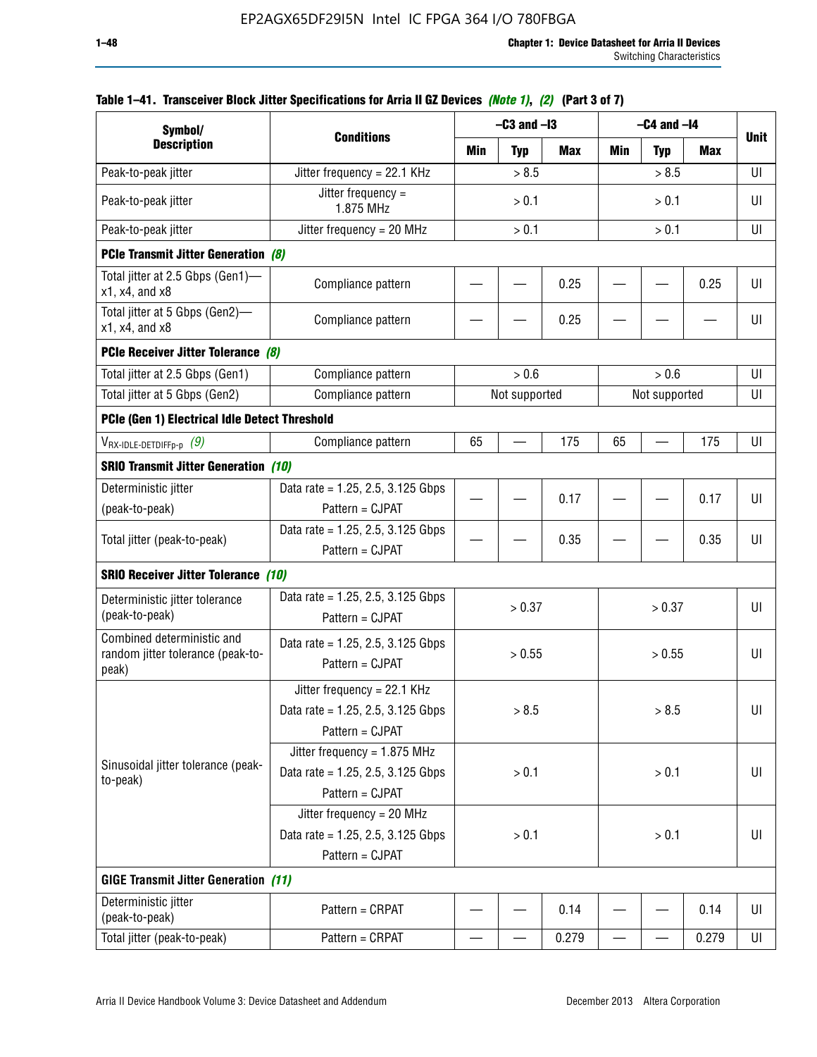**Table 1–41. Transceiver Block Jitter Specifications for Arria II GZ Devices *(Note 1)*, *(2)* (Part 3 of 7)**

| Symbol/ Description | Conditions | –C3 and –I3 | | | –C4 and –I4 | | | Unit |
|---|---|---|---|---|---|---|---|---|
| | | Min | Typ | Max | Min | Typ | Max | |
| Peak-to-peak jitter | Jitter frequency = 22.1 KHz | > 8.5 | | | > 8.5 | | | UI |
| Peak-to-peak jitter | Jitter frequency = 1.875 MHz | > 0.1 | | | > 0.1 | | | UI |
| Peak-to-peak jitter | Jitter frequency = 20 MHz | > 0.1 | | | > 0.1 | | | UI |
| **PCIe Transmit Jitter Generation *(8)*** | | | | | | | | |
| Total jitter at 2.5 Gbps (Gen1)—x1, x4, and x8 | Compliance pattern | — | — | 0.25 | — | — | 0.25 | UI |
| Total jitter at 5 Gbps (Gen2)—x1, x4, and x8 | Compliance pattern | — | — | 0.25 | — | — | — | UI |
| **PCIe Receiver Jitter Tolerance *(8)*** | | | | | | | | |
| Total jitter at 2.5 Gbps (Gen1) | Compliance pattern | > 0.6 | | | > 0.6 | | | UI |
| Total jitter at 5 Gbps (Gen2) | Compliance pattern | Not supported | | | Not supported | | | UI |
| **PCIe (Gen 1) Electrical Idle Detect Threshold** | | | | | | | | |
| $V_{RX\text{-}IDLE\text{-}DETDIFFp\text{-}p}$ *(9)* | Compliance pattern | 65 | — | 175 | 65 | — | 175 | UI |
| **SRIO Transmit Jitter Generation *(10)*** | | | | | | | | |
| Deterministic jitter (peak-to-peak) | Data rate = 1.25, 2.5, 3.125 Gbps Pattern = CJPAT | — | — | 0.17 | — | — | 0.17 | UI |
| Total jitter (peak-to-peak) | Data rate = 1.25, 2.5, 3.125 Gbps Pattern = CJPAT | — | — | 0.35 | — | — | 0.35 | UI |
| **SRIO Receiver Jitter Tolerance *(10)*** | | | | | | | | |
| Deterministic jitter tolerance (peak-to-peak) | Data rate = 1.25, 2.5, 3.125 Gbps Pattern = CJPAT | > 0.37 | | | > 0.37 | | | UI |
| Combined deterministic and random jitter tolerance (peak-to-peak) | Data rate = 1.25, 2.5, 3.125 Gbps Pattern = CJPAT | > 0.55 | | | > 0.55 | | | UI |
| Sinusoidal jitter tolerance (peak-to-peak) | Jitter frequency = 22.1 KHz Data rate = 1.25, 2.5, 3.125 Gbps Pattern = CJPAT | > 8.5 | | | > 8.5 | | | UI |
| | Jitter frequency = 1.875 MHz Data rate = 1.25, 2.5, 3.125 Gbps Pattern = CJPAT | > 0.1 | | | > 0.1 | | | UI |
| | Jitter frequency = 20 MHz Data rate = 1.25, 2.5, 3.125 Gbps Pattern = CJPAT | > 0.1 | | | > 0.1 | | | UI |
| **GIGE Transmit Jitter Generation *(11)*** | | | | | | | | |
| Deterministic jitter (peak-to-peak) | Pattern = CRPAT | — | — | 0.14 | — | — | 0.14 | UI |
| Total jitter (peak-to-peak) | Pattern = CRPAT | — | — | 0.279 | — | — | 0.279 | UI |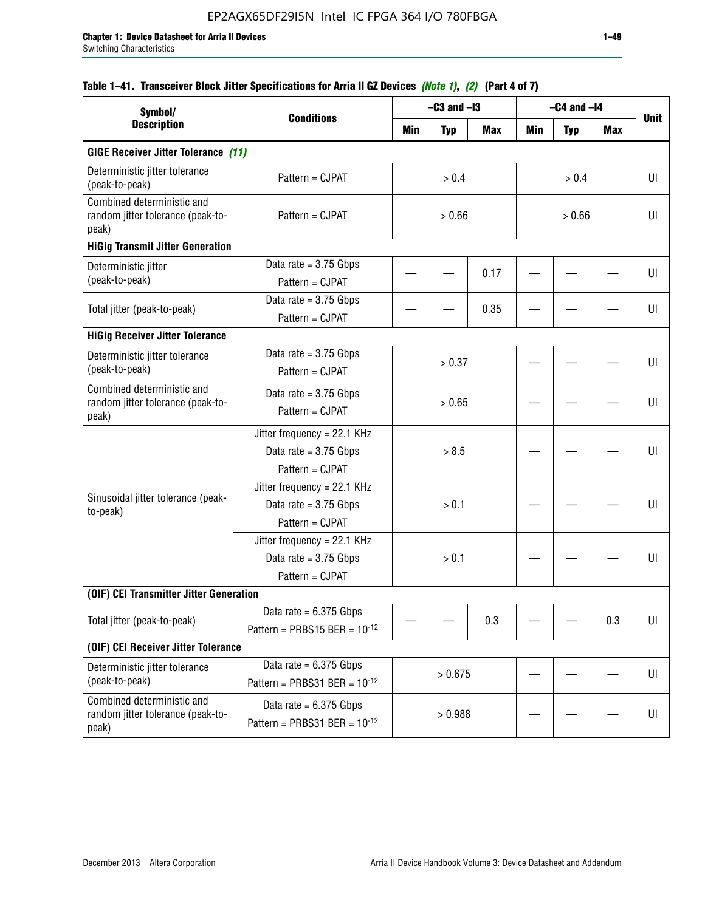**Table 1–41. Transceiver Block Jitter Specifications for Arria II GZ Devices *(Note 1)*, *(2)* (Part 4 of 7)**

| Symbol/ Description | Conditions | –C3 and –I3 | | | –C4 and –I4 | | | Unit |
|---|---|---|---|---|---|---|---|---|
| | | Min | Typ | Max | Min | Typ | Max | |
| **GIGE Receiver Jitter Tolerance *(11)*** | | | | | | | | |
| Deterministic jitter tolerance (peak-to-peak) | Pattern = CJPAT | > 0.4 | | | > 0.4 | | | UI |
| Combined deterministic and random jitter tolerance (peak-to-peak) | Pattern = CJPAT | > 0.66 | | | > 0.66 | | | UI |
| **HiGig Transmit Jitter Generation** | | | | | | | | |
| Deterministic jitter (peak-to-peak) | Data rate = 3.75 Gbps Pattern = CJPAT | — | — | 0.17 | — | — | — | UI |
| Total jitter (peak-to-peak) | Data rate = 3.75 Gbps Pattern = CJPAT | — | — | 0.35 | — | — | — | UI |
| **HiGig Receiver Jitter Tolerance** | | | | | | | | |
| Deterministic jitter tolerance (peak-to-peak) | Data rate = 3.75 Gbps Pattern = CJPAT | > 0.37 | | | — | — | — | UI |
| Combined deterministic and random jitter tolerance (peak-to-peak) | Data rate = 3.75 Gbps Pattern = CJPAT | > 0.65 | | | — | — | — | UI |
| Sinusoidal jitter tolerance (peak-to-peak) | Jitter frequency = 22.1 KHz Data rate = 3.75 Gbps Pattern = CJPAT | > 8.5 | | | — | — | — | UI |
| | Jitter frequency = 22.1 KHz Data rate = 3.75 Gbps Pattern = CJPAT | > 0.1 | | | — | — | — | UI |
| | Jitter frequency = 22.1 KHz Data rate = 3.75 Gbps Pattern = CJPAT | > 0.1 | | | — | — | — | UI |
| **(OIF) CEI Transmitter Jitter Generation** | | | | | | | | |
| Total jitter (peak-to-peak) | Data rate = 6.375 Gbps Pattern = PRBS15 BER = $10^{-12}$ | — | — | 0.3 | — | — | 0.3 | UI |
| **(OIF) CEI Receiver Jitter Tolerance** | | | | | | | | |
| Deterministic jitter tolerance (peak-to-peak) | Data rate = 6.375 Gbps Pattern = PRBS31 BER = $10^{-12}$ | > 0.675 | | | — | — | — | UI |
| Combined deterministic and random jitter tolerance (peak-to-peak) | Data rate = 6.375 Gbps Pattern = PRBS31 BER = $10^{-12}$ | > 0.988 | | | — | — | — | UI |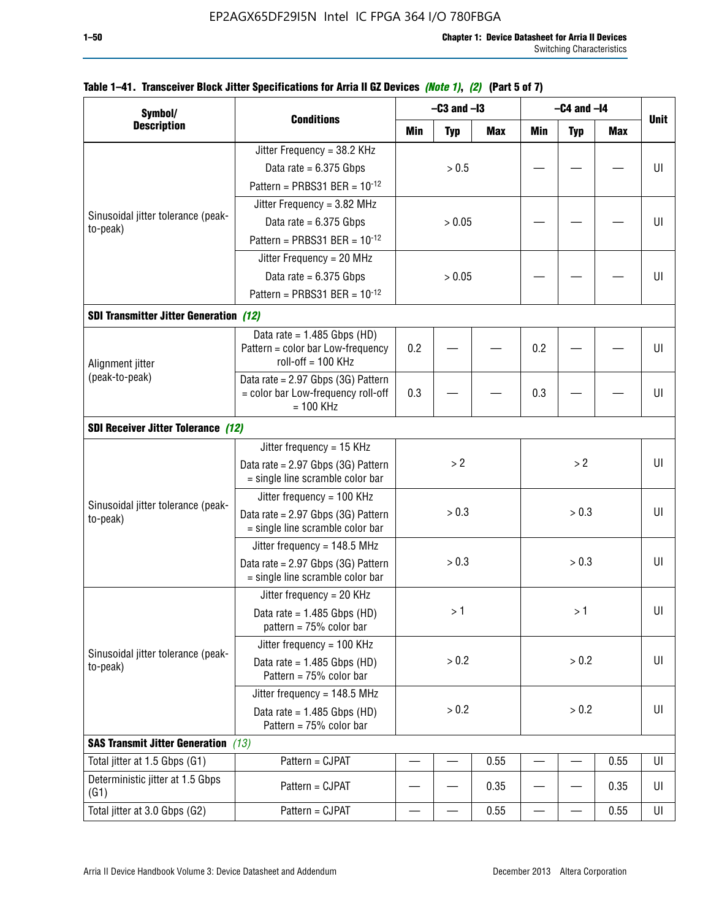**Table 1–41. Transceiver Block Jitter Specifications for Arria II GZ Devices *(Note 1)*, *(2)* (Part 5 of 7)**

| Symbol/ Description | Conditions | –C3 and –I3 | | | –C4 and –I4 | | | Unit |
|---|---|---|---|---|---|---|---|---|
| | | Min | Typ | Max | Min | Typ | Max | |
| Sinusoidal jitter tolerance (peak-to-peak) | Jitter Frequency = 38.2 KHz Data rate = 6.375 Gbps Pattern = PRBS31 BER = $10^{-12}$ | > 0.5 | | | — | — | — | UI |
| | Jitter Frequency = 3.82 MHz Data rate = 6.375 Gbps Pattern = PRBS31 BER = $10^{-12}$ | > 0.05 | | | — | — | — | UI |
| | Jitter Frequency = 20 MHz Data rate = 6.375 Gbps Pattern = PRBS31 BER = $10^{-12}$ | > 0.05 | | | — | — | — | UI |
| **SDI Transmitter Jitter Generation** *(12)* | | | | | | | | |
| Alignment jitter (peak-to-peak) | Data rate = 1.485 Gbps (HD) Pattern = color bar Low-frequency roll-off = 100 KHz | 0.2 | — | — | 0.2 | — | — | UI |
| | Data rate = 2.97 Gbps (3G) Pattern = color bar Low-frequency roll-off = 100 KHz | 0.3 | — | — | 0.3 | — | — | UI |
| **SDI Receiver Jitter Tolerance** *(12)* | | | | | | | | |
| Sinusoidal jitter tolerance (peak-to-peak) | Jitter frequency = 15 KHz Data rate = 2.97 Gbps (3G) Pattern = single line scramble color bar | > 2 | | | > 2 | | | UI |
| | Jitter frequency = 100 KHz Data rate = 2.97 Gbps (3G) Pattern = single line scramble color bar | > 0.3 | | | > 0.3 | | | UI |
| | Jitter frequency = 148.5 MHz Data rate = 2.97 Gbps (3G) Pattern = single line scramble color bar | > 0.3 | | | > 0.3 | | | UI |
| Sinusoidal jitter tolerance (peak-to-peak) | Jitter frequency = 20 KHz Data rate = 1.485 Gbps (HD) pattern = 75% color bar | > 1 | | | > 1 | | | UI |
| | Jitter frequency = 100 KHz Data rate = 1.485 Gbps (HD) Pattern = 75% color bar | > 0.2 | | | > 0.2 | | | UI |
| | Jitter frequency = 148.5 MHz Data rate = 1.485 Gbps (HD) Pattern = 75% color bar | > 0.2 | | | > 0.2 | | | UI |
| **SAS Transmit Jitter Generation** *(13)* | | | | | | | | |
| Total jitter at 1.5 Gbps (G1) | Pattern = CJPAT | — | — | 0.55 | — | — | 0.55 | UI |
| Deterministic jitter at 1.5 Gbps (G1) | Pattern = CJPAT | — | — | 0.35 | — | — | 0.35 | UI |
| Total jitter at 3.0 Gbps (G2) | Pattern = CJPAT | — | — | 0.55 | — | — | 0.55 | UI |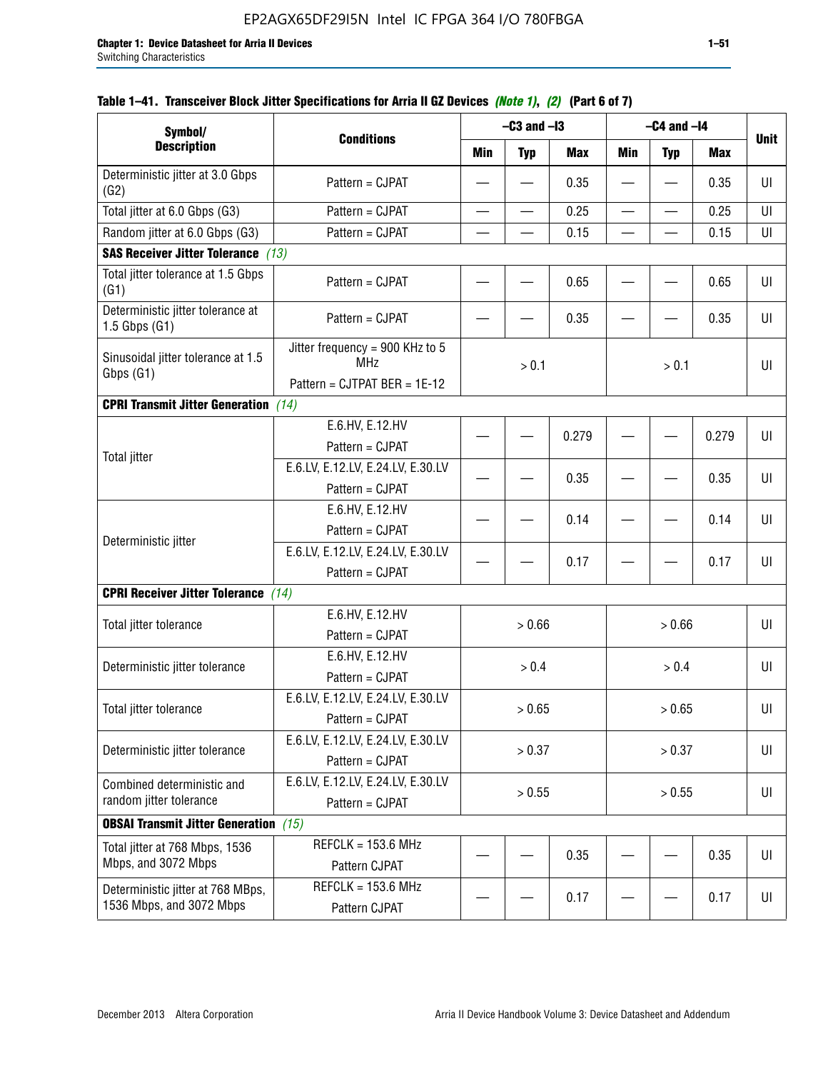**Table 1–41. Transceiver Block Jitter Specifications for Arria II GZ Devices *(Note 1)*, *(2)* (Part 6 of 7)**

| Symbol/ Description | Conditions | –C3 and –I3 | | | –C4 and –I4 | | | Unit |
|---|---|---|---|---|---|---|---|---|
| | | Min | Typ | Max | Min | Typ | Max | |
| Deterministic jitter at 3.0 Gbps (G2) | Pattern = CJPAT | — | — | 0.35 | — | — | 0.35 | UI |
| Total jitter at 6.0 Gbps (G3) | Pattern = CJPAT | — | — | 0.25 | — | — | 0.25 | UI |
| Random jitter at 6.0 Gbps (G3) | Pattern = CJPAT | — | — | 0.15 | — | — | 0.15 | UI |
| **SAS Receiver Jitter Tolerance** *(13)* | | | | | | | | |
| Total jitter tolerance at 1.5 Gbps (G1) | Pattern = CJPAT | — | — | 0.65 | — | — | 0.65 | UI |
| Deterministic jitter tolerance at 1.5 Gbps (G1) | Pattern = CJPAT | — | — | 0.35 | — | — | 0.35 | UI |
| Sinusoidal jitter tolerance at 1.5 Gbps (G1) | Jitter frequency = 900 KHz to 5 MHz<br>Pattern = CJTPAT BER = 1E-12 | > 0.1 | | | > 0.1 | | | UI |
| **CPRI Transmit Jitter Generation** *(14)* | | | | | | | | |
| Total jitter | E.6.HV, E.12.HV<br>Pattern = CJPAT | — | — | 0.279 | — | — | 0.279 | UI |
| | E.6.LV, E.12.LV, E.24.LV, E.30.LV<br>Pattern = CJPAT | — | — | 0.35 | — | — | 0.35 | UI |
| Deterministic jitter | E.6.HV, E.12.HV<br>Pattern = CJPAT | — | — | 0.14 | — | — | 0.14 | UI |
| | E.6.LV, E.12.LV, E.24.LV, E.30.LV<br>Pattern = CJPAT | — | — | 0.17 | — | — | 0.17 | UI |
| **CPRI Receiver Jitter Tolerance** *(14)* | | | | | | | | |
| Total jitter tolerance | E.6.HV, E.12.HV<br>Pattern = CJPAT | > 0.66 | | | > 0.66 | | | UI |
| Deterministic jitter tolerance | E.6.HV, E.12.HV<br>Pattern = CJPAT | > 0.4 | | | > 0.4 | | | UI |
| Total jitter tolerance | E.6.LV, E.12.LV, E.24.LV, E.30.LV<br>Pattern = CJPAT | > 0.65 | | | > 0.65 | | | UI |
| Deterministic jitter tolerance | E.6.LV, E.12.LV, E.24.LV, E.30.LV<br>Pattern = CJPAT | > 0.37 | | | > 0.37 | | | UI |
| Combined deterministic and random jitter tolerance | E.6.LV, E.12.LV, E.24.LV, E.30.LV<br>Pattern = CJPAT | > 0.55 | | | > 0.55 | | | UI |
| **OBSAI Transmit Jitter Generation** *(15)* | | | | | | | | |
| Total jitter at 768 Mbps, 1536 Mbps, and 3072 Mbps | REFCLK = 153.6 MHz<br>Pattern CJPAT | — | — | 0.35 | — | — | 0.35 | UI |
| Deterministic jitter at 768 MBps, 1536 Mbps, and 3072 Mbps | REFCLK = 153.6 MHz<br>Pattern CJPAT | — | — | 0.17 | — | — | 0.17 | UI |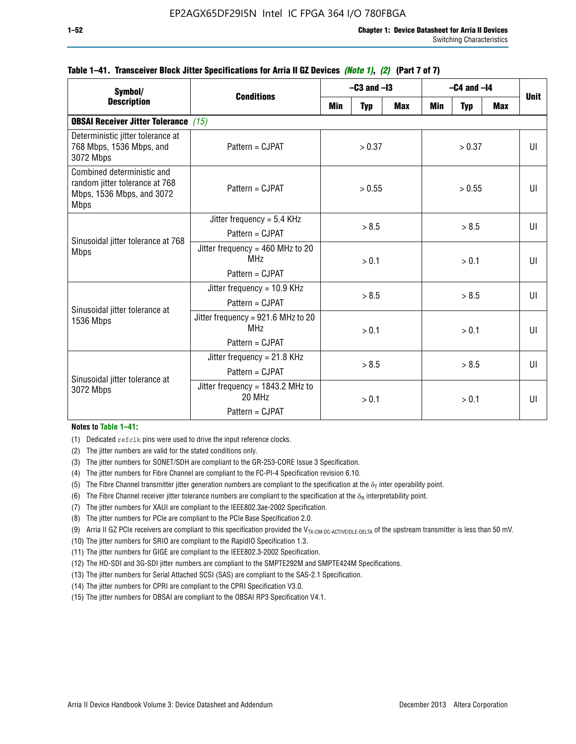**Table 1–41. Transceiver Block Jitter Specifications for Arria II GZ Devices** *(Note 1)*, *(2)* **(Part 7 of 7)**

| Symbol/ Description | Conditions | –C3 and –I3 | | | –C4 and –I4 | | | Unit |
|---|---|---|---|---|---|---|---|---|
| | | Min | Typ | Max | Min | Typ | Max | |
| **OBSAI Receiver Jitter Tolerance** *(15)* | | | | | | | | |
| Deterministic jitter tolerance at 768 Mbps, 1536 Mbps, and 3072 Mbps | Pattern = CJPAT | > 0.37 | | | > 0.37 | | | UI |
| Combined deterministic and random jitter tolerance at 768 Mbps, 1536 Mbps, and 3072 Mbps | Pattern = CJPAT | > 0.55 | | | > 0.55 | | | UI |
| Sinusoidal jitter tolerance at 768 Mbps | Jitter frequency = 5.4 KHz<br>Pattern = CJPAT | > 8.5 | | | > 8.5 | | | UI |
| | Jitter frequency = 460 MHz to 20 MHz<br>Pattern = CJPAT | > 0.1 | | | > 0.1 | | | UI |
| Sinusoidal jitter tolerance at 1536 Mbps | Jitter frequency = 10.9 KHz<br>Pattern = CJPAT | > 8.5 | | | > 8.5 | | | UI |
| | Jitter frequency = 921.6 MHz to 20 MHz<br>Pattern = CJPAT | > 0.1 | | | > 0.1 | | | UI |
| Sinusoidal jitter tolerance at 3072 Mbps | Jitter frequency = 21.8 KHz<br>Pattern = CJPAT | > 8.5 | | | > 8.5 | | | UI |
| | Jitter frequency = 1843.2 MHz to 20 MHz<br>Pattern = CJPAT | > 0.1 | | | > 0.1 | | | UI |

**Notes to Table 1–41:**

(1) Dedicated `refclk` pins were used to drive the input reference clocks.

(2) The jitter numbers are valid for the stated conditions only.

(3) The jitter numbers for SONET/SDH are compliant to the GR-253-CORE Issue 3 Specification.

(4) The jitter numbers for Fibre Channel are compliant to the FC-PI-4 Specification revision 6.10.

(5) The Fibre Channel transmitter jitter generation numbers are compliant to the specification at the $\delta_T$ inter operability point.

(6) The Fibre Channel receiver jitter tolerance numbers are compliant to the specification at the $\delta_R$ interpretability point.

(7) The jitter numbers for XAUI are compliant to the IEEE802.3ae-2002 Specification.

(8) The jitter numbers for PCIe are compliant to the PCIe Base Specification 2.0.

(9) Arria II GZ PCIe receivers are compliant to this specification provided the $V_{TX\text{-}CM\text{-}DC\text{-}ACTIVEIDLE\text{-}DELTA}$ of the upstream transmitter is less than 50 mV.

(10) The jitter numbers for SRIO are compliant to the RapidIO Specification 1.3.

(11) The jitter numbers for GIGE are compliant to the IEEE802.3-2002 Specification.

(12) The HD-SDI and 3G-SDI jitter numbers are compliant to the SMPTE292M and SMPTE424M Specifications.

(13) The jitter numbers for Serial Attached SCSI (SAS) are compliant to the SAS-2.1 Specification.

(14) The jitter numbers for CPRI are compliant to the CPRI Specification V3.0.

(15) The jitter numbers for OBSAI are compliant to the OBSAI RP3 Specification V4.1.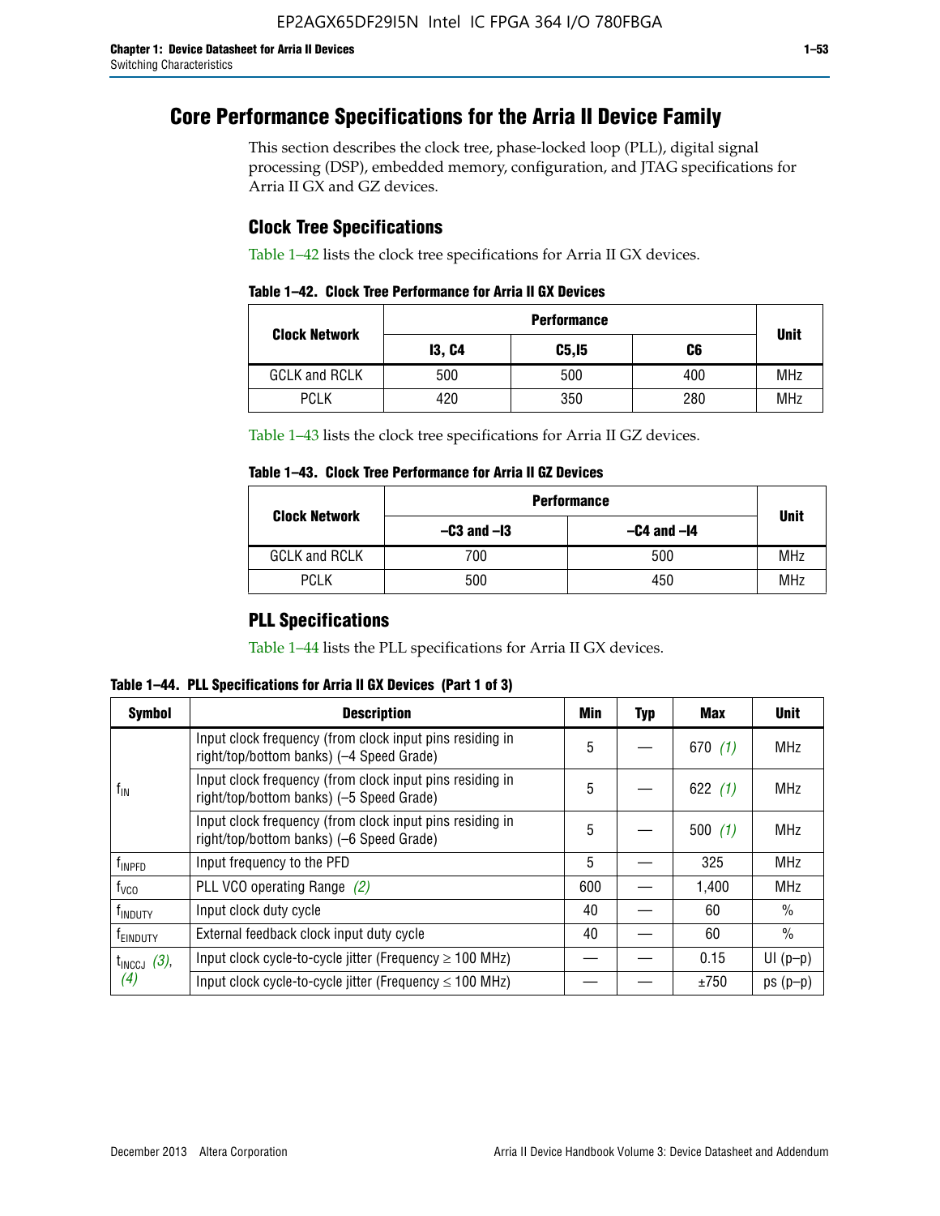# Core Performance Specifications for the Arria II Device Family

This section describes the clock tree, phase-locked loop (PLL), digital signal processing (DSP), embedded memory, configuration, and JTAG specifications for Arria II GX and GZ devices.

## Clock Tree Specifications

Table 1–42 lists the clock tree specifications for Arria II GX devices.

**Table 1–42. Clock Tree Performance for Arria II GX Devices**

| Clock Network | Performance | | | Unit |
|---|---|---|---|---|
| | I3, C4 | C5,I5 | C6 | |
| GCLK and RCLK | 500 | 500 | 400 | MHz |
| PCLK | 420 | 350 | 280 | MHz |

Table 1–43 lists the clock tree specifications for Arria II GZ devices.

**Table 1–43. Clock Tree Performance for Arria II GZ Devices**

| Clock Network | Performance | | Unit |
|---|---|---|---|
| | –C3 and –I3 | –C4 and –I4 | |
| GCLK and RCLK | 700 | 500 | MHz |
| PCLK | 500 | 450 | MHz |

## PLL Specifications

Table 1–44 lists the PLL specifications for Arria II GX devices.

**Table 1–44. PLL Specifications for Arria II GX Devices (Part 1 of 3)**

| Symbol | Description | Min | Typ | Max | Unit |
|---|---|---|---|---|---|
| $f_{IN}$ | Input clock frequency (from clock input pins residing in right/top/bottom banks) (–4 Speed Grade) | 5 | — | 670 *(1)* | MHz |
| | Input clock frequency (from clock input pins residing in right/top/bottom banks) (–5 Speed Grade) | 5 | — | 622 *(1)* | MHz |
| | Input clock frequency (from clock input pins residing in right/top/bottom banks) (–6 Speed Grade) | 5 | — | 500 *(1)* | MHz |
| $f_{INPFD}$ | Input frequency to the PFD | 5 | — | 325 | MHz |
| $f_{VCO}$ | PLL VCO operating Range *(2)* | 600 | — | 1,400 | MHz |
| $f_{INDUTY}$ | Input clock duty cycle | 40 | — | 60 | % |
| $f_{EINDUTY}$ | External feedback clock input duty cycle | 40 | — | 60 | % |
| $t_{INCCJ}$ *(3)*, *(4)* | Input clock cycle-to-cycle jitter (Frequency ≥ 100 MHz) | — | — | 0.15 | UI (p–p) |
| | Input clock cycle-to-cycle jitter (Frequency ≤ 100 MHz) | — | — | ±750 | ps (p–p) |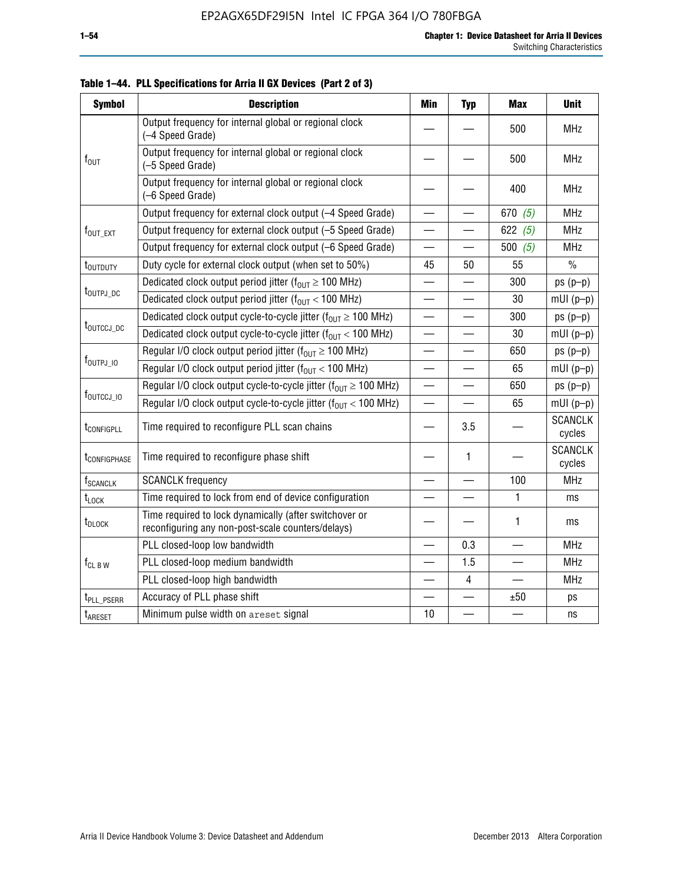**Table 1–44. PLL Specifications for Arria II GX Devices (Part 2 of 3)**

| Symbol | Description | Min | Typ | Max | Unit |
|---|---|---|---|---|---|
| $f_{OUT}$ | Output frequency for internal global or regional clock (–4 Speed Grade) | — | — | 500 | MHz |
| | Output frequency for internal global or regional clock (–5 Speed Grade) | — | — | 500 | MHz |
| | Output frequency for internal global or regional clock (–6 Speed Grade) | — | — | 400 | MHz |
| $f_{OUT\_EXT}$ | Output frequency for external clock output (–4 Speed Grade) | — | — | 670 (5) | MHz |
| | Output frequency for external clock output (–5 Speed Grade) | — | — | 622 (5) | MHz |
| | Output frequency for external clock output (–6 Speed Grade) | — | — | 500 (5) | MHz |
| $t_{OUTDUTY}$ | Duty cycle for external clock output (when set to 50%) | 45 | 50 | 55 | % |
| $t_{OUTPJ\_DC}$ | Dedicated clock output period jitter ($f_{OUT} \geq 100$ MHz) | — | — | 300 | ps (p–p) |
| | Dedicated clock output period jitter ($f_{OUT} < 100$ MHz) | — | — | 30 | mUI (p–p) |
| $t_{OUTCCJ\_DC}$ | Dedicated clock output cycle-to-cycle jitter ($f_{OUT} \geq 100$ MHz) | — | — | 300 | ps (p–p) |
| | Dedicated clock output cycle-to-cycle jitter ($f_{OUT} < 100$ MHz) | — | — | 30 | mUI (p–p) |
| $f_{OUTPJ\_IO}$ | Regular I/O clock output period jitter ($f_{OUT} \geq 100$ MHz) | — | — | 650 | ps (p–p) |
| | Regular I/O clock output period jitter ($f_{OUT} < 100$ MHz) | — | — | 65 | mUI (p–p) |
| $f_{OUTCCJ\_IO}$ | Regular I/O clock output cycle-to-cycle jitter ($f_{OUT} \geq 100$ MHz) | — | — | 650 | ps (p–p) |
| | Regular I/O clock output cycle-to-cycle jitter ($f_{OUT} < 100$ MHz) | — | — | 65 | mUI (p–p) |
| $t_{CONFIGPLL}$ | Time required to reconfigure PLL scan chains | — | 3.5 | — | SCANCLK cycles |
| $t_{CONFIGPHASE}$ | Time required to reconfigure phase shift | — | 1 | — | SCANCLK cycles |
| $f_{SCANCLK}$ | SCANCLK frequency | — | — | 100 | MHz |
| $t_{LOCK}$ | Time required to lock from end of device configuration | — | — | 1 | ms |
| $t_{DLOCK}$ | Time required to lock dynamically (after switchover or reconfiguring any non-post-scale counters/delays) | — | — | 1 | ms |
| $f_{CL\ B\ W}$ | PLL closed-loop low bandwidth | — | 0.3 | — | MHz |
| | PLL closed-loop medium bandwidth | — | 1.5 | — | MHz |
| | PLL closed-loop high bandwidth | — | 4 | — | MHz |
| $t_{PLL\_PSERR}$ | Accuracy of PLL phase shift | — | — | ±50 | ps |
| $t_{ARESET}$ | Minimum pulse width on areset signal | 10 | — | — | ns |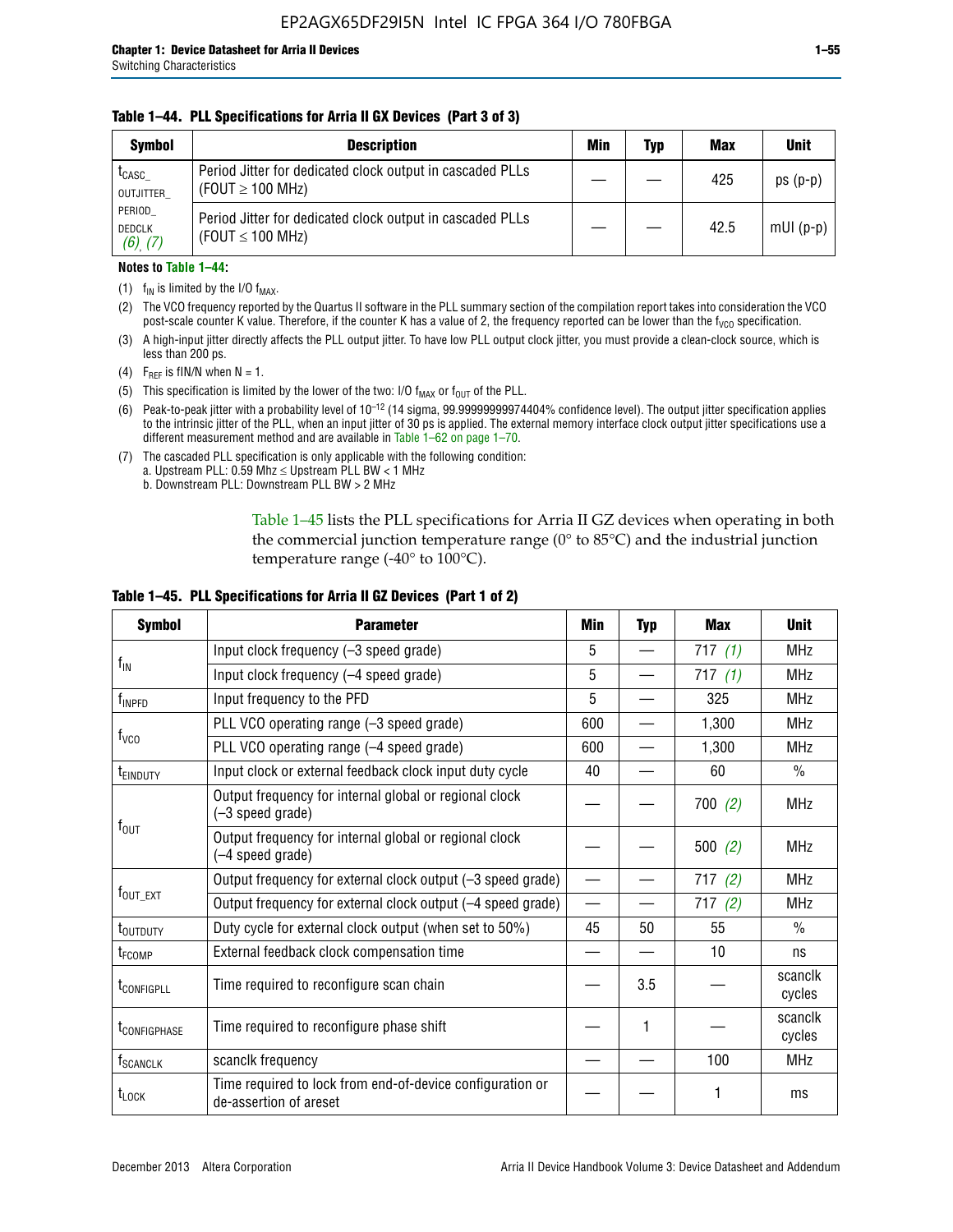**Table 1–44. PLL Specifications for Arria II GX Devices (Part 3 of 3)**

| Symbol | Description | Min | Typ | Max | Unit |
|---|---|---|---|---|---|
| $t_{CASC\_OUTJITTER\_PERIOD\_DEDCLK}$ (6), (7) | Period Jitter for dedicated clock output in cascaded PLLs ($FOUT \geq 100$ MHz) | — | — | 425 | ps (p-p) |
| | Period Jitter for dedicated clock output in cascaded PLLs ($FOUT \leq 100$ MHz) | — | — | 42.5 | mUI (p-p) |

**Notes to Table 1–44:**

(1) $f_{IN}$ is limited by the I/O $f_{MAX}$.

(2) The VCO frequency reported by the Quartus II software in the PLL summary section of the compilation report takes into consideration the VCO post-scale counter K value. Therefore, if the counter K has a value of 2, the frequency reported can be lower than the $f_{VCO}$ specification.

(3) A high-input jitter directly affects the PLL output jitter. To have low PLL output clock jitter, you must provide a clean-clock source, which is less than 200 ps.

(4) $F_{REF}$ is fIN/N when N = 1.

(5) This specification is limited by the lower of the two: I/O $f_{MAX}$ or $f_{OUT}$ of the PLL.

(6) Peak-to-peak jitter with a probability level of $10^{-12}$ (14 sigma, 99.99999999974404% confidence level). The output jitter specification applies to the intrinsic jitter of the PLL, when an input jitter of 30 ps is applied. The external memory interface clock output jitter specifications use a different measurement method and are available in Table 1–62 on page 1–70.

(7) The cascaded PLL specification is only applicable with the following condition:
a. Upstream PLL: 0.59 Mhz ≤ Upstream PLL BW < 1 MHz
b. Downstream PLL: Downstream PLL BW > 2 MHz

Table 1–45 lists the PLL specifications for Arria II GZ devices when operating in both the commercial junction temperature range (0° to 85°C) and the industrial junction temperature range (-40° to 100°C).

**Table 1–45. PLL Specifications for Arria II GZ Devices (Part 1 of 2)**

| Symbol | Parameter | Min | Typ | Max | Unit |
|---|---|---|---|---|---|
| $f_{IN}$ | Input clock frequency (–3 speed grade) | 5 | — | 717 (1) | MHz |
| | Input clock frequency (–4 speed grade) | 5 | — | 717 (1) | MHz |
| $f_{INPFD}$ | Input frequency to the PFD | 5 | — | 325 | MHz |
| $f_{VCO}$ | PLL VCO operating range (–3 speed grade) | 600 | — | 1,300 | MHz |
| | PLL VCO operating range (–4 speed grade) | 600 | — | 1,300 | MHz |
| $t_{EINDUTY}$ | Input clock or external feedback clock input duty cycle | 40 | — | 60 | % |
| $f_{OUT}$ | Output frequency for internal global or regional clock (–3 speed grade) | — | — | 700 (2) | MHz |
| | Output frequency for internal global or regional clock (–4 speed grade) | — | — | 500 (2) | MHz |
| $f_{OUT\_EXT}$ | Output frequency for external clock output (–3 speed grade) | — | — | 717 (2) | MHz |
| | Output frequency for external clock output (–4 speed grade) | — | — | 717 (2) | MHz |
| $t_{OUTDUTY}$ | Duty cycle for external clock output (when set to 50%) | 45 | 50 | 55 | % |
| $t_{FCOMP}$ | External feedback clock compensation time | — | — | 10 | ns |
| $t_{CONFIGPLL}$ | Time required to reconfigure scan chain | — | 3.5 | — | scanclk cycles |
| $t_{CONFIGPHASE}$ | Time required to reconfigure phase shift | — | 1 | — | scanclk cycles |
| $f_{SCANCLK}$ | scanclk frequency | — | — | 100 | MHz |
| $t_{LOCK}$ | Time required to lock from end-of-device configuration or de-assertion of areset | — | — | 1 | ms |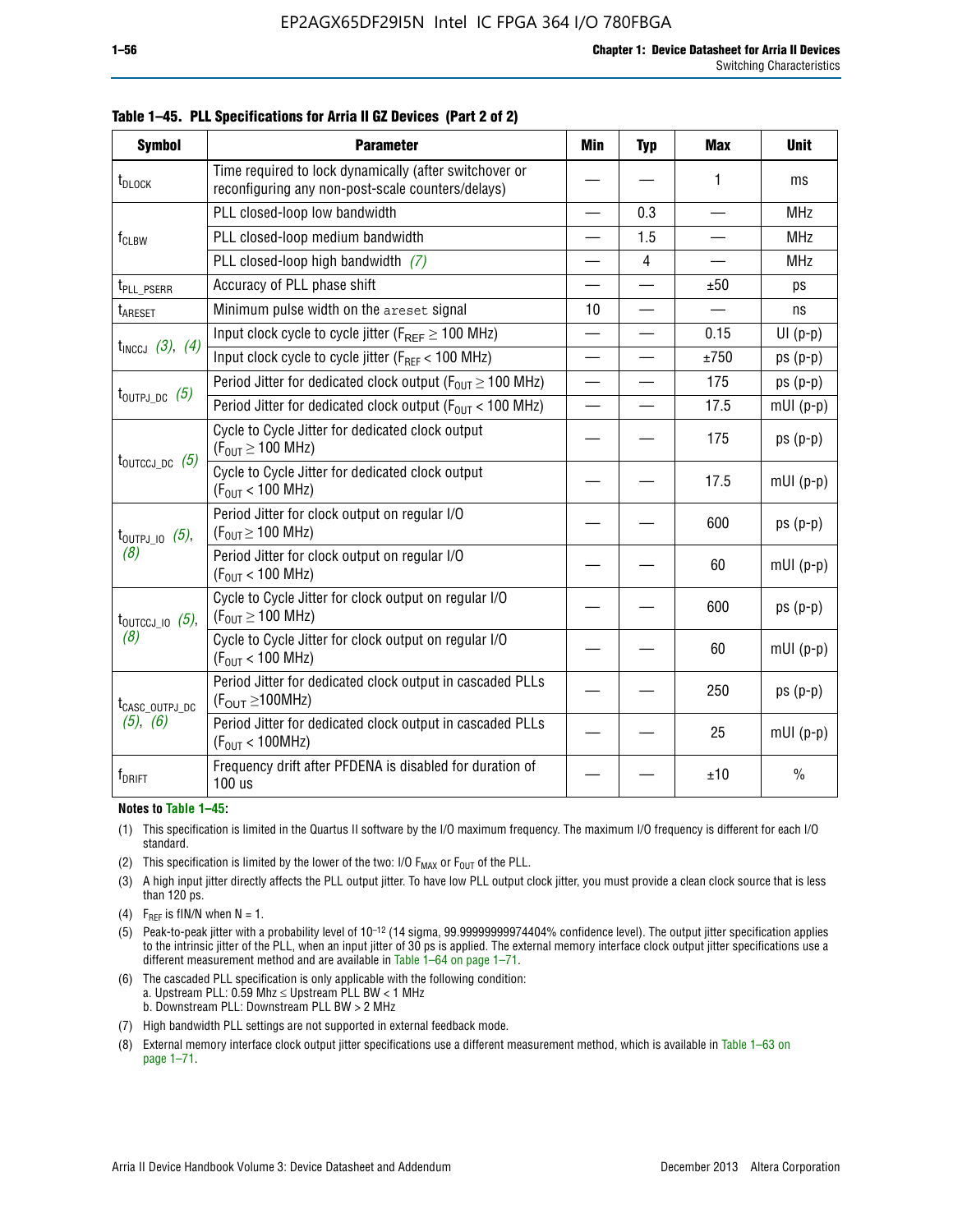**Table 1–45. PLL Specifications for Arria II GZ Devices (Part 2 of 2)**

| Symbol | Parameter | Min | Typ | Max | Unit |
|---|---|---|---|---|---|
| $t_{DLOCK}$ | Time required to lock dynamically (after switchover or reconfiguring any non-post-scale counters/delays) | — | — | 1 | ms |
| $f_{CLBW}$ | PLL closed-loop low bandwidth | — | 0.3 | — | MHz |
| | PLL closed-loop medium bandwidth | — | 1.5 | — | MHz |
| | PLL closed-loop high bandwidth *(7)* | — | 4 | — | MHz |
| $t_{PLL\_PSERR}$ | Accuracy of PLL phase shift | — | — | ±50 | ps |
| $t_{ARESET}$ | Minimum pulse width on the areset signal | 10 | — | — | ns |
| $t_{INCCJ}$ *(3)*, *(4)* | Input clock cycle to cycle jitter ($F_{REF} \geq 100$ MHz) | — | — | 0.15 | UI (p-p) |
| | Input clock cycle to cycle jitter ($F_{REF} < 100$ MHz) | — | — | ±750 | ps (p-p) |
| $t_{OUTPJ\_DC}$ *(5)* | Period Jitter for dedicated clock output ($F_{OUT} \geq 100$ MHz) | — | — | 175 | ps (p-p) |
| | Period Jitter for dedicated clock output ($F_{OUT} < 100$ MHz) | — | — | 17.5 | mUI (p-p) |
| $t_{OUTCCJ\_DC}$ *(5)* | Cycle to Cycle Jitter for dedicated clock output ($F_{OUT} \geq 100$ MHz) | — | — | 175 | ps (p-p) |
| | Cycle to Cycle Jitter for dedicated clock output ($F_{OUT} < 100$ MHz) | — | — | 17.5 | mUI (p-p) |
| $t_{OUTPJ\_IO}$ *(5)*, *(8)* | Period Jitter for clock output on regular I/O ($F_{OUT} \geq 100$ MHz) | — | — | 600 | ps (p-p) |
| | Period Jitter for clock output on regular I/O ($F_{OUT} < 100$ MHz) | — | — | 60 | mUI (p-p) |
| $t_{OUTCCJ\_IO}$ *(5)*, *(8)* | Cycle to Cycle Jitter for clock output on regular I/O ($F_{OUT} \geq 100$ MHz) | — | — | 600 | ps (p-p) |
| | Cycle to Cycle Jitter for clock output on regular I/O ($F_{OUT} < 100$ MHz) | — | — | 60 | mUI (p-p) |
| $t_{CASC\_OUTPJ\_DC}$ *(5)*, *(6)* | Period Jitter for dedicated clock output in cascaded PLLs ($F_{OUT} \geq 100$MHz) | — | — | 250 | ps (p-p) |
| | Period Jitter for dedicated clock output in cascaded PLLs ($F_{OUT} < 100$MHz) | — | — | 25 | mUI (p-p) |
| $f_{DRIFT}$ | Frequency drift after PFDENA is disabled for duration of 100 us | — | — | ±10 | % |

**Notes to Table 1–45:**

(1) This specification is limited in the Quartus II software by the I/O maximum frequency. The maximum I/O frequency is different for each I/O standard.

(2) This specification is limited by the lower of the two: I/O $F_{MAX}$ or $F_{OUT}$ of the PLL.

(3) A high input jitter directly affects the PLL output jitter. To have low PLL output clock jitter, you must provide a clean clock source that is less than 120 ps.

(4) $F_{REF}$ is fIN/N when N = 1.

(5) Peak-to-peak jitter with a probability level of $10^{-12}$ (14 sigma, 99.99999999974404% confidence level). The output jitter specification applies to the intrinsic jitter of the PLL, when an input jitter of 30 ps is applied. The external memory interface clock output jitter specifications use a different measurement method and are available in Table 1–64 on page 1–71.

(6) The cascaded PLL specification is only applicable with the following condition:
a. Upstream PLL: 0.59 Mhz ≤ Upstream PLL BW < 1 MHz
b. Downstream PLL: Downstream PLL BW > 2 MHz

(7) High bandwidth PLL settings are not supported in external feedback mode.

(8) External memory interface clock output jitter specifications use a different measurement method, which is available in Table 1–63 on page 1–71.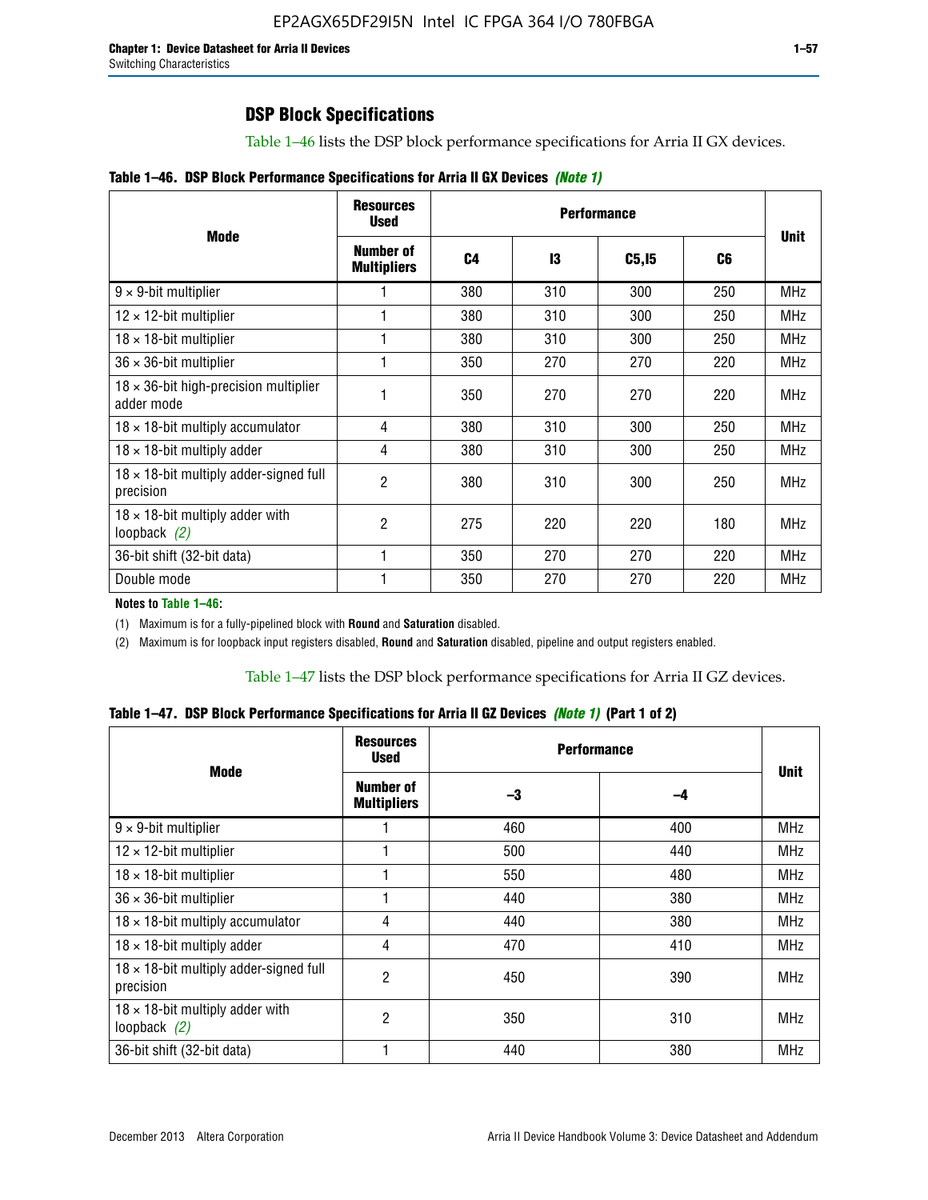## DSP Block Specifications

Table 1–46 lists the DSP block performance specifications for Arria II GX devices.

**Table 1–46. DSP Block Performance Specifications for Arria II GX Devices** *(Note 1)*

| Mode | Resources Used | Performance | | | | Unit |
|---|---|---|---|---|---|---|
| | Number of Multipliers | C4 | I3 | C5,I5 | C6 | |
| 9 × 9-bit multiplier | 1 | 380 | 310 | 300 | 250 | MHz |
| 12 × 12-bit multiplier | 1 | 380 | 310 | 300 | 250 | MHz |
| 18 × 18-bit multiplier | 1 | 380 | 310 | 300 | 250 | MHz |
| 36 × 36-bit multiplier | 1 | 350 | 270 | 270 | 220 | MHz |
| 18 × 36-bit high-precision multiplier adder mode | 1 | 350 | 270 | 270 | 220 | MHz |
| 18 × 18-bit multiply accumulator | 4 | 380 | 310 | 300 | 250 | MHz |
| 18 × 18-bit multiply adder | 4 | 380 | 310 | 300 | 250 | MHz |
| 18 × 18-bit multiply adder-signed full precision | 2 | 380 | 310 | 300 | 250 | MHz |
| 18 × 18-bit multiply adder with loopback *(2)* | 2 | 275 | 220 | 220 | 180 | MHz |
| 36-bit shift (32-bit data) | 1 | 350 | 270 | 270 | 220 | MHz |
| Double mode | 1 | 350 | 270 | 270 | 220 | MHz |

**Notes to Table 1–46:**

(1) Maximum is for a fully-pipelined block with **Round** and **Saturation** disabled.

(2) Maximum is for loopback input registers disabled, **Round** and **Saturation** disabled, pipeline and output registers enabled.

Table 1–47 lists the DSP block performance specifications for Arria II GZ devices.

**Table 1–47. DSP Block Performance Specifications for Arria II GZ Devices** *(Note 1)* **(Part 1 of 2)**

| Mode | Resources Used | Performance | | Unit |
|---|---|---|---|---|
| | Number of Multipliers | –3 | –4 | |
| 9 × 9-bit multiplier | 1 | 460 | 400 | MHz |
| 12 × 12-bit multiplier | 1 | 500 | 440 | MHz |
| 18 × 18-bit multiplier | 1 | 550 | 480 | MHz |
| 36 × 36-bit multiplier | 1 | 440 | 380 | MHz |
| 18 × 18-bit multiply accumulator | 4 | 440 | 380 | MHz |
| 18 × 18-bit multiply adder | 4 | 470 | 410 | MHz |
| 18 × 18-bit multiply adder-signed full precision | 2 | 450 | 390 | MHz |
| 18 × 18-bit multiply adder with loopback *(2)* | 2 | 350 | 310 | MHz |
| 36-bit shift (32-bit data) | 1 | 440 | 380 | MHz |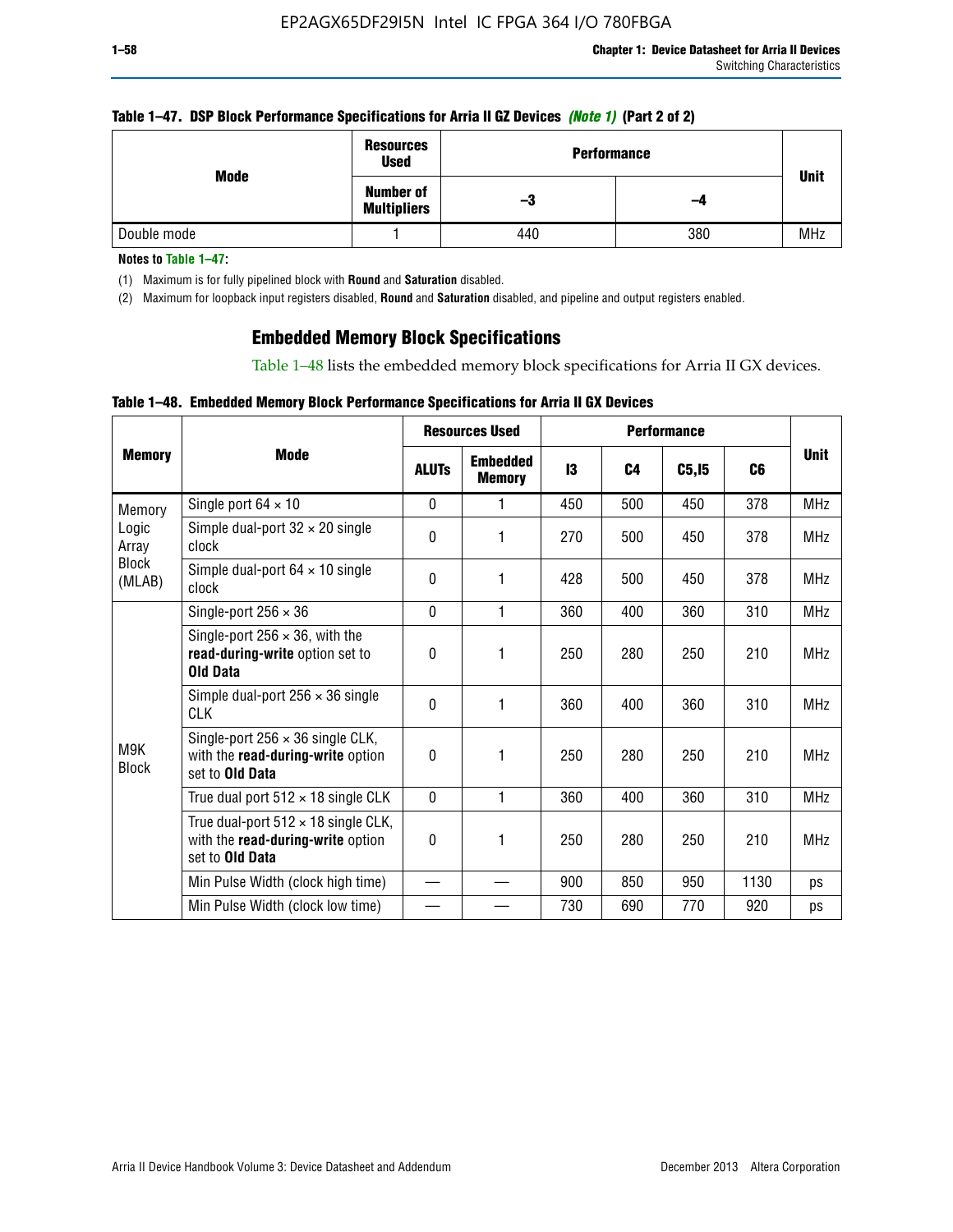**Table 1–47. DSP Block Performance Specifications for Arria II GZ Devices *(Note 1)* (Part 2 of 2)**

| Mode | Resources Used | Performance | | Unit |
|---|---|---|---|---|
| | Number of Multipliers | –3 | –4 | |
| Double mode | 1 | 440 | 380 | MHz |

**Notes to Table 1–47:**

(1) Maximum is for fully pipelined block with **Round** and **Saturation** disabled.

(2) Maximum for loopback input registers disabled, **Round** and **Saturation** disabled, and pipeline and output registers enabled.

## Embedded Memory Block Specifications

Table 1–48 lists the embedded memory block specifications for Arria II GX devices.

**Table 1–48. Embedded Memory Block Performance Specifications for Arria II GX Devices**

| Memory | Mode | Resources Used | | Performance | | | | Unit |
|---|---|---|---|---|---|---|---|---|
| | | ALUTs | Embedded Memory | I3 | C4 | C5,I5 | C6 | |
| Memory Logic Array Block (MLAB) | Single port 64 × 10 | 0 | 1 | 450 | 500 | 450 | 378 | MHz |
| | Simple dual-port 32 × 20 single clock | 0 | 1 | 270 | 500 | 450 | 378 | MHz |
| | Simple dual-port 64 × 10 single clock | 0 | 1 | 428 | 500 | 450 | 378 | MHz |
| M9K Block | Single-port 256 × 36 | 0 | 1 | 360 | 400 | 360 | 310 | MHz |
| | Single-port 256 × 36, with the **read-during-write** option set to **Old Data** | 0 | 1 | 250 | 280 | 250 | 210 | MHz |
| | Simple dual-port 256 × 36 single CLK | 0 | 1 | 360 | 400 | 360 | 310 | MHz |
| | Single-port 256 × 36 single CLK, with the **read-during-write** option set to **Old Data** | 0 | 1 | 250 | 280 | 250 | 210 | MHz |
| | True dual port 512 × 18 single CLK | 0 | 1 | 360 | 400 | 360 | 310 | MHz |
| | True dual-port 512 × 18 single CLK, with the **read-during-write** option set to **Old Data** | 0 | 1 | 250 | 280 | 250 | 210 | MHz |
| | Min Pulse Width (clock high time) | — | — | 900 | 850 | 950 | 1130 | ps |
| | Min Pulse Width (clock low time) | — | — | 730 | 690 | 770 | 920 | ps |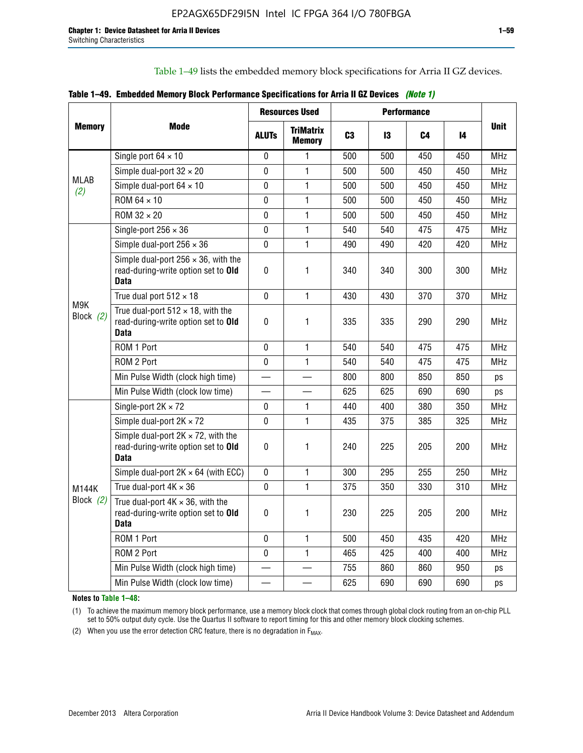Table 1–49 lists the embedded memory block specifications for Arria II GZ devices.

**Table 1–49. Embedded Memory Block Performance Specifications for Arria II GZ Devices *(Note 1)***

| Memory | Mode | Resources Used | | Performance | | | | Unit |
|---|---|---|---|---|---|---|---|---|
| | | ALUTs | TriMatrix Memory | C3 | I3 | C4 | I4 | |
| MLAB *(2)* | Single port 64 × 10 | 0 | 1 | 500 | 500 | 450 | 450 | MHz |
| | Simple dual-port 32 × 20 | 0 | 1 | 500 | 500 | 450 | 450 | MHz |
| | Simple dual-port 64 × 10 | 0 | 1 | 500 | 500 | 450 | 450 | MHz |
| | ROM 64 × 10 | 0 | 1 | 500 | 500 | 450 | 450 | MHz |
| | ROM 32 × 20 | 0 | 1 | 500 | 500 | 450 | 450 | MHz |
| M9K Block *(2)* | Single-port 256 × 36 | 0 | 1 | 540 | 540 | 475 | 475 | MHz |
| | Simple dual-port 256 × 36 | 0 | 1 | 490 | 490 | 420 | 420 | MHz |
| | Simple dual-port 256 × 36, with the read-during-write option set to **Old Data** | 0 | 1 | 340 | 340 | 300 | 300 | MHz |
| | True dual port 512 × 18 | 0 | 1 | 430 | 430 | 370 | 370 | MHz |
| | True dual-port 512 × 18, with the read-during-write option set to **Old Data** | 0 | 1 | 335 | 335 | 290 | 290 | MHz |
| | ROM 1 Port | 0 | 1 | 540 | 540 | 475 | 475 | MHz |
| | ROM 2 Port | 0 | 1 | 540 | 540 | 475 | 475 | MHz |
| | Min Pulse Width (clock high time) | — | — | 800 | 800 | 850 | 850 | ps |
| | Min Pulse Width (clock low time) | — | — | 625 | 625 | 690 | 690 | ps |
| M144K Block *(2)* | Single-port 2K × 72 | 0 | 1 | 440 | 400 | 380 | 350 | MHz |
| | Simple dual-port 2K × 72 | 0 | 1 | 435 | 375 | 385 | 325 | MHz |
| | Simple dual-port 2K × 72, with the read-during-write option set to **Old Data** | 0 | 1 | 240 | 225 | 205 | 200 | MHz |
| | Simple dual-port 2K × 64 (with ECC) | 0 | 1 | 300 | 295 | 255 | 250 | MHz |
| | True dual-port 4K × 36 | 0 | 1 | 375 | 350 | 330 | 310 | MHz |
| | True dual-port 4K × 36, with the read-during-write option set to **Old Data** | 0 | 1 | 230 | 225 | 205 | 200 | MHz |
| | ROM 1 Port | 0 | 1 | 500 | 450 | 435 | 420 | MHz |
| | ROM 2 Port | 0 | 1 | 465 | 425 | 400 | 400 | MHz |
| | Min Pulse Width (clock high time) | — | — | 755 | 860 | 860 | 950 | ps |
| | Min Pulse Width (clock low time) | — | — | 625 | 690 | 690 | 690 | ps |

**Notes to Table 1–48:**

(1) To achieve the maximum memory block performance, use a memory block clock that comes through global clock routing from an on-chip PLL set to 50% output duty cycle. Use the Quartus II software to report timing for this and other memory block clocking schemes.

(2) When you use the error detection CRC feature, there is no degradation in $F_{MAX}$.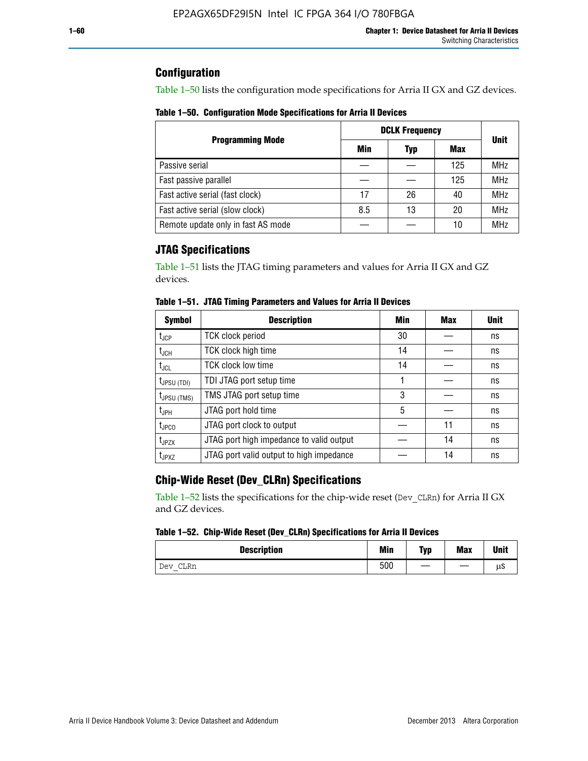## Configuration

Table 1–50 lists the configuration mode specifications for Arria II GX and GZ devices.

**Table 1–50. Configuration Mode Specifications for Arria II Devices**

| Programming Mode | DCLK Frequency | | | Unit |
|---|---|---|---|---|
| | Min | Typ | Max | |
| Passive serial | — | — | 125 | MHz |
| Fast passive parallel | — | — | 125 | MHz |
| Fast active serial (fast clock) | 17 | 26 | 40 | MHz |
| Fast active serial (slow clock) | 8.5 | 13 | 20 | MHz |
| Remote update only in fast AS mode | — | — | 10 | MHz |

## JTAG Specifications

Table 1–51 lists the JTAG timing parameters and values for Arria II GX and GZ devices.

**Table 1–51. JTAG Timing Parameters and Values for Arria II Devices**

| Symbol | Description | Min | Max | Unit |
|---|---|---|---|---|
| $t_{JCP}$ | TCK clock period | 30 | — | ns |
| $t_{JCH}$ | TCK clock high time | 14 | — | ns |
| $t_{JCL}$ | TCK clock low time | 14 | — | ns |
| $t_{JPSU (TDI)}$ | TDI JTAG port setup time | 1 | — | ns |
| $t_{JPSU (TMS)}$ | TMS JTAG port setup time | 3 | — | ns |
| $t_{JPH}$ | JTAG port hold time | 5 | — | ns |
| $t_{JPCO}$ | JTAG port clock to output | — | 11 | ns |
| $t_{JPZX}$ | JTAG port high impedance to valid output | — | 14 | ns |
| $t_{JPXZ}$ | JTAG port valid output to high impedance | — | 14 | ns |

## Chip-Wide Reset (Dev_CLRn) Specifications

Table 1–52 lists the specifications for the chip-wide reset (`Dev_CLRn`) for Arria II GX and GZ devices.

**Table 1–52. Chip-Wide Reset (Dev_CLRn) Specifications for Arria II Devices**

| Description | Min | Typ | Max | Unit |
|---|---|---|---|---|
| `Dev_CLRn` | 500 | — | — | μs |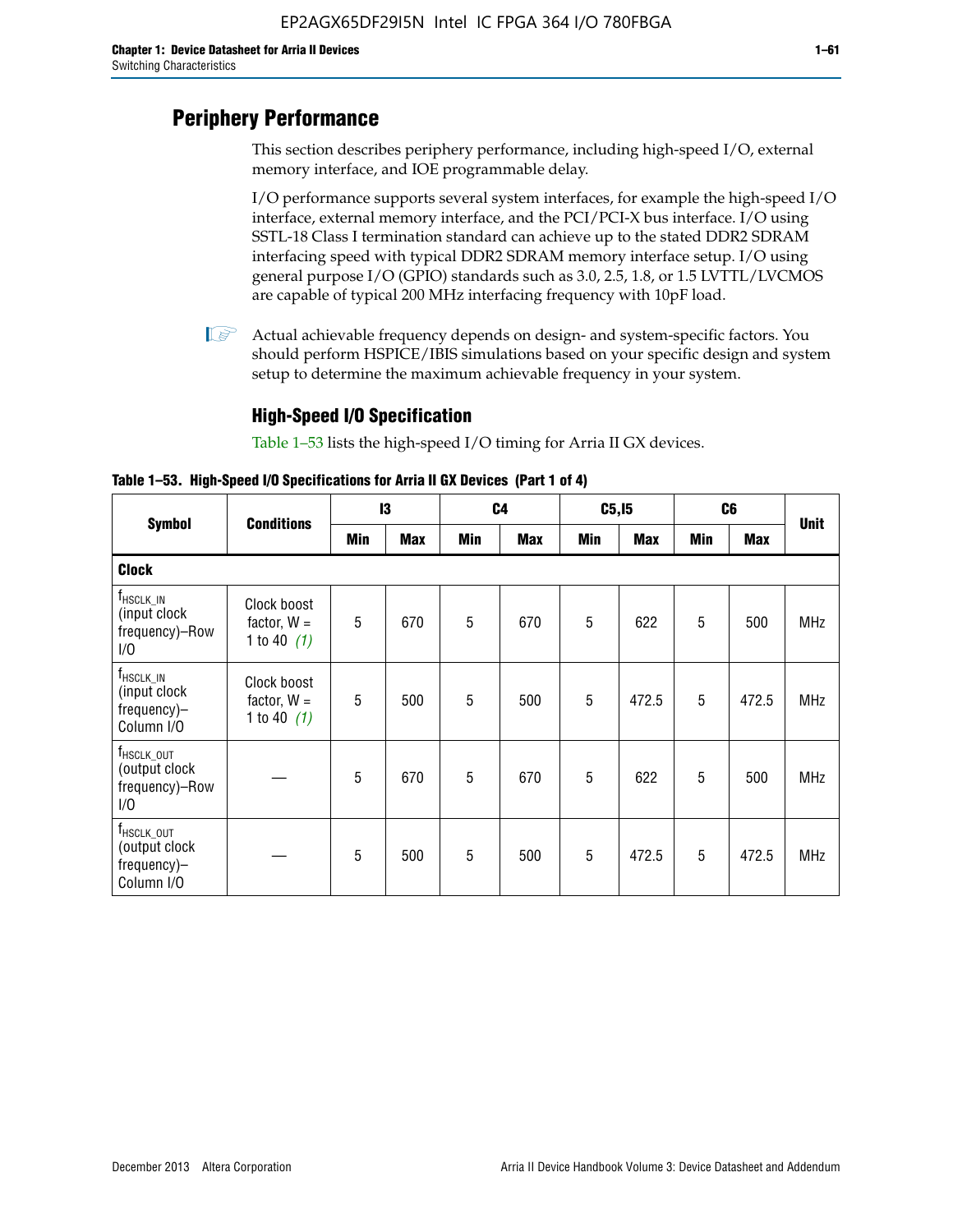## Periphery Performance

This section describes periphery performance, including high-speed I/O, external memory interface, and IOE programmable delay.

I/O performance supports several system interfaces, for example the high-speed I/O interface, external memory interface, and the PCI/PCI-X bus interface. I/O using SSTL-18 Class I termination standard can achieve up to the stated DDR2 SDRAM interfacing speed with typical DDR2 SDRAM memory interface setup. I/O using general purpose I/O (GPIO) standards such as 3.0, 2.5, 1.8, or 1.5 LVTTL/LVCMOS are capable of typical 200 MHz interfacing frequency with 10pF load.

Actual achievable frequency depends on design- and system-specific factors. You should perform HSPICE/IBIS simulations based on your specific design and system setup to determine the maximum achievable frequency in your system.

### High-Speed I/O Specification

Table 1–53 lists the high-speed I/O timing for Arria II GX devices.

**Table 1–53. High-Speed I/O Specifications for Arria II GX Devices (Part 1 of 4)**

| Symbol | Conditions | I3 | | C4 | | C5,I5 | | C6 | | Unit |
|---|---|---|---|---|---|---|---|---|---|---|
| | | Min | Max | Min | Max | Min | Max | Min | Max | |
| **Clock** | | | | | | | | | | |
| $f_{HSCLK\_IN}$ (input clock frequency)–Row I/O | Clock boost factor, W = 1 to 40 *(1)* | 5 | 670 | 5 | 670 | 5 | 622 | 5 | 500 | MHz |
| $f_{HSCLK\_IN}$ (input clock frequency)–Column I/O | Clock boost factor, W = 1 to 40 *(1)* | 5 | 500 | 5 | 500 | 5 | 472.5 | 5 | 472.5 | MHz |
| $f_{HSCLK\_OUT}$ (output clock frequency)–Row I/O | — | 5 | 670 | 5 | 670 | 5 | 622 | 5 | 500 | MHz |
| $f_{HSCLK\_OUT}$ (output clock frequency)–Column I/O | — | 5 | 500 | 5 | 500 | 5 | 472.5 | 5 | 472.5 | MHz |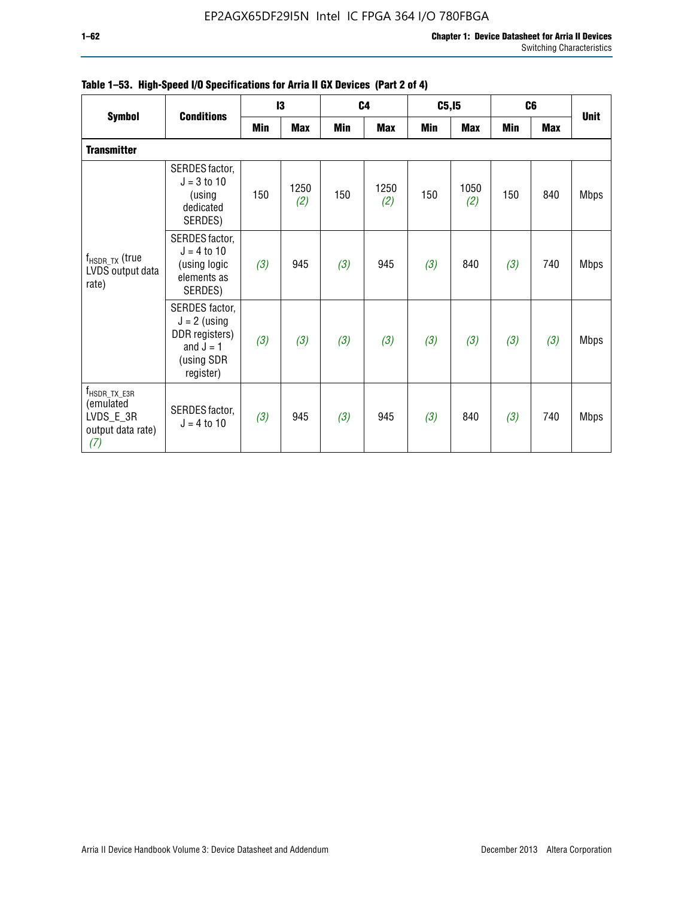**Table 1–53. High-Speed I/O Specifications for Arria II GX Devices (Part 2 of 4)**

| Symbol | Conditions | I3 | | C4 | | C5,I5 | | C6 | | Unit |
|---|---|---|---|---|---|---|---|---|---|---|
| | | Min | Max | Min | Max | Min | Max | Min | Max | |
| **Transmitter** | | | | | | | | | | |
| $f_{HSDR\_TX}$ (true LVDS output data rate) | SERDES factor, $J = 3$ to 10 (using dedicated SERDES) | 150 | 1250 *(2)* | 150 | 1250 *(2)* | 150 | 1050 *(2)* | 150 | 840 | Mbps |
| | SERDES factor, $J = 4$ to 10 (using logic elements as SERDES) | *(3)* | 945 | *(3)* | 945 | *(3)* | 840 | *(3)* | 740 | Mbps |
| | SERDES factor, $J = 2$ (using DDR registers) and $J = 1$ (using SDR register) | *(3)* | *(3)* | *(3)* | *(3)* | *(3)* | *(3)* | *(3)* | *(3)* | Mbps |
| $f_{HSDR\_TX\_E3R}$ (emulated LVDS_E_3R output data rate) *(7)* | SERDES factor, $J = 4$ to 10 | *(3)* | 945 | *(3)* | 945 | *(3)* | 840 | *(3)* | 740 | Mbps |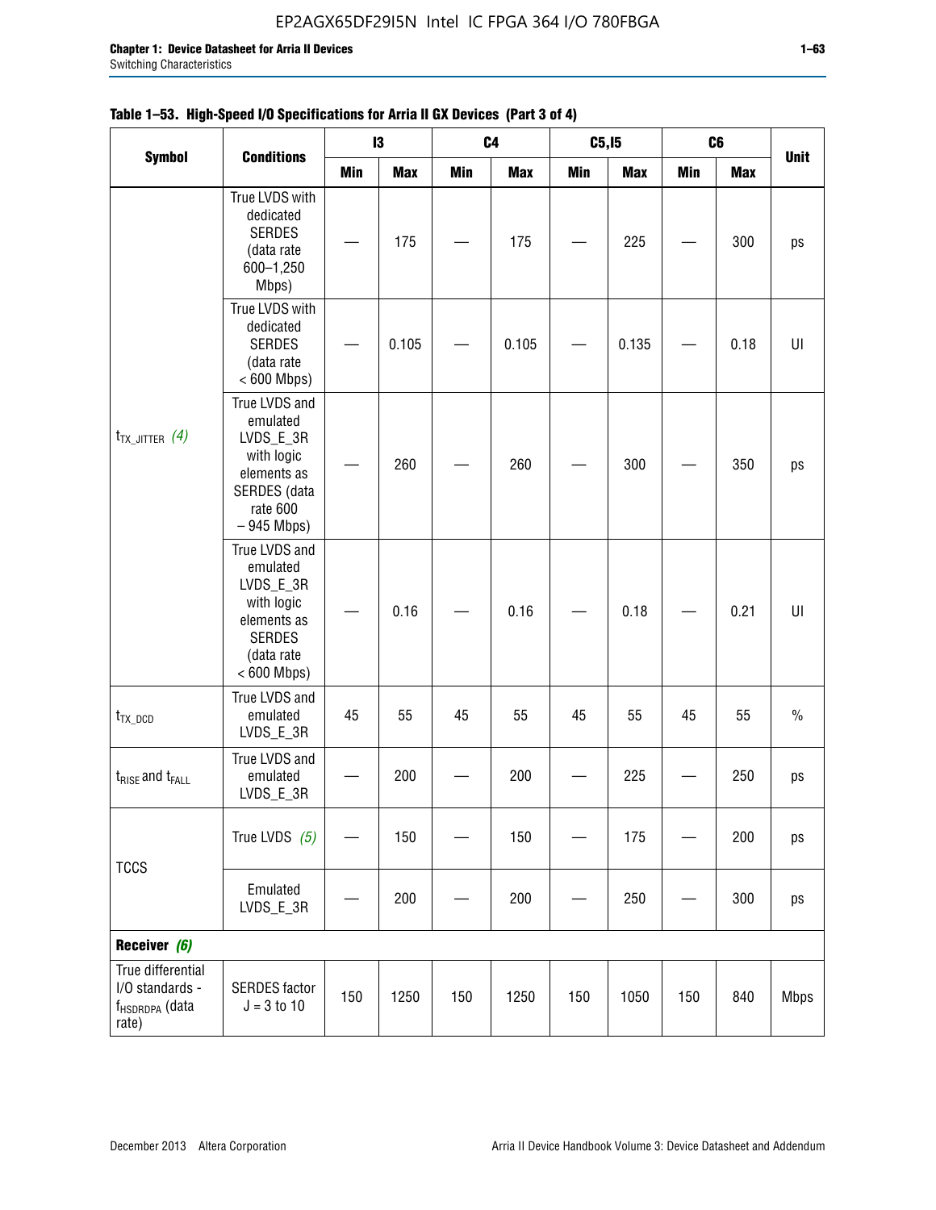**Table 1–53. High-Speed I/O Specifications for Arria II GX Devices (Part 3 of 4)**

| Symbol | Conditions | I3 | | C4 | | C5,I5 | | C6 | | Unit |
|---|---|---|---|---|---|---|---|---|---|---|
| | | Min | Max | Min | Max | Min | Max | Min | Max | |
| $t_{TX\_JITTER}$ *(4)* | True LVDS with dedicated SERDES (data rate 600–1,250 Mbps) | — | 175 | — | 175 | — | 225 | — | 300 | ps |
| | True LVDS with dedicated SERDES (data rate < 600 Mbps) | — | 0.105 | — | 0.105 | — | 0.135 | — | 0.18 | UI |
| | True LVDS and emulated LVDS_E_3R with logic elements as SERDES (data rate 600 – 945 Mbps) | — | 260 | — | 260 | — | 300 | — | 350 | ps |
| | True LVDS and emulated LVDS_E_3R with logic elements as SERDES (data rate < 600 Mbps) | — | 0.16 | — | 0.16 | — | 0.18 | — | 0.21 | UI |
| $t_{TX\_DCD}$ | True LVDS and emulated LVDS_E_3R | 45 | 55 | 45 | 55 | 45 | 55 | 45 | 55 | % |
| $t_{RISE}$ and $t_{FALL}$ | True LVDS and emulated LVDS_E_3R | — | 200 | — | 200 | — | 225 | — | 250 | ps |
| TCCS | True LVDS *(5)* | — | 150 | — | 150 | — | 175 | — | 200 | ps |
| | Emulated LVDS_E_3R | — | 200 | — | 200 | — | 250 | — | 300 | ps |
| **Receiver** *(6)* | | | | | | | | | | |
| True differential I/O standards - $f_{HSDRDPA}$ (data rate) | SERDES factor J = 3 to 10 | 150 | 1250 | 150 | 1250 | 150 | 1050 | 150 | 840 | Mbps |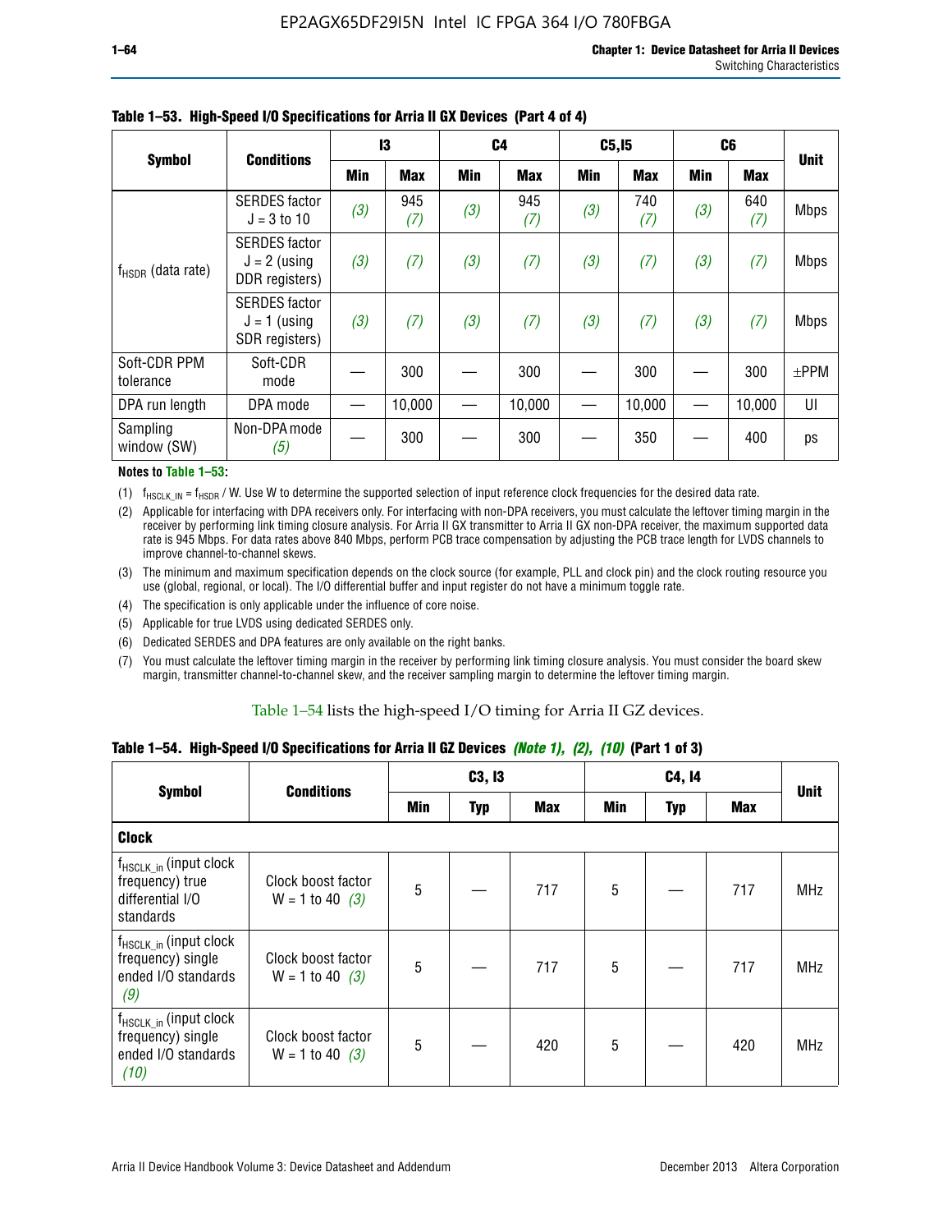**Table 1–53. High-Speed I/O Specifications for Arria II GX Devices (Part 4 of 4)**

| Symbol | Conditions | I3 | | C4 | | C5,I5 | | C6 | | Unit |
|---|---|---|---|---|---|---|---|---|---|---|
| | | Min | Max | Min | Max | Min | Max | Min | Max | |
| $f_{HSDR}$ (data rate) | SERDES factor J = 3 to 10 | (3) | 945 (7) | (3) | 945 (7) | (3) | 740 (7) | (3) | 640 (7) | Mbps |
| | SERDES factor J = 2 (using DDR registers) | (3) | (7) | (3) | (7) | (3) | (7) | (3) | (7) | Mbps |
| | SERDES factor J = 1 (using SDR registers) | (3) | (7) | (3) | (7) | (3) | (7) | (3) | (7) | Mbps |
| Soft-CDR PPM tolerance | Soft-CDR mode | — | 300 | — | 300 | — | 300 | — | 300 | ±PPM |
| DPA run length | DPA mode | — | 10,000 | — | 10,000 | — | 10,000 | — | 10,000 | UI |
| Sampling window (SW) | Non-DPA mode (5) | — | 300 | — | 300 | — | 350 | — | 400 | ps |

**Notes to Table 1–53:**

(1) $f_{HSCLK\_IN} = f_{HSDR}$ / W. Use W to determine the supported selection of input reference clock frequencies for the desired data rate.

(2) Applicable for interfacing with DPA receivers only. For interfacing with non-DPA receivers, you must calculate the leftover timing margin in the receiver by performing link timing closure analysis. For Arria II GX transmitter to Arria II GX non-DPA receiver, the maximum supported data rate is 945 Mbps. For data rates above 840 Mbps, perform PCB trace compensation by adjusting the PCB trace length for LVDS channels to improve channel-to-channel skews.

(3) The minimum and maximum specification depends on the clock source (for example, PLL and clock pin) and the clock routing resource you use (global, regional, or local). The I/O differential buffer and input register do not have a minimum toggle rate.

(4) The specification is only applicable under the influence of core noise.

(5) Applicable for true LVDS using dedicated SERDES only.

(6) Dedicated SERDES and DPA features are only available on the right banks.

(7) You must calculate the leftover timing margin in the receiver by performing link timing closure analysis. You must consider the board skew margin, transmitter channel-to-channel skew, and the receiver sampling margin to determine the leftover timing margin.

Table 1–54 lists the high-speed I/O timing for Arria II GZ devices.

**Table 1–54. High-Speed I/O Specifications for Arria II GZ Devices *(Note 1), (2), (10)* (Part 1 of 3)**

| Symbol | Conditions | C3, I3 | | | C4, I4 | | | Unit |
|---|---|---|---|---|---|---|---|---|
| | | Min | Typ | Max | Min | Typ | Max | |
| **Clock** | | | | | | | | |
| $f_{HSCLK\_in}$ (input clock frequency) true differential I/O standards | Clock boost factor W = 1 to 40 (3) | 5 | — | 717 | 5 | — | 717 | MHz |
| $f_{HSCLK\_in}$ (input clock frequency) single ended I/O standards (9) | Clock boost factor W = 1 to 40 (3) | 5 | — | 717 | 5 | — | 717 | MHz |
| $f_{HSCLK\_in}$ (input clock frequency) single ended I/O standards (10) | Clock boost factor W = 1 to 40 (3) | 5 | — | 420 | 5 | — | 420 | MHz |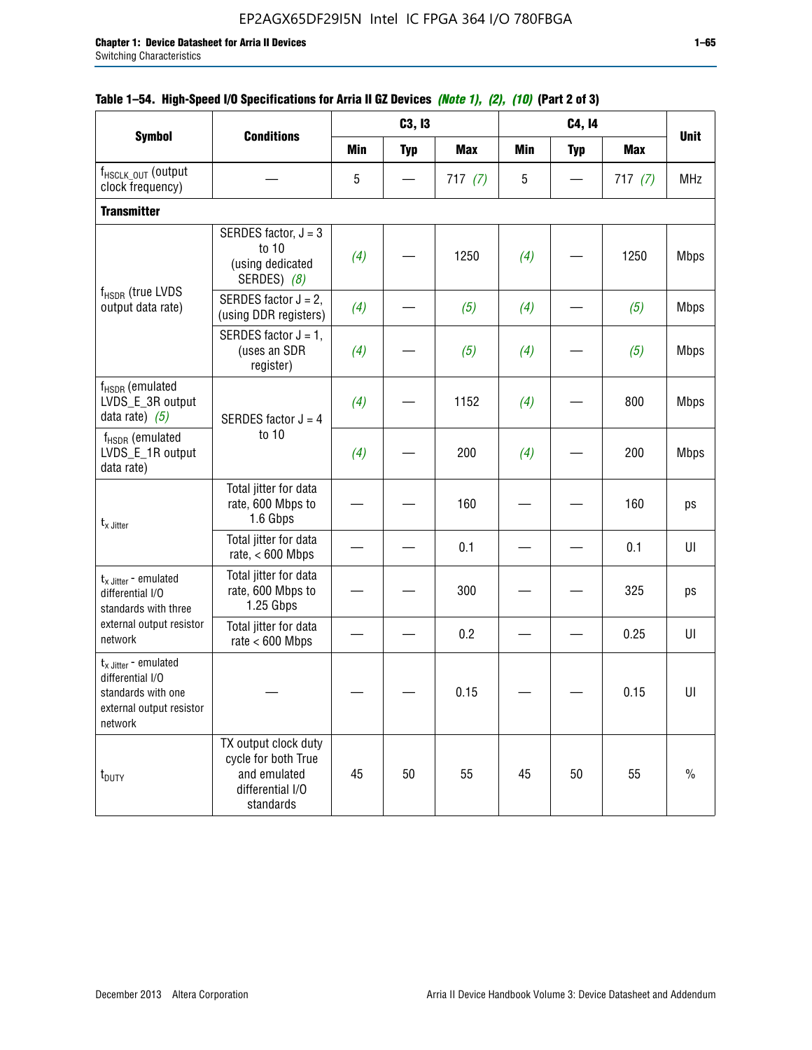**Table 1–54. High-Speed I/O Specifications for Arria II GZ Devices** *(Note 1), (2), (10)* **(Part 2 of 3)**

| Symbol | Conditions | C3, I3 | | | C4, I4 | | | Unit |
|---|---|---|---|---|---|---|---|---|
| | | Min | Typ | Max | Min | Typ | Max | |
| $f_{HSCLK\_OUT}$ (output clock frequency) | — | 5 | — | 717 *(7)* | 5 | — | 717 *(7)* | MHz |
| **Transmitter** | | | | | | | | |
| $f_{HSDR}$ (true LVDS output data rate) | SERDES factor, J = 3 to 10 (using dedicated SERDES) *(8)* | *(4)* | — | 1250 | *(4)* | — | 1250 | Mbps |
| | SERDES factor J = 2, (using DDR registers) | *(4)* | — | *(5)* | *(4)* | — | *(5)* | Mbps |
| | SERDES factor J = 1, (uses an SDR register) | *(4)* | — | *(5)* | *(4)* | — | *(5)* | Mbps |
| $f_{HSDR}$ (emulated LVDS_E_3R output data rate) *(5)* | SERDES factor J = 4 to 10 | *(4)* | — | 1152 | *(4)* | — | 800 | Mbps |
| $f_{HSDR}$ (emulated LVDS_E_1R output data rate) | SERDES factor J = 4 to 10 | *(4)* | — | 200 | *(4)* | — | 200 | Mbps |
| $t_{x\ Jitter}$ | Total jitter for data rate, 600 Mbps to 1.6 Gbps | — | — | 160 | — | — | 160 | ps |
| | Total jitter for data rate, < 600 Mbps | — | — | 0.1 | — | — | 0.1 | UI |
| $t_{x\ Jitter}$ - emulated differential I/O standards with three external output resistor network | Total jitter for data rate, 600 Mbps to 1.25 Gbps | — | — | 300 | — | — | 325 | ps |
| | Total jitter for data rate < 600 Mbps | — | — | 0.2 | — | — | 0.25 | UI |
| $t_{x\ Jitter}$ - emulated differential I/O standards with one external output resistor network | — | — | — | 0.15 | — | — | 0.15 | UI |
| $t_{DUTY}$ | TX output clock duty cycle for both True and emulated differential I/O standards | 45 | 50 | 55 | 45 | 50 | 55 | % |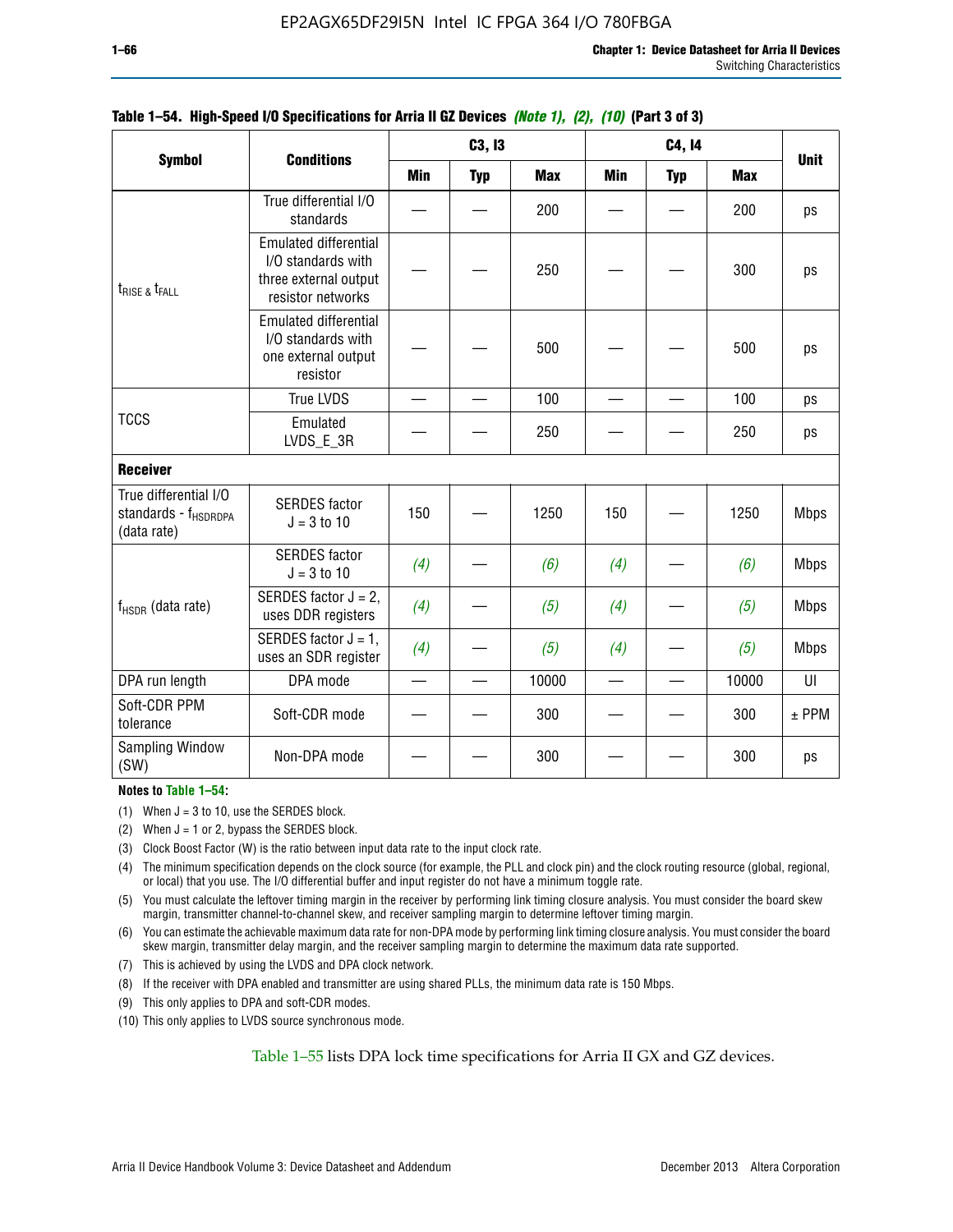**Table 1–54. High-Speed I/O Specifications for Arria II GZ Devices** *(Note 1), (2), (10)* **(Part 3 of 3)**

| Symbol | Conditions | C3, I3 | | | C4, I4 | | | Unit |
|---|---|---|---|---|---|---|---|---|
| | | Min | Typ | Max | Min | Typ | Max | |
| $t_{RISE}$ & $t_{FALL}$ | True differential I/O standards | — | — | 200 | — | — | 200 | ps |
| | Emulated differential I/O standards with three external output resistor networks | — | — | 250 | — | — | 300 | ps |
| | Emulated differential I/O standards with one external output resistor | — | — | 500 | — | — | 500 | ps |
| TCCS | True LVDS | — | — | 100 | — | — | 100 | ps |
| | Emulated LVDS_E_3R | — | — | 250 | — | — | 250 | ps |
| **Receiver** | | | | | | | | |
| True differential I/O standards - $f_{HSDRDPA}$ (data rate) | SERDES factor J = 3 to 10 | 150 | — | 1250 | 150 | — | 1250 | Mbps |
| $f_{HSDR}$ (data rate) | SERDES factor J = 3 to 10 | *(4)* | — | *(6)* | *(4)* | — | *(6)* | Mbps |
| | SERDES factor J = 2, uses DDR registers | *(4)* | — | *(5)* | *(4)* | — | *(5)* | Mbps |
| | SERDES factor J = 1, uses an SDR register | *(4)* | — | *(5)* | *(4)* | — | *(5)* | Mbps |
| DPA run length | DPA mode | — | — | 10000 | — | — | 10000 | UI |
| Soft-CDR PPM tolerance | Soft-CDR mode | — | — | 300 | — | — | 300 | ± PPM |
| Sampling Window (SW) | Non-DPA mode | — | — | 300 | — | — | 300 | ps |

**Notes to Table 1–54:**

(1) When J = 3 to 10, use the SERDES block.

(2) When J = 1 or 2, bypass the SERDES block.

(3) Clock Boost Factor (W) is the ratio between input data rate to the input clock rate.

(4) The minimum specification depends on the clock source (for example, the PLL and clock pin) and the clock routing resource (global, regional, or local) that you use. The I/O differential buffer and input register do not have a minimum toggle rate.

(5) You must calculate the leftover timing margin in the receiver by performing link timing closure analysis. You must consider the board skew margin, transmitter channel-to-channel skew, and receiver sampling margin to determine leftover timing margin.

(6) You can estimate the achievable maximum data rate for non-DPA mode by performing link timing closure analysis. You must consider the board skew margin, transmitter delay margin, and the receiver sampling margin to determine the maximum data rate supported.

(7) This is achieved by using the LVDS and DPA clock network.

(8) If the receiver with DPA enabled and transmitter are using shared PLLs, the minimum data rate is 150 Mbps.

(9) This only applies to DPA and soft-CDR modes.

(10) This only applies to LVDS source synchronous mode.

Table 1–55 lists DPA lock time specifications for Arria II GX and GZ devices.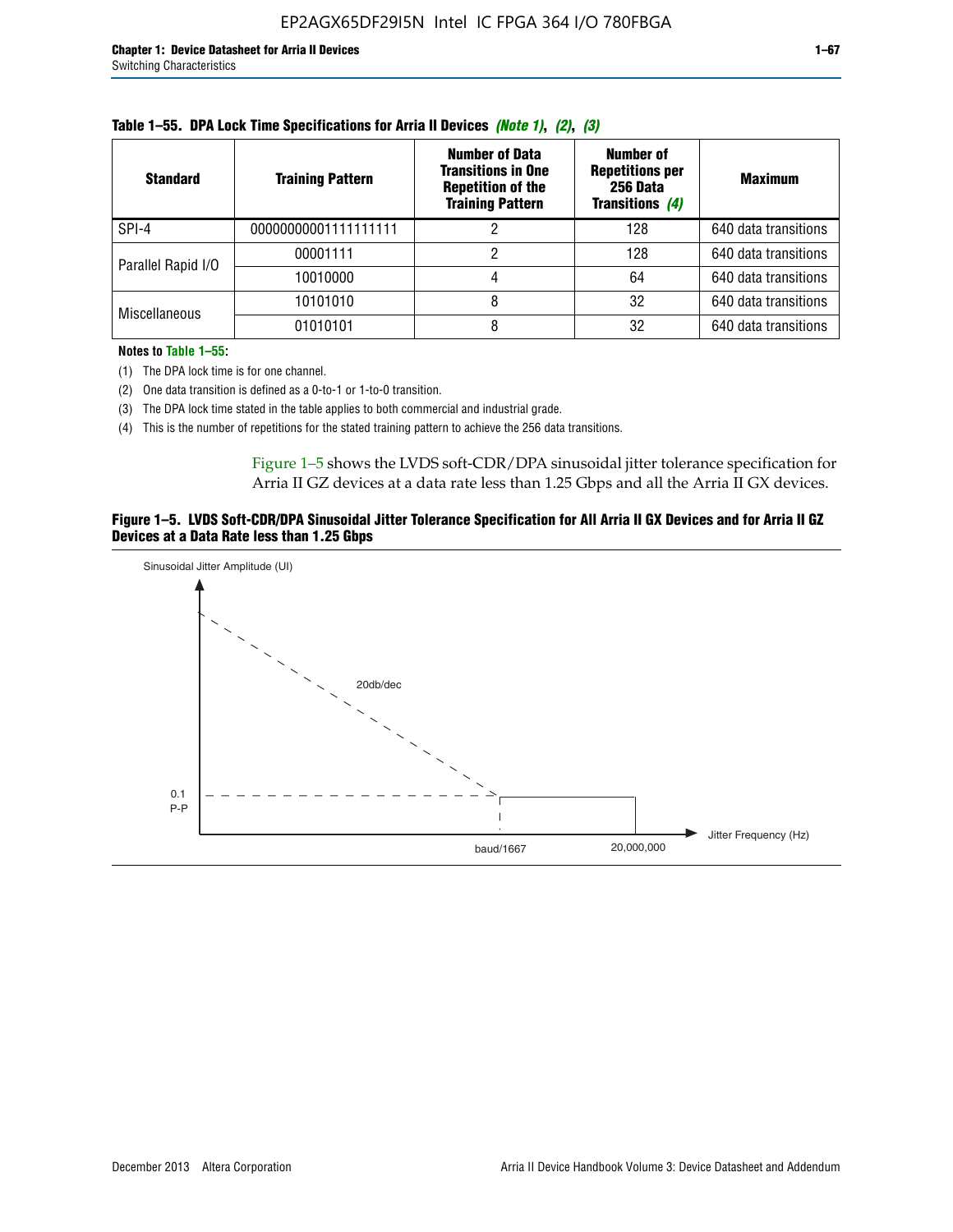**Table 1–55. DPA Lock Time Specifications for Arria II Devices *(Note 1)*, *(2)*, *(3)***

| Standard | Training Pattern | Number of Data Transitions in One Repetition of the Training Pattern | Number of Repetitions per 256 Data Transitions *(4)* | Maximum |
|---|---|---|---|---|
| SPI-4 | 00000000001111111111 | 2 | 128 | 640 data transitions |
| Parallel Rapid I/O | 00001111 | 2 | 128 | 640 data transitions |
| | 10010000 | 4 | 64 | 640 data transitions |
| Miscellaneous | 10101010 | 8 | 32 | 640 data transitions |
| | 01010101 | 8 | 32 | 640 data transitions |

**Notes to Table 1–55:**

(1) The DPA lock time is for one channel.

(2) One data transition is defined as a 0-to-1 or 1-to-0 transition.

(3) The DPA lock time stated in the table applies to both commercial and industrial grade.

(4) This is the number of repetitions for the stated training pattern to achieve the 256 data transitions.

Figure 1–5 shows the LVDS soft-CDR/DPA sinusoidal jitter tolerance specification for Arria II GZ devices at a data rate less than 1.25 Gbps and all the Arria II GX devices.

**Figure 1–5. LVDS Soft-CDR/DPA Sinusoidal Jitter Tolerance Specification for All Arria II GX Devices and for Arria II GZ Devices at a Data Rate less than 1.25 Gbps**

Sinusoidal Jitter Amplitude (UI)

20db/dec

0.1 P-P

baud/1667

20,000,000

Jitter Frequency (Hz)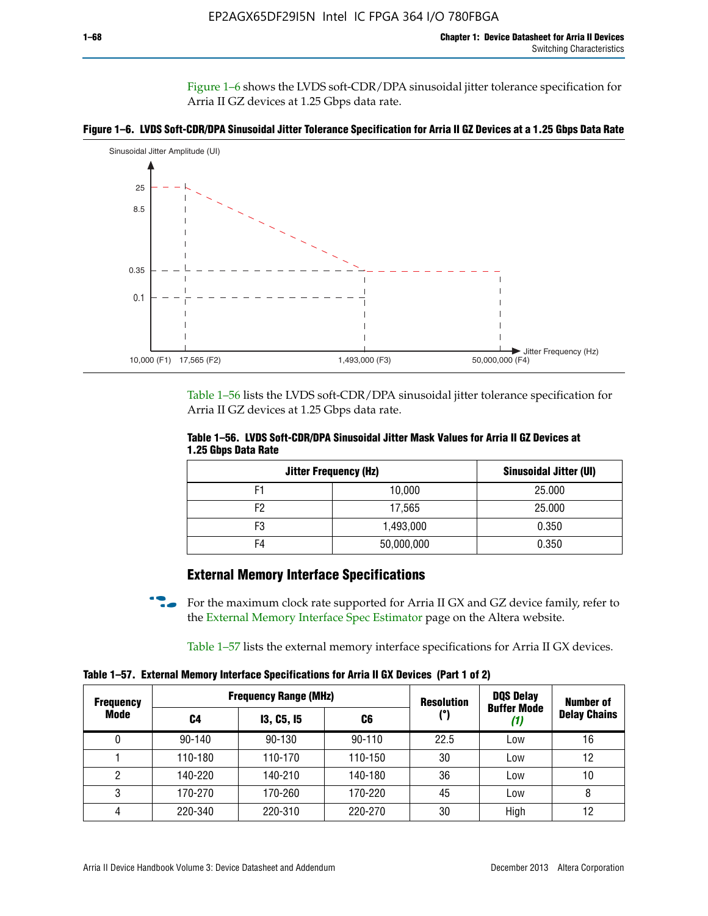Figure 1–6 shows the LVDS soft-CDR/DPA sinusoidal jitter tolerance specification for Arria II GZ devices at 1.25 Gbps data rate.

**Figure 1–6. LVDS Soft-CDR/DPA Sinusoidal Jitter Tolerance Specification for Arria II GZ Devices at a 1.25 Gbps Data Rate**

Table 1–56 lists the LVDS soft-CDR/DPA sinusoidal jitter tolerance specification for Arria II GZ devices at 1.25 Gbps data rate.

**Table 1–56. LVDS Soft-CDR/DPA Sinusoidal Jitter Mask Values for Arria II GZ Devices at 1.25 Gbps Data Rate**

| Jitter Frequency (Hz) | | Sinusoidal Jitter (UI) |
|---|---|---|
| F1 | 10,000 | 25.000 |
| F2 | 17,565 | 25.000 |
| F3 | 1,493,000 | 0.350 |
| F4 | 50,000,000 | 0.350 |

## External Memory Interface Specifications

For the maximum clock rate supported for Arria II GX and GZ device family, refer to the External Memory Interface Spec Estimator page on the Altera website.

Table 1–57 lists the external memory interface specifications for Arria II GX devices.

**Table 1–57. External Memory Interface Specifications for Arria II GX Devices (Part 1 of 2)**

| Frequency Mode | Frequency Range (MHz) | | | Resolution (°) | DQS Delay Buffer Mode *(1)* | Number of Delay Chains |
|---|---|---|---|---|---|---|
| | C4 | I3, C5, I5 | C6 | | | |
| 0 | 90-140 | 90-130 | 90-110 | 22.5 | Low | 16 |
| 1 | 110-180 | 110-170 | 110-150 | 30 | Low | 12 |
| 2 | 140-220 | 140-210 | 140-180 | 36 | Low | 10 |
| 3 | 170-270 | 170-260 | 170-220 | 45 | Low | 8 |
| 4 | 220-340 | 220-310 | 220-270 | 30 | High | 12 |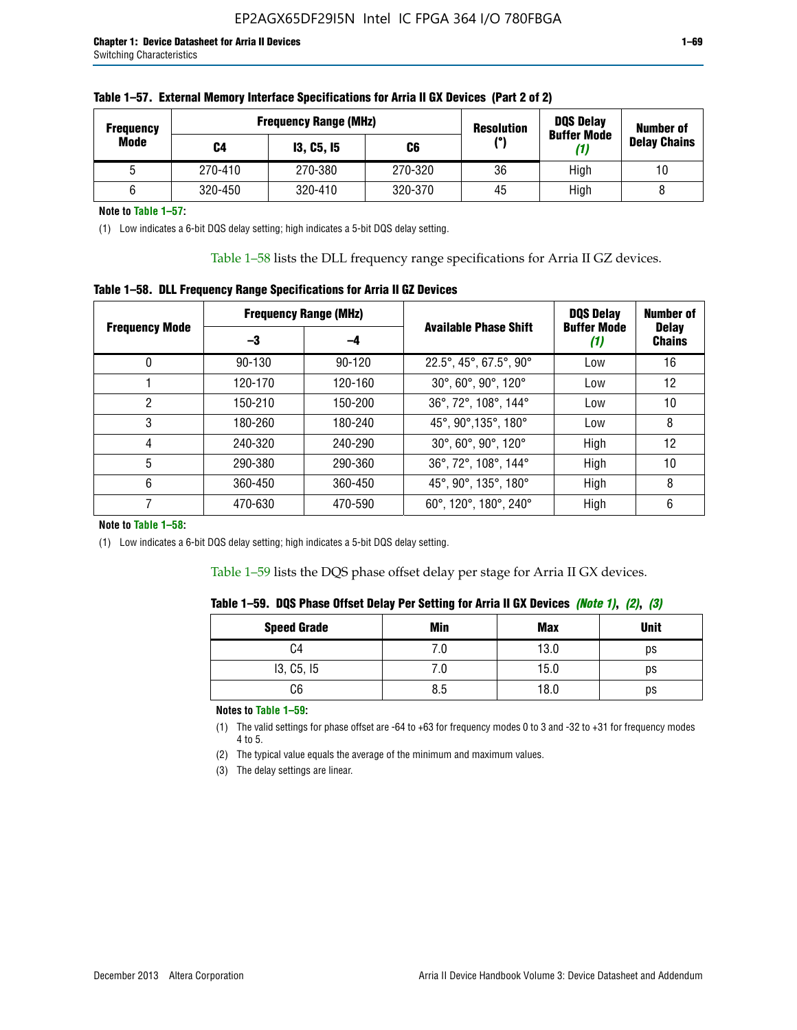**Table 1–57. External Memory Interface Specifications for Arria II GX Devices (Part 2 of 2)**

| Frequency Mode | Frequency Range (MHz) | | | Resolution (°) | DQS Delay Buffer Mode (1) | Number of Delay Chains |
|---|---|---|---|---|---|---|
| | C4 | I3, C5, I5 | C6 | | | |
| 5 | 270-410 | 270-380 | 270-320 | 36 | High | 10 |
| 6 | 320-450 | 320-410 | 320-370 | 45 | High | 8 |

**Note to Table 1–57:**

(1) Low indicates a 6-bit DQS delay setting; high indicates a 5-bit DQS delay setting.

Table 1–58 lists the DLL frequency range specifications for Arria II GZ devices.

**Table 1–58. DLL Frequency Range Specifications for Arria II GZ Devices**

| Frequency Mode | Frequency Range (MHz) | | Available Phase Shift | DQS Delay Buffer Mode (1) | Number of Delay Chains |
|---|---|---|---|---|---|
| | –3 | –4 | | | |
| 0 | 90-130 | 90-120 | 22.5°, 45°, 67.5°, 90° | Low | 16 |
| 1 | 120-170 | 120-160 | 30°, 60°, 90°, 120° | Low | 12 |
| 2 | 150-210 | 150-200 | 36°, 72°, 108°, 144° | Low | 10 |
| 3 | 180-260 | 180-240 | 45°, 90°,135°, 180° | Low | 8 |
| 4 | 240-320 | 240-290 | 30°, 60°, 90°, 120° | High | 12 |
| 5 | 290-380 | 290-360 | 36°, 72°, 108°, 144° | High | 10 |
| 6 | 360-450 | 360-450 | 45°, 90°, 135°, 180° | High | 8 |
| 7 | 470-630 | 470-590 | 60°, 120°, 180°, 240° | High | 6 |

**Note to Table 1–58:**

(1) Low indicates a 6-bit DQS delay setting; high indicates a 5-bit DQS delay setting.

Table 1–59 lists the DQS phase offset delay per stage for Arria II GX devices.

**Table 1–59. DQS Phase Offset Delay Per Setting for Arria II GX Devices *(Note 1)*, *(2)*, *(3)***

| Speed Grade | Min | Max | Unit |
|---|---|---|---|
| C4 | 7.0 | 13.0 | ps |
| I3, C5, I5 | 7.0 | 15.0 | ps |
| C6 | 8.5 | 18.0 | ps |

**Notes to Table 1–59:**

(1) The valid settings for phase offset are -64 to +63 for frequency modes 0 to 3 and -32 to +31 for frequency modes 4 to 5.

(2) The typical value equals the average of the minimum and maximum values.

(3) The delay settings are linear.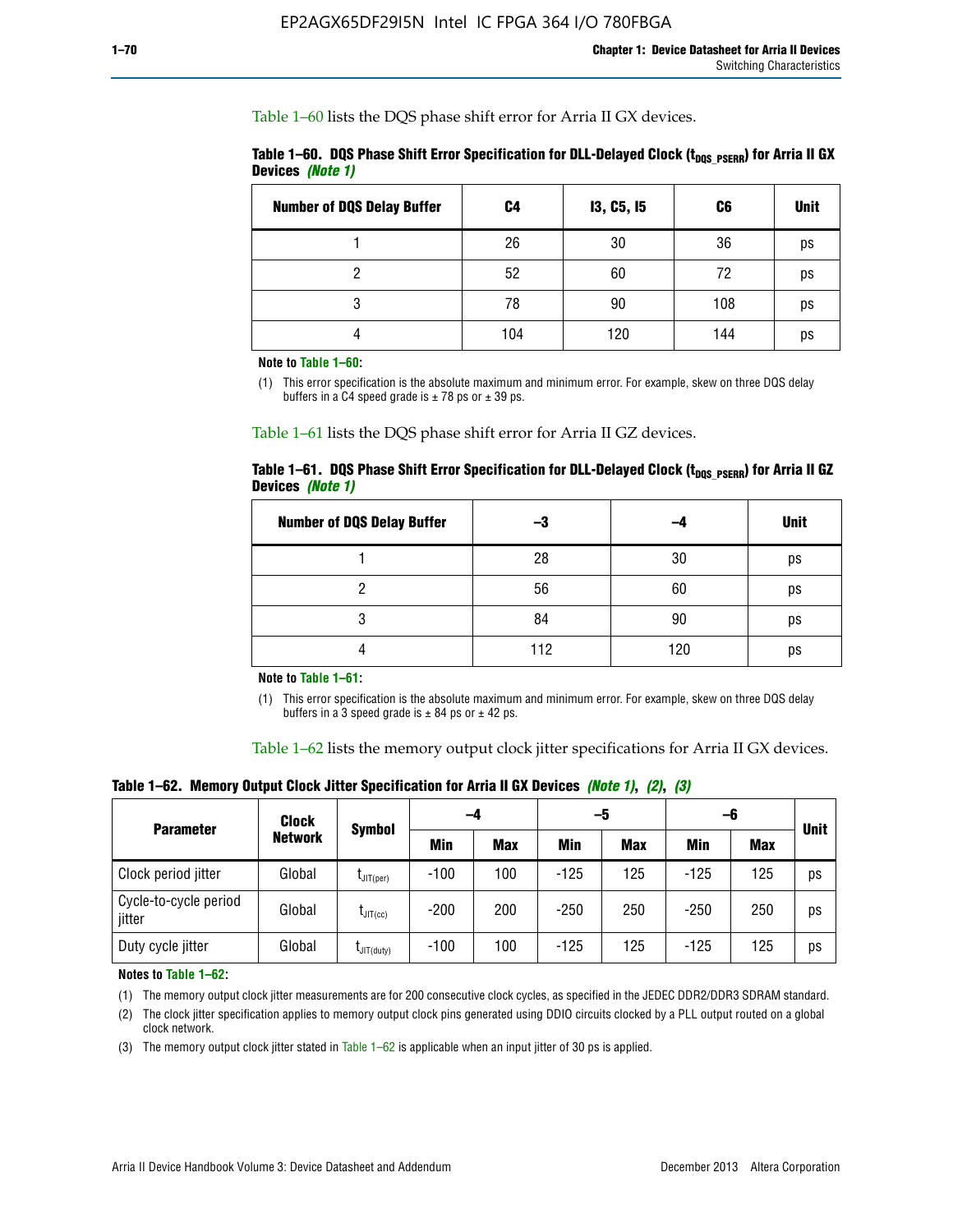Table 1–60 lists the DQS phase shift error for Arria II GX devices.

**Table 1–60. DQS Phase Shift Error Specification for DLL-Delayed Clock ($t_{DQS\_PSERR}$) for Arria II GX Devices *(Note 1)***

| Number of DQS Delay Buffer | C4 | I3, C5, I5 | C6 | Unit |
|---|---|---|---|---|
| 1 | 26 | 30 | 36 | ps |
| 2 | 52 | 60 | 72 | ps |
| 3 | 78 | 90 | 108 | ps |
| 4 | 104 | 120 | 144 | ps |

**Note to Table 1–60:**

(1) This error specification is the absolute maximum and minimum error. For example, skew on three DQS delay buffers in a C4 speed grade is ± 78 ps or ± 39 ps.

Table 1–61 lists the DQS phase shift error for Arria II GZ devices.

**Table 1–61. DQS Phase Shift Error Specification for DLL-Delayed Clock ($t_{DQS\_PSERR}$) for Arria II GZ Devices *(Note 1)***

| Number of DQS Delay Buffer | –3 | –4 | Unit |
|---|---|---|---|
| 1 | 28 | 30 | ps |
| 2 | 56 | 60 | ps |
| 3 | 84 | 90 | ps |
| 4 | 112 | 120 | ps |

**Note to Table 1–61:**

(1) This error specification is the absolute maximum and minimum error. For example, skew on three DQS delay buffers in a 3 speed grade is ± 84 ps or ± 42 ps.

Table 1–62 lists the memory output clock jitter specifications for Arria II GX devices.

**Table 1–62. Memory Output Clock Jitter Specification for Arria II GX Devices *(Note 1)*, *(2)*, *(3)***

| Parameter | Clock Network | Symbol | –4 | | –5 | | –6 | | Unit |
|---|---|---|---|---|---|---|---|---|---|
| | | | Min | Max | Min | Max | Min | Max | |
| Clock period jitter | Global | $t_{JIT(per)}$ | -100 | 100 | -125 | 125 | -125 | 125 | ps |
| Cycle-to-cycle period jitter | Global | $t_{JIT(cc)}$ | -200 | 200 | -250 | 250 | -250 | 250 | ps |
| Duty cycle jitter | Global | $t_{JIT(duty)}$ | -100 | 100 | -125 | 125 | -125 | 125 | ps |

**Notes to Table 1–62:**

(1) The memory output clock jitter measurements are for 200 consecutive clock cycles, as specified in the JEDEC DDR2/DDR3 SDRAM standard.

(2) The clock jitter specification applies to memory output clock pins generated using DDIO circuits clocked by a PLL output routed on a global clock network.

(3) The memory output clock jitter stated in Table 1–62 is applicable when an input jitter of 30 ps is applied.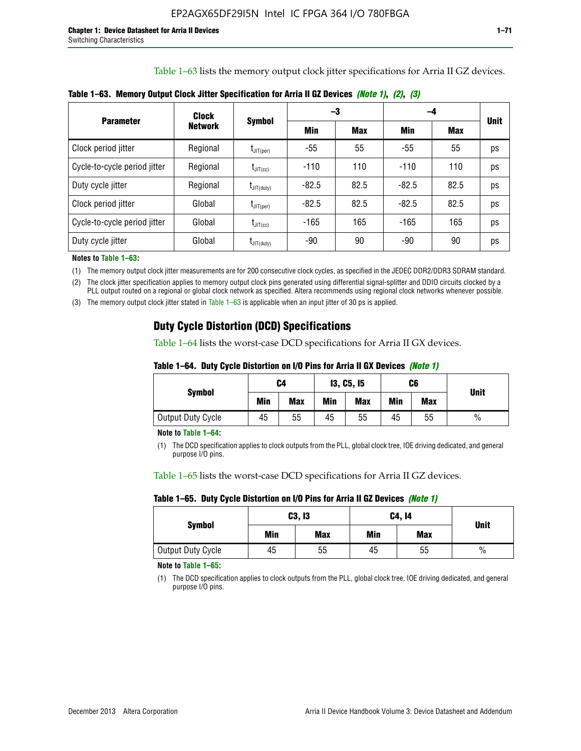Table 1–63 lists the memory output clock jitter specifications for Arria II GZ devices.

**Table 1–63. Memory Output Clock Jitter Specification for Arria II GZ Devices *(Note 1)*, *(2)*, *(3)***

| Parameter | Clock Network | Symbol | –3 | | –4 | | Unit |
|---|---|---|---|---|---|---|---|
| | | | Min | Max | Min | Max | |
| Clock period jitter | Regional | $t_{JIT(per)}$ | -55 | 55 | -55 | 55 | ps |
| Cycle-to-cycle period jitter | Regional | $t_{JIT(cc)}$ | -110 | 110 | -110 | 110 | ps |
| Duty cycle jitter | Regional | $t_{JIT(duty)}$ | -82.5 | 82.5 | -82.5 | 82.5 | ps |
| Clock period jitter | Global | $t_{JIT(per)}$ | -82.5 | 82.5 | -82.5 | 82.5 | ps |
| Cycle-to-cycle period jitter | Global | $t_{JIT(cc)}$ | -165 | 165 | -165 | 165 | ps |
| Duty cycle jitter | Global | $t_{JIT(duty)}$ | -90 | 90 | -90 | 90 | ps |

**Notes to Table 1–63:**

(1) The memory output clock jitter measurements are for 200 consecutive clock cycles, as specified in the JEDEC DDR2/DDR3 SDRAM standard.

(2) The clock jitter specification applies to memory output clock pins generated using differential signal-splitter and DDIO circuits clocked by a PLL output routed on a regional or global clock network as specified. Altera recommends using regional clock networks whenever possible.

(3) The memory output clock jitter stated in Table 1–63 is applicable when an input jitter of 30 ps is applied.

## Duty Cycle Distortion (DCD) Specifications

Table 1–64 lists the worst-case DCD specifications for Arria II GX devices.

**Table 1–64. Duty Cycle Distortion on I/O Pins for Arria II GX Devices *(Note 1)***

| Symbol | C4 | | I3, C5, I5 | | C6 | | Unit |
|---|---|---|---|---|---|---|---|
| | Min | Max | Min | Max | Min | Max | |
| Output Duty Cycle | 45 | 55 | 45 | 55 | 45 | 55 | % |

**Note to Table 1–64:**

(1) The DCD specification applies to clock outputs from the PLL, global clock tree, IOE driving dedicated, and general purpose I/O pins.

Table 1–65 lists the worst-case DCD specifications for Arria II GZ devices.

**Table 1–65. Duty Cycle Distortion on I/O Pins for Arria II GZ Devices *(Note 1)***

| Symbol | C3, I3 | | C4, I4 | | Unit |
|---|---|---|---|---|---|
| | Min | Max | Min | Max | |
| Output Duty Cycle | 45 | 55 | 45 | 55 | % |

**Note to Table 1–65:**

(1) The DCD specification applies to clock outputs from the PLL, global clock tree, IOE driving dedicated, and general purpose I/O pins.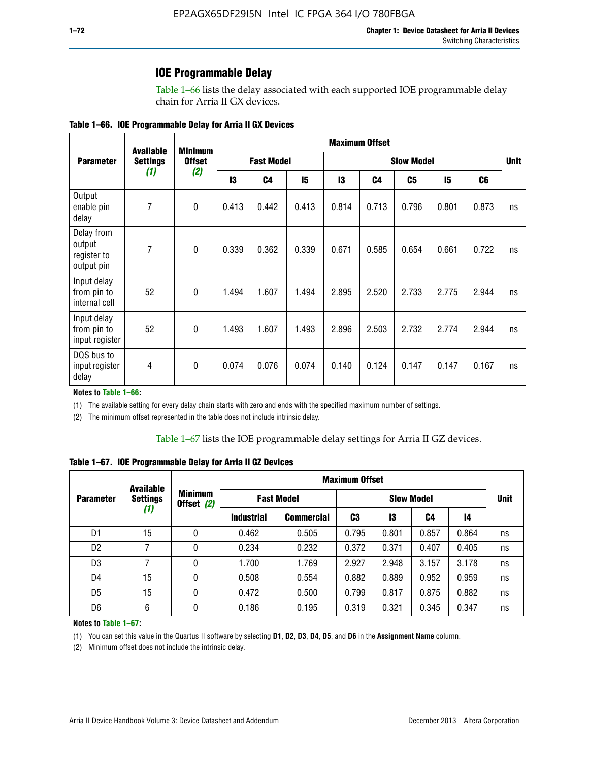## IOE Programmable Delay

Table 1–66 lists the delay associated with each supported IOE programmable delay chain for Arria II GX devices.

**Table 1–66. IOE Programmable Delay for Arria II GX Devices**

| Parameter | Available Settings *(1)* | Minimum Offset *(2)* | Maximum Offset | | | | | | | | Unit |
|---|---|---|---|---|---|---|---|---|---|---|---|
| | | | Fast Model | | | Slow Model | | | | | |
| | | | I3 | C4 | I5 | I3 | C4 | C5 | I5 | C6 | |
| Output enable pin delay | 7 | 0 | 0.413 | 0.442 | 0.413 | 0.814 | 0.713 | 0.796 | 0.801 | 0.873 | ns |
| Delay from output register to output pin | 7 | 0 | 0.339 | 0.362 | 0.339 | 0.671 | 0.585 | 0.654 | 0.661 | 0.722 | ns |
| Input delay from pin to internal cell | 52 | 0 | 1.494 | 1.607 | 1.494 | 2.895 | 2.520 | 2.733 | 2.775 | 2.944 | ns |
| Input delay from pin to input register | 52 | 0 | 1.493 | 1.607 | 1.493 | 2.896 | 2.503 | 2.732 | 2.774 | 2.944 | ns |
| DQS bus to input register delay | 4 | 0 | 0.074 | 0.076 | 0.074 | 0.140 | 0.124 | 0.147 | 0.147 | 0.167 | ns |

**Notes to Table 1–66:**

(1) The available setting for every delay chain starts with zero and ends with the specified maximum number of settings.

(2) The minimum offset represented in the table does not include intrinsic delay.

Table 1–67 lists the IOE programmable delay settings for Arria II GZ devices.

**Table 1–67. IOE Programmable Delay for Arria II GZ Devices**

| Parameter | Available Settings *(1)* | Minimum Offset *(2)* | Maximum Offset | | | | | | Unit |
|---|---|---|---|---|---|---|---|---|---|
| | | | Fast Model | | Slow Model | | | | |
| | | | Industrial | Commercial | C3 | I3 | C4 | I4 | |
| D1 | 15 | 0 | 0.462 | 0.505 | 0.795 | 0.801 | 0.857 | 0.864 | ns |
| D2 | 7 | 0 | 0.234 | 0.232 | 0.372 | 0.371 | 0.407 | 0.405 | ns |
| D3 | 7 | 0 | 1.700 | 1.769 | 2.927 | 2.948 | 3.157 | 3.178 | ns |
| D4 | 15 | 0 | 0.508 | 0.554 | 0.882 | 0.889 | 0.952 | 0.959 | ns |
| D5 | 15 | 0 | 0.472 | 0.500 | 0.799 | 0.817 | 0.875 | 0.882 | ns |
| D6 | 6 | 0 | 0.186 | 0.195 | 0.319 | 0.321 | 0.345 | 0.347 | ns |

**Notes to Table 1–67:**

(1) You can set this value in the Quartus II software by selecting **D1**, **D2**, **D3**, **D4**, **D5**, and **D6** in the **Assignment Name** column.

(2) Minimum offset does not include the intrinsic delay.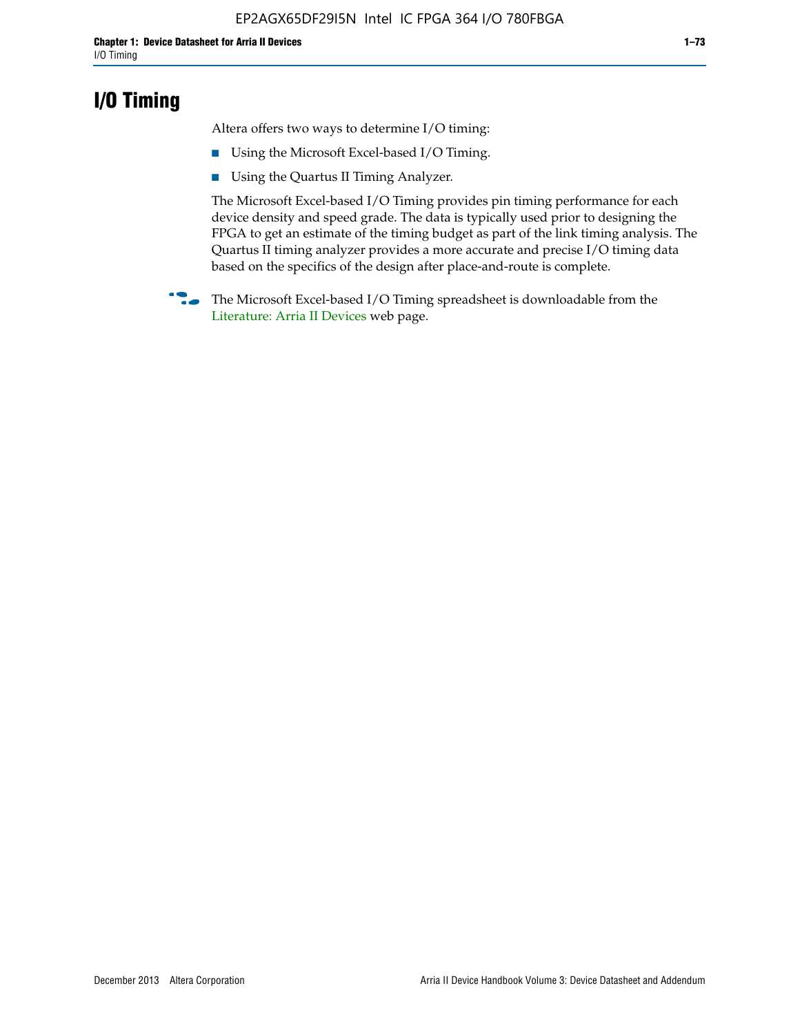# I/O Timing

Altera offers two ways to determine I/O timing:

- Using the Microsoft Excel-based I/O Timing.
- Using the Quartus II Timing Analyzer.

The Microsoft Excel-based I/O Timing provides pin timing performance for each device density and speed grade. The data is typically used prior to designing the FPGA to get an estimate of the timing budget as part of the link timing analysis. The Quartus II timing analyzer provides a more accurate and precise I/O timing data based on the specifics of the design after place-and-route is complete.

The Microsoft Excel-based I/O Timing spreadsheet is downloadable from the Literature: Arria II Devices web page.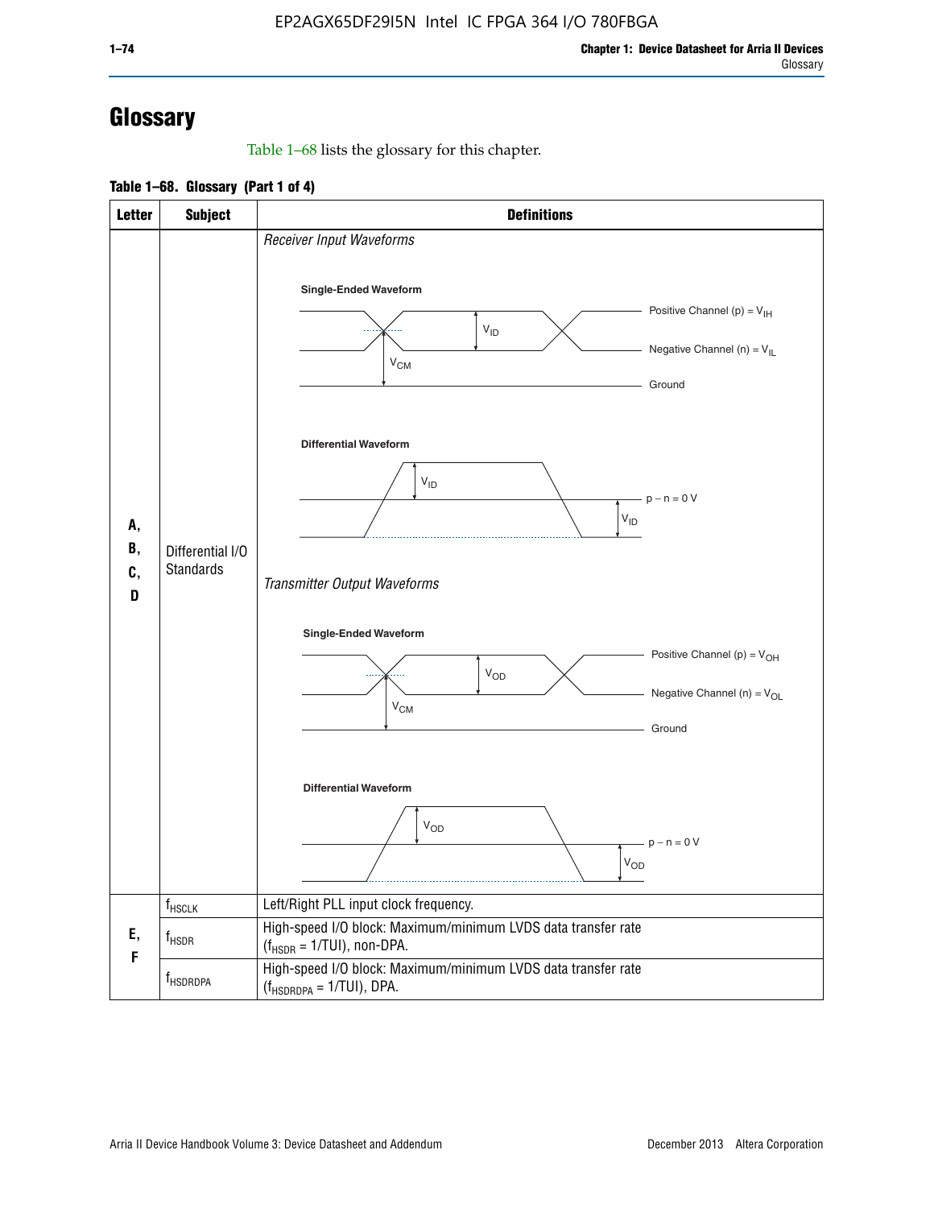# Glossary

Table 1–68 lists the glossary for this chapter.

**Table 1–68. Glossary (Part 1 of 4)**

| Letter | Subject | Definitions |
|---|---|---|
| A, B, C, D | Differential I/O Standards | *Receiver Input Waveforms*<br>**Single-Ended Waveform**<br>Positive Channel (p) = $V_{IH}$<br>Negative Channel (n) = $V_{IL}$<br>Ground<br>$V_{ID}$, $V_{CM}$<br>**Differential Waveform**<br>$V_{ID}$<br>p − n = 0 V<br>$V_{ID}$<br>*Transmitter Output Waveforms*<br>**Single-Ended Waveform**<br>Positive Channel (p) = $V_{OH}$<br>Negative Channel (n) = $V_{OL}$<br>Ground<br>$V_{OD}$, $V_{CM}$<br>**Differential Waveform**<br>$V_{OD}$<br>p − n = 0 V<br>$V_{OD}$ |
| E, F | $f_{HSCLK}$ | Left/Right PLL input clock frequency. |
| | $f_{HSDR}$ | High-speed I/O block: Maximum/minimum LVDS data transfer rate ($f_{HSDR}$ = 1/TUI), non-DPA. |
| | $f_{HSDRDPA}$ | High-speed I/O block: Maximum/minimum LVDS data transfer rate ($f_{HSDRDPA}$ = 1/TUI), DPA. |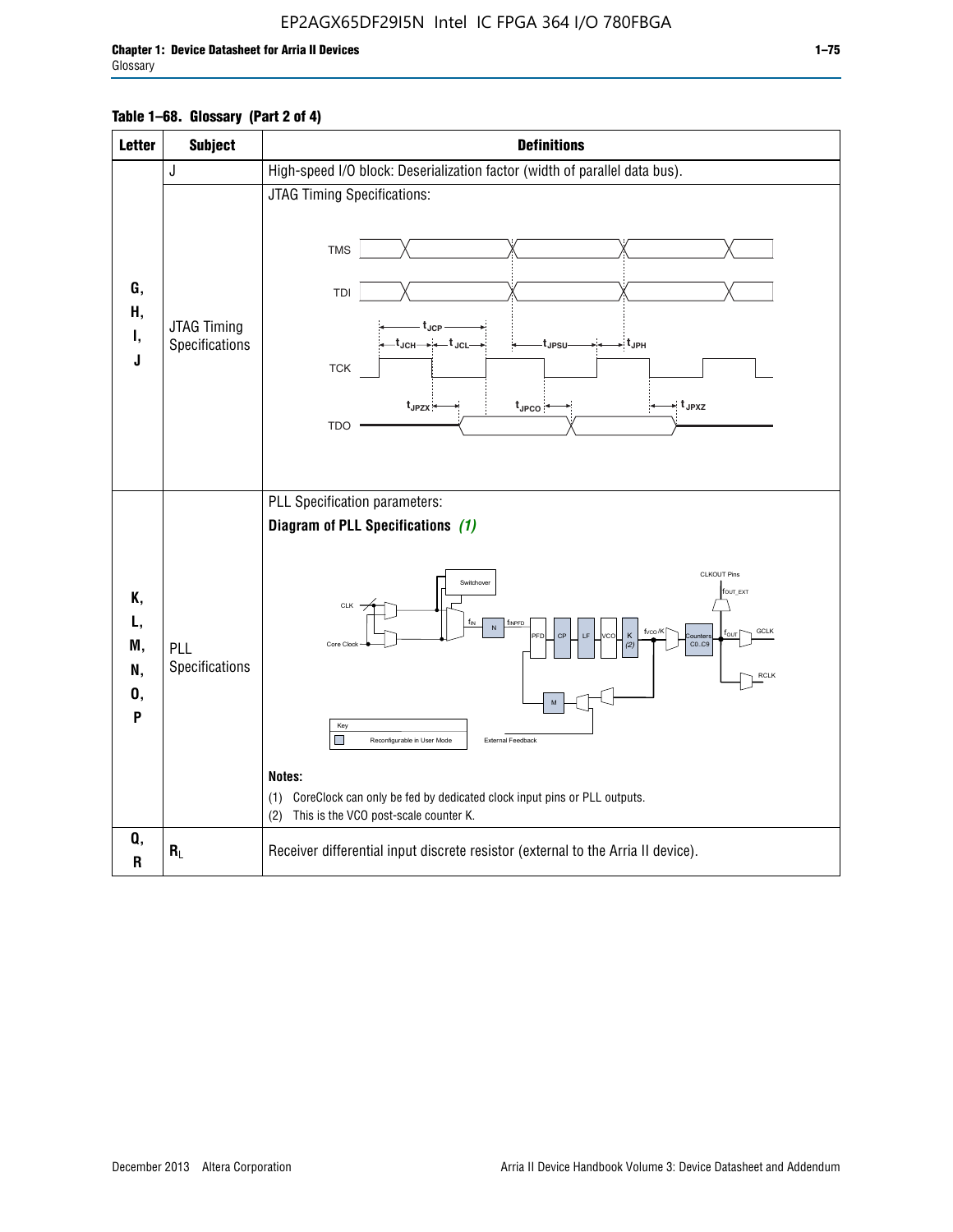**Table 1–68. Glossary (Part 2 of 4)**

| Letter | Subject | Definitions |
|---|---|---|
| G, H, I, J | J | High-speed I/O block: Deserialization factor (width of parallel data bus). |
| | JTAG Timing Specifications | JTAG Timing Specifications: TMS, TDI, TCK, TDO; $t_{JCP}$, $t_{JCH}$, $t_{JCL}$, $t_{JPSU}$, $t_{JPH}$, $t_{JPZX}$, $t_{JPCO}$, $t_{JPXZ}$ |
| K, L, M, N, O, P | PLL Specifications | PLL Specification parameters: **Diagram of PLL Specifications** *(1)* — Switchover, CLK, Core Clock, $f_{IN}$, N, $f_{INPFD}$, PFD, CP, LF, VCO, K (2), $f_{VCO}/K$, Counters C0..C9, $f_{OUT}$, GCLK, RCLK, CLKOUT Pins, $f_{OUT\_EXT}$, M, External Feedback. Key: Reconfigurable in User Mode. **Notes:** (1) CoreClock can only be fed by dedicated clock input pins or PLL outputs. (2) This is the VCO post-scale counter K. |
| Q, R | $R_L$ | Receiver differential input discrete resistor (external to the Arria II device). |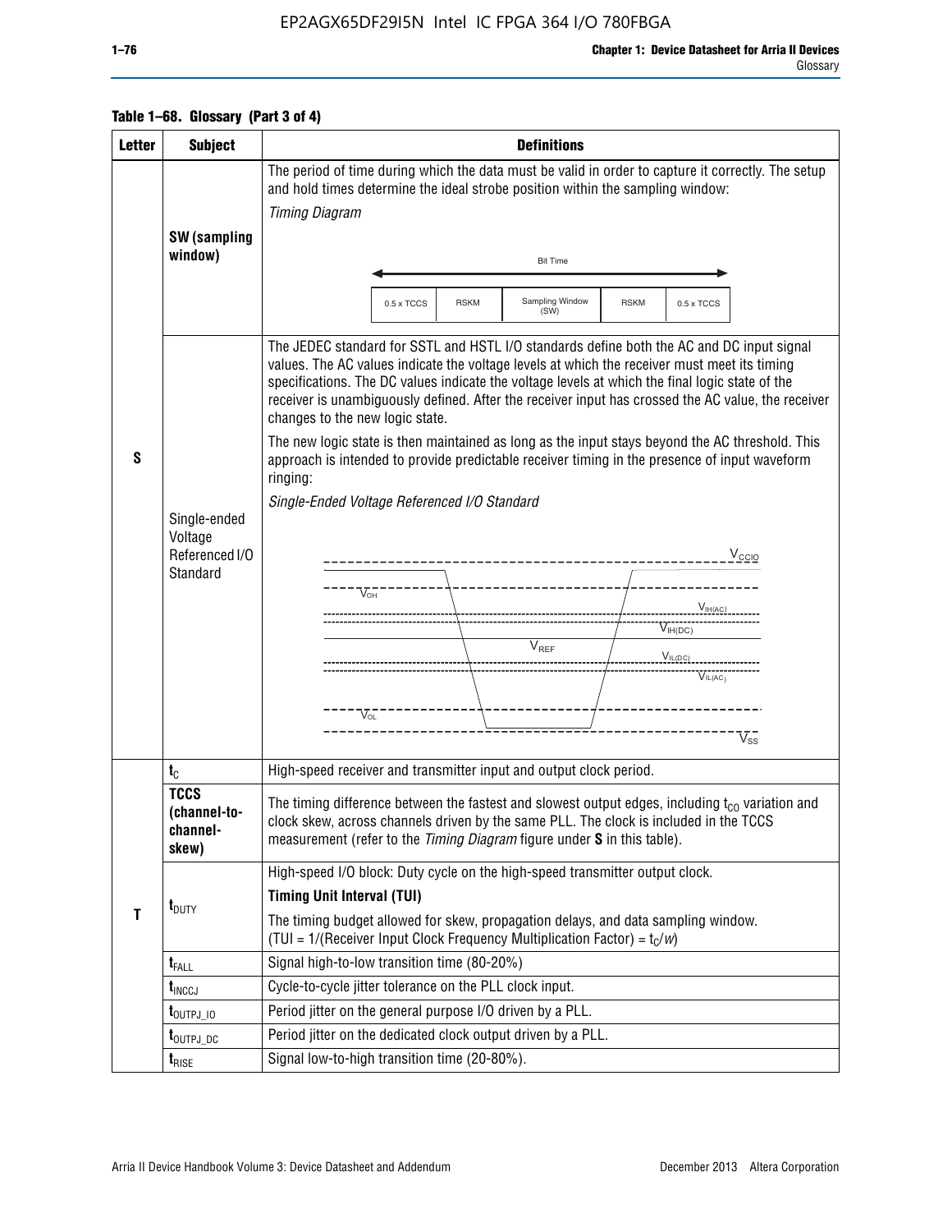**Table 1–68. Glossary (Part 3 of 4)**

| Letter | Subject | Definitions |
|---|---|---|
| S | SW (sampling window) | The period of time during which the data must be valid in order to capture it correctly. The setup and hold times determine the ideal strobe position within the sampling window: *Timing Diagram* Bit Time: 0.5 x TCCS, RSKM, Sampling Window (SW), RSKM, 0.5 x TCCS |
| | Single-ended Voltage Referenced I/O Standard | The JEDEC standard for SSTL and HSTL I/O standards define both the AC and DC input signal values. The AC values indicate the voltage levels at which the receiver must meet its timing specifications. The DC values indicate the voltage levels at which the final logic state of the receiver is unambiguously defined. After the receiver input has crossed the AC value, the receiver changes to the new logic state. The new logic state is then maintained as long as the input stays beyond the AC threshold. This approach is intended to provide predictable receiver timing in the presence of input waveform ringing: *Single-Ended Voltage Referenced I/O Standard* ($V_{CCIO}$, $V_{OH}$, $V_{IH(AC)}$, $V_{IH(DC)}$, $V_{REF}$, $V_{IL(DC)}$, $V_{IL(AC)}$, $V_{OL}$, $V_{SS}$) |
| T | $t_C$ | High-speed receiver and transmitter input and output clock period. |
| | TCCS (channel-to-channel-skew) | The timing difference between the fastest and slowest output edges, including $t_{CO}$ variation and clock skew, across channels driven by the same PLL. The clock is included in the TCCS measurement (refer to the *Timing Diagram* figure under **S** in this table). |
| | $t_{DUTY}$ | High-speed I/O block: Duty cycle on the high-speed transmitter output clock. **Timing Unit Interval (TUI)** The timing budget allowed for skew, propagation delays, and data sampling window. (TUI = 1/(Receiver Input Clock Frequency Multiplication Factor) = $t_C/w$) |
| | $t_{FALL}$ | Signal high-to-low transition time (80-20%) |
| | $t_{INCCJ}$ | Cycle-to-cycle jitter tolerance on the PLL clock input. |
| | $t_{OUTPJ\_IO}$ | Period jitter on the general purpose I/O driven by a PLL. |
| | $t_{OUTPJ\_DC}$ | Period jitter on the dedicated clock output driven by a PLL. |
| | $t_{RISE}$ | Signal low-to-high transition time (20-80%). |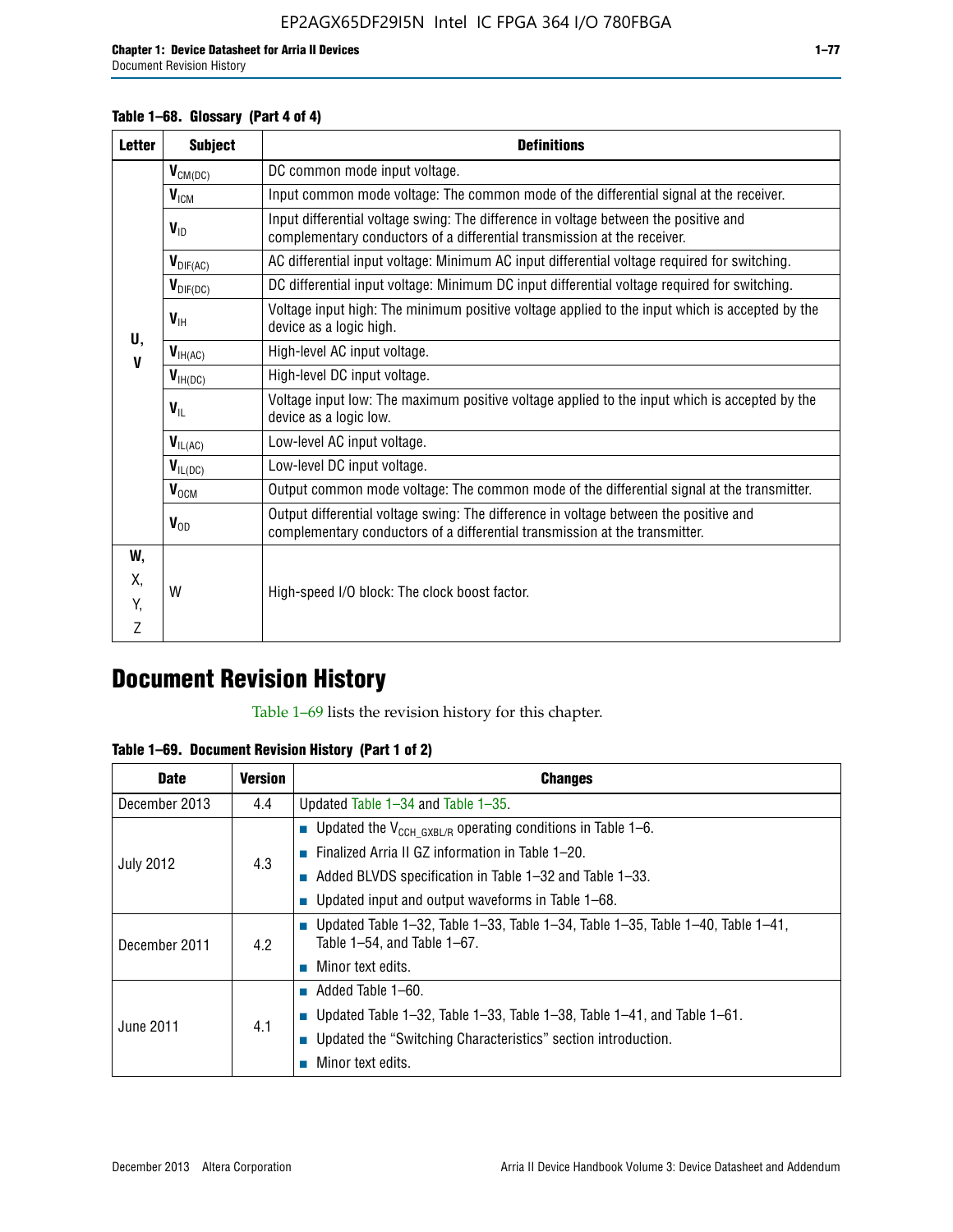Table 1–68. Glossary (Part 4 of 4)

| Letter | Subject | Definitions |
|---|---|---|
| U, V | $V_{CM(DC)}$ | DC common mode input voltage. |
| | $V_{ICM}$ | Input common mode voltage: The common mode of the differential signal at the receiver. |
| | $V_{ID}$ | Input differential voltage swing: The difference in voltage between the positive and complementary conductors of a differential transmission at the receiver. |
| | $V_{DIF(AC)}$ | AC differential input voltage: Minimum AC input differential voltage required for switching. |
| | $V_{DIF(DC)}$ | DC differential input voltage: Minimum DC input differential voltage required for switching. |
| | $V_{IH}$ | Voltage input high: The minimum positive voltage applied to the input which is accepted by the device as a logic high. |
| | $V_{IH(AC)}$ | High-level AC input voltage. |
| | $V_{IH(DC)}$ | High-level DC input voltage. |
| | $V_{IL}$ | Voltage input low: The maximum positive voltage applied to the input which is accepted by the device as a logic low. |
| | $V_{IL(AC)}$ | Low-level AC input voltage. |
| | $V_{IL(DC)}$ | Low-level DC input voltage. |
| | $V_{OCM}$ | Output common mode voltage: The common mode of the differential signal at the transmitter. |
| | $V_{OD}$ | Output differential voltage swing: The difference in voltage between the positive and complementary conductors of a differential transmission at the transmitter. |
| W, X, Y, Z | W | High-speed I/O block: The clock boost factor. |

# Document Revision History

Table 1–69 lists the revision history for this chapter.

Table 1–69. Document Revision History (Part 1 of 2)

| Date | Version | Changes |
|---|---|---|
| December 2013 | 4.4 | Updated Table 1–34 and Table 1–35. |
| July 2012 | 4.3 | ■ Updated the $V_{CCH\_GXBL/R}$ operating conditions in Table 1–6.<br>■ Finalized Arria II GZ information in Table 1–20.<br>■ Added BLVDS specification in Table 1–32 and Table 1–33.<br>■ Updated input and output waveforms in Table 1–68. |
| December 2011 | 4.2 | ■ Updated Table 1–32, Table 1–33, Table 1–34, Table 1–35, Table 1–40, Table 1–41, Table 1–54, and Table 1–67.<br>■ Minor text edits. |
| June 2011 | 4.1 | ■ Added Table 1–60.<br>■ Updated Table 1–32, Table 1–33, Table 1–38, Table 1–41, and Table 1–61.<br>■ Updated the "Switching Characteristics" section introduction.<br>■ Minor text edits. |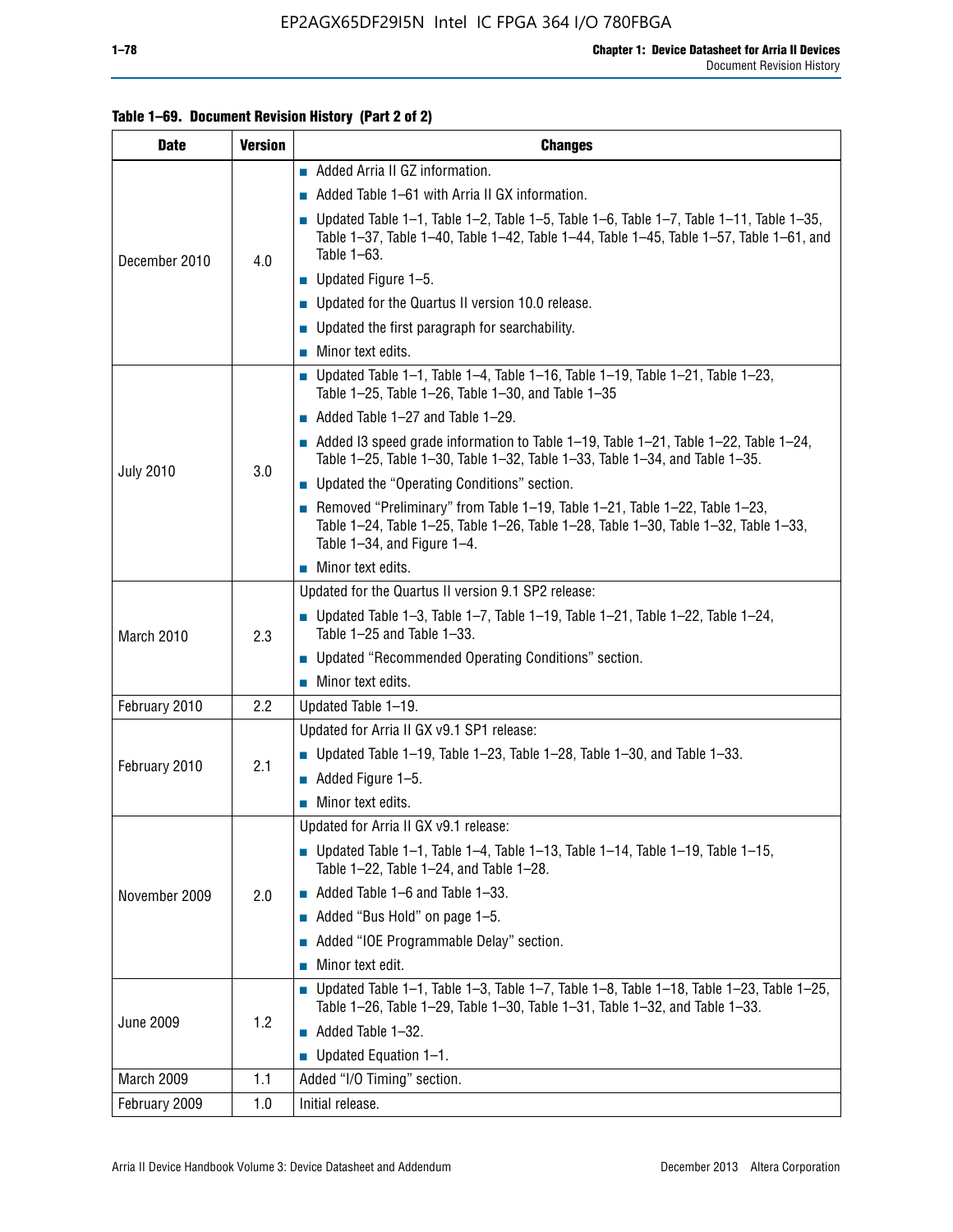**Table 1–69. Document Revision History (Part 2 of 2)**

| Date | Version | Changes |
|---|---|---|
| December 2010 | 4.0 | ■ Added Arria II GZ information.<br>■ Added Table 1–61 with Arria II GX information.<br>■ Updated Table 1–1, Table 1–2, Table 1–5, Table 1–6, Table 1–7, Table 1–11, Table 1–35, Table 1–37, Table 1–40, Table 1–42, Table 1–44, Table 1–45, Table 1–57, Table 1–61, and Table 1–63.<br>■ Updated Figure 1–5.<br>■ Updated for the Quartus II version 10.0 release.<br>■ Updated the first paragraph for searchability.<br>■ Minor text edits. |
| July 2010 | 3.0 | ■ Updated Table 1–1, Table 1–4, Table 1–16, Table 1–19, Table 1–21, Table 1–23, Table 1–25, Table 1–26, Table 1–30, and Table 1–35<br>■ Added Table 1–27 and Table 1–29.<br>■ Added I3 speed grade information to Table 1–19, Table 1–21, Table 1–22, Table 1–24, Table 1–25, Table 1–30, Table 1–32, Table 1–33, Table 1–34, and Table 1–35.<br>■ Updated the "Operating Conditions" section.<br>■ Removed "Preliminary" from Table 1–19, Table 1–21, Table 1–22, Table 1–23, Table 1–24, Table 1–25, Table 1–26, Table 1–28, Table 1–30, Table 1–32, Table 1–33, Table 1–34, and Figure 1–4.<br>■ Minor text edits. |
| March 2010 | 2.3 | Updated for the Quartus II version 9.1 SP2 release:<br>■ Updated Table 1–3, Table 1–7, Table 1–19, Table 1–21, Table 1–22, Table 1–24, Table 1–25 and Table 1–33.<br>■ Updated "Recommended Operating Conditions" section.<br>■ Minor text edits. |
| February 2010 | 2.2 | Updated Table 1–19. |
| February 2010 | 2.1 | Updated for Arria II GX v9.1 SP1 release:<br>■ Updated Table 1–19, Table 1–23, Table 1–28, Table 1–30, and Table 1–33.<br>■ Added Figure 1–5.<br>■ Minor text edits. |
| November 2009 | 2.0 | Updated for Arria II GX v9.1 release:<br>■ Updated Table 1–1, Table 1–4, Table 1–13, Table 1–14, Table 1–19, Table 1–15, Table 1–22, Table 1–24, and Table 1–28.<br>■ Added Table 1–6 and Table 1–33.<br>■ Added "Bus Hold" on page 1–5.<br>■ Added "IOE Programmable Delay" section.<br>■ Minor text edit. |
| June 2009 | 1.2 | ■ Updated Table 1–1, Table 1–3, Table 1–7, Table 1–8, Table 1–18, Table 1–23, Table 1–25, Table 1–26, Table 1–29, Table 1–30, Table 1–31, Table 1–32, and Table 1–33.<br>■ Added Table 1–32.<br>■ Updated Equation 1–1. |
| March 2009 | 1.1 | Added "I/O Timing" section. |
| February 2009 | 1.0 | Initial release. |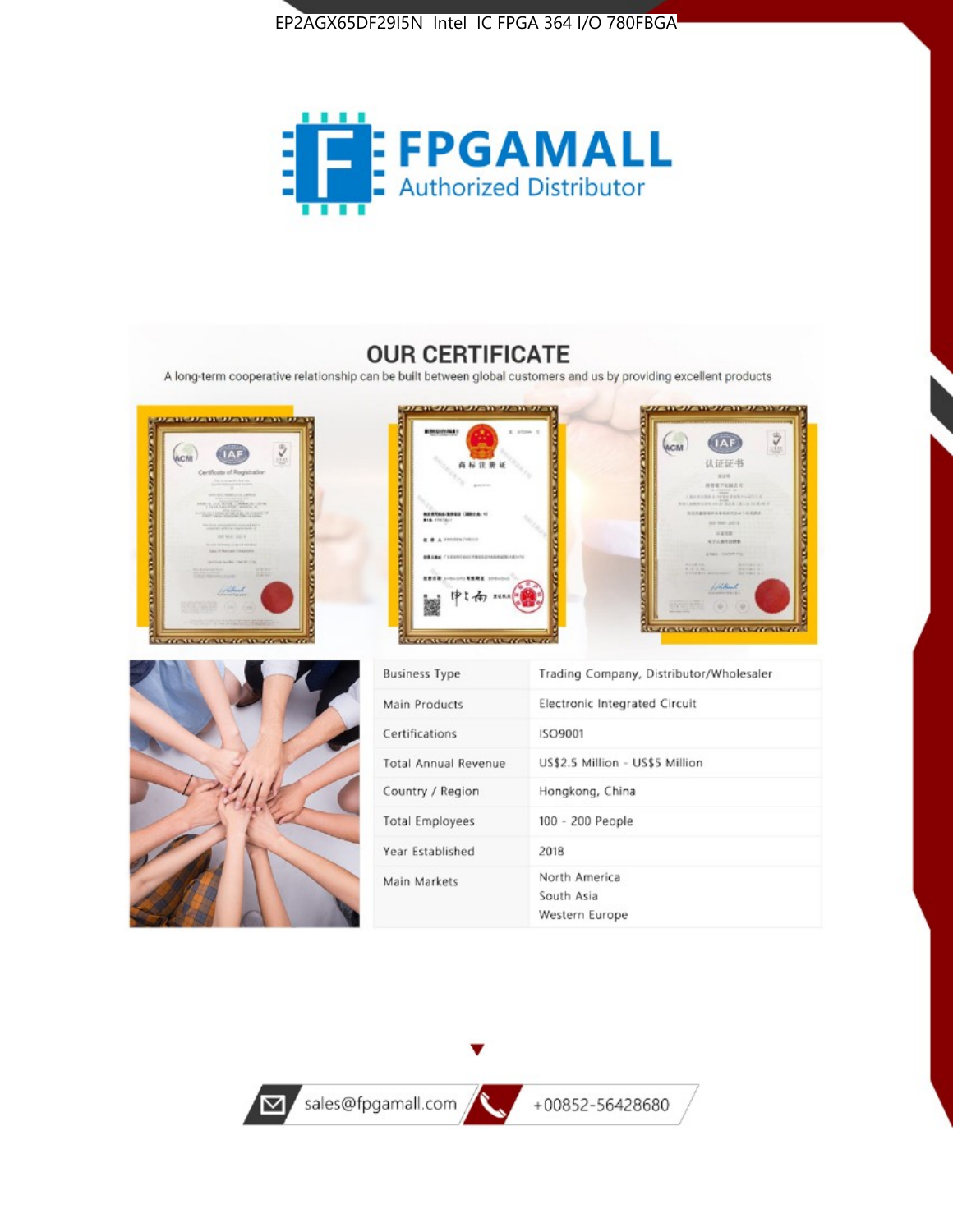FPGAMALL
Authorized Distributor

## OUR CERTIFICATE

A long-term cooperative relationship can be built between global customers and us by providing excellent products

| | |
|---|---|
| Business Type | Trading Company, Distributor/Wholesaler |
| Main Products | Electronic Integrated Circuit |
| Certifications | ISO9001 |
| Total Annual Revenue | US$2.5 Million - US$5 Million |
| Country / Region | Hongkong, China |
| Total Employees | 100 - 200 People |
| Year Established | 2018 |
| Main Markets | North America<br>South Asia<br>Western Europe |

sales@fpgamall.com

+00852-56428680